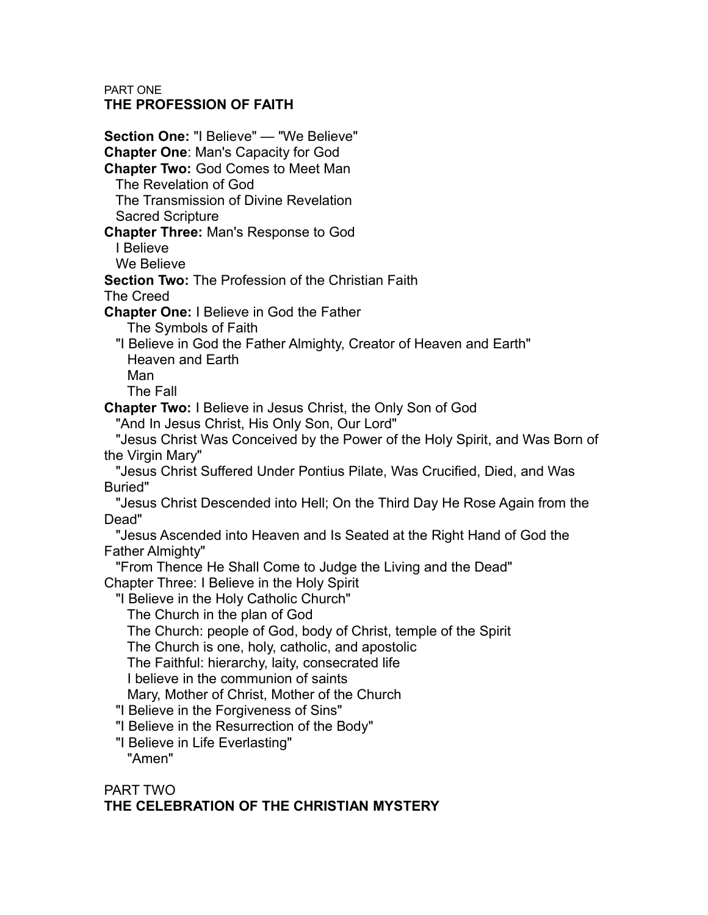PART ONE
# THE PROFESSION OF FAITH

**Section One:** "I Believe" — "We Believe"
**Chapter One**: Man's Capacity for God
**Chapter Two:** God Comes to Meet Man
  The Revelation of God
  The Transmission of Divine Revelation
  Sacred Scripture
**Chapter Three:** Man's Response to God
  I Believe
  We Believe
**Section Two:** The Profession of the Christian Faith
The Creed
**Chapter One:** I Believe in God the Father
    The Symbols of Faith
  "I Believe in God the Father Almighty, Creator of Heaven and Earth"
    Heaven and Earth
    Man
    The Fall
**Chapter Two:** I Believe in Jesus Christ, the Only Son of God
  "And In Jesus Christ, His Only Son, Our Lord"
  "Jesus Christ Was Conceived by the Power of the Holy Spirit, and Was Born of the Virgin Mary"
  "Jesus Christ Suffered Under Pontius Pilate, Was Crucified, Died, and Was Buried"
  "Jesus Christ Descended into Hell; On the Third Day He Rose Again from the Dead"
  "Jesus Ascended into Heaven and Is Seated at the Right Hand of God the Father Almighty"
  "From Thence He Shall Come to Judge the Living and the Dead"
Chapter Three: I Believe in the Holy Spirit
  "I Believe in the Holy Catholic Church"
    The Church in the plan of God
    The Church: people of God, body of Christ, temple of the Spirit
    The Church is one, holy, catholic, and apostolic
    The Faithful: hierarchy, laity, consecrated life
    I believe in the communion of saints
    Mary, Mother of Christ, Mother of the Church
  "I Believe in the Forgiveness of Sins"
  "I Believe in the Resurrection of the Body"
  "I Believe in Life Everlasting"
    "Amen"

PART TWO
# THE CELEBRATION OF THE CHRISTIAN MYSTERY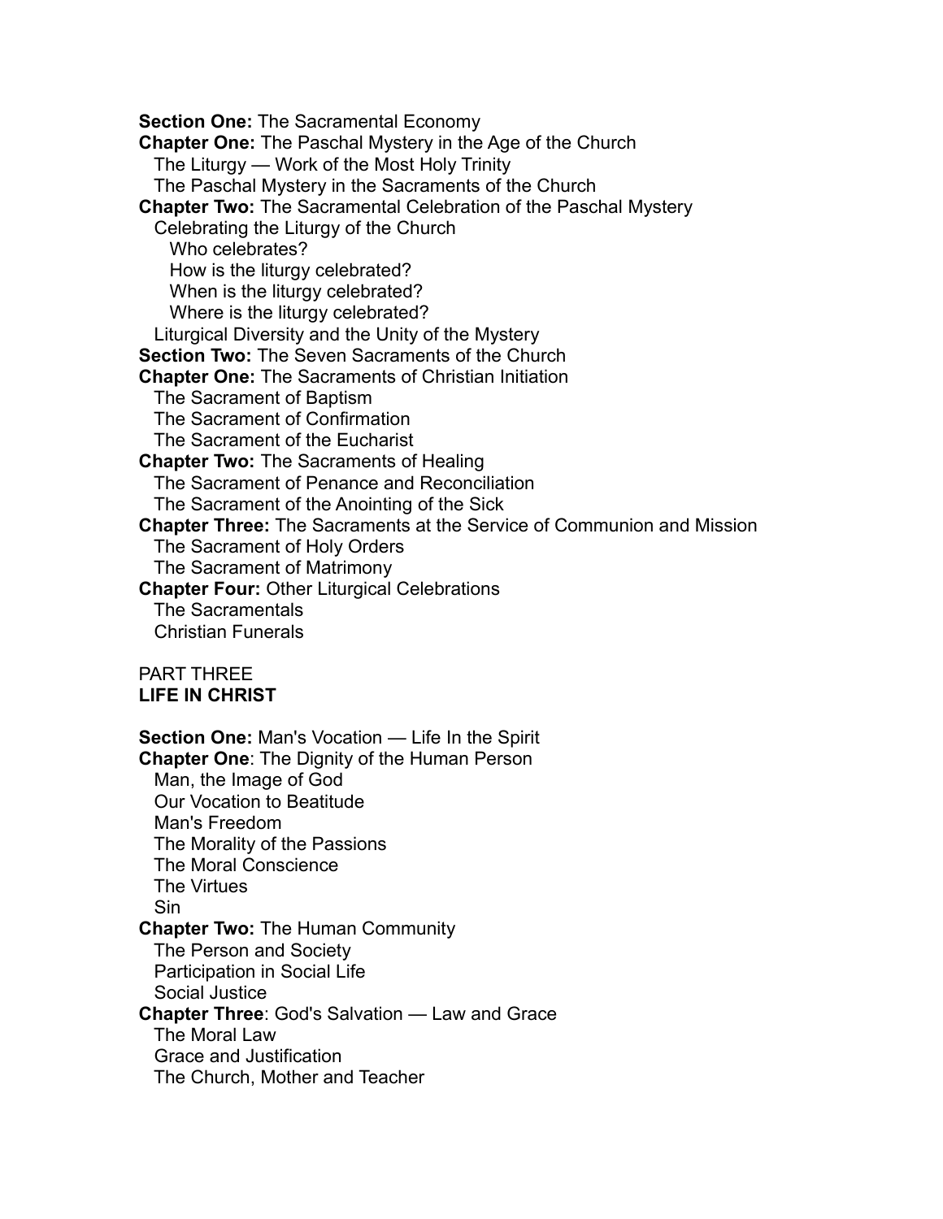**Section One:** The Sacramental Economy

**Chapter One:** The Paschal Mystery in the Age of the Church

- The Liturgy — Work of the Most Holy Trinity
- The Paschal Mystery in the Sacraments of the Church

**Chapter Two:** The Sacramental Celebration of the Paschal Mystery

- Celebrating the Liturgy of the Church
  - Who celebrates?
  - How is the liturgy celebrated?
  - When is the liturgy celebrated?
  - Where is the liturgy celebrated?
- Liturgical Diversity and the Unity of the Mystery

**Section Two:** The Seven Sacraments of the Church

**Chapter One:** The Sacraments of Christian Initiation

- The Sacrament of Baptism
- The Sacrament of Confirmation
- The Sacrament of the Eucharist

**Chapter Two:** The Sacraments of Healing

- The Sacrament of Penance and Reconciliation
- The Sacrament of the Anointing of the Sick

**Chapter Three:** The Sacraments at the Service of Communion and Mission

- The Sacrament of Holy Orders
- The Sacrament of Matrimony

**Chapter Four:** Other Liturgical Celebrations

- The Sacramentals
- Christian Funerals

PART THREE

## LIFE IN CHRIST

**Section One:** Man's Vocation — Life In the Spirit

**Chapter One**: The Dignity of the Human Person

- Man, the Image of God
- Our Vocation to Beatitude
- Man's Freedom
- The Morality of the Passions
- The Moral Conscience
- The Virtues
- Sin

**Chapter Two:** The Human Community

- The Person and Society
- Participation in Social Life
- Social Justice

**Chapter Three**: God's Salvation — Law and Grace

- The Moral Law
- Grace and Justification
- The Church, Mother and Teacher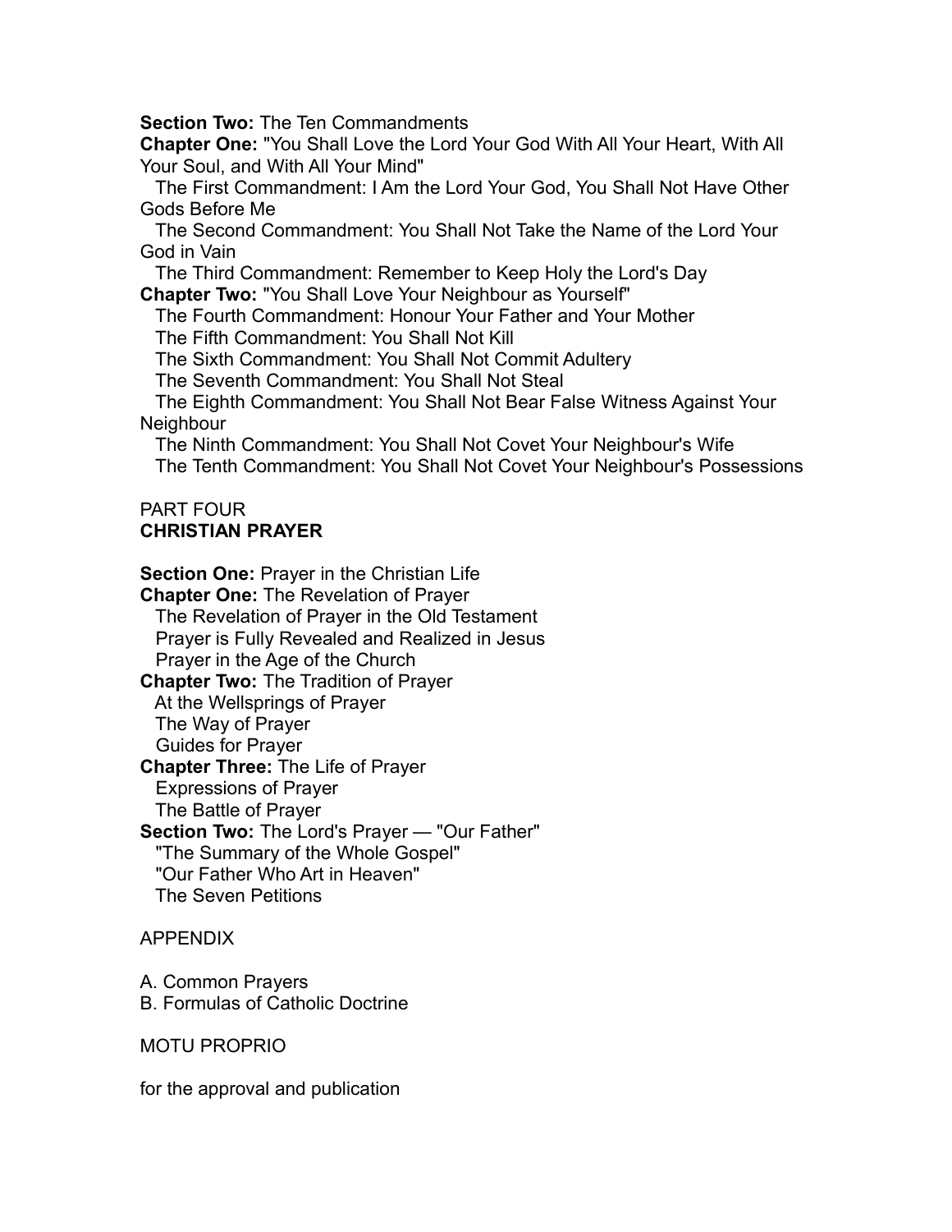**Section Two:** The Ten Commandments

**Chapter One:** "You Shall Love the Lord Your God With All Your Heart, With All Your Soul, and With All Your Mind"

The First Commandment: I Am the Lord Your God, You Shall Not Have Other Gods Before Me

The Second Commandment: You Shall Not Take the Name of the Lord Your God in Vain

The Third Commandment: Remember to Keep Holy the Lord's Day

**Chapter Two:** "You Shall Love Your Neighbour as Yourself"

The Fourth Commandment: Honour Your Father and Your Mother

The Fifth Commandment: You Shall Not Kill

The Sixth Commandment: You Shall Not Commit Adultery

The Seventh Commandment: You Shall Not Steal

The Eighth Commandment: You Shall Not Bear False Witness Against Your Neighbour

The Ninth Commandment: You Shall Not Covet Your Neighbour's Wife

The Tenth Commandment: You Shall Not Covet Your Neighbour's Possessions

PART FOUR

**CHRISTIAN PRAYER**

**Section One:** Prayer in the Christian Life

**Chapter One:** The Revelation of Prayer

The Revelation of Prayer in the Old Testament

Prayer is Fully Revealed and Realized in Jesus

Prayer in the Age of the Church

**Chapter Two:** The Tradition of Prayer

At the Wellsprings of Prayer

The Way of Prayer

Guides for Prayer

**Chapter Three:** The Life of Prayer

Expressions of Prayer

The Battle of Prayer

**Section Two:** The Lord's Prayer — "Our Father"

"The Summary of the Whole Gospel"

"Our Father Who Art in Heaven"

The Seven Petitions

APPENDIX

A. Common Prayers

B. Formulas of Catholic Doctrine

MOTU PROPRIO

for the approval and publication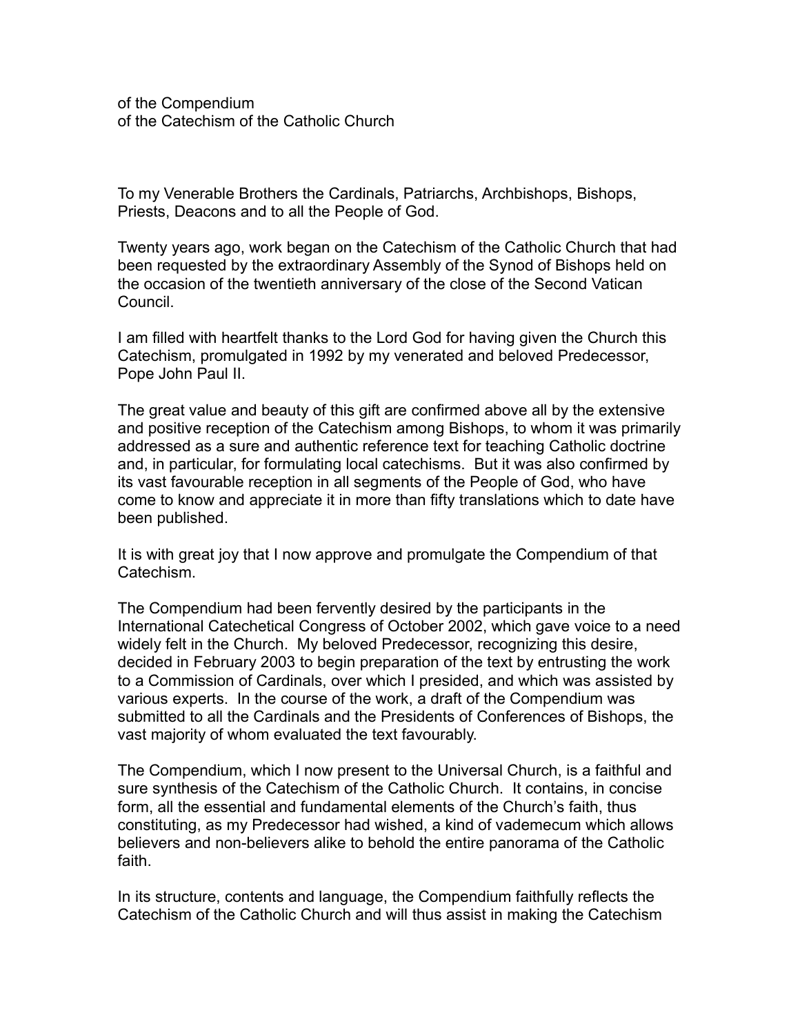of the Compendium
of the Catechism of the Catholic Church

To my Venerable Brothers the Cardinals, Patriarchs, Archbishops, Bishops, Priests, Deacons and to all the People of God.

Twenty years ago, work began on the Catechism of the Catholic Church that had been requested by the extraordinary Assembly of the Synod of Bishops held on the occasion of the twentieth anniversary of the close of the Second Vatican Council.

I am filled with heartfelt thanks to the Lord God for having given the Church this Catechism, promulgated in 1992 by my venerated and beloved Predecessor, Pope John Paul II.

The great value and beauty of this gift are confirmed above all by the extensive and positive reception of the Catechism among Bishops, to whom it was primarily addressed as a sure and authentic reference text for teaching Catholic doctrine and, in particular, for formulating local catechisms. But it was also confirmed by its vast favourable reception in all segments of the People of God, who have come to know and appreciate it in more than fifty translations which to date have been published.

It is with great joy that I now approve and promulgate the Compendium of that Catechism.

The Compendium had been fervently desired by the participants in the International Catechetical Congress of October 2002, which gave voice to a need widely felt in the Church. My beloved Predecessor, recognizing this desire, decided in February 2003 to begin preparation of the text by entrusting the work to a Commission of Cardinals, over which I presided, and which was assisted by various experts. In the course of the work, a draft of the Compendium was submitted to all the Cardinals and the Presidents of Conferences of Bishops, the vast majority of whom evaluated the text favourably.

The Compendium, which I now present to the Universal Church, is a faithful and sure synthesis of the Catechism of the Catholic Church. It contains, in concise form, all the essential and fundamental elements of the Church's faith, thus constituting, as my Predecessor had wished, a kind of vademecum which allows believers and non-believers alike to behold the entire panorama of the Catholic faith.

In its structure, contents and language, the Compendium faithfully reflects the Catechism of the Catholic Church and will thus assist in making the Catechism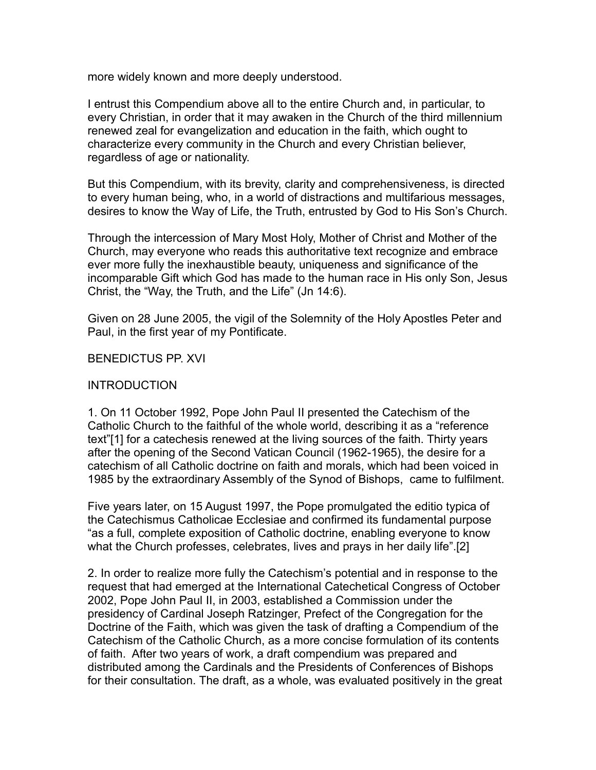more widely known and more deeply understood.

I entrust this Compendium above all to the entire Church and, in particular, to every Christian, in order that it may awaken in the Church of the third millennium renewed zeal for evangelization and education in the faith, which ought to characterize every community in the Church and every Christian believer, regardless of age or nationality.

But this Compendium, with its brevity, clarity and comprehensiveness, is directed to every human being, who, in a world of distractions and multifarious messages, desires to know the Way of Life, the Truth, entrusted by God to His Son's Church.

Through the intercession of Mary Most Holy, Mother of Christ and Mother of the Church, may everyone who reads this authoritative text recognize and embrace ever more fully the inexhaustible beauty, uniqueness and significance of the incomparable Gift which God has made to the human race in His only Son, Jesus Christ, the "Way, the Truth, and the Life" (Jn 14:6).

Given on 28 June 2005, the vigil of the Solemnity of the Holy Apostles Peter and Paul, in the first year of my Pontificate.

BENEDICTUS PP. XVI

## INTRODUCTION

1. On 11 October 1992, Pope John Paul II presented the Catechism of the Catholic Church to the faithful of the whole world, describing it as a "reference text"[1] for a catechesis renewed at the living sources of the faith. Thirty years after the opening of the Second Vatican Council (1962-1965), the desire for a catechism of all Catholic doctrine on faith and morals, which had been voiced in 1985 by the extraordinary Assembly of the Synod of Bishops, came to fulfilment.

Five years later, on 15 August 1997, the Pope promulgated the editio typica of the Catechismus Catholicae Ecclesiae and confirmed its fundamental purpose "as a full, complete exposition of Catholic doctrine, enabling everyone to know what the Church professes, celebrates, lives and prays in her daily life".[2]

2. In order to realize more fully the Catechism's potential and in response to the request that had emerged at the International Catechetical Congress of October 2002, Pope John Paul II, in 2003, established a Commission under the presidency of Cardinal Joseph Ratzinger, Prefect of the Congregation for the Doctrine of the Faith, which was given the task of drafting a Compendium of the Catechism of the Catholic Church, as a more concise formulation of its contents of faith. After two years of work, a draft compendium was prepared and distributed among the Cardinals and the Presidents of Conferences of Bishops for their consultation. The draft, as a whole, was evaluated positively in the great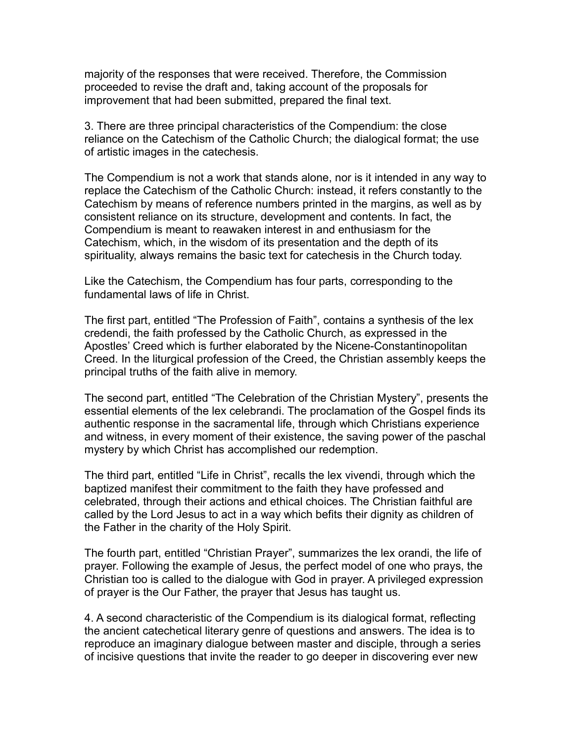majority of the responses that were received. Therefore, the Commission proceeded to revise the draft and, taking account of the proposals for improvement that had been submitted, prepared the final text.

3. There are three principal characteristics of the Compendium: the close reliance on the Catechism of the Catholic Church; the dialogical format; the use of artistic images in the catechesis.

The Compendium is not a work that stands alone, nor is it intended in any way to replace the Catechism of the Catholic Church: instead, it refers constantly to the Catechism by means of reference numbers printed in the margins, as well as by consistent reliance on its structure, development and contents. In fact, the Compendium is meant to reawaken interest in and enthusiasm for the Catechism, which, in the wisdom of its presentation and the depth of its spirituality, always remains the basic text for catechesis in the Church today.

Like the Catechism, the Compendium has four parts, corresponding to the fundamental laws of life in Christ.

The first part, entitled “The Profession of Faith”, contains a synthesis of the lex credendi, the faith professed by the Catholic Church, as expressed in the Apostles’ Creed which is further elaborated by the Nicene-Constantinopolitan Creed. In the liturgical profession of the Creed, the Christian assembly keeps the principal truths of the faith alive in memory.

The second part, entitled “The Celebration of the Christian Mystery”, presents the essential elements of the lex celebrandi. The proclamation of the Gospel finds its authentic response in the sacramental life, through which Christians experience and witness, in every moment of their existence, the saving power of the paschal mystery by which Christ has accomplished our redemption.

The third part, entitled “Life in Christ”, recalls the lex vivendi, through which the baptized manifest their commitment to the faith they have professed and celebrated, through their actions and ethical choices. The Christian faithful are called by the Lord Jesus to act in a way which befits their dignity as children of the Father in the charity of the Holy Spirit.

The fourth part, entitled “Christian Prayer”, summarizes the lex orandi, the life of prayer. Following the example of Jesus, the perfect model of one who prays, the Christian too is called to the dialogue with God in prayer. A privileged expression of prayer is the Our Father, the prayer that Jesus has taught us.

4. A second characteristic of the Compendium is its dialogical format, reflecting the ancient catechetical literary genre of questions and answers. The idea is to reproduce an imaginary dialogue between master and disciple, through a series of incisive questions that invite the reader to go deeper in discovering ever new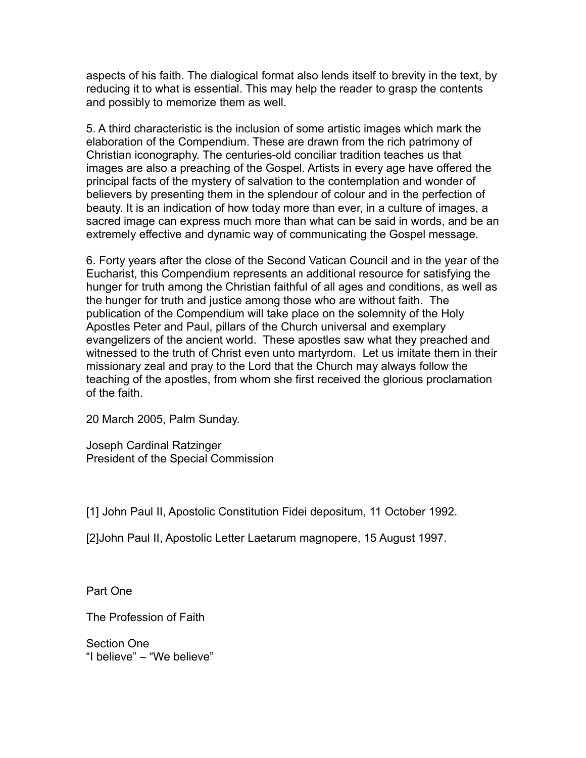aspects of his faith. The dialogical format also lends itself to brevity in the text, by reducing it to what is essential. This may help the reader to grasp the contents and possibly to memorize them as well.

5. A third characteristic is the inclusion of some artistic images which mark the elaboration of the Compendium. These are drawn from the rich patrimony of Christian iconography. The centuries-old conciliar tradition teaches us that images are also a preaching of the Gospel. Artists in every age have offered the principal facts of the mystery of salvation to the contemplation and wonder of believers by presenting them in the splendour of colour and in the perfection of beauty. It is an indication of how today more than ever, in a culture of images, a sacred image can express much more than what can be said in words, and be an extremely effective and dynamic way of communicating the Gospel message.

6. Forty years after the close of the Second Vatican Council and in the year of the Eucharist, this Compendium represents an additional resource for satisfying the hunger for truth among the Christian faithful of all ages and conditions, as well as the hunger for truth and justice among those who are without faith. The publication of the Compendium will take place on the solemnity of the Holy Apostles Peter and Paul, pillars of the Church universal and exemplary evangelizers of the ancient world. These apostles saw what they preached and witnessed to the truth of Christ even unto martyrdom. Let us imitate them in their missionary zeal and pray to the Lord that the Church may always follow the teaching of the apostles, from whom she first received the glorious proclamation of the faith.

20 March 2005, Palm Sunday.

Joseph Cardinal Ratzinger
President of the Special Commission

[1] John Paul II, Apostolic Constitution Fidei depositum, 11 October 1992.

[2]John Paul II, Apostolic Letter Laetarum magnopere, 15 August 1997.

# Part One

# The Profession of Faith

## Section One
## "I believe" – "We believe"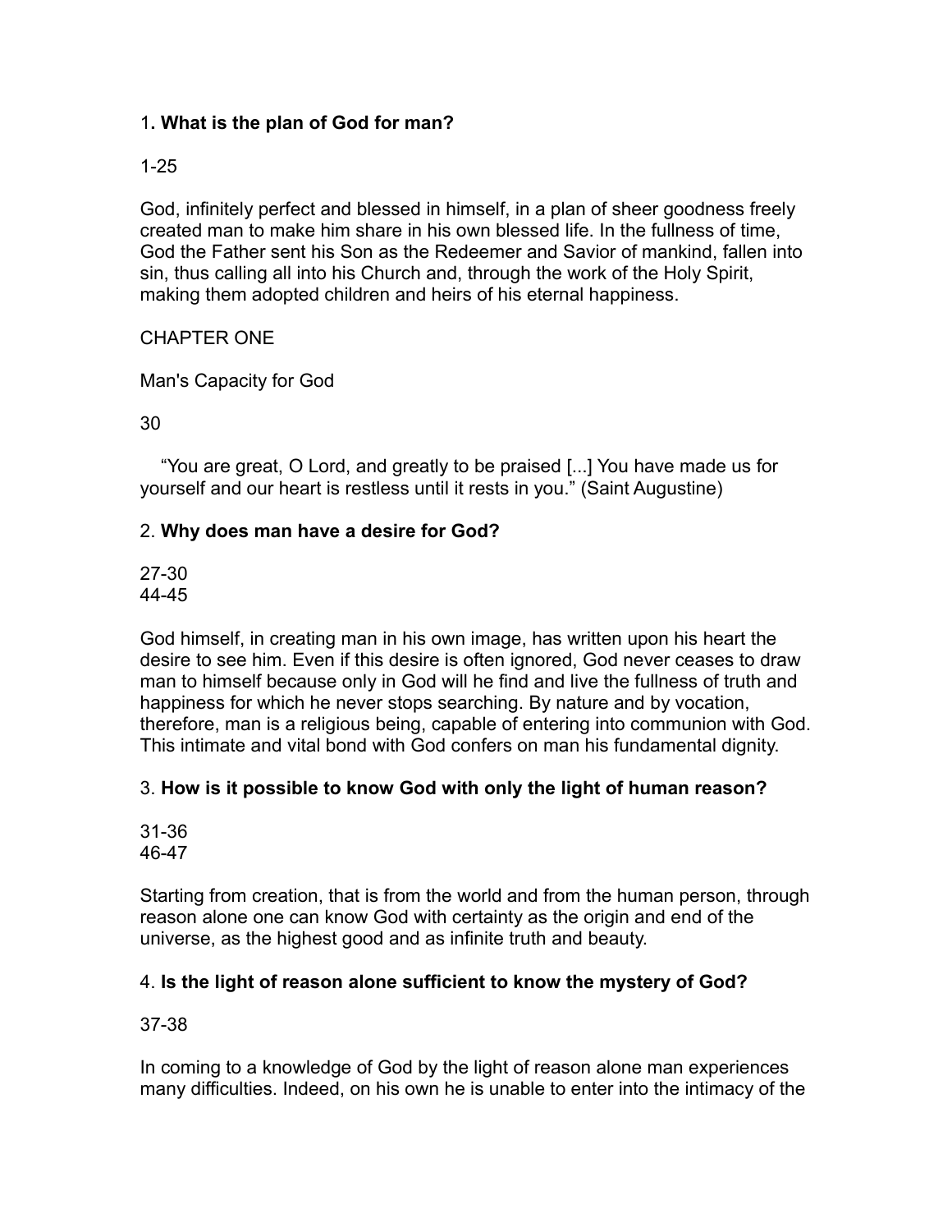1**. What is the plan of God for man?**

1-25

God, infinitely perfect and blessed in himself, in a plan of sheer goodness freely created man to make him share in his own blessed life. In the fullness of time, God the Father sent his Son as the Redeemer and Savior of mankind, fallen into sin, thus calling all into his Church and, through the work of the Holy Spirit, making them adopted children and heirs of his eternal happiness.

CHAPTER ONE

Man's Capacity for God

30

"You are great, O Lord, and greatly to be praised [...] You have made us for yourself and our heart is restless until it rests in you." (Saint Augustine)

2. **Why does man have a desire for God?**

27-30
44-45

God himself, in creating man in his own image, has written upon his heart the desire to see him. Even if this desire is often ignored, God never ceases to draw man to himself because only in God will he find and live the fullness of truth and happiness for which he never stops searching. By nature and by vocation, therefore, man is a religious being, capable of entering into communion with God. This intimate and vital bond with God confers on man his fundamental dignity.

3. **How is it possible to know God with only the light of human reason?**

31-36
46-47

Starting from creation, that is from the world and from the human person, through reason alone one can know God with certainty as the origin and end of the universe, as the highest good and as infinite truth and beauty.

4. **Is the light of reason alone sufficient to know the mystery of God?**

37-38

In coming to a knowledge of God by the light of reason alone man experiences many difficulties. Indeed, on his own he is unable to enter into the intimacy of the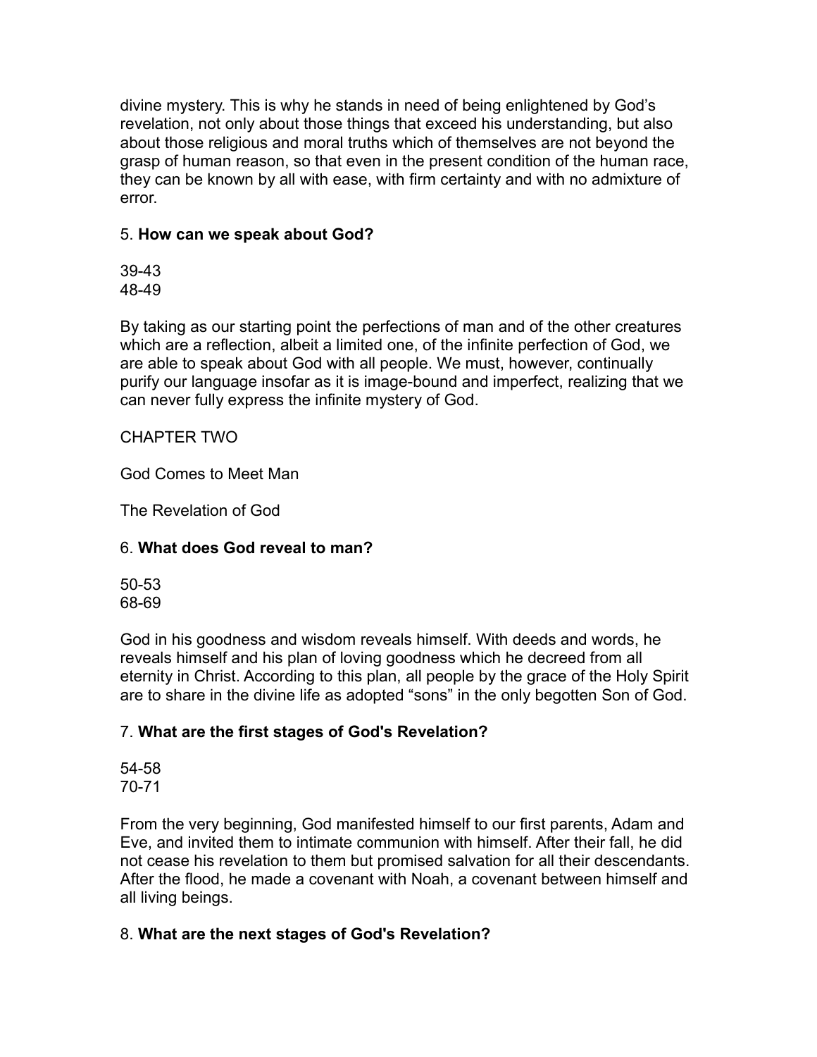divine mystery. This is why he stands in need of being enlightened by God's revelation, not only about those things that exceed his understanding, but also about those religious and moral truths which of themselves are not beyond the grasp of human reason, so that even in the present condition of the human race, they can be known by all with ease, with firm certainty and with no admixture of error.

5. **How can we speak about God?**

39-43
48-49

By taking as our starting point the perfections of man and of the other creatures which are a reflection, albeit a limited one, of the infinite perfection of God, we are able to speak about God with all people. We must, however, continually purify our language insofar as it is image-bound and imperfect, realizing that we can never fully express the infinite mystery of God.

CHAPTER TWO

God Comes to Meet Man

The Revelation of God

6. **What does God reveal to man?**

50-53
68-69

God in his goodness and wisdom reveals himself. With deeds and words, he reveals himself and his plan of loving goodness which he decreed from all eternity in Christ. According to this plan, all people by the grace of the Holy Spirit are to share in the divine life as adopted "sons" in the only begotten Son of God.

7. **What are the first stages of God's Revelation?**

54-58
70-71

From the very beginning, God manifested himself to our first parents, Adam and Eve, and invited them to intimate communion with himself. After their fall, he did not cease his revelation to them but promised salvation for all their descendants. After the flood, he made a covenant with Noah, a covenant between himself and all living beings.

8. **What are the next stages of God's Revelation?**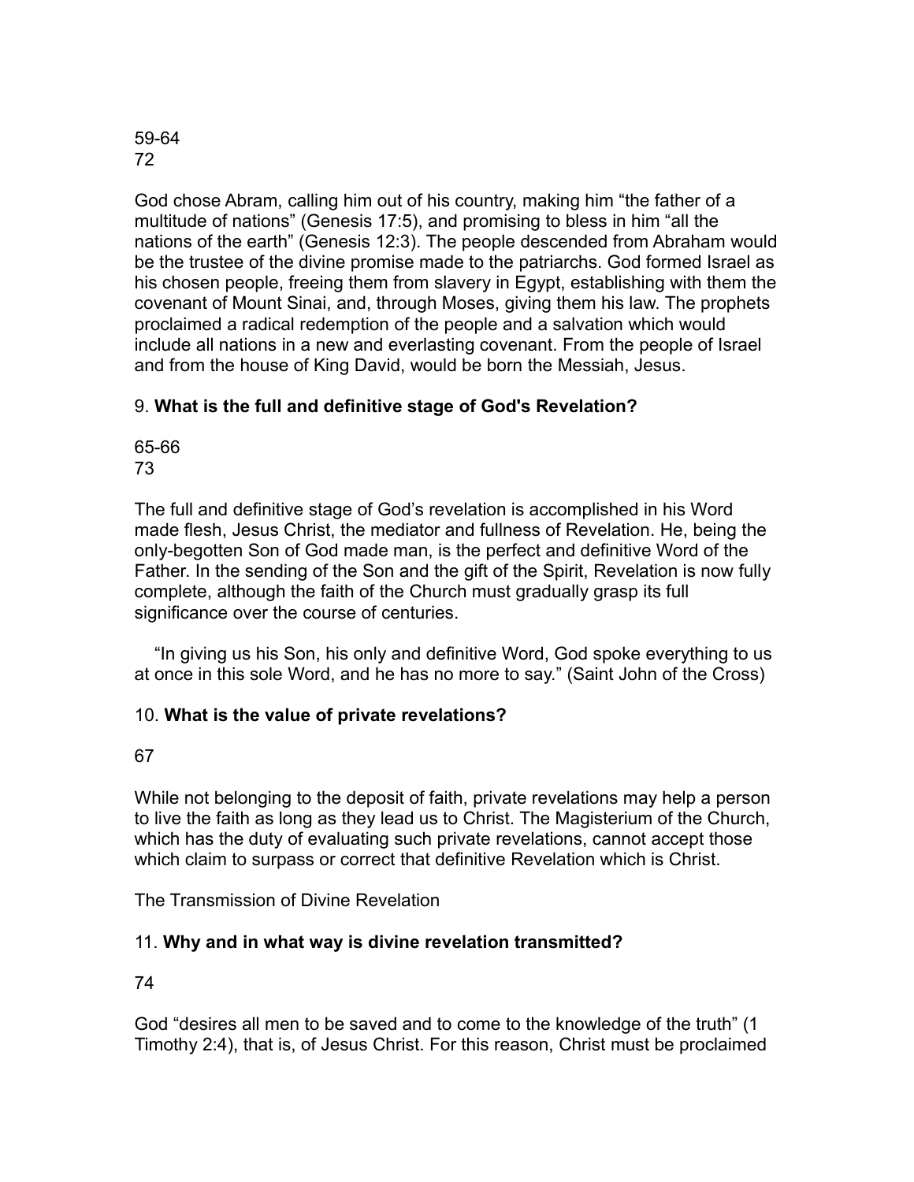59-64
72

God chose Abram, calling him out of his country, making him “the father of a multitude of nations” (Genesis 17:5), and promising to bless in him “all the nations of the earth” (Genesis 12:3). The people descended from Abraham would be the trustee of the divine promise made to the patriarchs. God formed Israel as his chosen people, freeing them from slavery in Egypt, establishing with them the covenant of Mount Sinai, and, through Moses, giving them his law. The prophets proclaimed a radical redemption of the people and a salvation which would include all nations in a new and everlasting covenant. From the people of Israel and from the house of King David, would be born the Messiah, Jesus.

9. **What is the full and definitive stage of God's Revelation?**

65-66
73

The full and definitive stage of God’s revelation is accomplished in his Word made flesh, Jesus Christ, the mediator and fullness of Revelation. He, being the only-begotten Son of God made man, is the perfect and definitive Word of the Father. In the sending of the Son and the gift of the Spirit, Revelation is now fully complete, although the faith of the Church must gradually grasp its full significance over the course of centuries.

“In giving us his Son, his only and definitive Word, God spoke everything to us at once in this sole Word, and he has no more to say.” (Saint John of the Cross)

10. **What is the value of private revelations?**

67

While not belonging to the deposit of faith, private revelations may help a person to live the faith as long as they lead us to Christ. The Magisterium of the Church, which has the duty of evaluating such private revelations, cannot accept those which claim to surpass or correct that definitive Revelation which is Christ.

The Transmission of Divine Revelation

11. **Why and in what way is divine revelation transmitted?**

74

God “desires all men to be saved and to come to the knowledge of the truth” (1 Timothy 2:4), that is, of Jesus Christ. For this reason, Christ must be proclaimed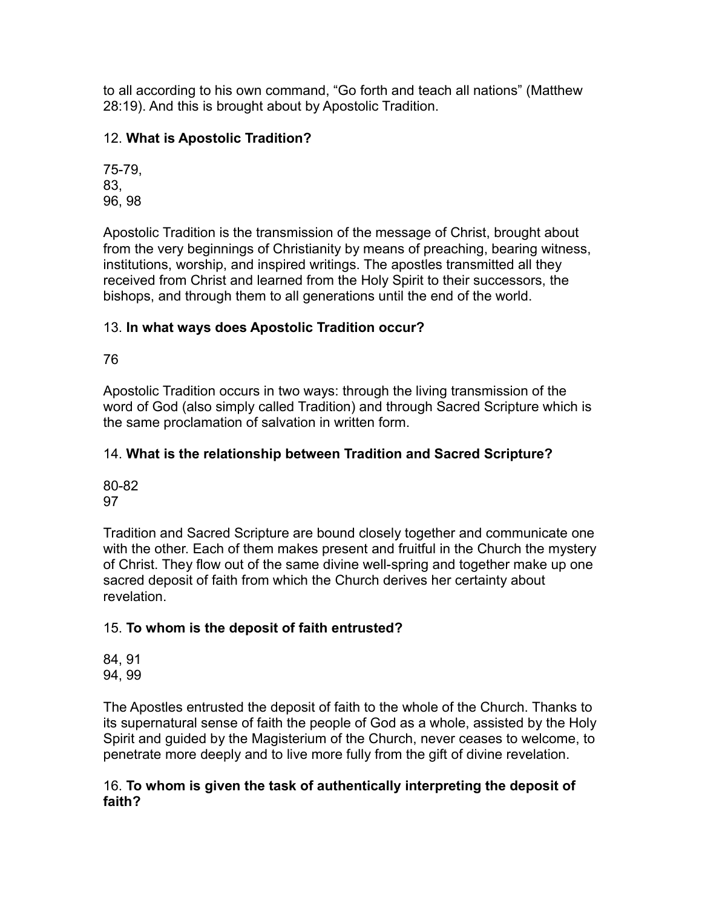to all according to his own command, “Go forth and teach all nations” (Matthew 28:19). And this is brought about by Apostolic Tradition.

12. **What is Apostolic Tradition?**

75-79,
83,
96, 98

Apostolic Tradition is the transmission of the message of Christ, brought about from the very beginnings of Christianity by means of preaching, bearing witness, institutions, worship, and inspired writings. The apostles transmitted all they received from Christ and learned from the Holy Spirit to their successors, the bishops, and through them to all generations until the end of the world.

13. **In what ways does Apostolic Tradition occur?**

76

Apostolic Tradition occurs in two ways: through the living transmission of the word of God (also simply called Tradition) and through Sacred Scripture which is the same proclamation of salvation in written form.

14. **What is the relationship between Tradition and Sacred Scripture?**

80-82
97

Tradition and Sacred Scripture are bound closely together and communicate one with the other. Each of them makes present and fruitful in the Church the mystery of Christ. They flow out of the same divine well-spring and together make up one sacred deposit of faith from which the Church derives her certainty about revelation.

15. **To whom is the deposit of faith entrusted?**

84, 91
94, 99

The Apostles entrusted the deposit of faith to the whole of the Church. Thanks to its supernatural sense of faith the people of God as a whole, assisted by the Holy Spirit and guided by the Magisterium of the Church, never ceases to welcome, to penetrate more deeply and to live more fully from the gift of divine revelation.

16. **To whom is given the task of authentically interpreting the deposit of faith?**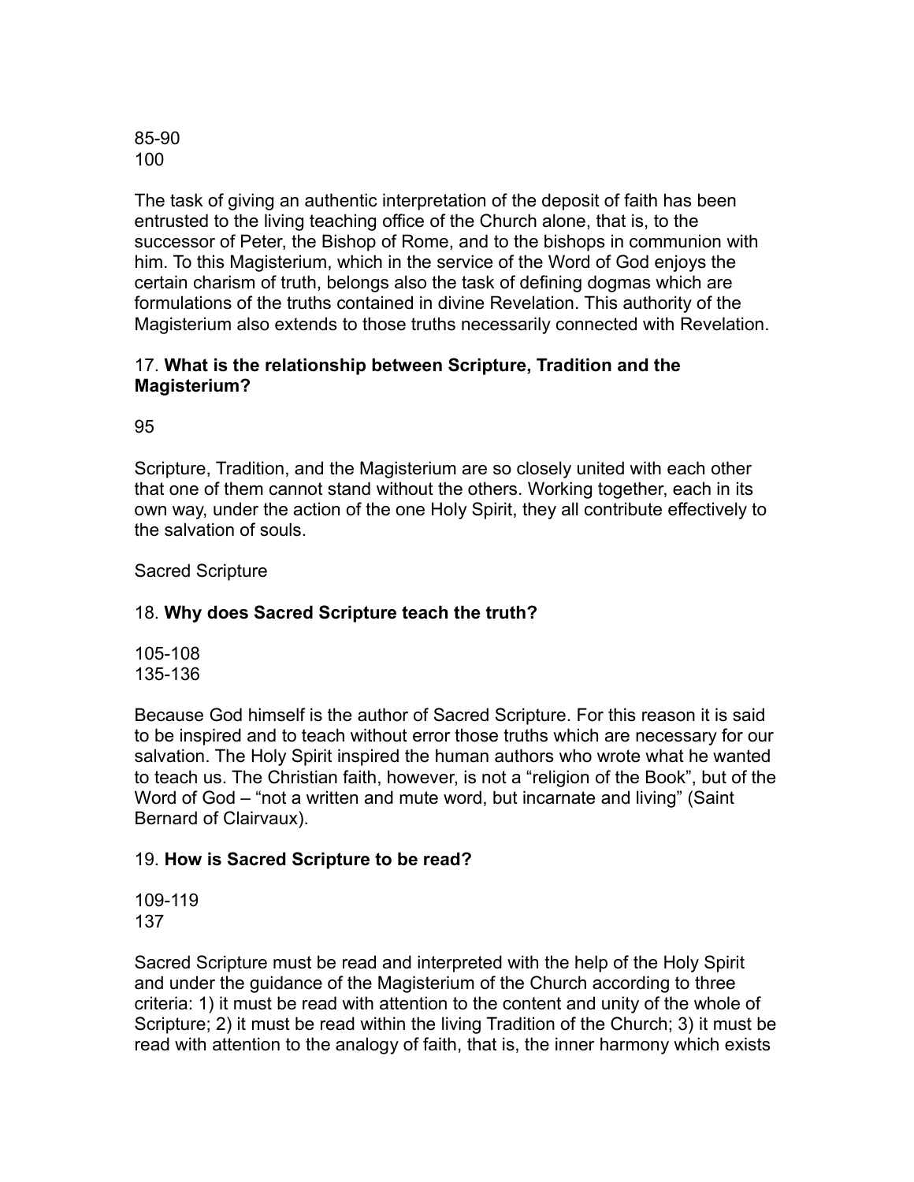85-90
100

The task of giving an authentic interpretation of the deposit of faith has been entrusted to the living teaching office of the Church alone, that is, to the successor of Peter, the Bishop of Rome, and to the bishops in communion with him. To this Magisterium, which in the service of the Word of God enjoys the certain charism of truth, belongs also the task of defining dogmas which are formulations of the truths contained in divine Revelation. This authority of the Magisterium also extends to those truths necessarily connected with Revelation.

17. **What is the relationship between Scripture, Tradition and the Magisterium?**

95

Scripture, Tradition, and the Magisterium are so closely united with each other that one of them cannot stand without the others. Working together, each in its own way, under the action of the one Holy Spirit, they all contribute effectively to the salvation of souls.

Sacred Scripture

18. **Why does Sacred Scripture teach the truth?**

105-108
135-136

Because God himself is the author of Sacred Scripture. For this reason it is said to be inspired and to teach without error those truths which are necessary for our salvation. The Holy Spirit inspired the human authors who wrote what he wanted to teach us. The Christian faith, however, is not a "religion of the Book", but of the Word of God – "not a written and mute word, but incarnate and living" (Saint Bernard of Clairvaux).

19. **How is Sacred Scripture to be read?**

109-119
137

Sacred Scripture must be read and interpreted with the help of the Holy Spirit and under the guidance of the Magisterium of the Church according to three criteria: 1) it must be read with attention to the content and unity of the whole of Scripture; 2) it must be read within the living Tradition of the Church; 3) it must be read with attention to the analogy of faith, that is, the inner harmony which exists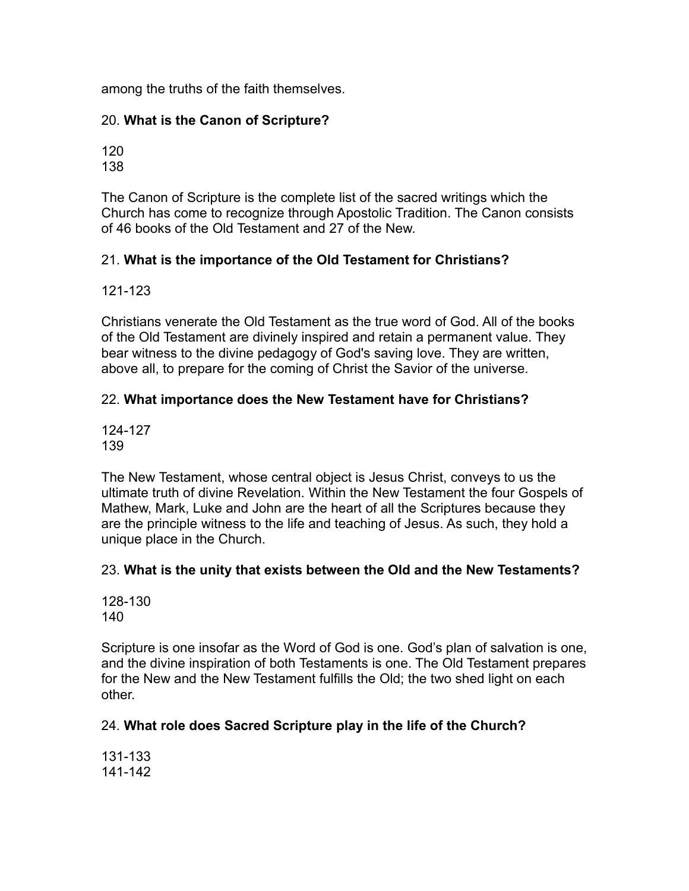among the truths of the faith themselves.

20. **What is the Canon of Scripture?**

120
138

The Canon of Scripture is the complete list of the sacred writings which the Church has come to recognize through Apostolic Tradition. The Canon consists of 46 books of the Old Testament and 27 of the New.

21. **What is the importance of the Old Testament for Christians?**

121-123

Christians venerate the Old Testament as the true word of God. All of the books of the Old Testament are divinely inspired and retain a permanent value. They bear witness to the divine pedagogy of God's saving love. They are written, above all, to prepare for the coming of Christ the Savior of the universe.

22. **What importance does the New Testament have for Christians?**

124-127
139

The New Testament, whose central object is Jesus Christ, conveys to us the ultimate truth of divine Revelation. Within the New Testament the four Gospels of Mathew, Mark, Luke and John are the heart of all the Scriptures because they are the principle witness to the life and teaching of Jesus. As such, they hold a unique place in the Church.

23. **What is the unity that exists between the Old and the New Testaments?**

128-130
140

Scripture is one insofar as the Word of God is one. God's plan of salvation is one, and the divine inspiration of both Testaments is one. The Old Testament prepares for the New and the New Testament fulfills the Old; the two shed light on each other.

24. **What role does Sacred Scripture play in the life of the Church?**

131-133
141-142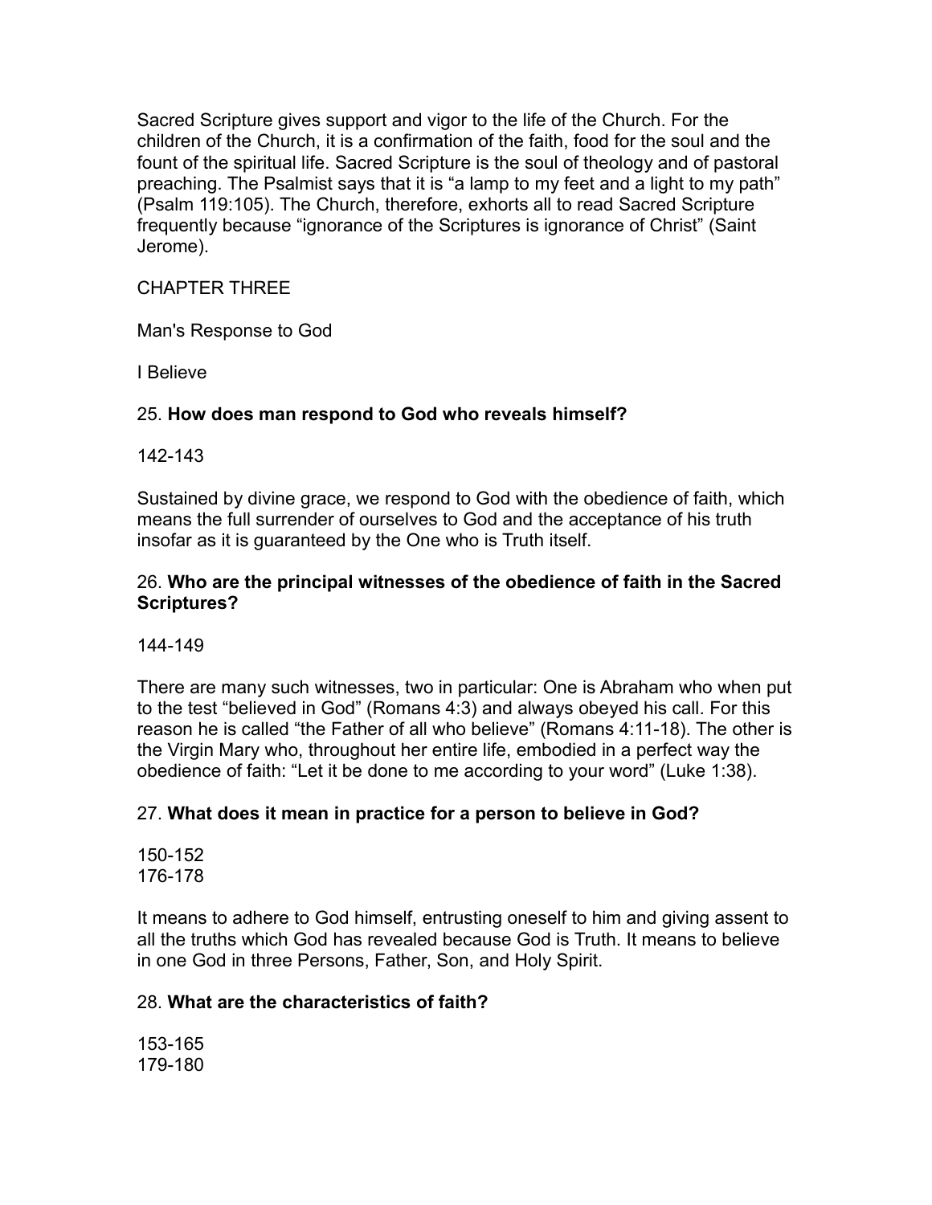Sacred Scripture gives support and vigor to the life of the Church. For the children of the Church, it is a confirmation of the faith, food for the soul and the fount of the spiritual life. Sacred Scripture is the soul of theology and of pastoral preaching. The Psalmist says that it is “a lamp to my feet and a light to my path” (Psalm 119:105). The Church, therefore, exhorts all to read Sacred Scripture frequently because “ignorance of the Scriptures is ignorance of Christ” (Saint Jerome).

## CHAPTER THREE

## Man's Response to God

### I Believe

#### 25. **How does man respond to God who reveals himself?**

142-143

Sustained by divine grace, we respond to God with the obedience of faith, which means the full surrender of ourselves to God and the acceptance of his truth insofar as it is guaranteed by the One who is Truth itself.

#### 26. **Who are the principal witnesses of the obedience of faith in the Sacred Scriptures?**

144-149

There are many such witnesses, two in particular: One is Abraham who when put to the test “believed in God” (Romans 4:3) and always obeyed his call. For this reason he is called “the Father of all who believe” (Romans 4:11-18). The other is the Virgin Mary who, throughout her entire life, embodied in a perfect way the obedience of faith: “Let it be done to me according to your word” (Luke 1:38).

#### 27. **What does it mean in practice for a person to believe in God?**

150-152
176-178

It means to adhere to God himself, entrusting oneself to him and giving assent to all the truths which God has revealed because God is Truth. It means to believe in one God in three Persons, Father, Son, and Holy Spirit.

#### 28. **What are the characteristics of faith?**

153-165
179-180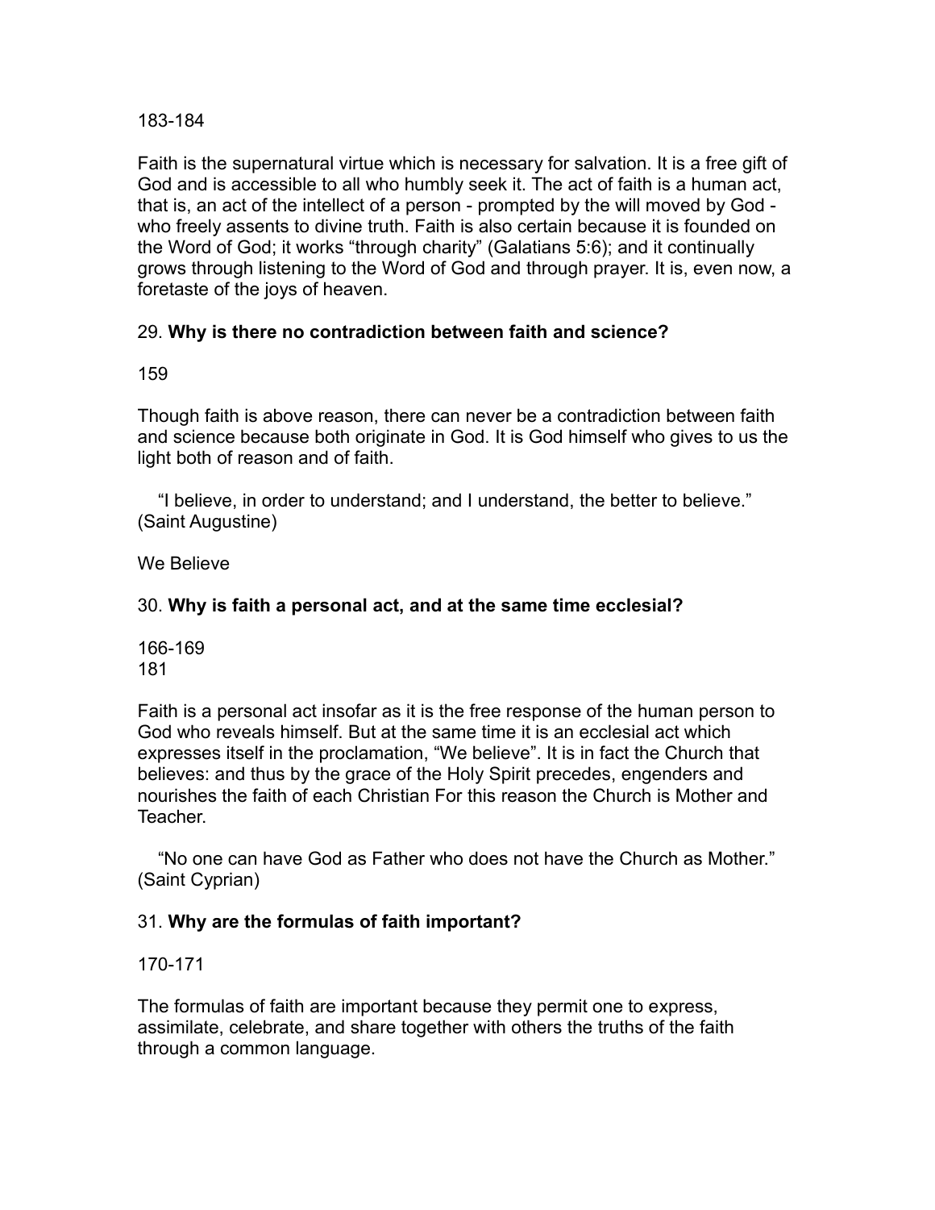183-184

Faith is the supernatural virtue which is necessary for salvation. It is a free gift of God and is accessible to all who humbly seek it. The act of faith is a human act, that is, an act of the intellect of a person - prompted by the will moved by God - who freely assents to divine truth. Faith is also certain because it is founded on the Word of God; it works "through charity" (Galatians 5:6); and it continually grows through listening to the Word of God and through prayer. It is, even now, a foretaste of the joys of heaven.

29. **Why is there no contradiction between faith and science?**

159

Though faith is above reason, there can never be a contradiction between faith and science because both originate in God. It is God himself who gives to us the light both of reason and of faith.

"I believe, in order to understand; and I understand, the better to believe." (Saint Augustine)

We Believe

30. **Why is faith a personal act, and at the same time ecclesial?**

166-169
181

Faith is a personal act insofar as it is the free response of the human person to God who reveals himself. But at the same time it is an ecclesial act which expresses itself in the proclamation, "We believe". It is in fact the Church that believes: and thus by the grace of the Holy Spirit precedes, engenders and nourishes the faith of each Christian For this reason the Church is Mother and Teacher.

"No one can have God as Father who does not have the Church as Mother." (Saint Cyprian)

31. **Why are the formulas of faith important?**

170-171

The formulas of faith are important because they permit one to express, assimilate, celebrate, and share together with others the truths of the faith through a common language.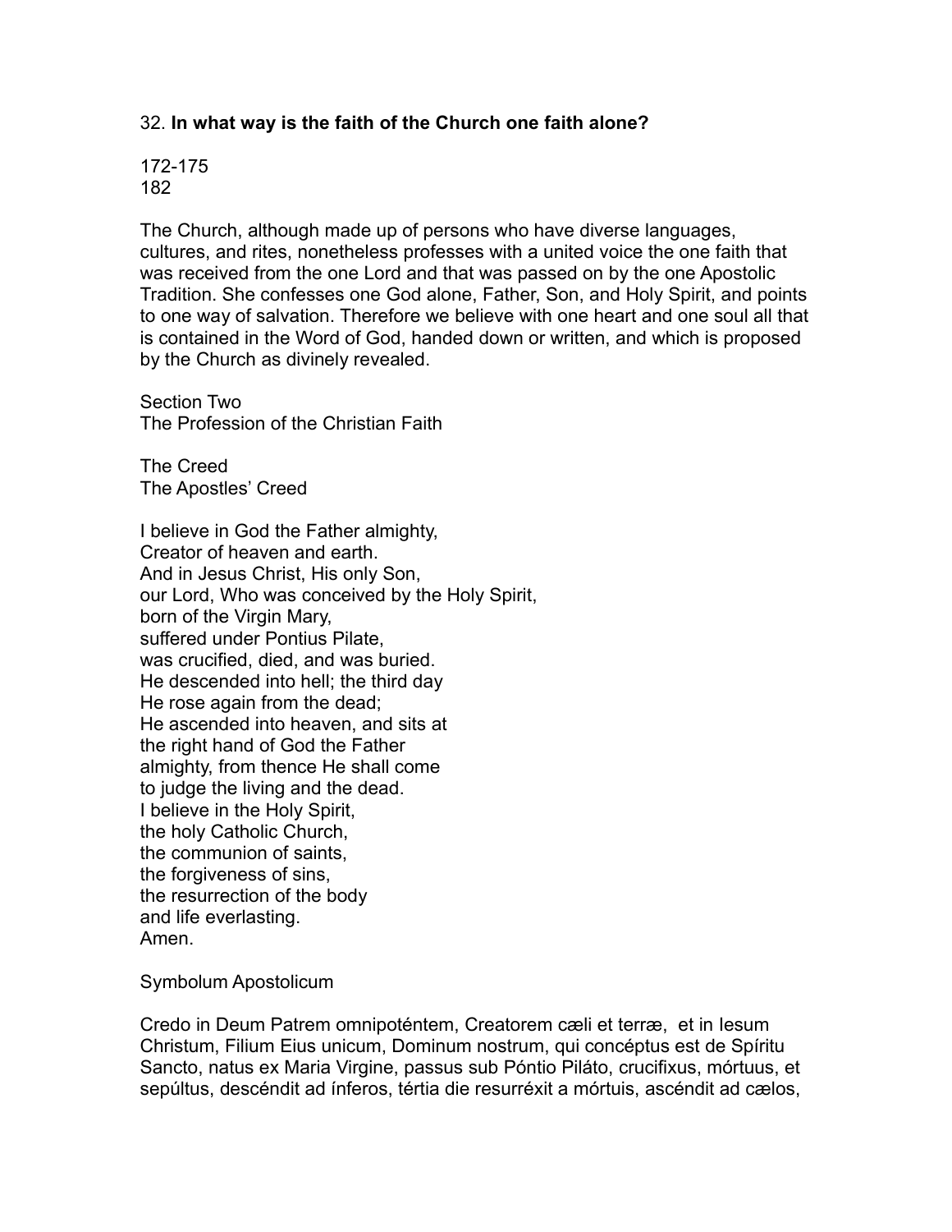32. **In what way is the faith of the Church one faith alone?**

172-175
182

The Church, although made up of persons who have diverse languages, cultures, and rites, nonetheless professes with a united voice the one faith that was received from the one Lord and that was passed on by the one Apostolic Tradition. She confesses one God alone, Father, Son, and Holy Spirit, and points to one way of salvation. Therefore we believe with one heart and one soul all that is contained in the Word of God, handed down or written, and which is proposed by the Church as divinely revealed.

## Section Two
## The Profession of the Christian Faith

### The Creed
### The Apostles' Creed

I believe in God the Father almighty,
Creator of heaven and earth.
And in Jesus Christ, His only Son,
our Lord, Who was conceived by the Holy Spirit,
born of the Virgin Mary,
suffered under Pontius Pilate,
was crucified, died, and was buried.
He descended into hell; the third day
He rose again from the dead;
He ascended into heaven, and sits at
the right hand of God the Father
almighty, from thence He shall come
to judge the living and the dead.
I believe in the Holy Spirit,
the holy Catholic Church,
the communion of saints,
the forgiveness of sins,
the resurrection of the body
and life everlasting.
Amen.

### Symbolum Apostolicum

Credo in Deum Patrem omnipoténtem, Creatorem cæli et terræ, et in Iesum Christum, Filium Eius unicum, Dominum nostrum, qui concéptus est de Spíritu Sancto, natus ex Maria Virgine, passus sub Póntio Piláto, crucifixus, mórtuus, et sepúltus, descéndit ad ínferos, tértia die resurréxit a mórtuis, ascéndit ad cælos,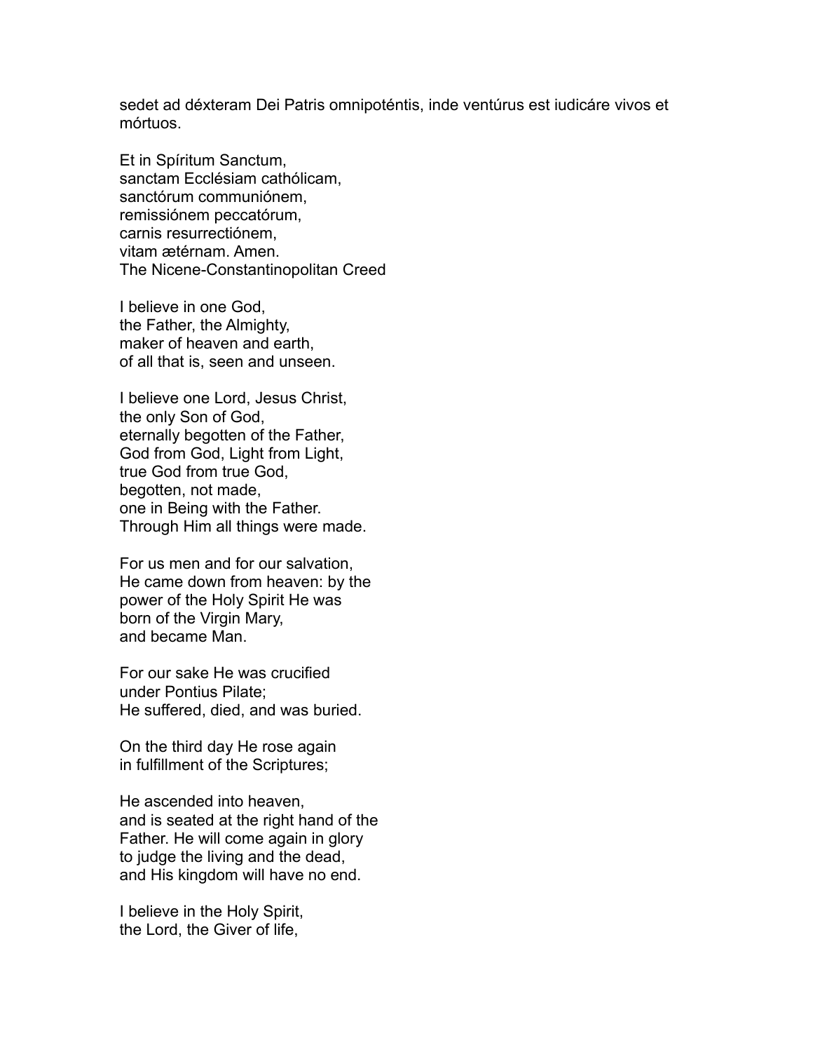sedet ad déxteram Dei Patris omnipoténtis, inde ventúrus est iudicáre vivos et mórtuos.

Et in Spíritum Sanctum,
sanctam Ecclésiam cathólicam,
sanctórum communiónem,
remissiónem peccatórum,
carnis resurrectiónem,
vitam ætérnam. Amen.

## The Nicene-Constantinopolitan Creed

I believe in one God,
the Father, the Almighty,
maker of heaven and earth,
of all that is, seen and unseen.

I believe one Lord, Jesus Christ,
the only Son of God,
eternally begotten of the Father,
God from God, Light from Light,
true God from true God,
begotten, not made,
one in Being with the Father.
Through Him all things were made.

For us men and for our salvation,
He came down from heaven: by the
power of the Holy Spirit He was
born of the Virgin Mary,
and became Man.

For our sake He was crucified
under Pontius Pilate;
He suffered, died, and was buried.

On the third day He rose again
in fulfillment of the Scriptures;

He ascended into heaven,
and is seated at the right hand of the
Father. He will come again in glory
to judge the living and the dead,
and His kingdom will have no end.

I believe in the Holy Spirit,
the Lord, the Giver of life,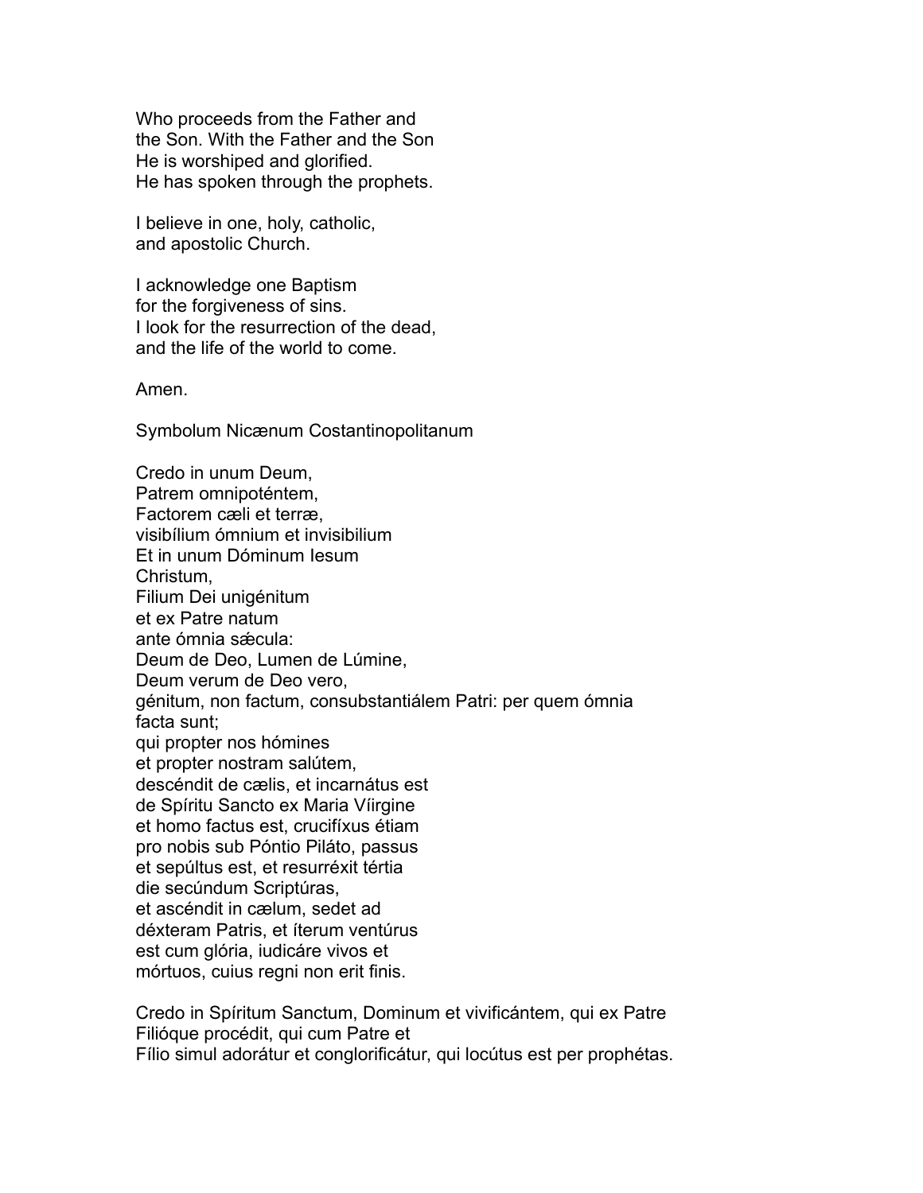Who proceeds from the Father and
the Son. With the Father and the Son
He is worshiped and glorified.
He has spoken through the prophets.

I believe in one, holy, catholic,
and apostolic Church.

I acknowledge one Baptism
for the forgiveness of sins.
I look for the resurrection of the dead,
and the life of the world to come.

Amen.

Symbolum Nicænum Costantinopolitanum

Credo in unum Deum,
Patrem omnipoténtem,
Factorem cæli et terræ,
visibílium ómnium et invisibilium
Et in unum Dóminum Iesum
Christum,
Filium Dei unigénitum
et ex Patre natum
ante ómnia sǽcula:
Deum de Deo, Lumen de Lúmine,
Deum verum de Deo vero,
génitum, non factum, consubstantiálem Patri: per quem ómnia
facta sunt;
qui propter nos hómines
et propter nostram salútem,
descéndit de cælis, et incarnátus est
de Spíritu Sancto ex Maria Vı́irgine
et homo factus est, crucifíxus étiam
pro nobis sub Póntio Piláto, passus
et sepúltus est, et resurréxit tértia
die secúndum Scriptúras,
et ascéndit in cælum, sedet ad
déxteram Patris, et íterum ventúrus
est cum glória, iudicáre vivos et
mórtuos, cuius regni non erit finis.

Credo in Spíritum Sanctum, Dominum et vivificántem, qui ex Patre
Filióque procédit, qui cum Patre et
Fílio simul adorátur et conglorificátur, qui locútus est per prophétas.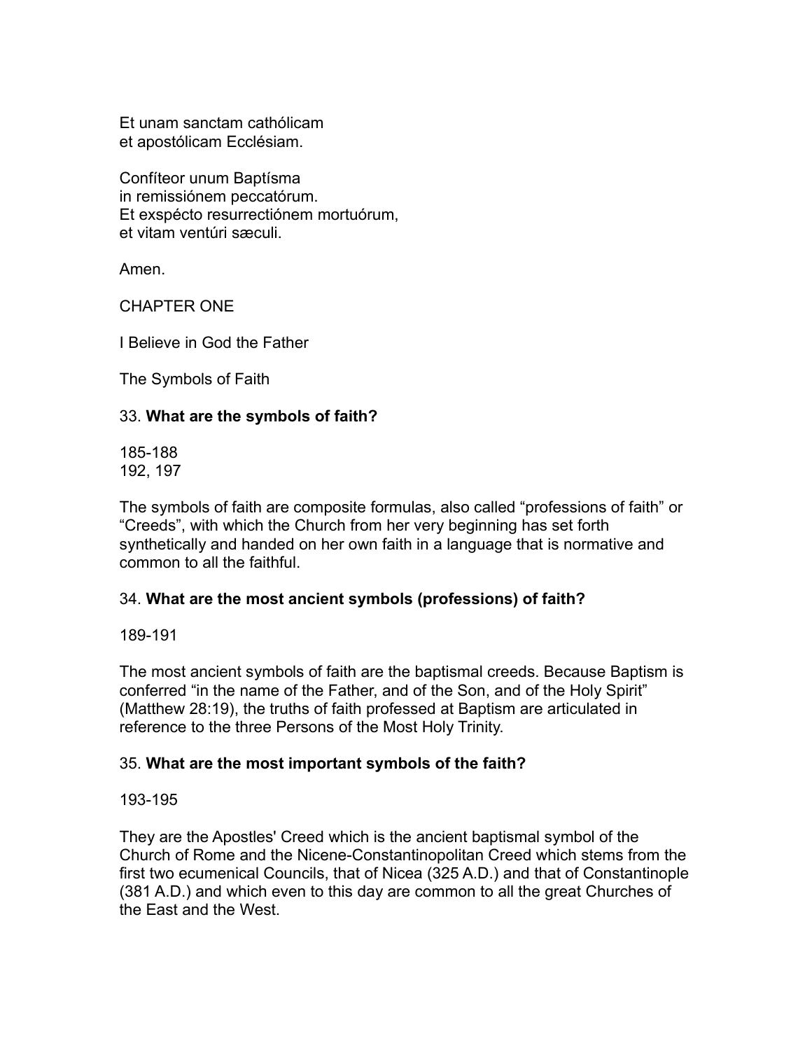Et unam sanctam cathólicam
et apostólicam Ecclésiam.

Confíteor unum Baptísma
in remissiónem peccatórum.
Et exspécto resurrectiónem mortuórum,
et vitam ventúri sæculi.

Amen.

# CHAPTER ONE

## I Believe in God the Father

### The Symbols of Faith

33. **What are the symbols of faith?**

185-188
192, 197

The symbols of faith are composite formulas, also called “professions of faith” or “Creeds”, with which the Church from her very beginning has set forth synthetically and handed on her own faith in a language that is normative and common to all the faithful.

34. **What are the most ancient symbols (professions) of faith?**

189-191

The most ancient symbols of faith are the baptismal creeds. Because Baptism is conferred “in the name of the Father, and of the Son, and of the Holy Spirit” (Matthew 28:19), the truths of faith professed at Baptism are articulated in reference to the three Persons of the Most Holy Trinity.

35. **What are the most important symbols of the faith?**

193-195

They are the Apostles' Creed which is the ancient baptismal symbol of the Church of Rome and the Nicene-Constantinopolitan Creed which stems from the first two ecumenical Councils, that of Nicea (325 A.D.) and that of Constantinople (381 A.D.) and which even to this day are common to all the great Churches of the East and the West.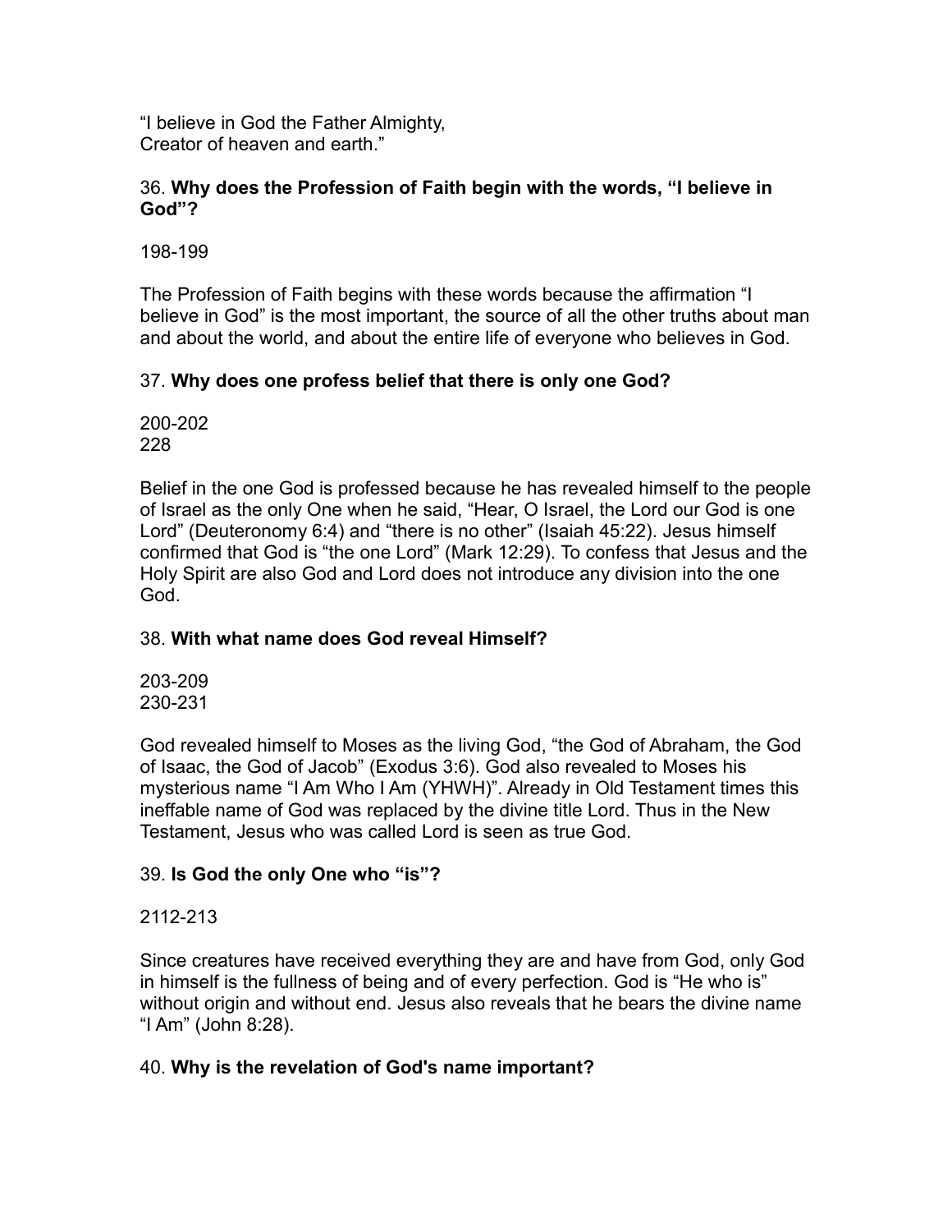"I believe in God the Father Almighty,
Creator of heaven and earth."

36. **Why does the Profession of Faith begin with the words, "I believe in God"?**

198-199

The Profession of Faith begins with these words because the affirmation "I believe in God" is the most important, the source of all the other truths about man and about the world, and about the entire life of everyone who believes in God.

37. **Why does one profess belief that there is only one God?**

200-202
228

Belief in the one God is professed because he has revealed himself to the people of Israel as the only One when he said, "Hear, O Israel, the Lord our God is one Lord" (Deuteronomy 6:4) and "there is no other" (Isaiah 45:22). Jesus himself confirmed that God is "the one Lord" (Mark 12:29). To confess that Jesus and the Holy Spirit are also God and Lord does not introduce any division into the one God.

38. **With what name does God reveal Himself?**

203-209
230-231

God revealed himself to Moses as the living God, "the God of Abraham, the God of Isaac, the God of Jacob" (Exodus 3:6). God also revealed to Moses his mysterious name "I Am Who I Am (YHWH)". Already in Old Testament times this ineffable name of God was replaced by the divine title Lord. Thus in the New Testament, Jesus who was called Lord is seen as true God.

39. **Is God the only One who "is"?**

2112-213

Since creatures have received everything they are and have from God, only God in himself is the fullness of being and of every perfection. God is "He who is" without origin and without end. Jesus also reveals that he bears the divine name "I Am" (John 8:28).

40. **Why is the revelation of God's name important?**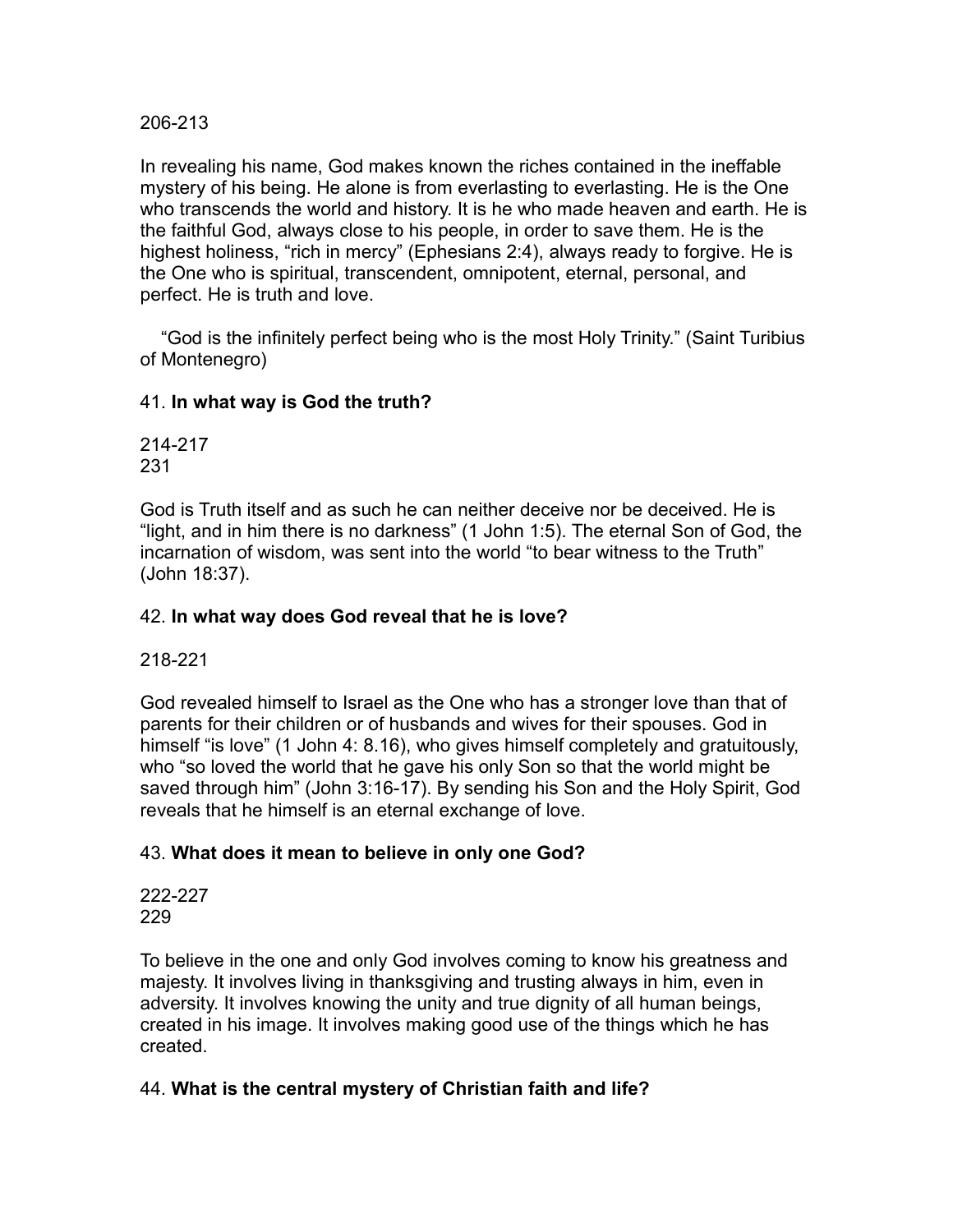206-213

In revealing his name, God makes known the riches contained in the ineffable mystery of his being. He alone is from everlasting to everlasting. He is the One who transcends the world and history. It is he who made heaven and earth. He is the faithful God, always close to his people, in order to save them. He is the highest holiness, “rich in mercy” (Ephesians 2:4), always ready to forgive. He is the One who is spiritual, transcendent, omnipotent, eternal, personal, and perfect. He is truth and love.

“God is the infinitely perfect being who is the most Holy Trinity.” (Saint Turibius of Montenegro)

41. **In what way is God the truth?**

214-217
231

God is Truth itself and as such he can neither deceive nor be deceived. He is “light, and in him there is no darkness” (1 John 1:5). The eternal Son of God, the incarnation of wisdom, was sent into the world “to bear witness to the Truth” (John 18:37).

42. **In what way does God reveal that he is love?**

218-221

God revealed himself to Israel as the One who has a stronger love than that of parents for their children or of husbands and wives for their spouses. God in himself “is love” (1 John 4: 8.16), who gives himself completely and gratuitously, who “so loved the world that he gave his only Son so that the world might be saved through him” (John 3:16-17). By sending his Son and the Holy Spirit, God reveals that he himself is an eternal exchange of love.

43. **What does it mean to believe in only one God?**

222-227
229

To believe in the one and only God involves coming to know his greatness and majesty. It involves living in thanksgiving and trusting always in him, even in adversity. It involves knowing the unity and true dignity of all human beings, created in his image. It involves making good use of the things which he has created.

44. **What is the central mystery of Christian faith and life?**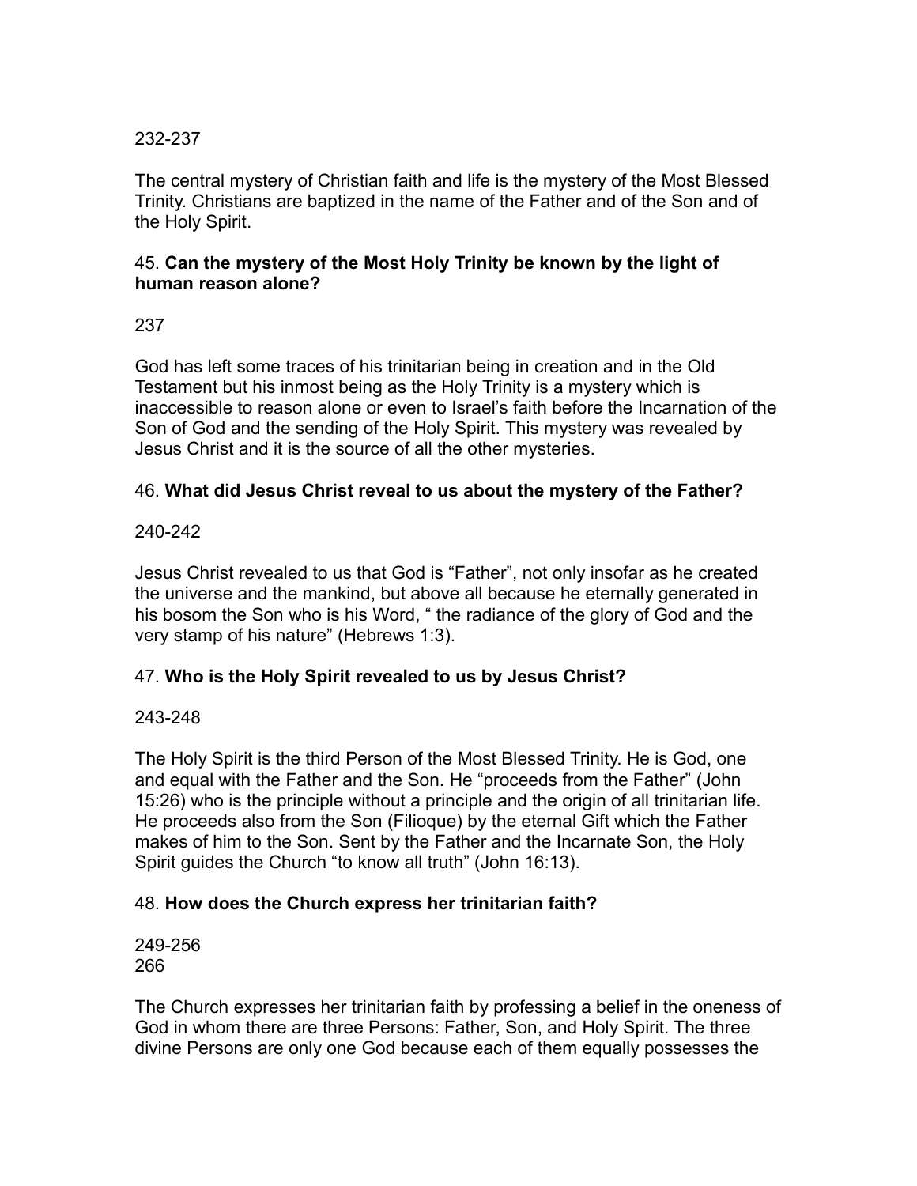232-237

The central mystery of Christian faith and life is the mystery of the Most Blessed Trinity. Christians are baptized in the name of the Father and of the Son and of the Holy Spirit.

### 45. **Can the mystery of the Most Holy Trinity be known by the light of human reason alone?**

237

God has left some traces of his trinitarian being in creation and in the Old Testament but his inmost being as the Holy Trinity is a mystery which is inaccessible to reason alone or even to Israel's faith before the Incarnation of the Son of God and the sending of the Holy Spirit. This mystery was revealed by Jesus Christ and it is the source of all the other mysteries.

### 46. **What did Jesus Christ reveal to us about the mystery of the Father?**

240-242

Jesus Christ revealed to us that God is "Father", not only insofar as he created the universe and the mankind, but above all because he eternally generated in his bosom the Son who is his Word, " the radiance of the glory of God and the very stamp of his nature" (Hebrews 1:3).

### 47. **Who is the Holy Spirit revealed to us by Jesus Christ?**

243-248

The Holy Spirit is the third Person of the Most Blessed Trinity. He is God, one and equal with the Father and the Son. He "proceeds from the Father" (John 15:26) who is the principle without a principle and the origin of all trinitarian life. He proceeds also from the Son (Filioque) by the eternal Gift which the Father makes of him to the Son. Sent by the Father and the Incarnate Son, the Holy Spirit guides the Church "to know all truth" (John 16:13).

### 48. **How does the Church express her trinitarian faith?**

249-256
266

The Church expresses her trinitarian faith by professing a belief in the oneness of God in whom there are three Persons: Father, Son, and Holy Spirit. The three divine Persons are only one God because each of them equally possesses the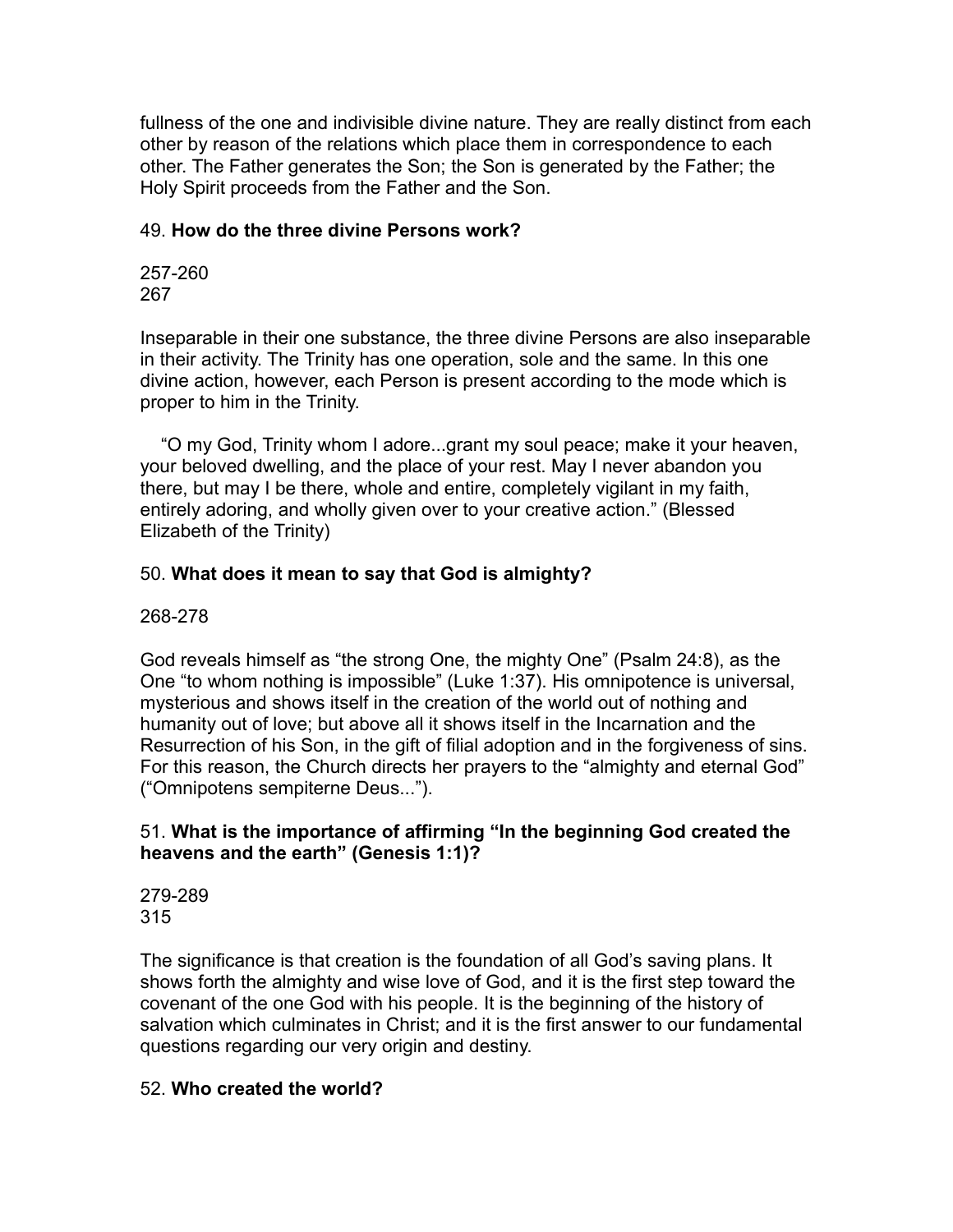fullness of the one and indivisible divine nature. They are really distinct from each other by reason of the relations which place them in correspondence to each other. The Father generates the Son; the Son is generated by the Father; the Holy Spirit proceeds from the Father and the Son.

49. **How do the three divine Persons work?**

257-260
267

Inseparable in their one substance, the three divine Persons are also inseparable in their activity. The Trinity has one operation, sole and the same. In this one divine action, however, each Person is present according to the mode which is proper to him in the Trinity.

"O my God, Trinity whom I adore...grant my soul peace; make it your heaven, your beloved dwelling, and the place of your rest. May I never abandon you there, but may I be there, whole and entire, completely vigilant in my faith, entirely adoring, and wholly given over to your creative action." (Blessed Elizabeth of the Trinity)

50. **What does it mean to say that God is almighty?**

268-278

God reveals himself as "the strong One, the mighty One" (Psalm 24:8), as the One "to whom nothing is impossible" (Luke 1:37). His omnipotence is universal, mysterious and shows itself in the creation of the world out of nothing and humanity out of love; but above all it shows itself in the Incarnation and the Resurrection of his Son, in the gift of filial adoption and in the forgiveness of sins. For this reason, the Church directs her prayers to the "almighty and eternal God" ("Omnipotens sempiterne Deus...").

51. **What is the importance of affirming "In the beginning God created the heavens and the earth" (Genesis 1:1)?**

279-289
315

The significance is that creation is the foundation of all God's saving plans. It shows forth the almighty and wise love of God, and it is the first step toward the covenant of the one God with his people. It is the beginning of the history of salvation which culminates in Christ; and it is the first answer to our fundamental questions regarding our very origin and destiny.

52. **Who created the world?**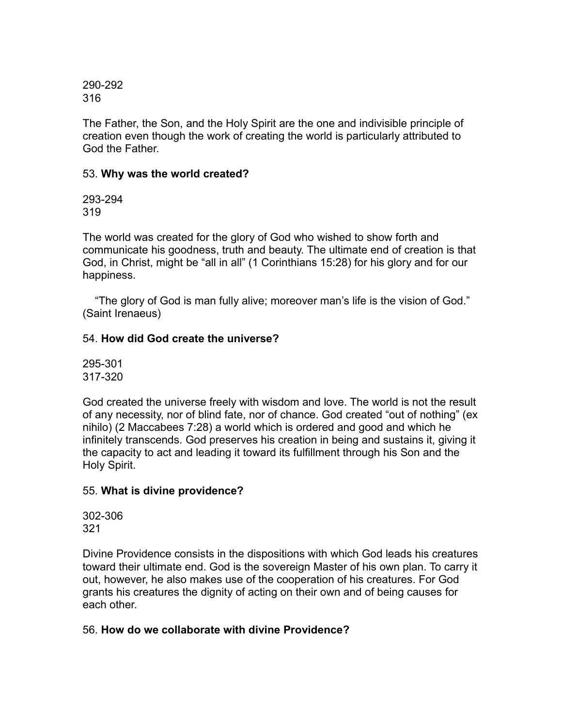290-292
316

The Father, the Son, and the Holy Spirit are the one and indivisible principle of creation even though the work of creating the world is particularly attributed to God the Father.

53. **Why was the world created?**

293-294
319

The world was created for the glory of God who wished to show forth and communicate his goodness, truth and beauty. The ultimate end of creation is that God, in Christ, might be "all in all" (1 Corinthians 15:28) for his glory and for our happiness.

"The glory of God is man fully alive; moreover man's life is the vision of God." (Saint Irenaeus)

54. **How did God create the universe?**

295-301
317-320

God created the universe freely with wisdom and love. The world is not the result of any necessity, nor of blind fate, nor of chance. God created "out of nothing" (ex nihilo) (2 Maccabees 7:28) a world which is ordered and good and which he infinitely transcends. God preserves his creation in being and sustains it, giving it the capacity to act and leading it toward its fulfillment through his Son and the Holy Spirit.

55. **What is divine providence?**

302-306
321

Divine Providence consists in the dispositions with which God leads his creatures toward their ultimate end. God is the sovereign Master of his own plan. To carry it out, however, he also makes use of the cooperation of his creatures. For God grants his creatures the dignity of acting on their own and of being causes for each other.

56. **How do we collaborate with divine Providence?**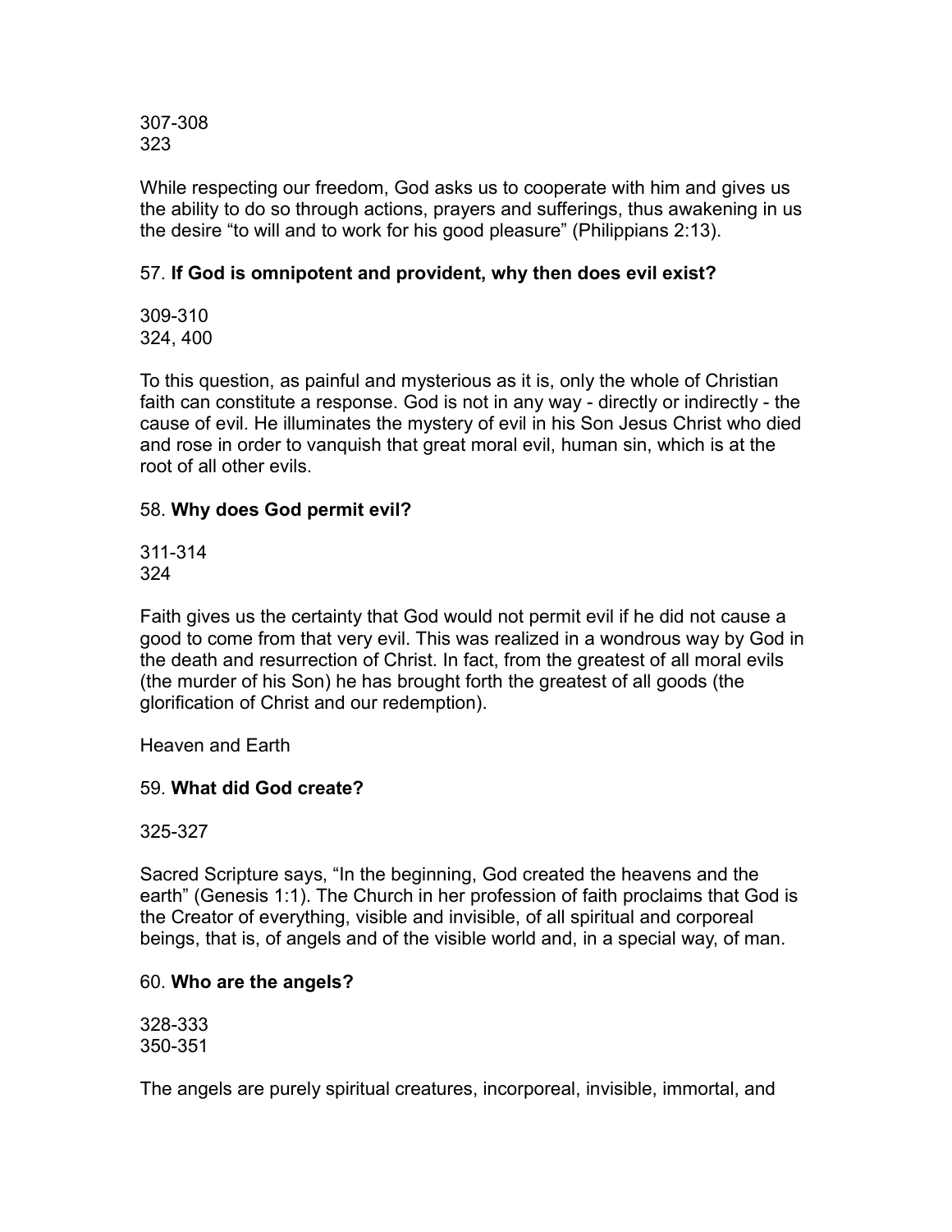307-308
323

While respecting our freedom, God asks us to cooperate with him and gives us the ability to do so through actions, prayers and sufferings, thus awakening in us the desire "to will and to work for his good pleasure" (Philippians 2:13).

### 57. **If God is omnipotent and provident, why then does evil exist?**

309-310
324, 400

To this question, as painful and mysterious as it is, only the whole of Christian faith can constitute a response. God is not in any way - directly or indirectly - the cause of evil. He illuminates the mystery of evil in his Son Jesus Christ who died and rose in order to vanquish that great moral evil, human sin, which is at the root of all other evils.

### 58. **Why does God permit evil?**

311-314
324

Faith gives us the certainty that God would not permit evil if he did not cause a good to come from that very evil. This was realized in a wondrous way by God in the death and resurrection of Christ. In fact, from the greatest of all moral evils (the murder of his Son) he has brought forth the greatest of all goods (the glorification of Christ and our redemption).

## Heaven and Earth

### 59. **What did God create?**

325-327

Sacred Scripture says, "In the beginning, God created the heavens and the earth" (Genesis 1:1). The Church in her profession of faith proclaims that God is the Creator of everything, visible and invisible, of all spiritual and corporeal beings, that is, of angels and of the visible world and, in a special way, of man.

### 60. **Who are the angels?**

328-333
350-351

The angels are purely spiritual creatures, incorporeal, invisible, immortal, and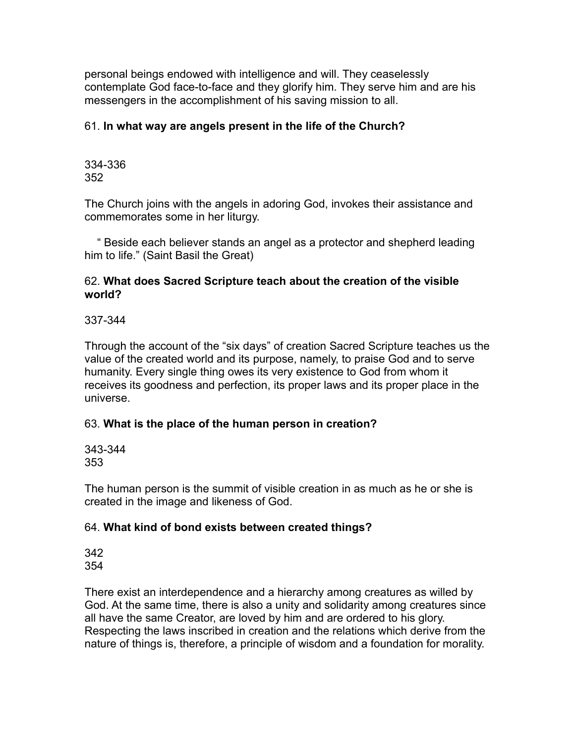personal beings endowed with intelligence and will. They ceaselessly contemplate God face-to-face and they glorify him. They serve him and are his messengers in the accomplishment of his saving mission to all.

61. **In what way are angels present in the life of the Church?**

334-336
352

The Church joins with the angels in adoring God, invokes their assistance and commemorates some in her liturgy.

" Beside each believer stands an angel as a protector and shepherd leading him to life." (Saint Basil the Great)

62. **What does Sacred Scripture teach about the creation of the visible world?**

337-344

Through the account of the "six days" of creation Sacred Scripture teaches us the value of the created world and its purpose, namely, to praise God and to serve humanity. Every single thing owes its very existence to God from whom it receives its goodness and perfection, its proper laws and its proper place in the universe.

63. **What is the place of the human person in creation?**

343-344
353

The human person is the summit of visible creation in as much as he or she is created in the image and likeness of God.

64. **What kind of bond exists between created things?**

342
354

There exist an interdependence and a hierarchy among creatures as willed by God. At the same time, there is also a unity and solidarity among creatures since all have the same Creator, are loved by him and are ordered to his glory. Respecting the laws inscribed in creation and the relations which derive from the nature of things is, therefore, a principle of wisdom and a foundation for morality.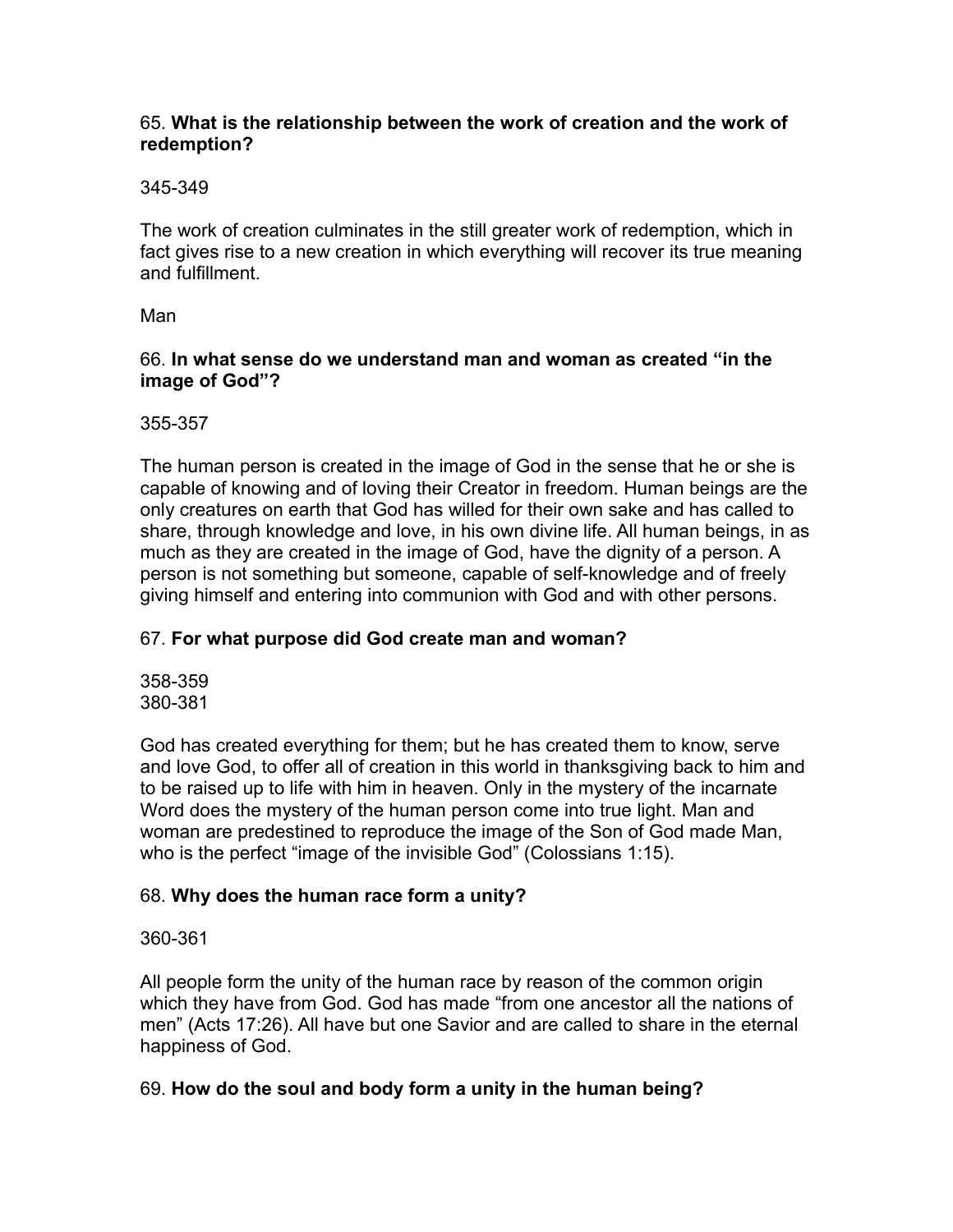65. **What is the relationship between the work of creation and the work of redemption?**

345-349

The work of creation culminates in the still greater work of redemption, which in fact gives rise to a new creation in which everything will recover its true meaning and fulfillment.

Man

66. **In what sense do we understand man and woman as created "in the image of God"?**

355-357

The human person is created in the image of God in the sense that he or she is capable of knowing and of loving their Creator in freedom. Human beings are the only creatures on earth that God has willed for their own sake and has called to share, through knowledge and love, in his own divine life. All human beings, in as much as they are created in the image of God, have the dignity of a person. A person is not something but someone, capable of self-knowledge and of freely giving himself and entering into communion with God and with other persons.

67. **For what purpose did God create man and woman?**

358-359
380-381

God has created everything for them; but he has created them to know, serve and love God, to offer all of creation in this world in thanksgiving back to him and to be raised up to life with him in heaven. Only in the mystery of the incarnate Word does the mystery of the human person come into true light. Man and woman are predestined to reproduce the image of the Son of God made Man, who is the perfect "image of the invisible God" (Colossians 1:15).

68. **Why does the human race form a unity?**

360-361

All people form the unity of the human race by reason of the common origin which they have from God. God has made "from one ancestor all the nations of men" (Acts 17:26). All have but one Savior and are called to share in the eternal happiness of God.

69. **How do the soul and body form a unity in the human being?**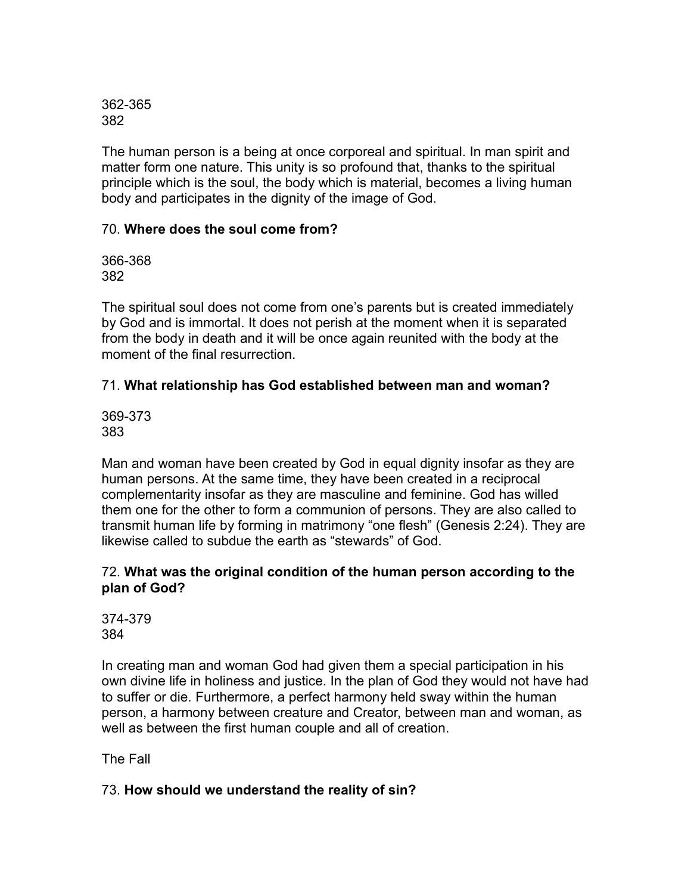362-365
382

The human person is a being at once corporeal and spiritual. In man spirit and matter form one nature. This unity is so profound that, thanks to the spiritual principle which is the soul, the body which is material, becomes a living human body and participates in the dignity of the image of God.

70. **Where does the soul come from?**

366-368
382

The spiritual soul does not come from one's parents but is created immediately by God and is immortal. It does not perish at the moment when it is separated from the body in death and it will be once again reunited with the body at the moment of the final resurrection.

71. **What relationship has God established between man and woman?**

369-373
383

Man and woman have been created by God in equal dignity insofar as they are human persons. At the same time, they have been created in a reciprocal complementarity insofar as they are masculine and feminine. God has willed them one for the other to form a communion of persons. They are also called to transmit human life by forming in matrimony "one flesh" (Genesis 2:24). They are likewise called to subdue the earth as "stewards" of God.

72. **What was the original condition of the human person according to the plan of God?**

374-379
384

In creating man and woman God had given them a special participation in his own divine life in holiness and justice. In the plan of God they would not have had to suffer or die. Furthermore, a perfect harmony held sway within the human person, a harmony between creature and Creator, between man and woman, as well as between the first human couple and all of creation.

The Fall

73. **How should we understand the reality of sin?**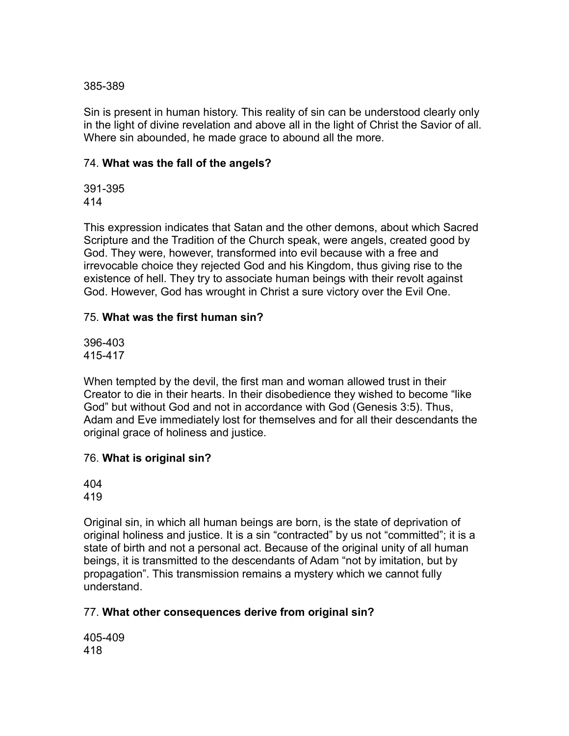385-389

Sin is present in human history. This reality of sin can be understood clearly only in the light of divine revelation and above all in the light of Christ the Savior of all. Where sin abounded, he made grace to abound all the more.

### 74. **What was the fall of the angels?**

391-395
414

This expression indicates that Satan and the other demons, about which Sacred Scripture and the Tradition of the Church speak, were angels, created good by God. They were, however, transformed into evil because with a free and irrevocable choice they rejected God and his Kingdom, thus giving rise to the existence of hell. They try to associate human beings with their revolt against God. However, God has wrought in Christ a sure victory over the Evil One.

### 75. **What was the first human sin?**

396-403
415-417

When tempted by the devil, the first man and woman allowed trust in their Creator to die in their hearts. In their disobedience they wished to become “like God” but without God and not in accordance with God (Genesis 3:5). Thus, Adam and Eve immediately lost for themselves and for all their descendants the original grace of holiness and justice.

### 76. **What is original sin?**

404
419

Original sin, in which all human beings are born, is the state of deprivation of original holiness and justice. It is a sin “contracted” by us not “committed”; it is a state of birth and not a personal act. Because of the original unity of all human beings, it is transmitted to the descendants of Adam “not by imitation, but by propagation”. This transmission remains a mystery which we cannot fully understand.

### 77. **What other consequences derive from original sin?**

405-409
418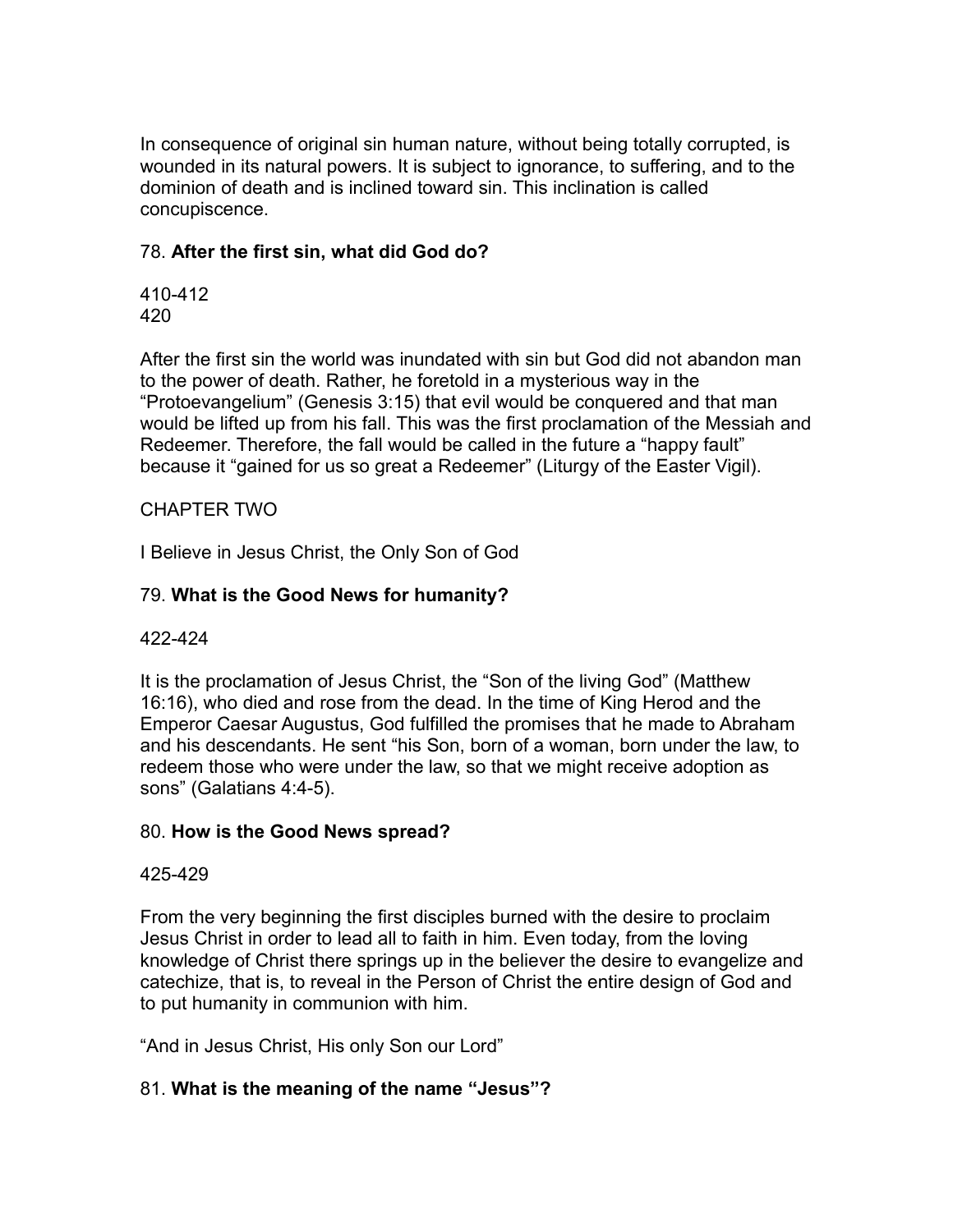In consequence of original sin human nature, without being totally corrupted, is wounded in its natural powers. It is subject to ignorance, to suffering, and to the dominion of death and is inclined toward sin. This inclination is called concupiscence.

78. **After the first sin, what did God do?**

410-412
420

After the first sin the world was inundated with sin but God did not abandon man to the power of death. Rather, he foretold in a mysterious way in the “Protoevangelium” (Genesis 3:15) that evil would be conquered and that man would be lifted up from his fall. This was the first proclamation of the Messiah and Redeemer. Therefore, the fall would be called in the future a “happy fault” because it “gained for us so great a Redeemer” (Liturgy of the Easter Vigil).

## CHAPTER TWO

## I Believe in Jesus Christ, the Only Son of God

79. **What is the Good News for humanity?**

422-424

It is the proclamation of Jesus Christ, the “Son of the living God” (Matthew 16:16), who died and rose from the dead. In the time of King Herod and the Emperor Caesar Augustus, God fulfilled the promises that he made to Abraham and his descendants. He sent “his Son, born of a woman, born under the law, to redeem those who were under the law, so that we might receive adoption as sons” (Galatians 4:4-5).

80. **How is the Good News spread?**

425-429

From the very beginning the first disciples burned with the desire to proclaim Jesus Christ in order to lead all to faith in him. Even today, from the loving knowledge of Christ there springs up in the believer the desire to evangelize and catechize, that is, to reveal in the Person of Christ the entire design of God and to put humanity in communion with him.

### “And in Jesus Christ, His only Son our Lord”

81. **What is the meaning of the name “Jesus”?**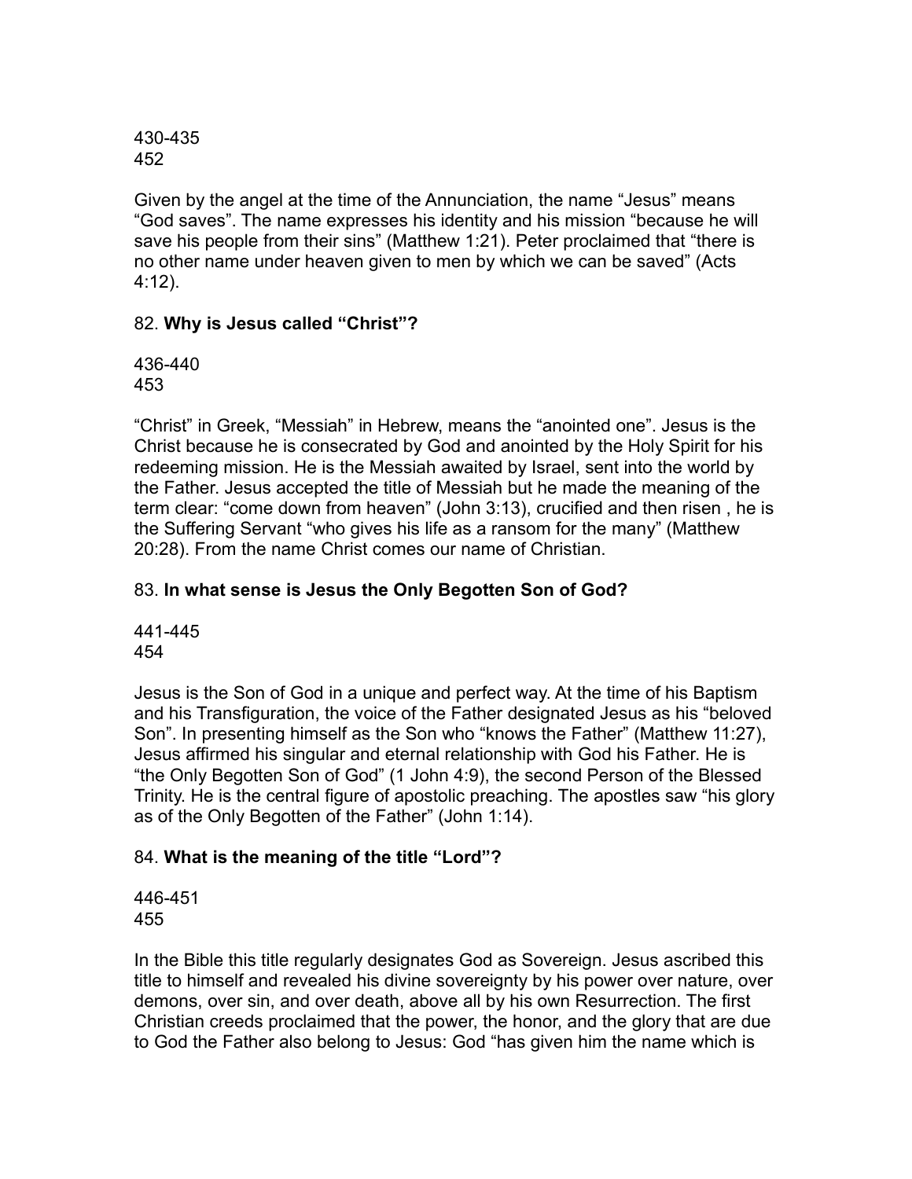430-435
452

Given by the angel at the time of the Annunciation, the name “Jesus” means “God saves”. The name expresses his identity and his mission “because he will save his people from their sins” (Matthew 1:21). Peter proclaimed that “there is no other name under heaven given to men by which we can be saved” (Acts 4:12).

82. **Why is Jesus called “Christ”?**

436-440
453

“Christ” in Greek, “Messiah” in Hebrew, means the “anointed one”. Jesus is the Christ because he is consecrated by God and anointed by the Holy Spirit for his redeeming mission. He is the Messiah awaited by Israel, sent into the world by the Father. Jesus accepted the title of Messiah but he made the meaning of the term clear: “come down from heaven” (John 3:13), crucified and then risen , he is the Suffering Servant “who gives his life as a ransom for the many” (Matthew 20:28). From the name Christ comes our name of Christian.

83. **In what sense is Jesus the Only Begotten Son of God?**

441-445
454

Jesus is the Son of God in a unique and perfect way. At the time of his Baptism and his Transfiguration, the voice of the Father designated Jesus as his “beloved Son”. In presenting himself as the Son who “knows the Father” (Matthew 11:27), Jesus affirmed his singular and eternal relationship with God his Father. He is “the Only Begotten Son of God” (1 John 4:9), the second Person of the Blessed Trinity. He is the central figure of apostolic preaching. The apostles saw “his glory as of the Only Begotten of the Father” (John 1:14).

84. **What is the meaning of the title “Lord”?**

446-451
455

In the Bible this title regularly designates God as Sovereign. Jesus ascribed this title to himself and revealed his divine sovereignty by his power over nature, over demons, over sin, and over death, above all by his own Resurrection. The first Christian creeds proclaimed that the power, the honor, and the glory that are due to God the Father also belong to Jesus: God “has given him the name which is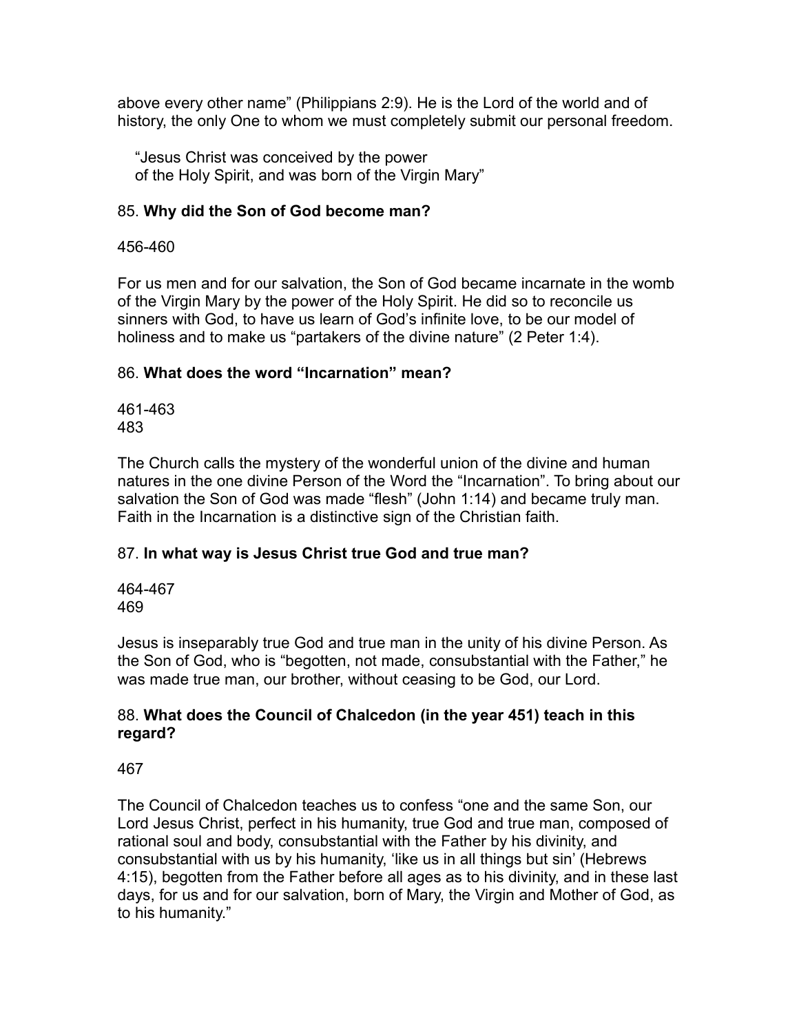above every other name” (Philippians 2:9). He is the Lord of the world and of history, the only One to whom we must completely submit our personal freedom.

“Jesus Christ was conceived by the power
of the Holy Spirit, and was born of the Virgin Mary”

85. **Why did the Son of God become man?**

456-460

For us men and for our salvation, the Son of God became incarnate in the womb of the Virgin Mary by the power of the Holy Spirit. He did so to reconcile us sinners with God, to have us learn of God’s infinite love, to be our model of holiness and to make us “partakers of the divine nature” (2 Peter 1:4).

86. **What does the word “Incarnation” mean?**

461-463
483

The Church calls the mystery of the wonderful union of the divine and human natures in the one divine Person of the Word the “Incarnation”. To bring about our salvation the Son of God was made “flesh” (John 1:14) and became truly man. Faith in the Incarnation is a distinctive sign of the Christian faith.

87. **In what way is Jesus Christ true God and true man?**

464-467
469

Jesus is inseparably true God and true man in the unity of his divine Person. As the Son of God, who is “begotten, not made, consubstantial with the Father,” he was made true man, our brother, without ceasing to be God, our Lord.

88. **What does the Council of Chalcedon (in the year 451) teach in this regard?**

467

The Council of Chalcedon teaches us to confess “one and the same Son, our Lord Jesus Christ, perfect in his humanity, true God and true man, composed of rational soul and body, consubstantial with the Father by his divinity, and consubstantial with us by his humanity, ‘like us in all things but sin’ (Hebrews 4:15), begotten from the Father before all ages as to his divinity, and in these last days, for us and for our salvation, born of Mary, the Virgin and Mother of God, as to his humanity.”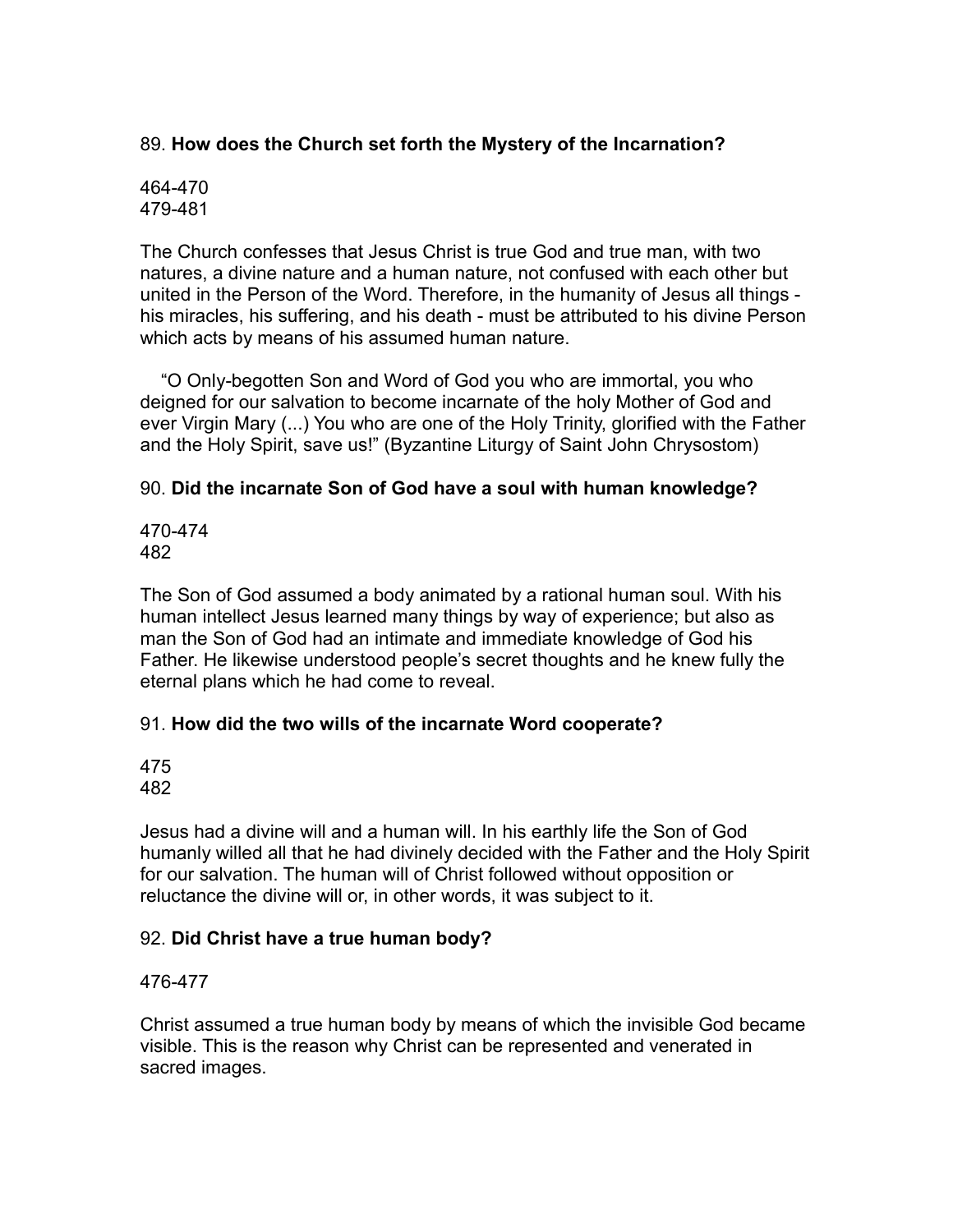89. **How does the Church set forth the Mystery of the Incarnation?**

464-470
479-481

The Church confesses that Jesus Christ is true God and true man, with two natures, a divine nature and a human nature, not confused with each other but united in the Person of the Word. Therefore, in the humanity of Jesus all things - his miracles, his suffering, and his death - must be attributed to his divine Person which acts by means of his assumed human nature.

"O Only-begotten Son and Word of God you who are immortal, you who deigned for our salvation to become incarnate of the holy Mother of God and ever Virgin Mary (...) You who are one of the Holy Trinity, glorified with the Father and the Holy Spirit, save us!" (Byzantine Liturgy of Saint John Chrysostom)

90. **Did the incarnate Son of God have a soul with human knowledge?**

470-474
482

The Son of God assumed a body animated by a rational human soul. With his human intellect Jesus learned many things by way of experience; but also as man the Son of God had an intimate and immediate knowledge of God his Father. He likewise understood people's secret thoughts and he knew fully the eternal plans which he had come to reveal.

91. **How did the two wills of the incarnate Word cooperate?**

475
482

Jesus had a divine will and a human will. In his earthly life the Son of God humanly willed all that he had divinely decided with the Father and the Holy Spirit for our salvation. The human will of Christ followed without opposition or reluctance the divine will or, in other words, it was subject to it.

92. **Did Christ have a true human body?**

476-477

Christ assumed a true human body by means of which the invisible God became visible. This is the reason why Christ can be represented and venerated in sacred images.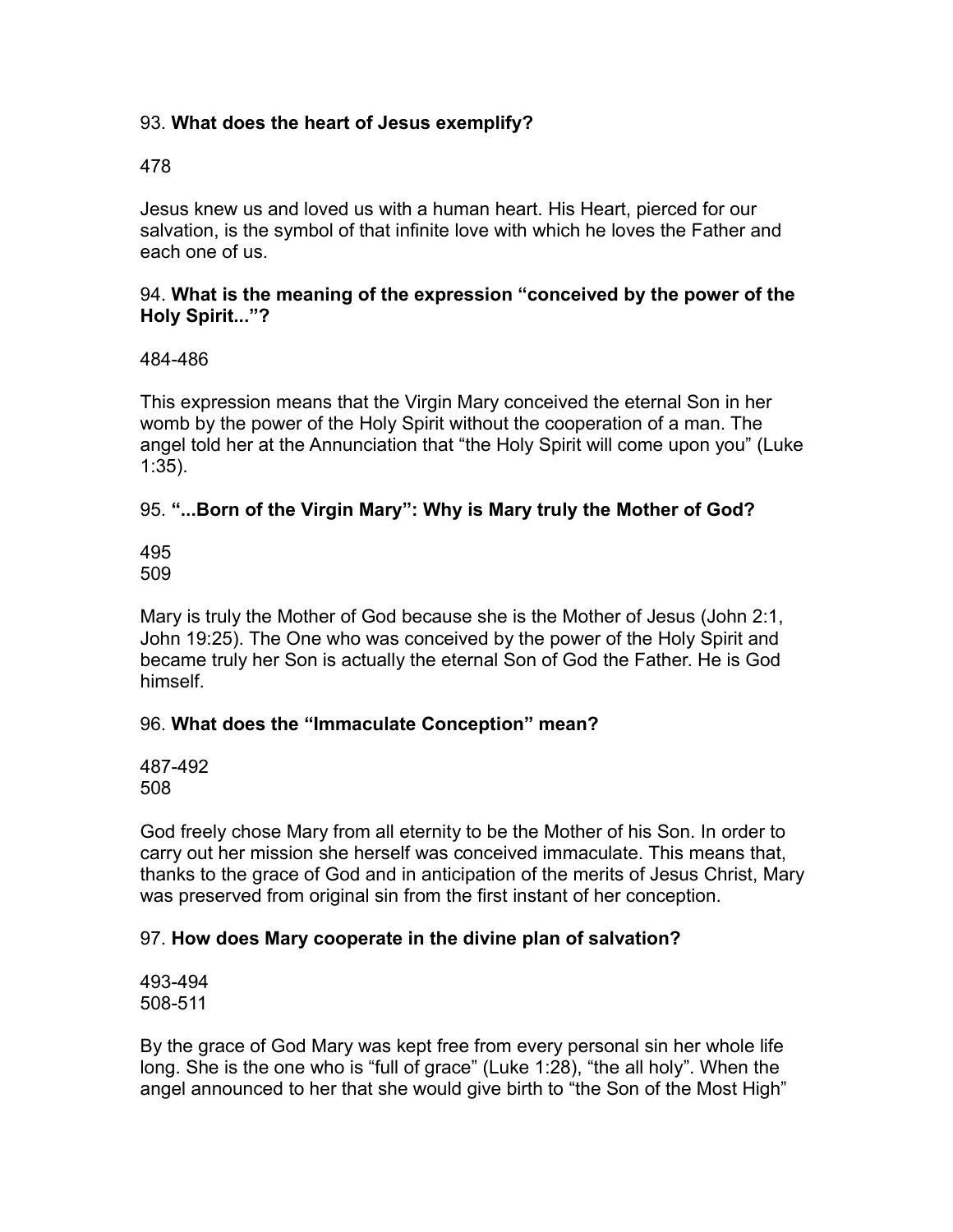93. **What does the heart of Jesus exemplify?**

478

Jesus knew us and loved us with a human heart. His Heart, pierced for our salvation, is the symbol of that infinite love with which he loves the Father and each one of us.

94. **What is the meaning of the expression "conceived by the power of the Holy Spirit..."?**

484-486

This expression means that the Virgin Mary conceived the eternal Son in her womb by the power of the Holy Spirit without the cooperation of a man. The angel told her at the Annunciation that "the Holy Spirit will come upon you" (Luke 1:35).

95. **"...Born of the Virgin Mary": Why is Mary truly the Mother of God?**

495
509

Mary is truly the Mother of God because she is the Mother of Jesus (John 2:1, John 19:25). The One who was conceived by the power of the Holy Spirit and became truly her Son is actually the eternal Son of God the Father. He is God himself.

96. **What does the "Immaculate Conception" mean?**

487-492
508

God freely chose Mary from all eternity to be the Mother of his Son. In order to carry out her mission she herself was conceived immaculate. This means that, thanks to the grace of God and in anticipation of the merits of Jesus Christ, Mary was preserved from original sin from the first instant of her conception.

97. **How does Mary cooperate in the divine plan of salvation?**

493-494
508-511

By the grace of God Mary was kept free from every personal sin her whole life long. She is the one who is "full of grace" (Luke 1:28), "the all holy". When the angel announced to her that she would give birth to "the Son of the Most High"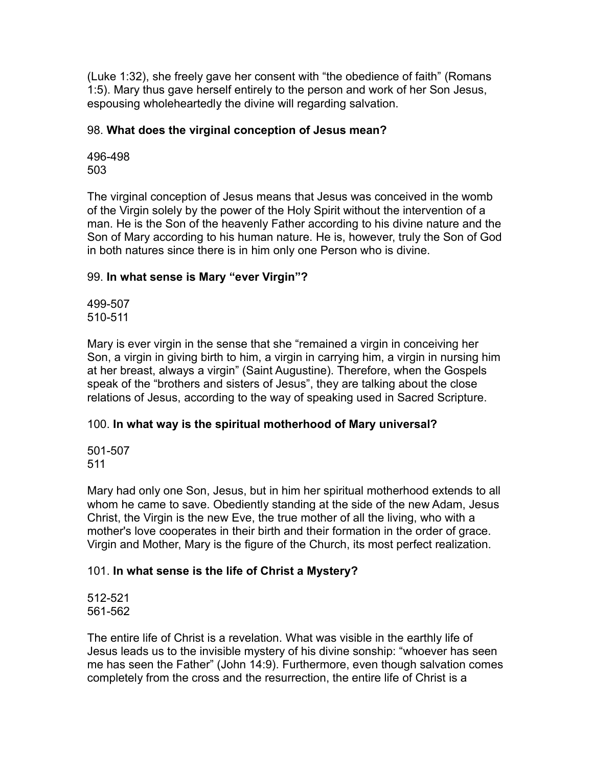(Luke 1:32), she freely gave her consent with “the obedience of faith” (Romans 1:5). Mary thus gave herself entirely to the person and work of her Son Jesus, espousing wholeheartedly the divine will regarding salvation.

98. **What does the virginal conception of Jesus mean?**

496-498
503

The virginal conception of Jesus means that Jesus was conceived in the womb of the Virgin solely by the power of the Holy Spirit without the intervention of a man. He is the Son of the heavenly Father according to his divine nature and the Son of Mary according to his human nature. He is, however, truly the Son of God in both natures since there is in him only one Person who is divine.

99. **In what sense is Mary “ever Virgin”?**

499-507
510-511

Mary is ever virgin in the sense that she “remained a virgin in conceiving her Son, a virgin in giving birth to him, a virgin in carrying him, a virgin in nursing him at her breast, always a virgin” (Saint Augustine). Therefore, when the Gospels speak of the “brothers and sisters of Jesus”, they are talking about the close relations of Jesus, according to the way of speaking used in Sacred Scripture.

100. **In what way is the spiritual motherhood of Mary universal?**

501-507
511

Mary had only one Son, Jesus, but in him her spiritual motherhood extends to all whom he came to save. Obediently standing at the side of the new Adam, Jesus Christ, the Virgin is the new Eve, the true mother of all the living, who with a mother's love cooperates in their birth and their formation in the order of grace. Virgin and Mother, Mary is the figure of the Church, its most perfect realization.

101. **In what sense is the life of Christ a Mystery?**

512-521
561-562

The entire life of Christ is a revelation. What was visible in the earthly life of Jesus leads us to the invisible mystery of his divine sonship: “whoever has seen me has seen the Father” (John 14:9). Furthermore, even though salvation comes completely from the cross and the resurrection, the entire life of Christ is a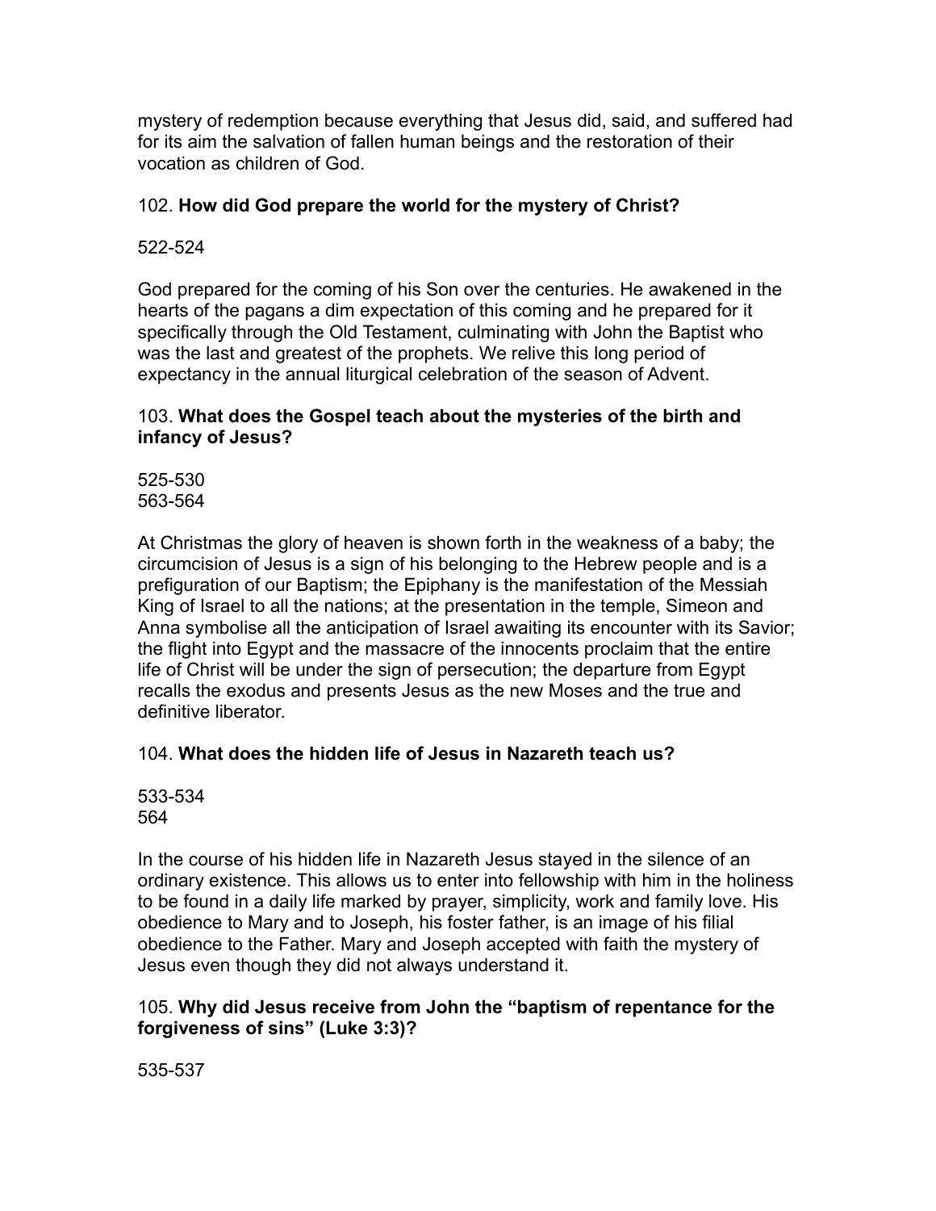mystery of redemption because everything that Jesus did, said, and suffered had for its aim the salvation of fallen human beings and the restoration of their vocation as children of God.

102. **How did God prepare the world for the mystery of Christ?**

522-524

God prepared for the coming of his Son over the centuries. He awakened in the hearts of the pagans a dim expectation of this coming and he prepared for it specifically through the Old Testament, culminating with John the Baptist who was the last and greatest of the prophets. We relive this long period of expectancy in the annual liturgical celebration of the season of Advent.

103. **What does the Gospel teach about the mysteries of the birth and infancy of Jesus?**

525-530
563-564

At Christmas the glory of heaven is shown forth in the weakness of a baby; the circumcision of Jesus is a sign of his belonging to the Hebrew people and is a prefiguration of our Baptism; the Epiphany is the manifestation of the Messiah King of Israel to all the nations; at the presentation in the temple, Simeon and Anna symbolise all the anticipation of Israel awaiting its encounter with its Savior; the flight into Egypt and the massacre of the innocents proclaim that the entire life of Christ will be under the sign of persecution; the departure from Egypt recalls the exodus and presents Jesus as the new Moses and the true and definitive liberator.

104. **What does the hidden life of Jesus in Nazareth teach us?**

533-534
564

In the course of his hidden life in Nazareth Jesus stayed in the silence of an ordinary existence. This allows us to enter into fellowship with him in the holiness to be found in a daily life marked by prayer, simplicity, work and family love. His obedience to Mary and to Joseph, his foster father, is an image of his filial obedience to the Father. Mary and Joseph accepted with faith the mystery of Jesus even though they did not always understand it.

105. **Why did Jesus receive from John the "baptism of repentance for the forgiveness of sins" (Luke 3:3)?**

535-537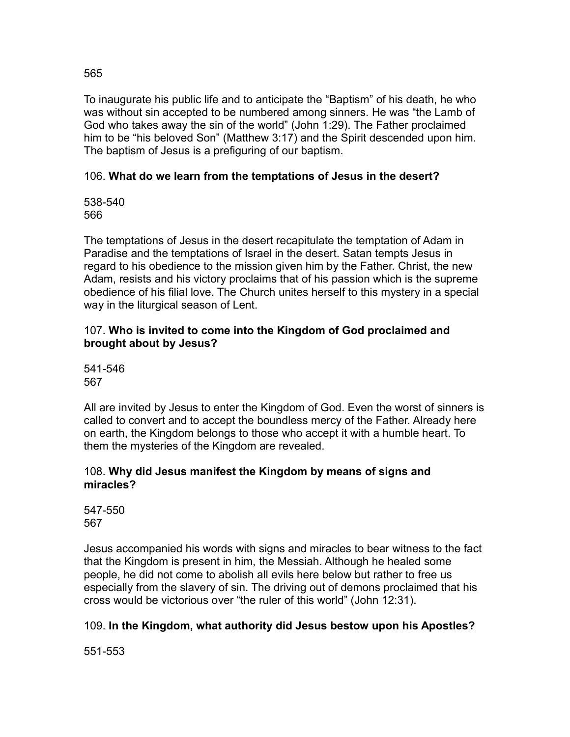565

To inaugurate his public life and to anticipate the "Baptism" of his death, he who was without sin accepted to be numbered among sinners. He was "the Lamb of God who takes away the sin of the world" (John 1:29). The Father proclaimed him to be "his beloved Son" (Matthew 3:17) and the Spirit descended upon him. The baptism of Jesus is a prefiguring of our baptism.

106. **What do we learn from the temptations of Jesus in the desert?**

538-540
566

The temptations of Jesus in the desert recapitulate the temptation of Adam in Paradise and the temptations of Israel in the desert. Satan tempts Jesus in regard to his obedience to the mission given him by the Father. Christ, the new Adam, resists and his victory proclaims that of his passion which is the supreme obedience of his filial love. The Church unites herself to this mystery in a special way in the liturgical season of Lent.

107. **Who is invited to come into the Kingdom of God proclaimed and brought about by Jesus?**

541-546
567

All are invited by Jesus to enter the Kingdom of God. Even the worst of sinners is called to convert and to accept the boundless mercy of the Father. Already here on earth, the Kingdom belongs to those who accept it with a humble heart. To them the mysteries of the Kingdom are revealed.

108. **Why did Jesus manifest the Kingdom by means of signs and miracles?**

547-550
567

Jesus accompanied his words with signs and miracles to bear witness to the fact that the Kingdom is present in him, the Messiah. Although he healed some people, he did not come to abolish all evils here below but rather to free us especially from the slavery of sin. The driving out of demons proclaimed that his cross would be victorious over "the ruler of this world" (John 12:31).

109. **In the Kingdom, what authority did Jesus bestow upon his Apostles?**

551-553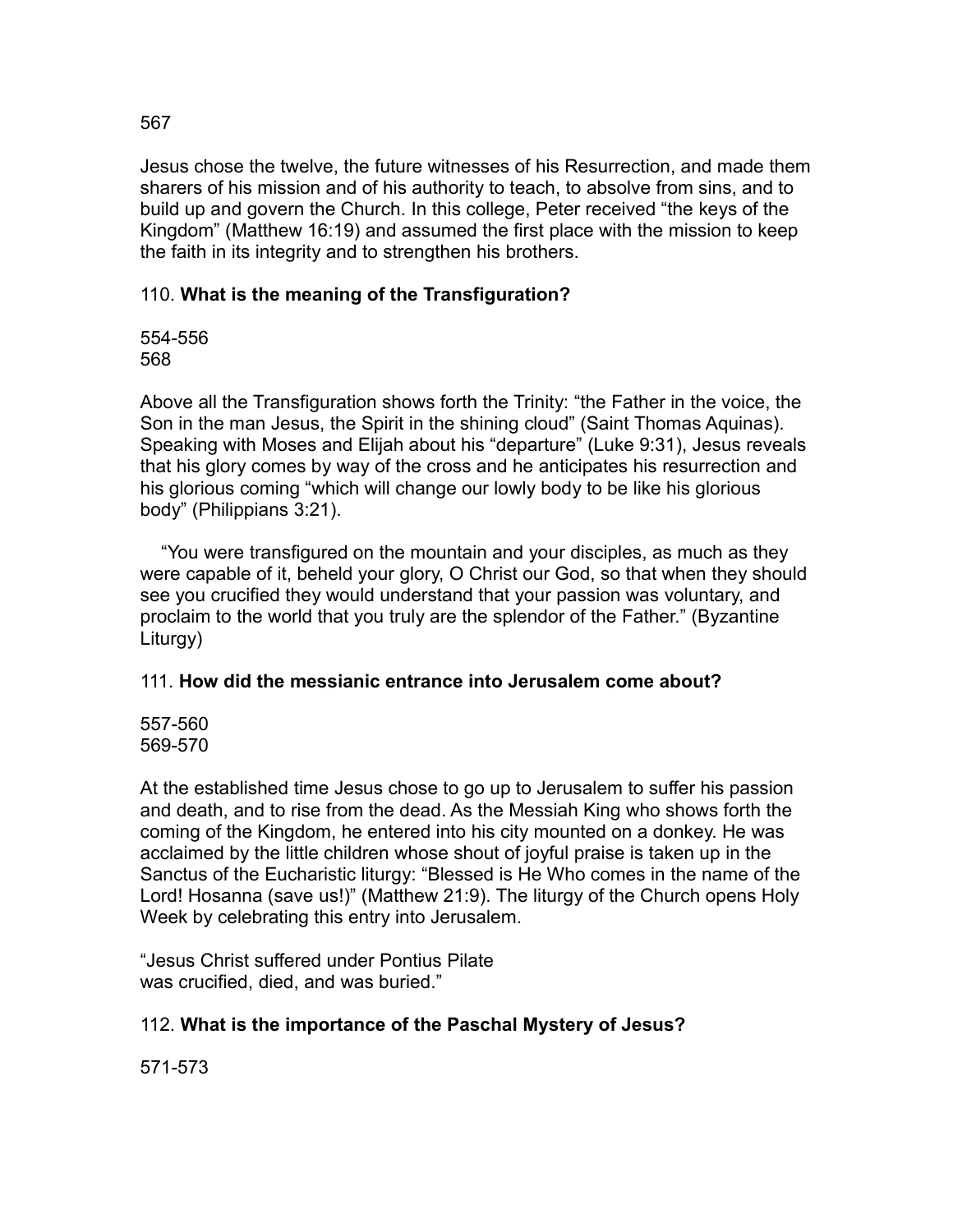567

Jesus chose the twelve, the future witnesses of his Resurrection, and made them sharers of his mission and of his authority to teach, to absolve from sins, and to build up and govern the Church. In this college, Peter received “the keys of the Kingdom” (Matthew 16:19) and assumed the first place with the mission to keep the faith in its integrity and to strengthen his brothers.

110. **What is the meaning of the Transfiguration?**

554-556
568

Above all the Transfiguration shows forth the Trinity: “the Father in the voice, the Son in the man Jesus, the Spirit in the shining cloud” (Saint Thomas Aquinas). Speaking with Moses and Elijah about his “departure” (Luke 9:31), Jesus reveals that his glory comes by way of the cross and he anticipates his resurrection and his glorious coming “which will change our lowly body to be like his glorious body” (Philippians 3:21).

“You were transfigured on the mountain and your disciples, as much as they were capable of it, beheld your glory, O Christ our God, so that when they should see you crucified they would understand that your passion was voluntary, and proclaim to the world that you truly are the splendor of the Father.” (Byzantine Liturgy)

111. **How did the messianic entrance into Jerusalem come about?**

557-560
569-570

At the established time Jesus chose to go up to Jerusalem to suffer his passion and death, and to rise from the dead. As the Messiah King who shows forth the coming of the Kingdom, he entered into his city mounted on a donkey. He was acclaimed by the little children whose shout of joyful praise is taken up in the Sanctus of the Eucharistic liturgy: “Blessed is He Who comes in the name of the Lord! Hosanna (save us!)” (Matthew 21:9). The liturgy of the Church opens Holy Week by celebrating this entry into Jerusalem.

“Jesus Christ suffered under Pontius Pilate
was crucified, died, and was buried.”

112. **What is the importance of the Paschal Mystery of Jesus?**

571-573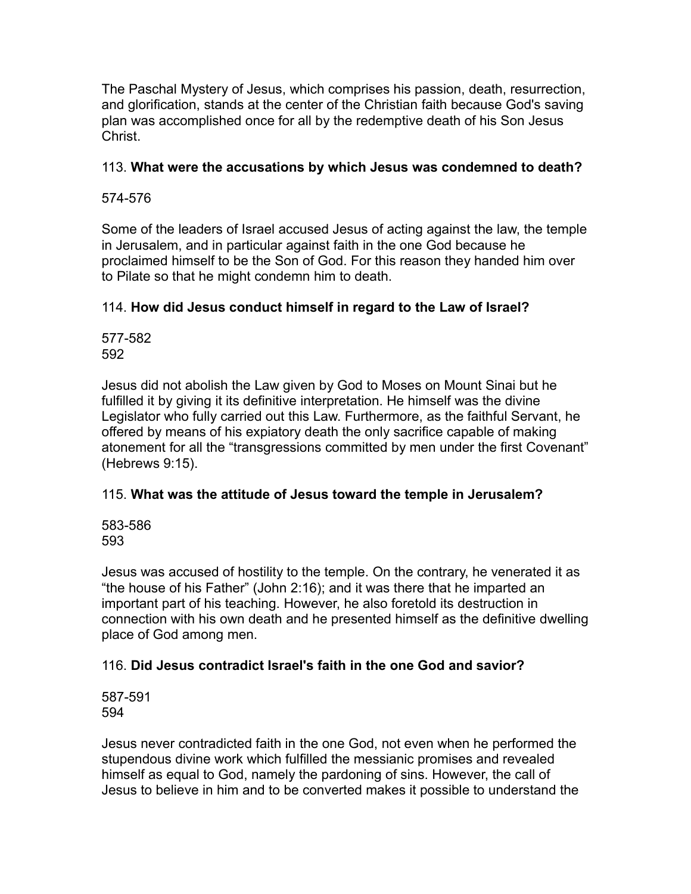The Paschal Mystery of Jesus, which comprises his passion, death, resurrection, and glorification, stands at the center of the Christian faith because God's saving plan was accomplished once for all by the redemptive death of his Son Jesus Christ.

113. **What were the accusations by which Jesus was condemned to death?**

574-576

Some of the leaders of Israel accused Jesus of acting against the law, the temple in Jerusalem, and in particular against faith in the one God because he proclaimed himself to be the Son of God. For this reason they handed him over to Pilate so that he might condemn him to death.

114. **How did Jesus conduct himself in regard to the Law of Israel?**

577-582
592

Jesus did not abolish the Law given by God to Moses on Mount Sinai but he fulfilled it by giving it its definitive interpretation. He himself was the divine Legislator who fully carried out this Law. Furthermore, as the faithful Servant, he offered by means of his expiatory death the only sacrifice capable of making atonement for all the "transgressions committed by men under the first Covenant" (Hebrews 9:15).

115. **What was the attitude of Jesus toward the temple in Jerusalem?**

583-586
593

Jesus was accused of hostility to the temple. On the contrary, he venerated it as "the house of his Father" (John 2:16); and it was there that he imparted an important part of his teaching. However, he also foretold its destruction in connection with his own death and he presented himself as the definitive dwelling place of God among men.

116. **Did Jesus contradict Israel's faith in the one God and savior?**

587-591
594

Jesus never contradicted faith in the one God, not even when he performed the stupendous divine work which fulfilled the messianic promises and revealed himself as equal to God, namely the pardoning of sins. However, the call of Jesus to believe in him and to be converted makes it possible to understand the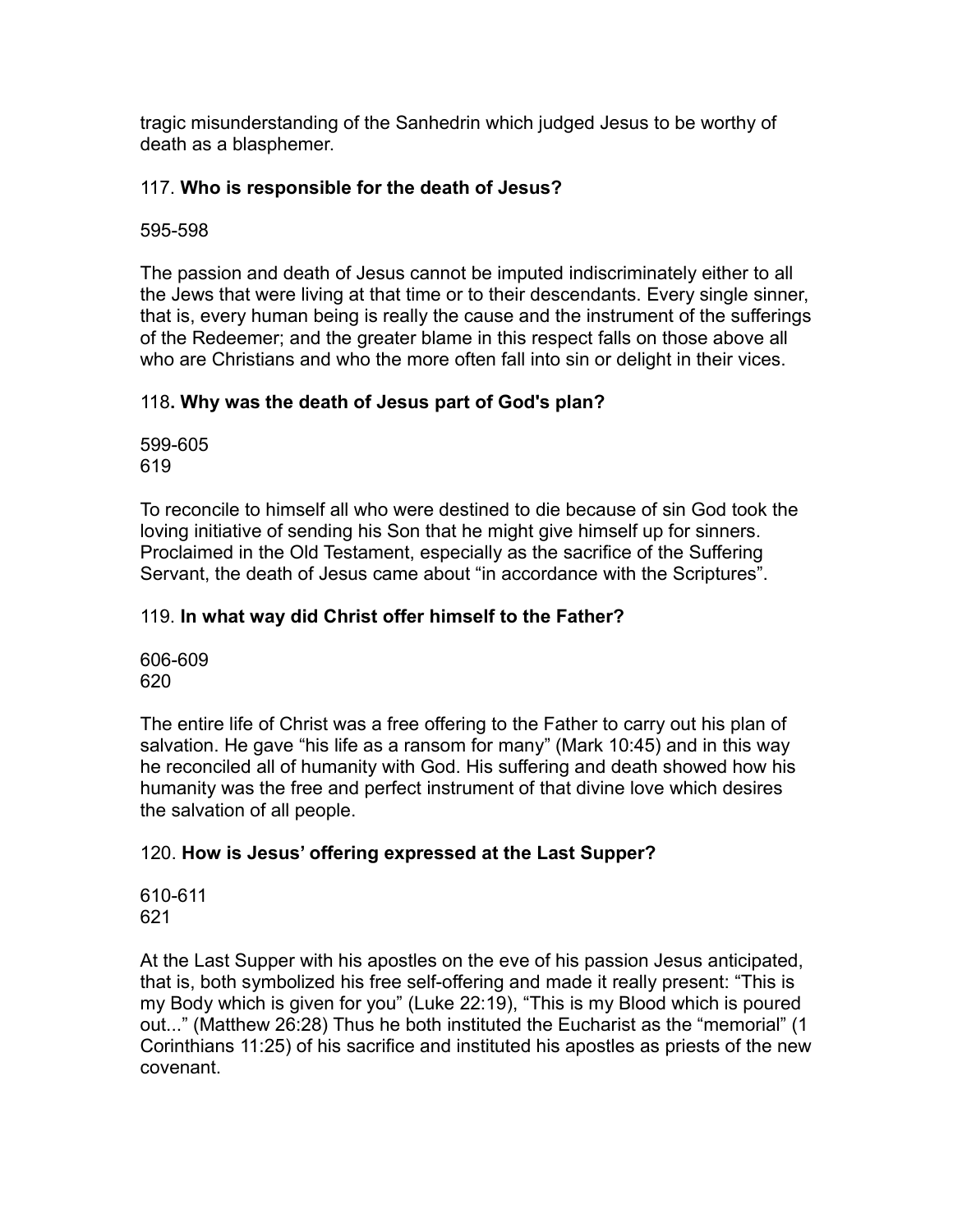tragic misunderstanding of the Sanhedrin which judged Jesus to be worthy of death as a blasphemer.

117. **Who is responsible for the death of Jesus?**

595-598

The passion and death of Jesus cannot be imputed indiscriminately either to all the Jews that were living at that time or to their descendants. Every single sinner, that is, every human being is really the cause and the instrument of the sufferings of the Redeemer; and the greater blame in this respect falls on those above all who are Christians and who the more often fall into sin or delight in their vices.

118**. Why was the death of Jesus part of God's plan?**

599-605
619

To reconcile to himself all who were destined to die because of sin God took the loving initiative of sending his Son that he might give himself up for sinners. Proclaimed in the Old Testament, especially as the sacrifice of the Suffering Servant, the death of Jesus came about "in accordance with the Scriptures".

119. **In what way did Christ offer himself to the Father?**

606-609
620

The entire life of Christ was a free offering to the Father to carry out his plan of salvation. He gave "his life as a ransom for many" (Mark 10:45) and in this way he reconciled all of humanity with God. His suffering and death showed how his humanity was the free and perfect instrument of that divine love which desires the salvation of all people.

120. **How is Jesus' offering expressed at the Last Supper?**

610-611
621

At the Last Supper with his apostles on the eve of his passion Jesus anticipated, that is, both symbolized his free self-offering and made it really present: "This is my Body which is given for you" (Luke 22:19), "This is my Blood which is poured out..." (Matthew 26:28) Thus he both instituted the Eucharist as the "memorial" (1 Corinthians 11:25) of his sacrifice and instituted his apostles as priests of the new covenant.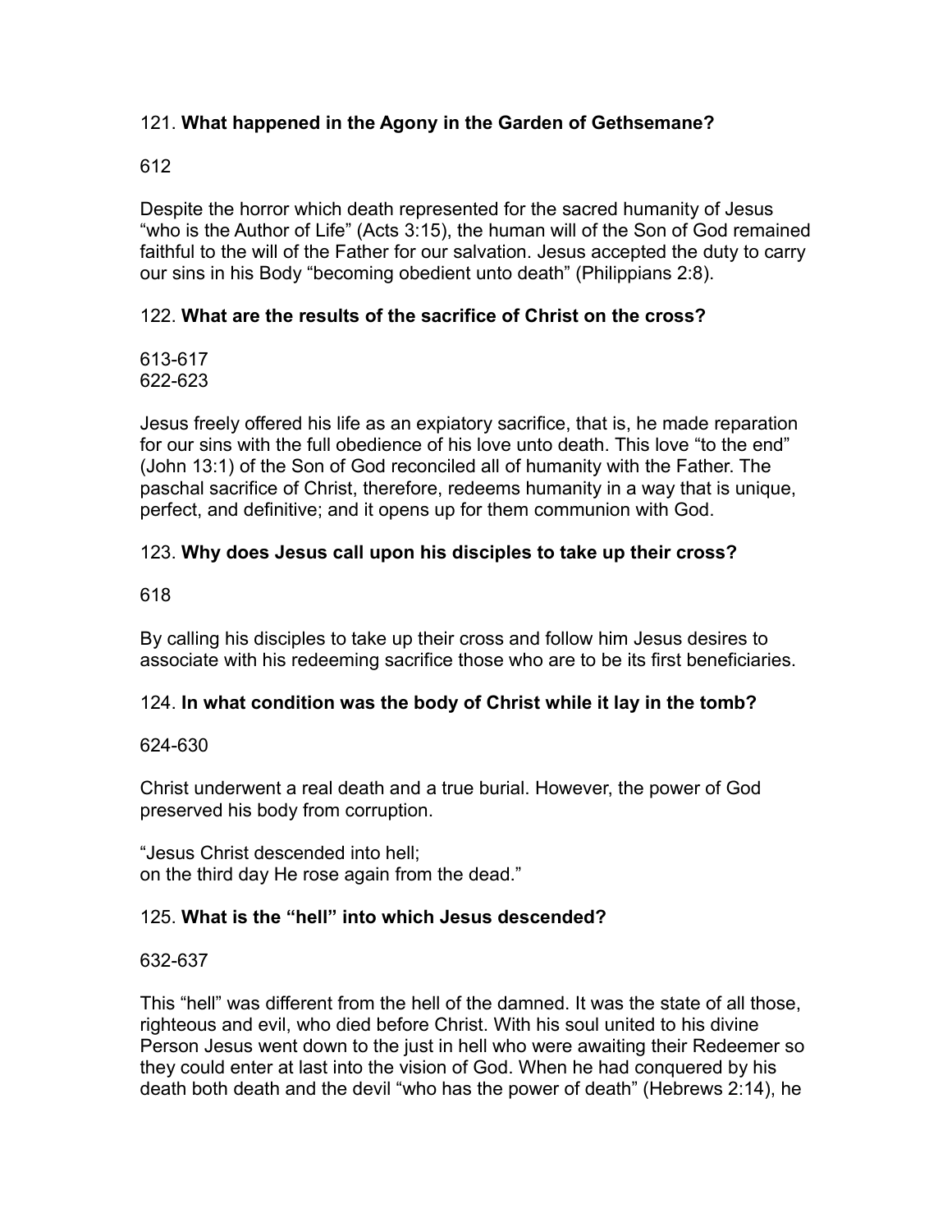121. **What happened in the Agony in the Garden of Gethsemane?**

612

Despite the horror which death represented for the sacred humanity of Jesus "who is the Author of Life" (Acts 3:15), the human will of the Son of God remained faithful to the will of the Father for our salvation. Jesus accepted the duty to carry our sins in his Body "becoming obedient unto death" (Philippians 2:8).

122. **What are the results of the sacrifice of Christ on the cross?**

613-617
622-623

Jesus freely offered his life as an expiatory sacrifice, that is, he made reparation for our sins with the full obedience of his love unto death. This love "to the end" (John 13:1) of the Son of God reconciled all of humanity with the Father. The paschal sacrifice of Christ, therefore, redeems humanity in a way that is unique, perfect, and definitive; and it opens up for them communion with God.

123. **Why does Jesus call upon his disciples to take up their cross?**

618

By calling his disciples to take up their cross and follow him Jesus desires to associate with his redeeming sacrifice those who are to be its first beneficiaries.

124. **In what condition was the body of Christ while it lay in the tomb?**

624-630

Christ underwent a real death and a true burial. However, the power of God preserved his body from corruption.

"Jesus Christ descended into hell;
on the third day He rose again from the dead."

125. **What is the "hell" into which Jesus descended?**

632-637

This "hell" was different from the hell of the damned. It was the state of all those, righteous and evil, who died before Christ. With his soul united to his divine Person Jesus went down to the just in hell who were awaiting their Redeemer so they could enter at last into the vision of God. When he had conquered by his death both death and the devil "who has the power of death" (Hebrews 2:14), he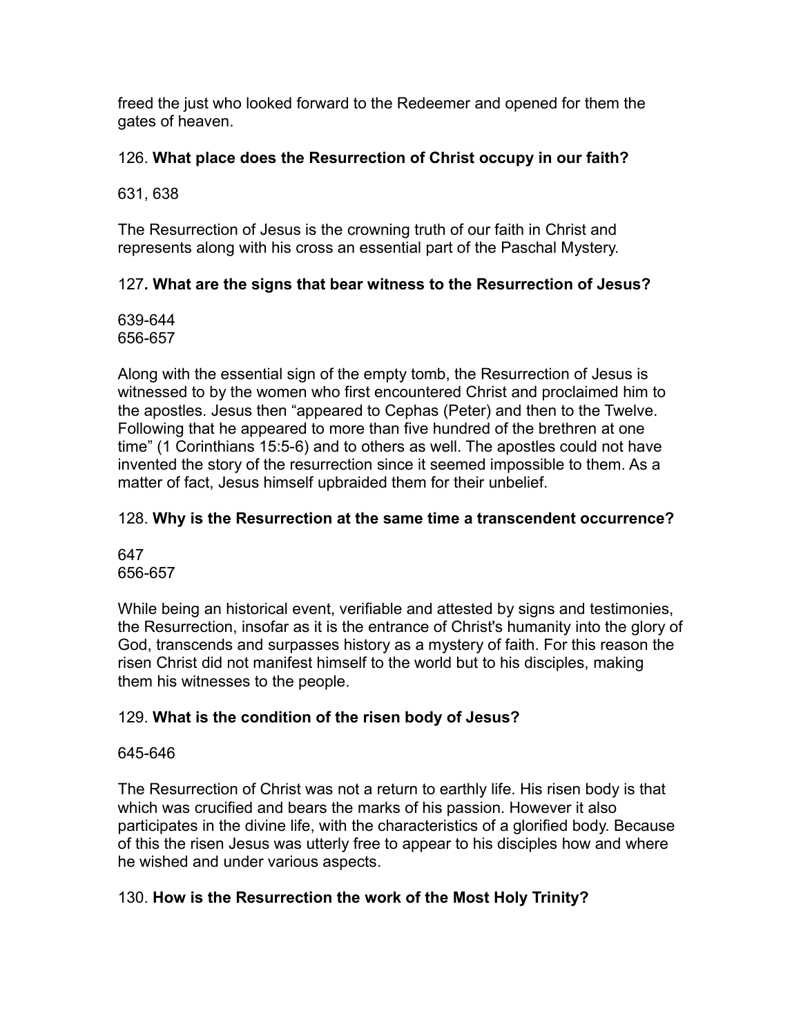freed the just who looked forward to the Redeemer and opened for them the gates of heaven.

126. **What place does the Resurrection of Christ occupy in our faith?**

631, 638

The Resurrection of Jesus is the crowning truth of our faith in Christ and represents along with his cross an essential part of the Paschal Mystery.

127**. What are the signs that bear witness to the Resurrection of Jesus?**

639-644
656-657

Along with the essential sign of the empty tomb, the Resurrection of Jesus is witnessed to by the women who first encountered Christ and proclaimed him to the apostles. Jesus then "appeared to Cephas (Peter) and then to the Twelve. Following that he appeared to more than five hundred of the brethren at one time" (1 Corinthians 15:5-6) and to others as well. The apostles could not have invented the story of the resurrection since it seemed impossible to them. As a matter of fact, Jesus himself upbraided them for their unbelief.

128. **Why is the Resurrection at the same time a transcendent occurrence?**

647
656-657

While being an historical event, verifiable and attested by signs and testimonies, the Resurrection, insofar as it is the entrance of Christ's humanity into the glory of God, transcends and surpasses history as a mystery of faith. For this reason the risen Christ did not manifest himself to the world but to his disciples, making them his witnesses to the people.

129. **What is the condition of the risen body of Jesus?**

645-646

The Resurrection of Christ was not a return to earthly life. His risen body is that which was crucified and bears the marks of his passion. However it also participates in the divine life, with the characteristics of a glorified body. Because of this the risen Jesus was utterly free to appear to his disciples how and where he wished and under various aspects.

130. **How is the Resurrection the work of the Most Holy Trinity?**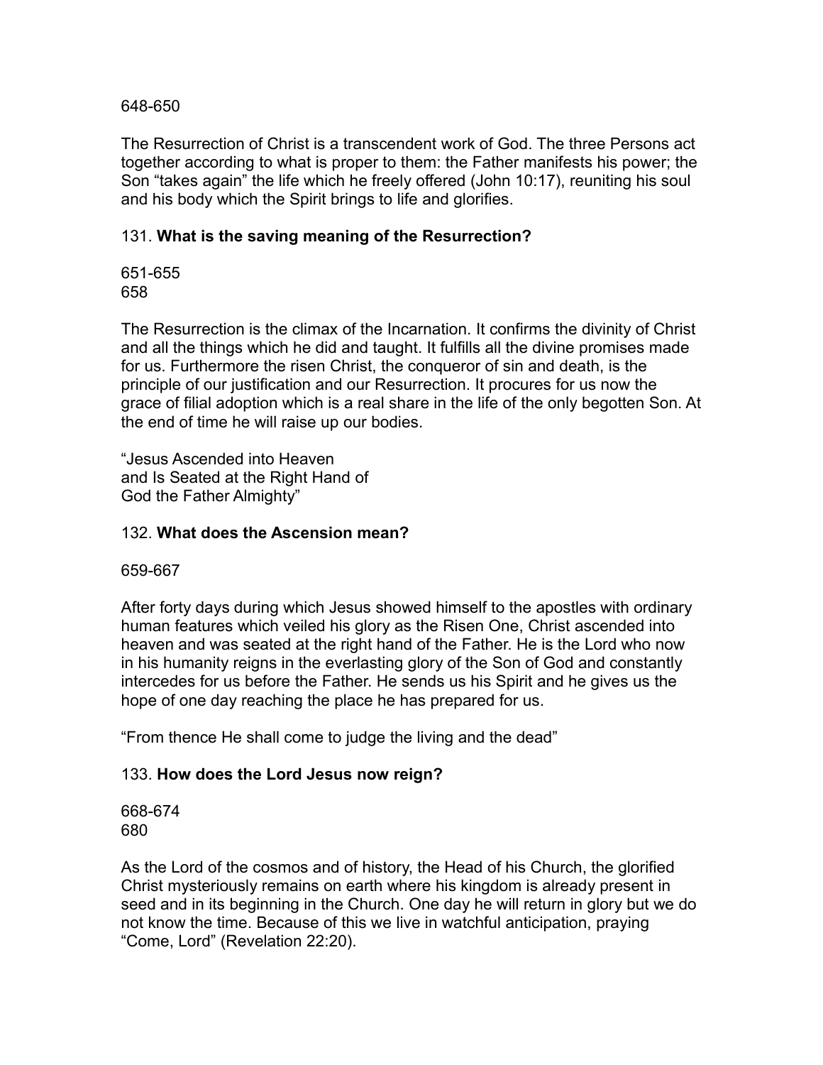648-650

The Resurrection of Christ is a transcendent work of God. The three Persons act together according to what is proper to them: the Father manifests his power; the Son “takes again” the life which he freely offered (John 10:17), reuniting his soul and his body which the Spirit brings to life and glorifies.

131. **What is the saving meaning of the Resurrection?**

651-655
658

The Resurrection is the climax of the Incarnation. It confirms the divinity of Christ and all the things which he did and taught. It fulfills all the divine promises made for us. Furthermore the risen Christ, the conqueror of sin and death, is the principle of our justification and our Resurrection. It procures for us now the grace of filial adoption which is a real share in the life of the only begotten Son. At the end of time he will raise up our bodies.

“Jesus Ascended into Heaven
and Is Seated at the Right Hand of
God the Father Almighty”

132. **What does the Ascension mean?**

659-667

After forty days during which Jesus showed himself to the apostles with ordinary human features which veiled his glory as the Risen One, Christ ascended into heaven and was seated at the right hand of the Father. He is the Lord who now in his humanity reigns in the everlasting glory of the Son of God and constantly intercedes for us before the Father. He sends us his Spirit and he gives us the hope of one day reaching the place he has prepared for us.

“From thence He shall come to judge the living and the dead”

133. **How does the Lord Jesus now reign?**

668-674
680

As the Lord of the cosmos and of history, the Head of his Church, the glorified Christ mysteriously remains on earth where his kingdom is already present in seed and in its beginning in the Church. One day he will return in glory but we do not know the time. Because of this we live in watchful anticipation, praying “Come, Lord” (Revelation 22:20).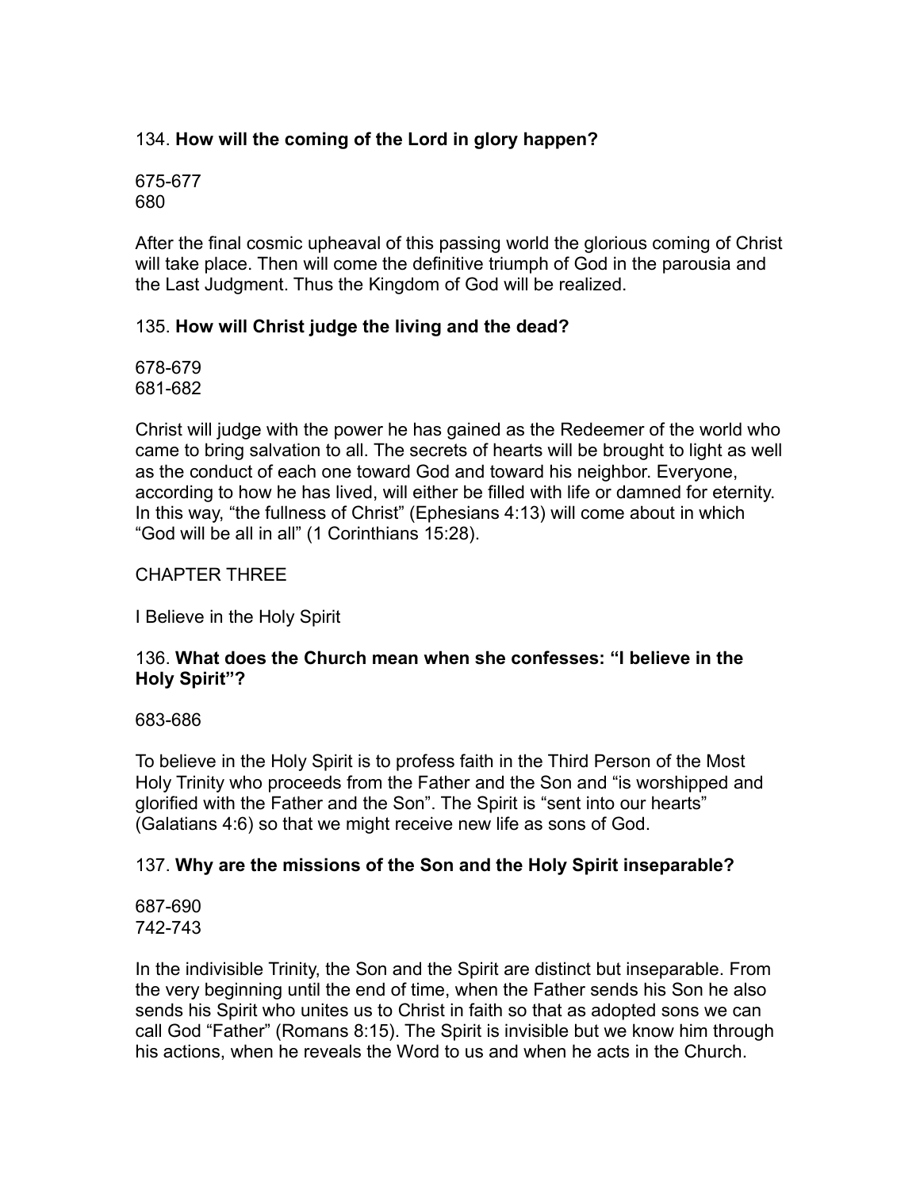134. **How will the coming of the Lord in glory happen?**

675-677
680

After the final cosmic upheaval of this passing world the glorious coming of Christ will take place. Then will come the definitive triumph of God in the parousia and the Last Judgment. Thus the Kingdom of God will be realized.

135. **How will Christ judge the living and the dead?**

678-679
681-682

Christ will judge with the power he has gained as the Redeemer of the world who came to bring salvation to all. The secrets of hearts will be brought to light as well as the conduct of each one toward God and toward his neighbor. Everyone, according to how he has lived, will either be filled with life or damned for eternity. In this way, "the fullness of Christ" (Ephesians 4:13) will come about in which "God will be all in all" (1 Corinthians 15:28).

## CHAPTER THREE

## I Believe in the Holy Spirit

136. **What does the Church mean when she confesses: "I believe in the Holy Spirit"?**

683-686

To believe in the Holy Spirit is to profess faith in the Third Person of the Most Holy Trinity who proceeds from the Father and the Son and "is worshipped and glorified with the Father and the Son". The Spirit is "sent into our hearts" (Galatians 4:6) so that we might receive new life as sons of God.

137. **Why are the missions of the Son and the Holy Spirit inseparable?**

687-690
742-743

In the indivisible Trinity, the Son and the Spirit are distinct but inseparable. From the very beginning until the end of time, when the Father sends his Son he also sends his Spirit who unites us to Christ in faith so that as adopted sons we can call God "Father" (Romans 8:15). The Spirit is invisible but we know him through his actions, when he reveals the Word to us and when he acts in the Church.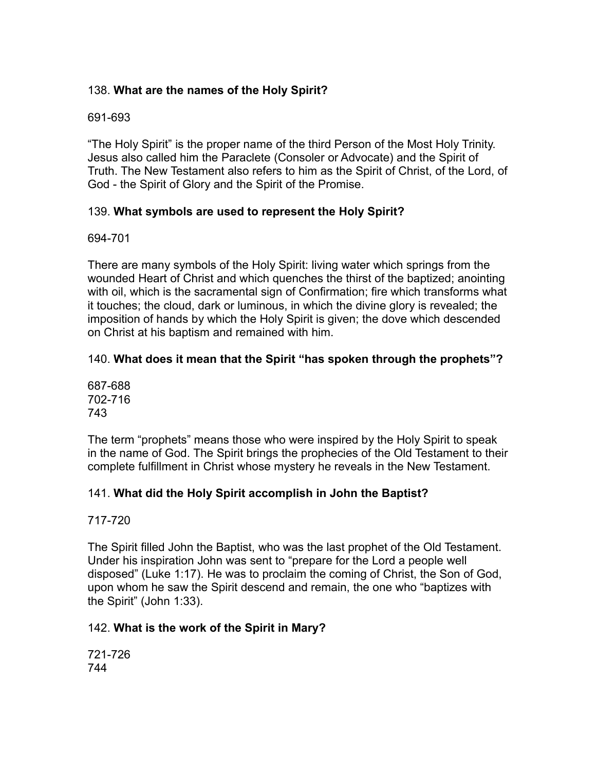138. **What are the names of the Holy Spirit?**

691-693

“The Holy Spirit” is the proper name of the third Person of the Most Holy Trinity. Jesus also called him the Paraclete (Consoler or Advocate) and the Spirit of Truth. The New Testament also refers to him as the Spirit of Christ, of the Lord, of God - the Spirit of Glory and the Spirit of the Promise.

139. **What symbols are used to represent the Holy Spirit?**

694-701

There are many symbols of the Holy Spirit: living water which springs from the wounded Heart of Christ and which quenches the thirst of the baptized; anointing with oil, which is the sacramental sign of Confirmation; fire which transforms what it touches; the cloud, dark or luminous, in which the divine glory is revealed; the imposition of hands by which the Holy Spirit is given; the dove which descended on Christ at his baptism and remained with him.

140. **What does it mean that the Spirit “has spoken through the prophets”?**

687-688
702-716
743

The term “prophets” means those who were inspired by the Holy Spirit to speak in the name of God. The Spirit brings the prophecies of the Old Testament to their complete fulfillment in Christ whose mystery he reveals in the New Testament.

141. **What did the Holy Spirit accomplish in John the Baptist?**

717-720

The Spirit filled John the Baptist, who was the last prophet of the Old Testament. Under his inspiration John was sent to “prepare for the Lord a people well disposed” (Luke 1:17). He was to proclaim the coming of Christ, the Son of God, upon whom he saw the Spirit descend and remain, the one who “baptizes with the Spirit” (John 1:33).

142. **What is the work of the Spirit in Mary?**

721-726
744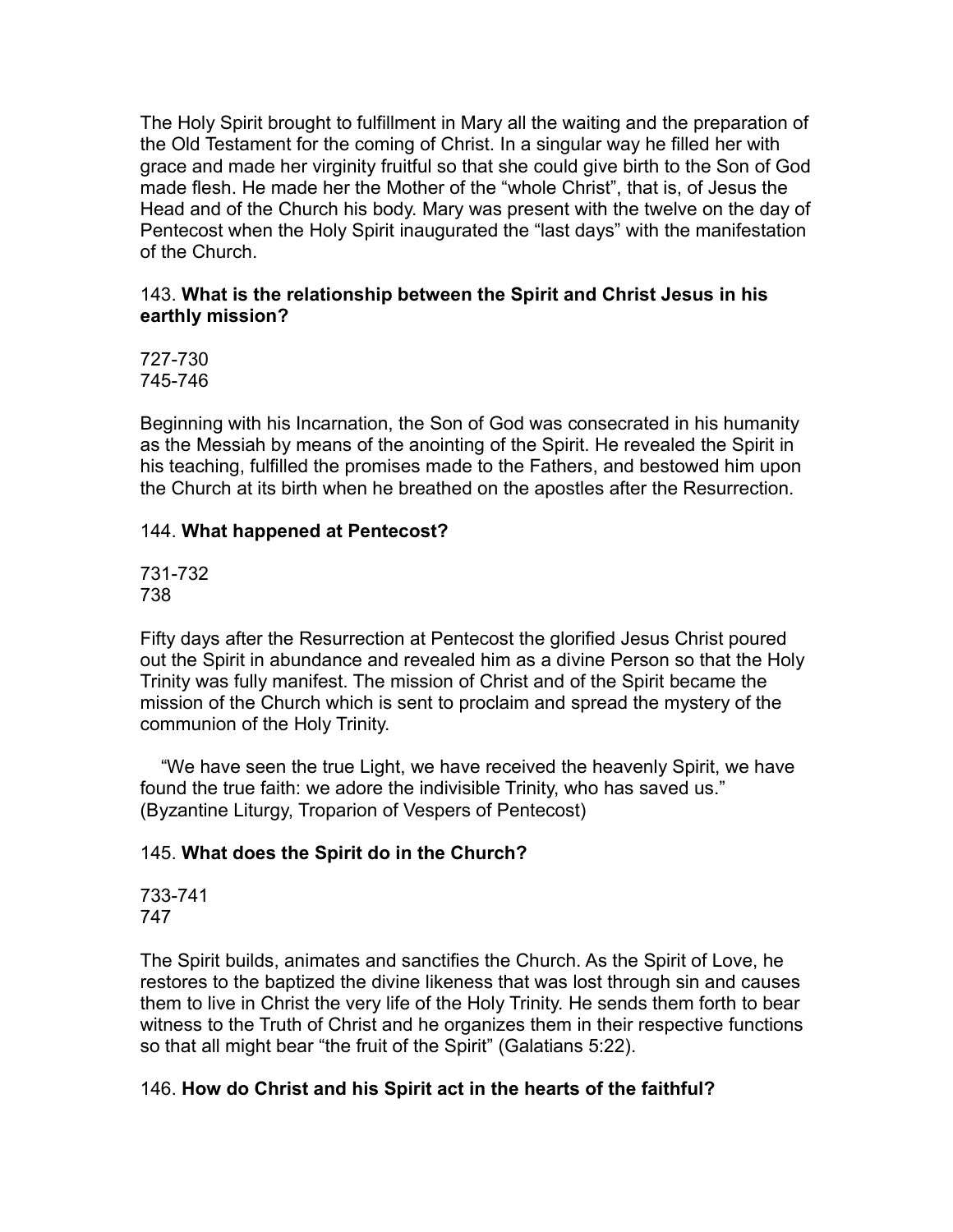The Holy Spirit brought to fulfillment in Mary all the waiting and the preparation of the Old Testament for the coming of Christ. In a singular way he filled her with grace and made her virginity fruitful so that she could give birth to the Son of God made flesh. He made her the Mother of the "whole Christ", that is, of Jesus the Head and of the Church his body. Mary was present with the twelve on the day of Pentecost when the Holy Spirit inaugurated the "last days" with the manifestation of the Church.

143. **What is the relationship between the Spirit and Christ Jesus in his earthly mission?**

727-730
745-746

Beginning with his Incarnation, the Son of God was consecrated in his humanity as the Messiah by means of the anointing of the Spirit. He revealed the Spirit in his teaching, fulfilled the promises made to the Fathers, and bestowed him upon the Church at its birth when he breathed on the apostles after the Resurrection.

144. **What happened at Pentecost?**

731-732
738

Fifty days after the Resurrection at Pentecost the glorified Jesus Christ poured out the Spirit in abundance and revealed him as a divine Person so that the Holy Trinity was fully manifest. The mission of Christ and of the Spirit became the mission of the Church which is sent to proclaim and spread the mystery of the communion of the Holy Trinity.

"We have seen the true Light, we have received the heavenly Spirit, we have found the true faith: we adore the indivisible Trinity, who has saved us." (Byzantine Liturgy, Troparion of Vespers of Pentecost)

145. **What does the Spirit do in the Church?**

733-741
747

The Spirit builds, animates and sanctifies the Church. As the Spirit of Love, he restores to the baptized the divine likeness that was lost through sin and causes them to live in Christ the very life of the Holy Trinity. He sends them forth to bear witness to the Truth of Christ and he organizes them in their respective functions so that all might bear "the fruit of the Spirit" (Galatians 5:22).

146. **How do Christ and his Spirit act in the hearts of the faithful?**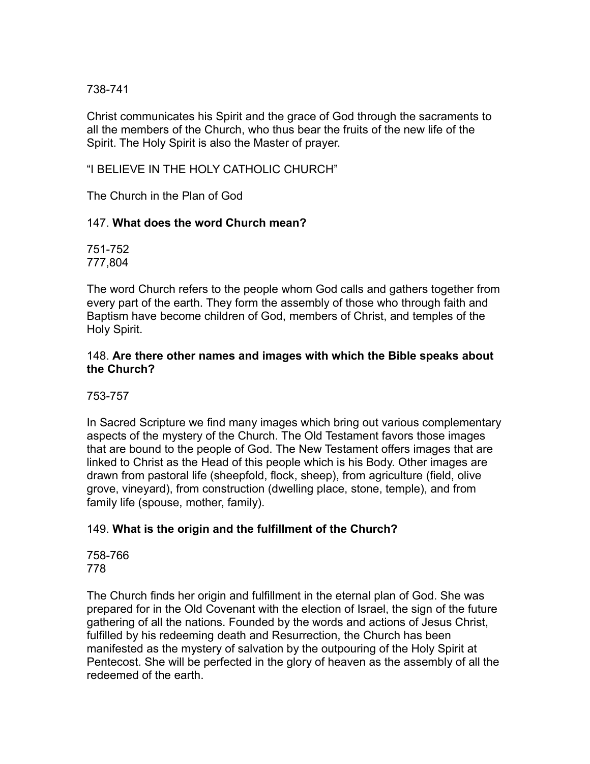738-741

Christ communicates his Spirit and the grace of God through the sacraments to all the members of the Church, who thus bear the fruits of the new life of the Spirit. The Holy Spirit is also the Master of prayer.

"I BELIEVE IN THE HOLY CATHOLIC CHURCH"

The Church in the Plan of God

147. **What does the word Church mean?**

751-752
777,804

The word Church refers to the people whom God calls and gathers together from every part of the earth. They form the assembly of those who through faith and Baptism have become children of God, members of Christ, and temples of the Holy Spirit.

148. **Are there other names and images with which the Bible speaks about the Church?**

753-757

In Sacred Scripture we find many images which bring out various complementary aspects of the mystery of the Church. The Old Testament favors those images that are bound to the people of God. The New Testament offers images that are linked to Christ as the Head of this people which is his Body. Other images are drawn from pastoral life (sheepfold, flock, sheep), from agriculture (field, olive grove, vineyard), from construction (dwelling place, stone, temple), and from family life (spouse, mother, family).

149. **What is the origin and the fulfillment of the Church?**

758-766
778

The Church finds her origin and fulfillment in the eternal plan of God. She was prepared for in the Old Covenant with the election of Israel, the sign of the future gathering of all the nations. Founded by the words and actions of Jesus Christ, fulfilled by his redeeming death and Resurrection, the Church has been manifested as the mystery of salvation by the outpouring of the Holy Spirit at Pentecost. She will be perfected in the glory of heaven as the assembly of all the redeemed of the earth.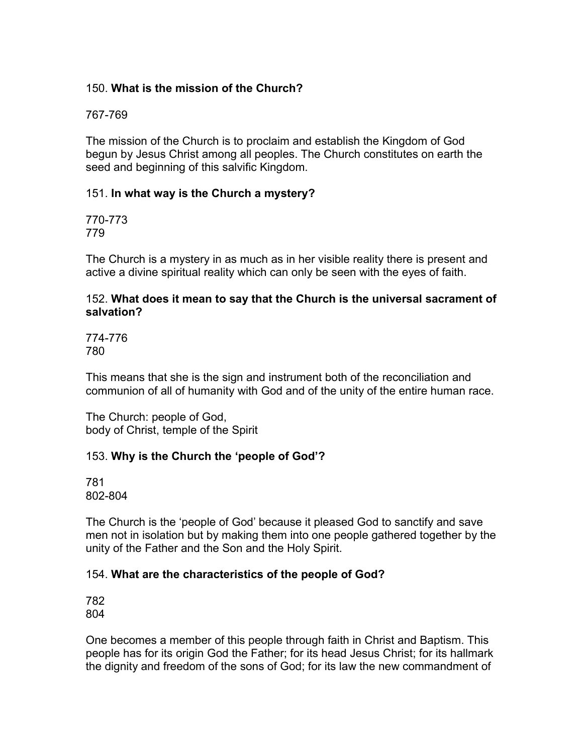150. **What is the mission of the Church?**

767-769

The mission of the Church is to proclaim and establish the Kingdom of God begun by Jesus Christ among all peoples. The Church constitutes on earth the seed and beginning of this salvific Kingdom.

151. **In what way is the Church a mystery?**

770-773
779

The Church is a mystery in as much as in her visible reality there is present and active a divine spiritual reality which can only be seen with the eyes of faith.

152. **What does it mean to say that the Church is the universal sacrament of salvation?**

774-776
780

This means that she is the sign and instrument both of the reconciliation and communion of all of humanity with God and of the unity of the entire human race.

The Church: people of God,
body of Christ, temple of the Spirit

153. **Why is the Church the 'people of God'?**

781
802-804

The Church is the 'people of God' because it pleased God to sanctify and save men not in isolation but by making them into one people gathered together by the unity of the Father and the Son and the Holy Spirit.

154. **What are the characteristics of the people of God?**

782
804

One becomes a member of this people through faith in Christ and Baptism. This people has for its origin God the Father; for its head Jesus Christ; for its hallmark the dignity and freedom of the sons of God; for its law the new commandment of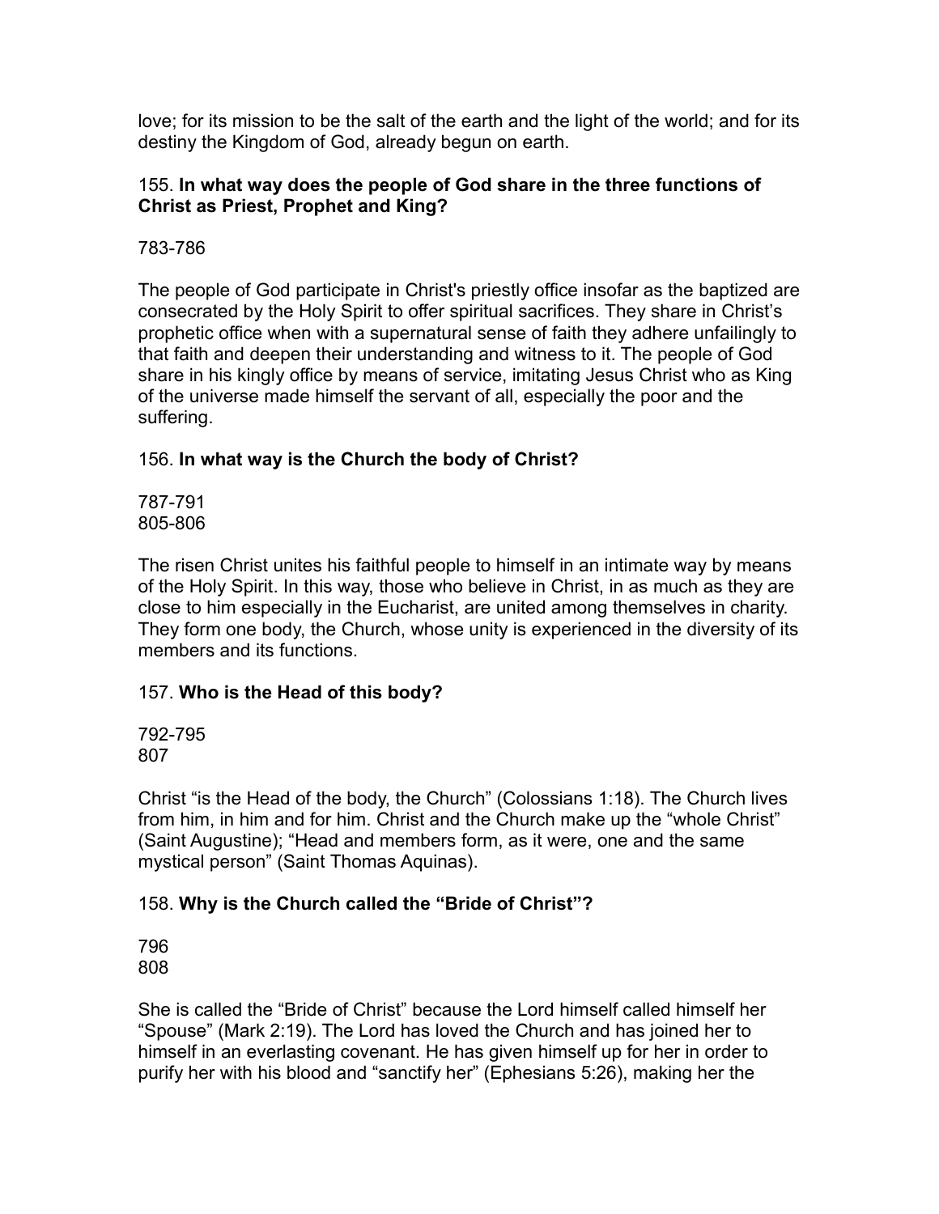love; for its mission to be the salt of the earth and the light of the world; and for its destiny the Kingdom of God, already begun on earth.

155. **In what way does the people of God share in the three functions of Christ as Priest, Prophet and King?**

783-786

The people of God participate in Christ's priestly office insofar as the baptized are consecrated by the Holy Spirit to offer spiritual sacrifices. They share in Christ's prophetic office when with a supernatural sense of faith they adhere unfailingly to that faith and deepen their understanding and witness to it. The people of God share in his kingly office by means of service, imitating Jesus Christ who as King of the universe made himself the servant of all, especially the poor and the suffering.

156. **In what way is the Church the body of Christ?**

787-791
805-806

The risen Christ unites his faithful people to himself in an intimate way by means of the Holy Spirit. In this way, those who believe in Christ, in as much as they are close to him especially in the Eucharist, are united among themselves in charity. They form one body, the Church, whose unity is experienced in the diversity of its members and its functions.

157. **Who is the Head of this body?**

792-795
807

Christ "is the Head of the body, the Church" (Colossians 1:18). The Church lives from him, in him and for him. Christ and the Church make up the "whole Christ" (Saint Augustine); "Head and members form, as it were, one and the same mystical person" (Saint Thomas Aquinas).

158. **Why is the Church called the "Bride of Christ"?**

796
808

She is called the "Bride of Christ" because the Lord himself called himself her "Spouse" (Mark 2:19). The Lord has loved the Church and has joined her to himself in an everlasting covenant. He has given himself up for her in order to purify her with his blood and "sanctify her" (Ephesians 5:26), making her the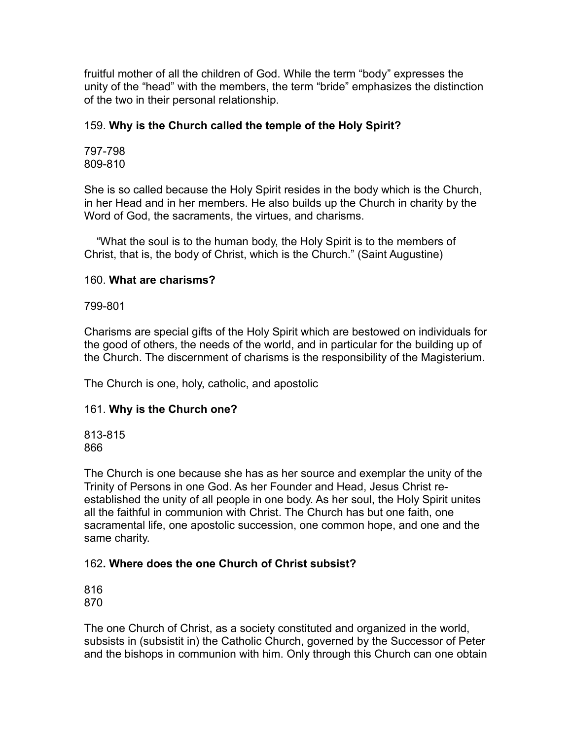fruitful mother of all the children of God. While the term “body” expresses the unity of the “head” with the members, the term “bride” emphasizes the distinction of the two in their personal relationship.

159. **Why is the Church called the temple of the Holy Spirit?**

797-798
809-810

She is so called because the Holy Spirit resides in the body which is the Church, in her Head and in her members. He also builds up the Church in charity by the Word of God, the sacraments, the virtues, and charisms.

“What the soul is to the human body, the Holy Spirit is to the members of Christ, that is, the body of Christ, which is the Church.” (Saint Augustine)

160. **What are charisms?**

799-801

Charisms are special gifts of the Holy Spirit which are bestowed on individuals for the good of others, the needs of the world, and in particular for the building up of the Church. The discernment of charisms is the responsibility of the Magisterium.

The Church is one, holy, catholic, and apostolic

161. **Why is the Church one?**

813-815
866

The Church is one because she has as her source and exemplar the unity of the Trinity of Persons in one God. As her Founder and Head, Jesus Christ re-established the unity of all people in one body. As her soul, the Holy Spirit unites all the faithful in communion with Christ. The Church has but one faith, one sacramental life, one apostolic succession, one common hope, and one and the same charity.

162**. Where does the one Church of Christ subsist?**

816
870

The one Church of Christ, as a society constituted and organized in the world, subsists in (subsistit in) the Catholic Church, governed by the Successor of Peter and the bishops in communion with him. Only through this Church can one obtain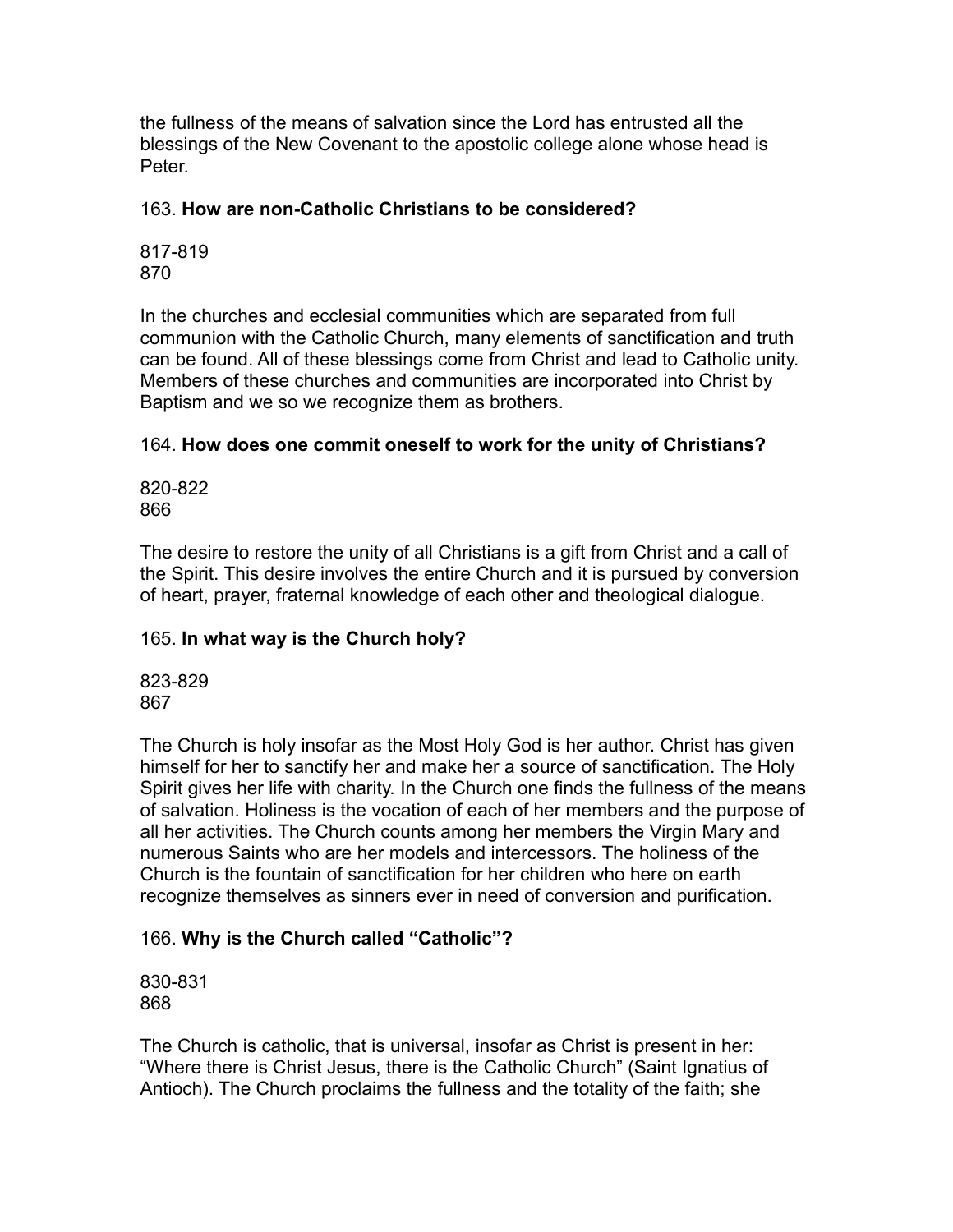the fullness of the means of salvation since the Lord has entrusted all the blessings of the New Covenant to the apostolic college alone whose head is Peter.

163. **How are non-Catholic Christians to be considered?**

817-819
870

In the churches and ecclesial communities which are separated from full communion with the Catholic Church, many elements of sanctification and truth can be found. All of these blessings come from Christ and lead to Catholic unity. Members of these churches and communities are incorporated into Christ by Baptism and we so we recognize them as brothers.

164. **How does one commit oneself to work for the unity of Christians?**

820-822
866

The desire to restore the unity of all Christians is a gift from Christ and a call of the Spirit. This desire involves the entire Church and it is pursued by conversion of heart, prayer, fraternal knowledge of each other and theological dialogue.

165. **In what way is the Church holy?**

823-829
867

The Church is holy insofar as the Most Holy God is her author. Christ has given himself for her to sanctify her and make her a source of sanctification. The Holy Spirit gives her life with charity. In the Church one finds the fullness of the means of salvation. Holiness is the vocation of each of her members and the purpose of all her activities. The Church counts among her members the Virgin Mary and numerous Saints who are her models and intercessors. The holiness of the Church is the fountain of sanctification for her children who here on earth recognize themselves as sinners ever in need of conversion and purification.

166. **Why is the Church called "Catholic"?**

830-831
868

The Church is catholic, that is universal, insofar as Christ is present in her: "Where there is Christ Jesus, there is the Catholic Church" (Saint Ignatius of Antioch). The Church proclaims the fullness and the totality of the faith; she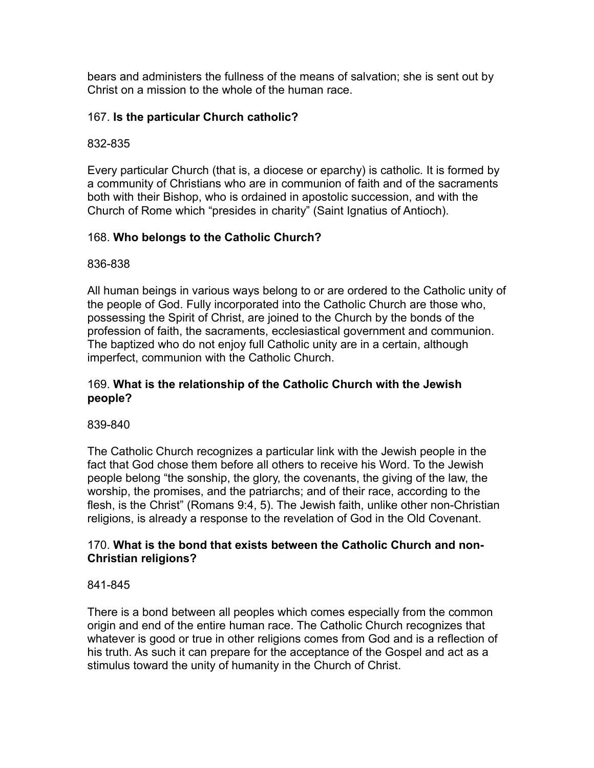bears and administers the fullness of the means of salvation; she is sent out by Christ on a mission to the whole of the human race.

167. **Is the particular Church catholic?**

832-835

Every particular Church (that is, a diocese or eparchy) is catholic. It is formed by a community of Christians who are in communion of faith and of the sacraments both with their Bishop, who is ordained in apostolic succession, and with the Church of Rome which "presides in charity" (Saint Ignatius of Antioch).

168. **Who belongs to the Catholic Church?**

836-838

All human beings in various ways belong to or are ordered to the Catholic unity of the people of God. Fully incorporated into the Catholic Church are those who, possessing the Spirit of Christ, are joined to the Church by the bonds of the profession of faith, the sacraments, ecclesiastical government and communion. The baptized who do not enjoy full Catholic unity are in a certain, although imperfect, communion with the Catholic Church.

169. **What is the relationship of the Catholic Church with the Jewish people?**

839-840

The Catholic Church recognizes a particular link with the Jewish people in the fact that God chose them before all others to receive his Word. To the Jewish people belong "the sonship, the glory, the covenants, the giving of the law, the worship, the promises, and the patriarchs; and of their race, according to the flesh, is the Christ" (Romans 9:4, 5). The Jewish faith, unlike other non-Christian religions, is already a response to the revelation of God in the Old Covenant.

170. **What is the bond that exists between the Catholic Church and non-Christian religions?**

841-845

There is a bond between all peoples which comes especially from the common origin and end of the entire human race. The Catholic Church recognizes that whatever is good or true in other religions comes from God and is a reflection of his truth. As such it can prepare for the acceptance of the Gospel and act as a stimulus toward the unity of humanity in the Church of Christ.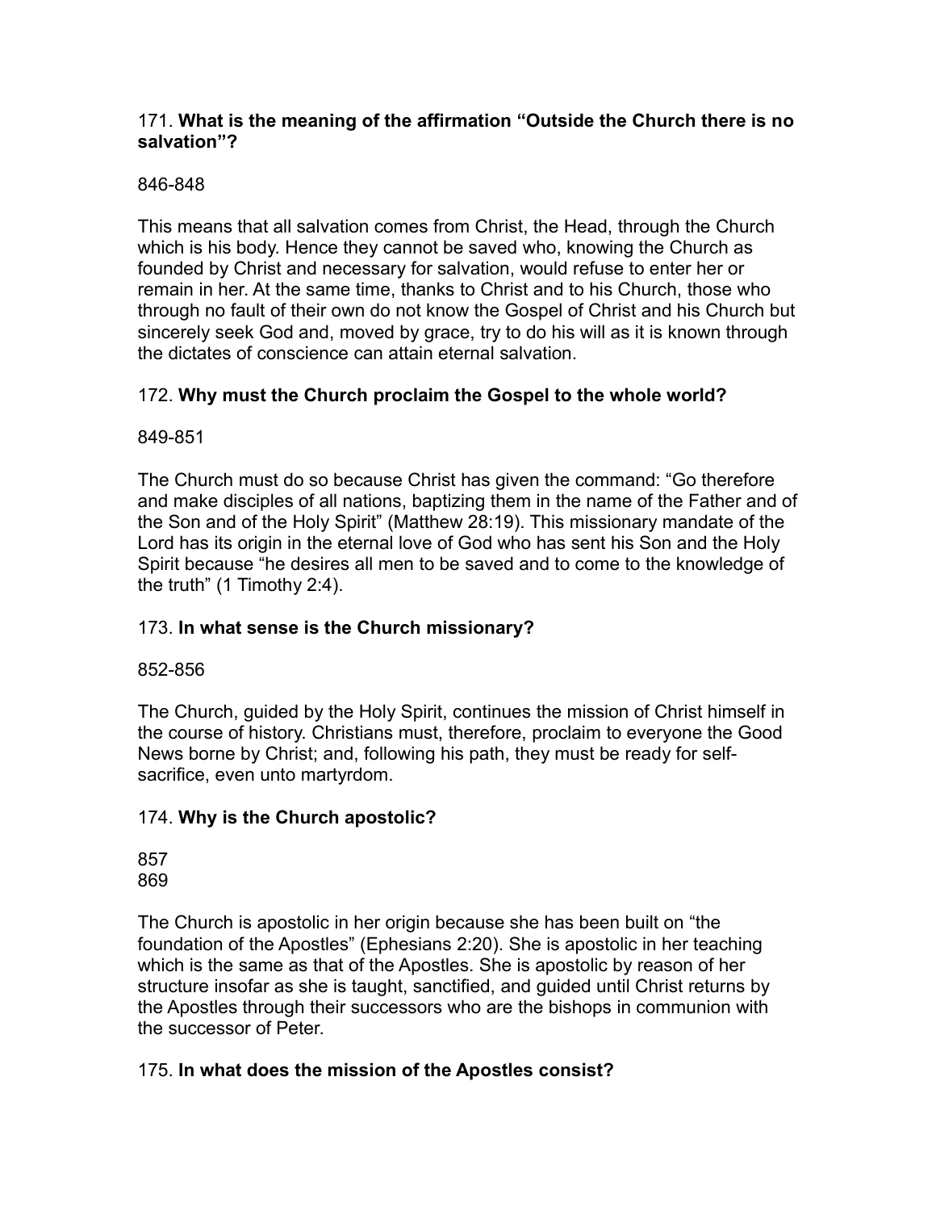171. **What is the meaning of the affirmation “Outside the Church there is no salvation”?**

846-848

This means that all salvation comes from Christ, the Head, through the Church which is his body. Hence they cannot be saved who, knowing the Church as founded by Christ and necessary for salvation, would refuse to enter her or remain in her. At the same time, thanks to Christ and to his Church, those who through no fault of their own do not know the Gospel of Christ and his Church but sincerely seek God and, moved by grace, try to do his will as it is known through the dictates of conscience can attain eternal salvation.

172. **Why must the Church proclaim the Gospel to the whole world?**

849-851

The Church must do so because Christ has given the command: “Go therefore and make disciples of all nations, baptizing them in the name of the Father and of the Son and of the Holy Spirit” (Matthew 28:19). This missionary mandate of the Lord has its origin in the eternal love of God who has sent his Son and the Holy Spirit because “he desires all men to be saved and to come to the knowledge of the truth” (1 Timothy 2:4).

173. **In what sense is the Church missionary?**

852-856

The Church, guided by the Holy Spirit, continues the mission of Christ himself in the course of history. Christians must, therefore, proclaim to everyone the Good News borne by Christ; and, following his path, they must be ready for self-sacrifice, even unto martyrdom.

174. **Why is the Church apostolic?**

857
869

The Church is apostolic in her origin because she has been built on “the foundation of the Apostles” (Ephesians 2:20). She is apostolic in her teaching which is the same as that of the Apostles. She is apostolic by reason of her structure insofar as she is taught, sanctified, and guided until Christ returns by the Apostles through their successors who are the bishops in communion with the successor of Peter.

175. **In what does the mission of the Apostles consist?**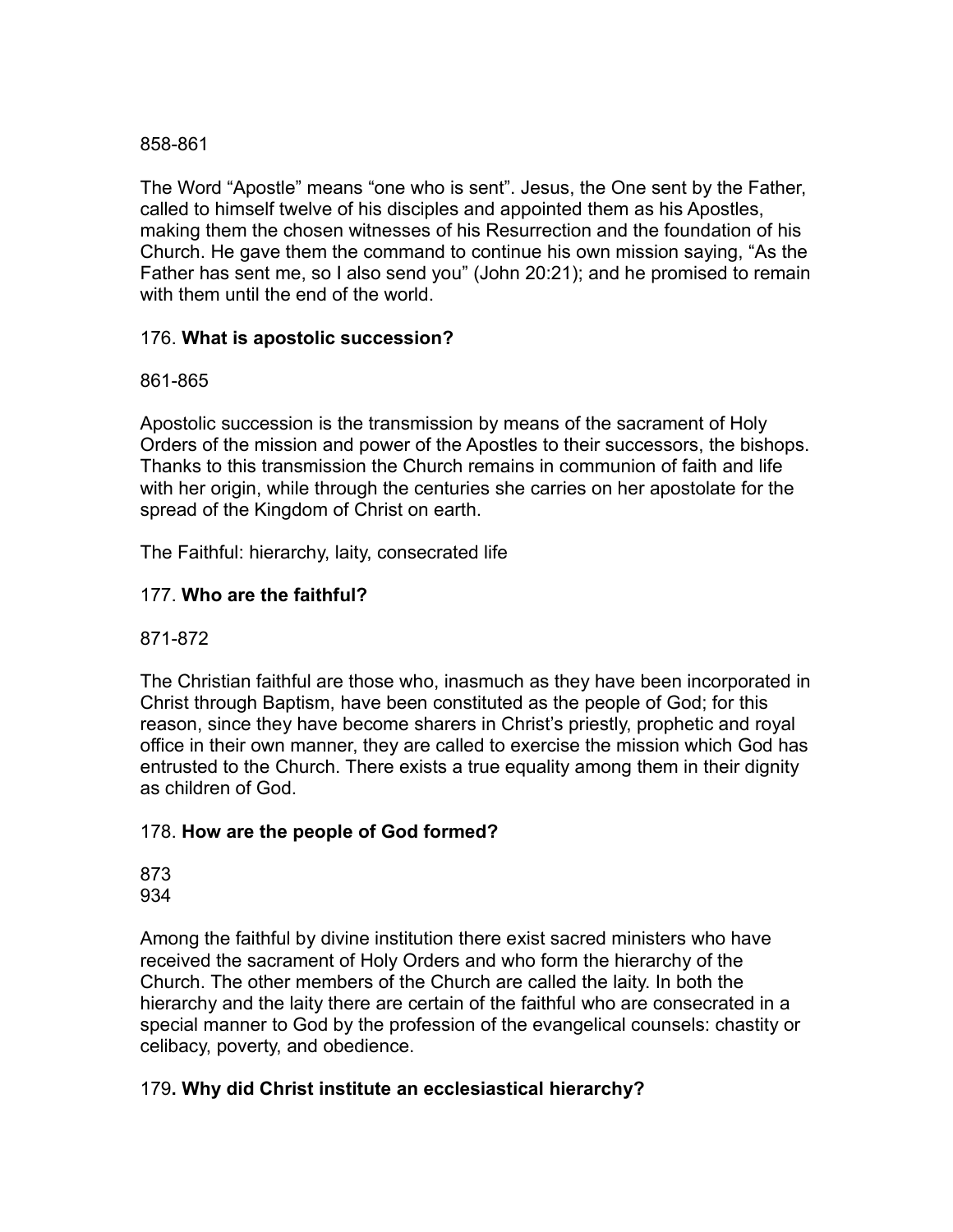858-861

The Word “Apostle” means “one who is sent”. Jesus, the One sent by the Father, called to himself twelve of his disciples and appointed them as his Apostles, making them the chosen witnesses of his Resurrection and the foundation of his Church. He gave them the command to continue his own mission saying, “As the Father has sent me, so I also send you” (John 20:21); and he promised to remain with them until the end of the world.

176. **What is apostolic succession?**

861-865

Apostolic succession is the transmission by means of the sacrament of Holy Orders of the mission and power of the Apostles to their successors, the bishops. Thanks to this transmission the Church remains in communion of faith and life with her origin, while through the centuries she carries on her apostolate for the spread of the Kingdom of Christ on earth.

The Faithful: hierarchy, laity, consecrated life

177. **Who are the faithful?**

871-872

The Christian faithful are those who, inasmuch as they have been incorporated in Christ through Baptism, have been constituted as the people of God; for this reason, since they have become sharers in Christ’s priestly, prophetic and royal office in their own manner, they are called to exercise the mission which God has entrusted to the Church. There exists a true equality among them in their dignity as children of God.

178. **How are the people of God formed?**

873
934

Among the faithful by divine institution there exist sacred ministers who have received the sacrament of Holy Orders and who form the hierarchy of the Church. The other members of the Church are called the laity. In both the hierarchy and the laity there are certain of the faithful who are consecrated in a special manner to God by the profession of the evangelical counsels: chastity or celibacy, poverty, and obedience.

179**. Why did Christ institute an ecclesiastical hierarchy?**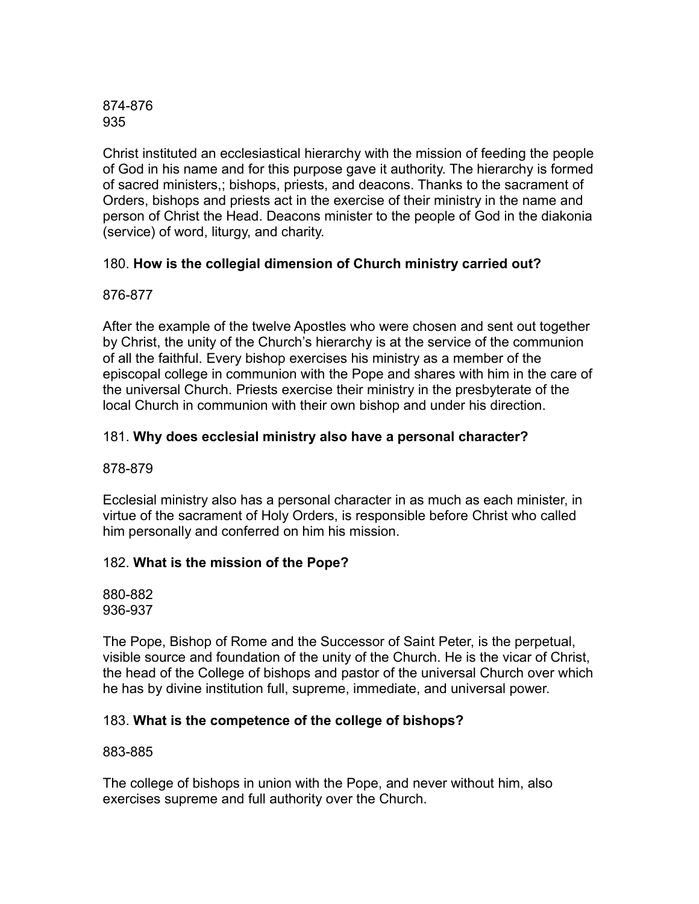874-876
935

Christ instituted an ecclesiastical hierarchy with the mission of feeding the people of God in his name and for this purpose gave it authority. The hierarchy is formed of sacred ministers,; bishops, priests, and deacons. Thanks to the sacrament of Orders, bishops and priests act in the exercise of their ministry in the name and person of Christ the Head. Deacons minister to the people of God in the diakonia (service) of word, liturgy, and charity.

180. **How is the collegial dimension of Church ministry carried out?**

876-877

After the example of the twelve Apostles who were chosen and sent out together by Christ, the unity of the Church's hierarchy is at the service of the communion of all the faithful. Every bishop exercises his ministry as a member of the episcopal college in communion with the Pope and shares with him in the care of the universal Church. Priests exercise their ministry in the presbyterate of the local Church in communion with their own bishop and under his direction.

181. **Why does ecclesial ministry also have a personal character?**

878-879

Ecclesial ministry also has a personal character in as much as each minister, in virtue of the sacrament of Holy Orders, is responsible before Christ who called him personally and conferred on him his mission.

182. **What is the mission of the Pope?**

880-882
936-937

The Pope, Bishop of Rome and the Successor of Saint Peter, is the perpetual, visible source and foundation of the unity of the Church. He is the vicar of Christ, the head of the College of bishops and pastor of the universal Church over which he has by divine institution full, supreme, immediate, and universal power.

183. **What is the competence of the college of bishops?**

883-885

The college of bishops in union with the Pope, and never without him, also exercises supreme and full authority over the Church.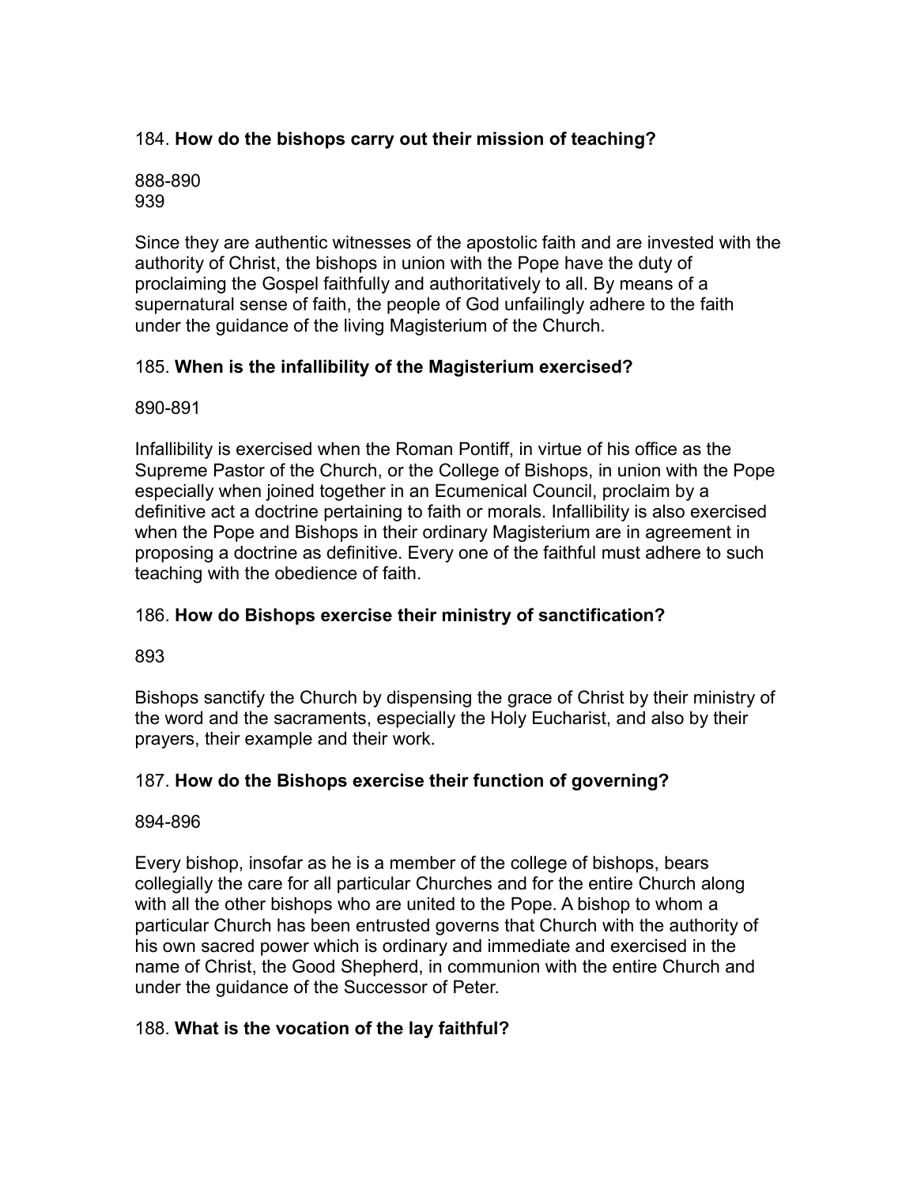184. **How do the bishops carry out their mission of teaching?**

888-890
939

Since they are authentic witnesses of the apostolic faith and are invested with the authority of Christ, the bishops in union with the Pope have the duty of proclaiming the Gospel faithfully and authoritatively to all. By means of a supernatural sense of faith, the people of God unfailingly adhere to the faith under the guidance of the living Magisterium of the Church.

185. **When is the infallibility of the Magisterium exercised?**

890-891

Infallibility is exercised when the Roman Pontiff, in virtue of his office as the Supreme Pastor of the Church, or the College of Bishops, in union with the Pope especially when joined together in an Ecumenical Council, proclaim by a definitive act a doctrine pertaining to faith or morals. Infallibility is also exercised when the Pope and Bishops in their ordinary Magisterium are in agreement in proposing a doctrine as definitive. Every one of the faithful must adhere to such teaching with the obedience of faith.

186. **How do Bishops exercise their ministry of sanctification?**

893

Bishops sanctify the Church by dispensing the grace of Christ by their ministry of the word and the sacraments, especially the Holy Eucharist, and also by their prayers, their example and their work.

187. **How do the Bishops exercise their function of governing?**

894-896

Every bishop, insofar as he is a member of the college of bishops, bears collegially the care for all particular Churches and for the entire Church along with all the other bishops who are united to the Pope. A bishop to whom a particular Church has been entrusted governs that Church with the authority of his own sacred power which is ordinary and immediate and exercised in the name of Christ, the Good Shepherd, in communion with the entire Church and under the guidance of the Successor of Peter.

188. **What is the vocation of the lay faithful?**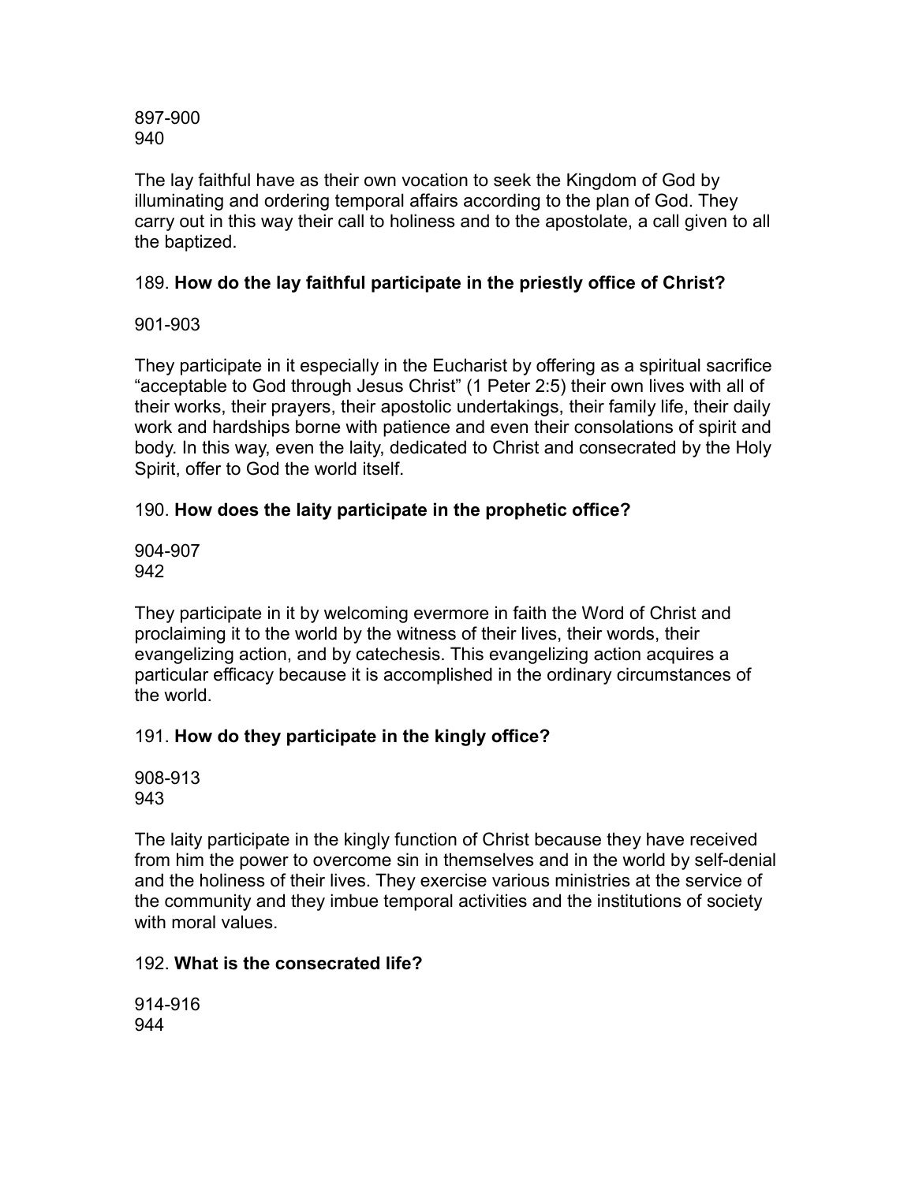897-900
940

The lay faithful have as their own vocation to seek the Kingdom of God by illuminating and ordering temporal affairs according to the plan of God. They carry out in this way their call to holiness and to the apostolate, a call given to all the baptized.

189. **How do the lay faithful participate in the priestly office of Christ?**

901-903

They participate in it especially in the Eucharist by offering as a spiritual sacrifice “acceptable to God through Jesus Christ” (1 Peter 2:5) their own lives with all of their works, their prayers, their apostolic undertakings, their family life, their daily work and hardships borne with patience and even their consolations of spirit and body. In this way, even the laity, dedicated to Christ and consecrated by the Holy Spirit, offer to God the world itself.

190. **How does the laity participate in the prophetic office?**

904-907
942

They participate in it by welcoming evermore in faith the Word of Christ and proclaiming it to the world by the witness of their lives, their words, their evangelizing action, and by catechesis. This evangelizing action acquires a particular efficacy because it is accomplished in the ordinary circumstances of the world.

191. **How do they participate in the kingly office?**

908-913
943

The laity participate in the kingly function of Christ because they have received from him the power to overcome sin in themselves and in the world by self-denial and the holiness of their lives. They exercise various ministries at the service of the community and they imbue temporal activities and the institutions of society with moral values.

192. **What is the consecrated life?**

914-916
944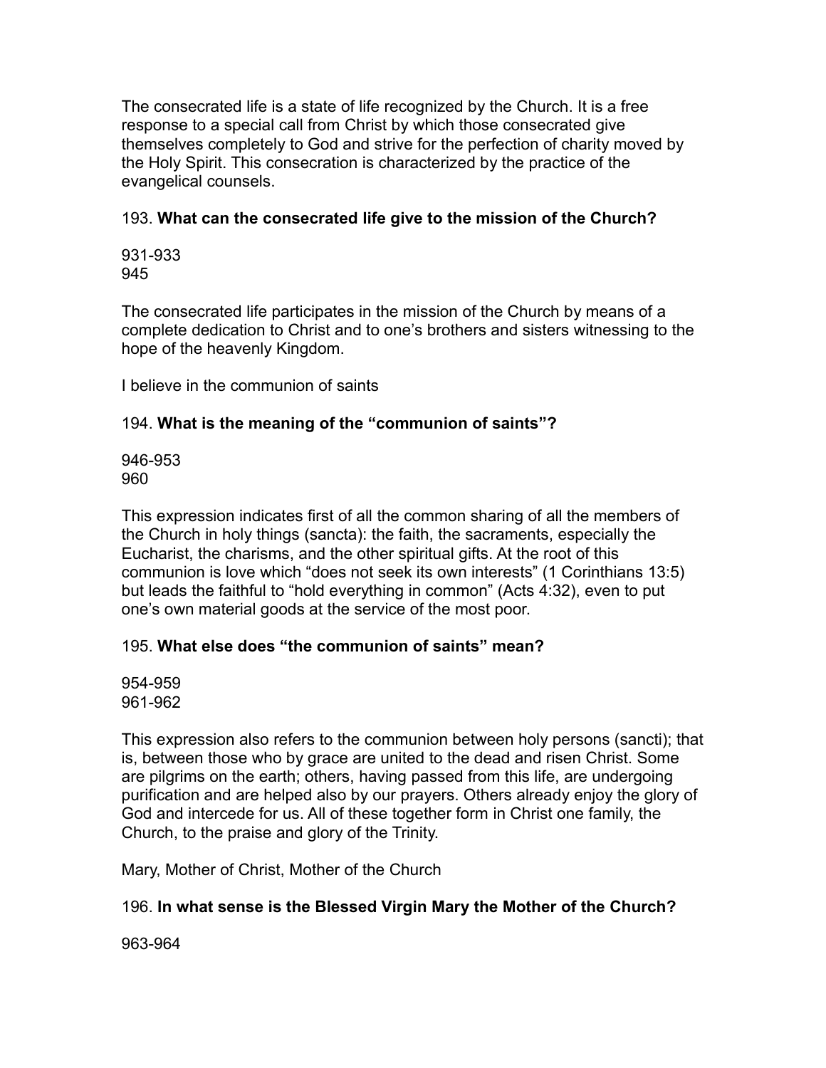The consecrated life is a state of life recognized by the Church. It is a free response to a special call from Christ by which those consecrated give themselves completely to God and strive for the perfection of charity moved by the Holy Spirit. This consecration is characterized by the practice of the evangelical counsels.

193. **What can the consecrated life give to the mission of the Church?**

931-933
945

The consecrated life participates in the mission of the Church by means of a complete dedication to Christ and to one's brothers and sisters witnessing to the hope of the heavenly Kingdom.

I believe in the communion of saints

194. **What is the meaning of the "communion of saints"?**

946-953
960

This expression indicates first of all the common sharing of all the members of the Church in holy things (sancta): the faith, the sacraments, especially the Eucharist, the charisms, and the other spiritual gifts. At the root of this communion is love which "does not seek its own interests" (1 Corinthians 13:5) but leads the faithful to "hold everything in common" (Acts 4:32), even to put one's own material goods at the service of the most poor.

195. **What else does "the communion of saints" mean?**

954-959
961-962

This expression also refers to the communion between holy persons (sancti); that is, between those who by grace are united to the dead and risen Christ. Some are pilgrims on the earth; others, having passed from this life, are undergoing purification and are helped also by our prayers. Others already enjoy the glory of God and intercede for us. All of these together form in Christ one family, the Church, to the praise and glory of the Trinity.

Mary, Mother of Christ, Mother of the Church

196. **In what sense is the Blessed Virgin Mary the Mother of the Church?**

963-964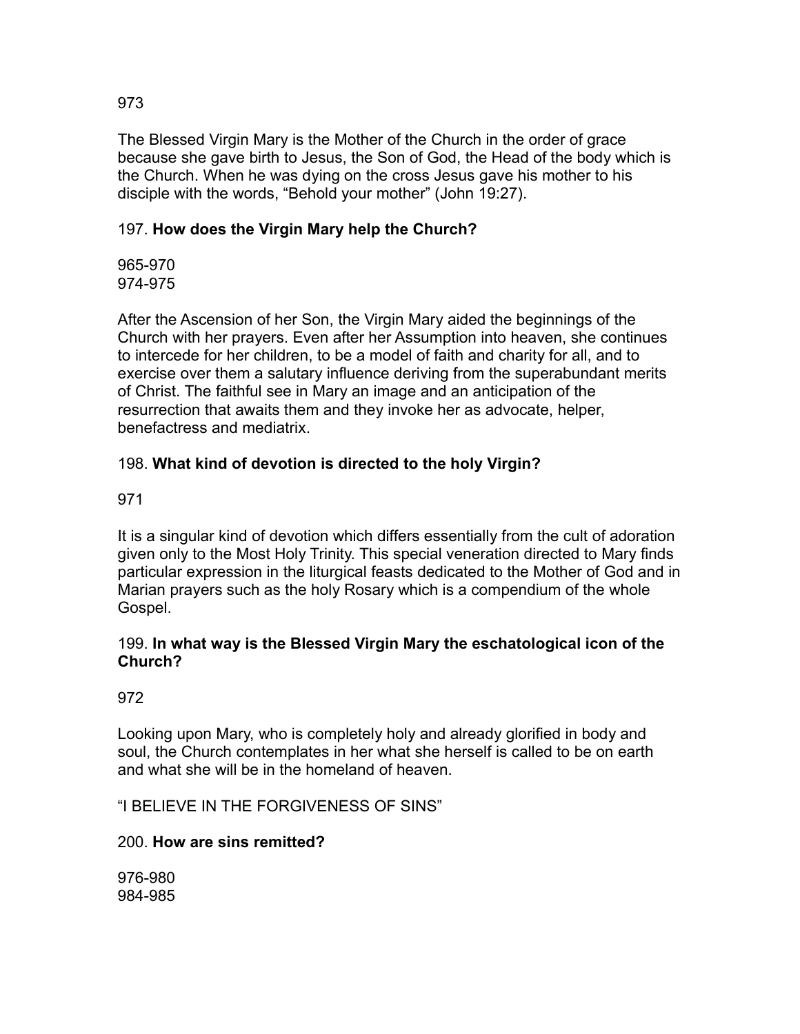973

The Blessed Virgin Mary is the Mother of the Church in the order of grace because she gave birth to Jesus, the Son of God, the Head of the body which is the Church. When he was dying on the cross Jesus gave his mother to his disciple with the words, “Behold your mother” (John 19:27).

197. **How does the Virgin Mary help the Church?**

965-970
974-975

After the Ascension of her Son, the Virgin Mary aided the beginnings of the Church with her prayers. Even after her Assumption into heaven, she continues to intercede for her children, to be a model of faith and charity for all, and to exercise over them a salutary influence deriving from the superabundant merits of Christ. The faithful see in Mary an image and an anticipation of the resurrection that awaits them and they invoke her as advocate, helper, benefactress and mediatrix.

198. **What kind of devotion is directed to the holy Virgin?**

971

It is a singular kind of devotion which differs essentially from the cult of adoration given only to the Most Holy Trinity. This special veneration directed to Mary finds particular expression in the liturgical feasts dedicated to the Mother of God and in Marian prayers such as the holy Rosary which is a compendium of the whole Gospel.

199. **In what way is the Blessed Virgin Mary the eschatological icon of the Church?**

972

Looking upon Mary, who is completely holy and already glorified in body and soul, the Church contemplates in her what she herself is called to be on earth and what she will be in the homeland of heaven.

“I BELIEVE IN THE FORGIVENESS OF SINS”

200. **How are sins remitted?**

976-980
984-985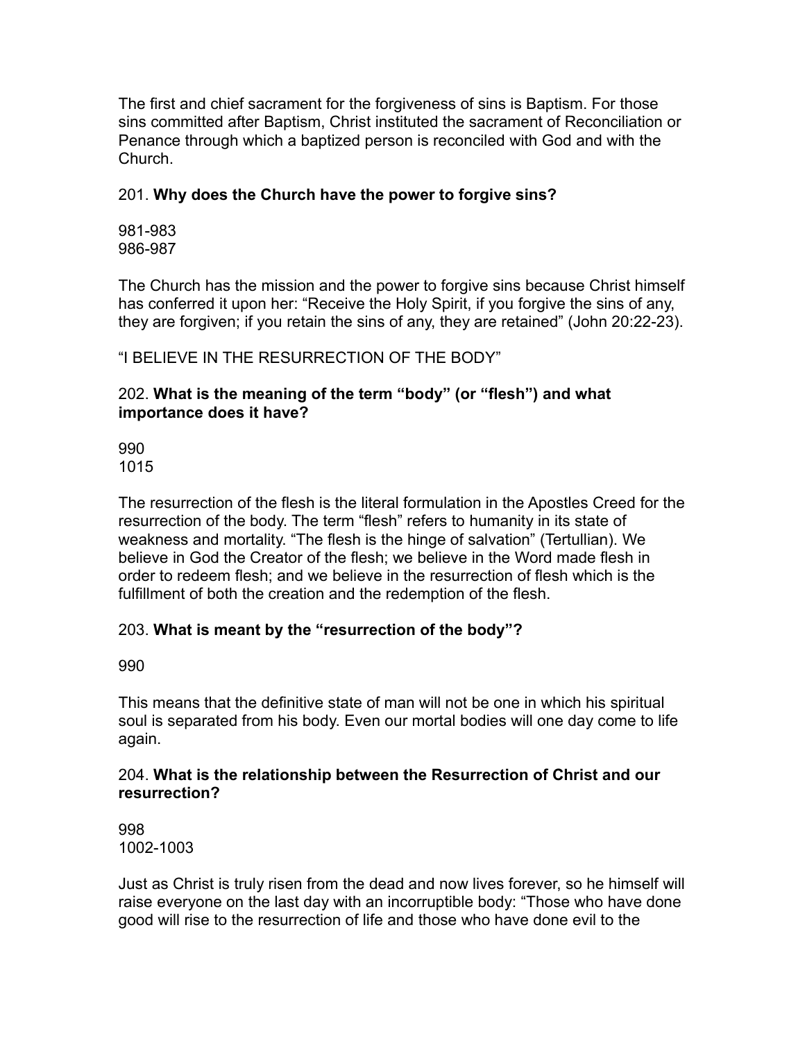The first and chief sacrament for the forgiveness of sins is Baptism. For those sins committed after Baptism, Christ instituted the sacrament of Reconciliation or Penance through which a baptized person is reconciled with God and with the Church.

201. **Why does the Church have the power to forgive sins?**

981-983
986-987

The Church has the mission and the power to forgive sins because Christ himself has conferred it upon her: "Receive the Holy Spirit, if you forgive the sins of any, they are forgiven; if you retain the sins of any, they are retained" (John 20:22-23).

"I BELIEVE IN THE RESURRECTION OF THE BODY"

202. **What is the meaning of the term "body" (or "flesh") and what importance does it have?**

990
1015

The resurrection of the flesh is the literal formulation in the Apostles Creed for the resurrection of the body. The term "flesh" refers to humanity in its state of weakness and mortality. "The flesh is the hinge of salvation" (Tertullian). We believe in God the Creator of the flesh; we believe in the Word made flesh in order to redeem flesh; and we believe in the resurrection of flesh which is the fulfillment of both the creation and the redemption of the flesh.

203. **What is meant by the "resurrection of the body"?**

990

This means that the definitive state of man will not be one in which his spiritual soul is separated from his body. Even our mortal bodies will one day come to life again.

204. **What is the relationship between the Resurrection of Christ and our resurrection?**

998
1002-1003

Just as Christ is truly risen from the dead and now lives forever, so he himself will raise everyone on the last day with an incorruptible body: "Those who have done good will rise to the resurrection of life and those who have done evil to the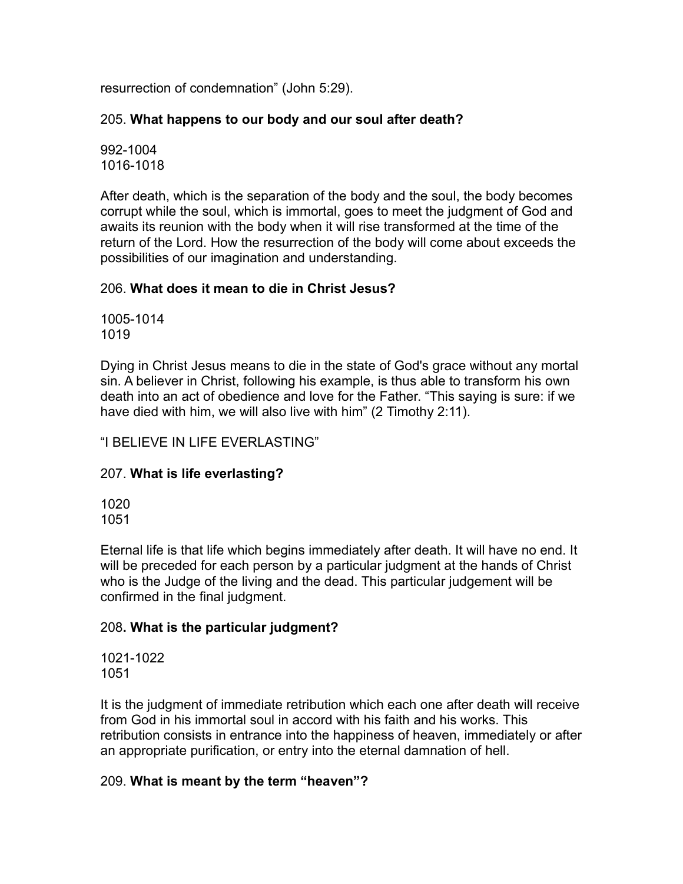resurrection of condemnation” (John 5:29).

205. **What happens to our body and our soul after death?**

992-1004
1016-1018

After death, which is the separation of the body and the soul, the body becomes corrupt while the soul, which is immortal, goes to meet the judgment of God and awaits its reunion with the body when it will rise transformed at the time of the return of the Lord. How the resurrection of the body will come about exceeds the possibilities of our imagination and understanding.

206. **What does it mean to die in Christ Jesus?**

1005-1014
1019

Dying in Christ Jesus means to die in the state of God's grace without any mortal sin. A believer in Christ, following his example, is thus able to transform his own death into an act of obedience and love for the Father. “This saying is sure: if we have died with him, we will also live with him” (2 Timothy 2:11).

“I BELIEVE IN LIFE EVERLASTING”

207. **What is life everlasting?**

1020
1051

Eternal life is that life which begins immediately after death. It will have no end. It will be preceded for each person by a particular judgment at the hands of Christ who is the Judge of the living and the dead. This particular judgement will be confirmed in the final judgment.

208**. What is the particular judgment?**

1021-1022
1051

It is the judgment of immediate retribution which each one after death will receive from God in his immortal soul in accord with his faith and his works. This retribution consists in entrance into the happiness of heaven, immediately or after an appropriate purification, or entry into the eternal damnation of hell.

209. **What is meant by the term “heaven”?**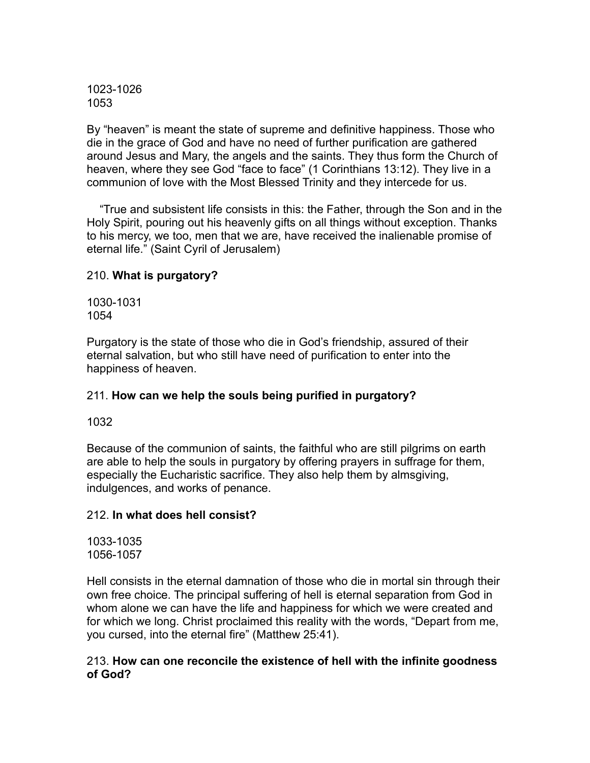1023-1026
1053

By “heaven” is meant the state of supreme and definitive happiness. Those who die in the grace of God and have no need of further purification are gathered around Jesus and Mary, the angels and the saints. They thus form the Church of heaven, where they see God “face to face” (1 Corinthians 13:12). They live in a communion of love with the Most Blessed Trinity and they intercede for us.

“True and subsistent life consists in this: the Father, through the Son and in the Holy Spirit, pouring out his heavenly gifts on all things without exception. Thanks to his mercy, we too, men that we are, have received the inalienable promise of eternal life.” (Saint Cyril of Jerusalem)

210. **What is purgatory?**

1030-1031
1054

Purgatory is the state of those who die in God’s friendship, assured of their eternal salvation, but who still have need of purification to enter into the happiness of heaven.

211. **How can we help the souls being purified in purgatory?**

1032

Because of the communion of saints, the faithful who are still pilgrims on earth are able to help the souls in purgatory by offering prayers in suffrage for them, especially the Eucharistic sacrifice. They also help them by almsgiving, indulgences, and works of penance.

212. **In what does hell consist?**

1033-1035
1056-1057

Hell consists in the eternal damnation of those who die in mortal sin through their own free choice. The principal suffering of hell is eternal separation from God in whom alone we can have the life and happiness for which we were created and for which we long. Christ proclaimed this reality with the words, “Depart from me, you cursed, into the eternal fire” (Matthew 25:41).

213. **How can one reconcile the existence of hell with the infinite goodness of God?**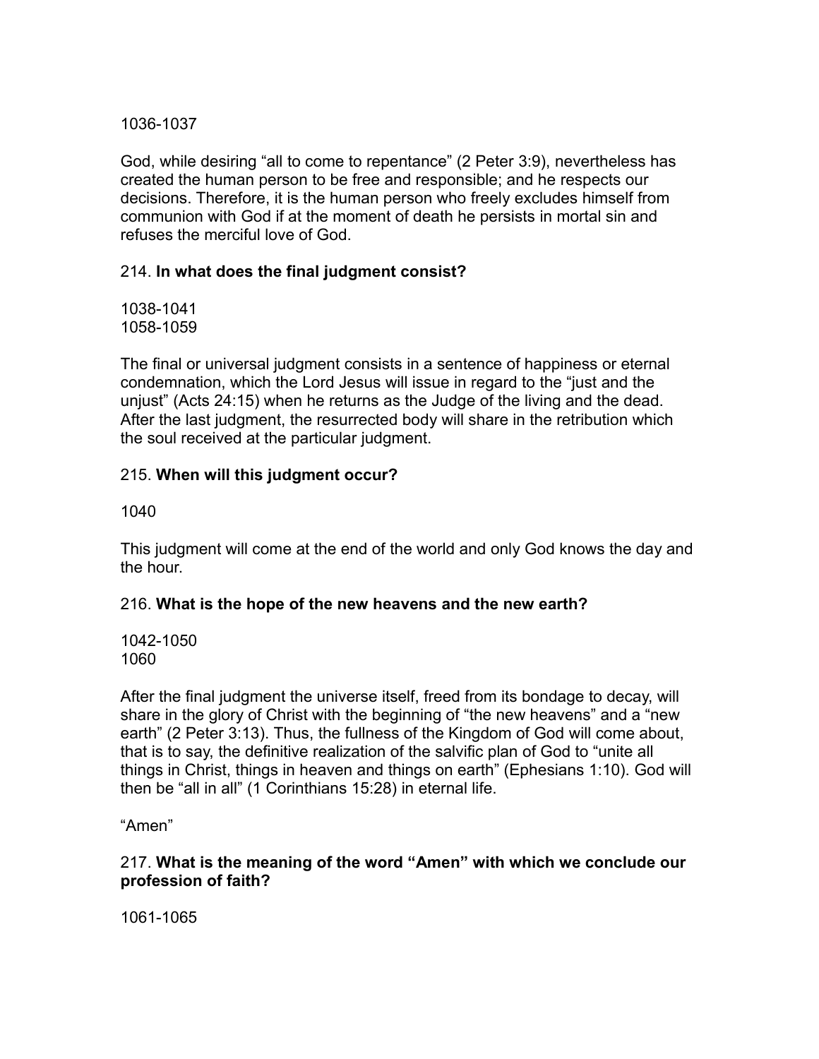1036-1037

God, while desiring “all to come to repentance” (2 Peter 3:9), nevertheless has created the human person to be free and responsible; and he respects our decisions. Therefore, it is the human person who freely excludes himself from communion with God if at the moment of death he persists in mortal sin and refuses the merciful love of God.

214. **In what does the final judgment consist?**

1038-1041
1058-1059

The final or universal judgment consists in a sentence of happiness or eternal condemnation, which the Lord Jesus will issue in regard to the “just and the unjust” (Acts 24:15) when he returns as the Judge of the living and the dead. After the last judgment, the resurrected body will share in the retribution which the soul received at the particular judgment.

215. **When will this judgment occur?**

1040

This judgment will come at the end of the world and only God knows the day and the hour.

216. **What is the hope of the new heavens and the new earth?**

1042-1050
1060

After the final judgment the universe itself, freed from its bondage to decay, will share in the glory of Christ with the beginning of “the new heavens” and a “new earth” (2 Peter 3:13). Thus, the fullness of the Kingdom of God will come about, that is to say, the definitive realization of the salvific plan of God to “unite all things in Christ, things in heaven and things on earth” (Ephesians 1:10). God will then be “all in all” (1 Corinthians 15:28) in eternal life.

“Amen”

217. **What is the meaning of the word “Amen” with which we conclude our profession of faith?**

1061-1065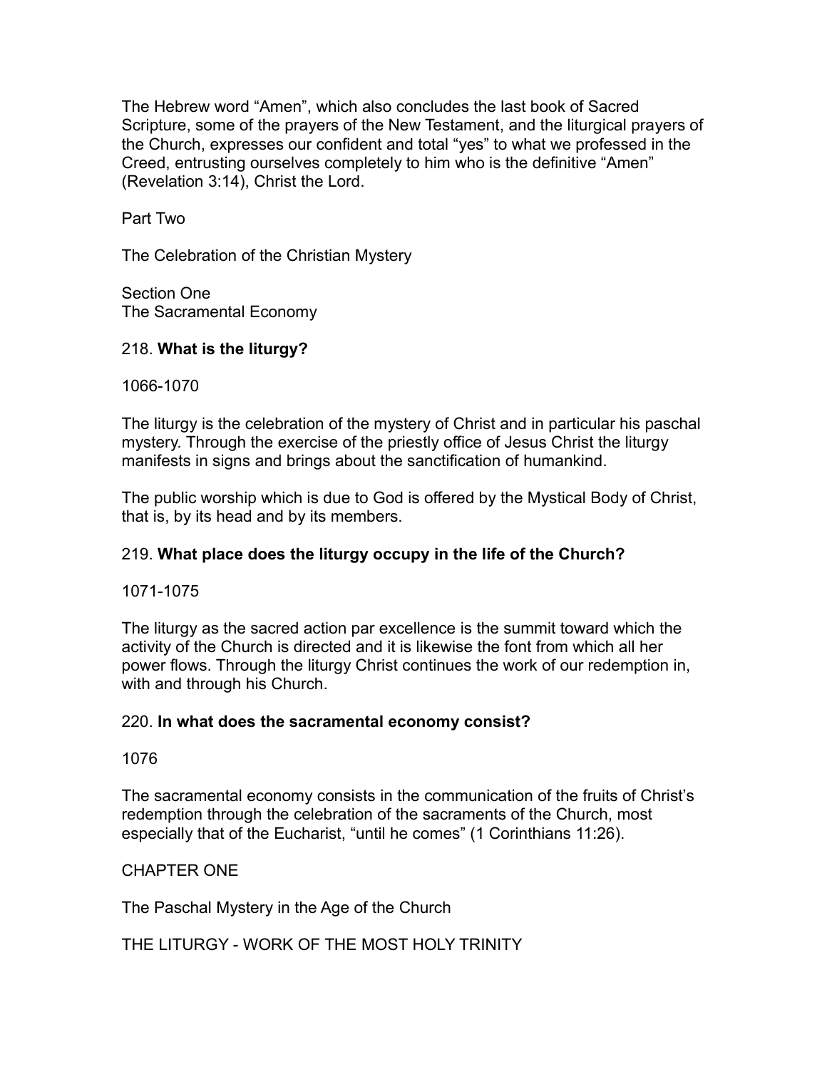The Hebrew word “Amen”, which also concludes the last book of Sacred Scripture, some of the prayers of the New Testament, and the liturgical prayers of the Church, expresses our confident and total “yes” to what we professed in the Creed, entrusting ourselves completely to him who is the definitive “Amen” (Revelation 3:14), Christ the Lord.

# Part Two

# The Celebration of the Christian Mystery

## Section One
## The Sacramental Economy

### 218. **What is the liturgy?**

1066-1070

The liturgy is the celebration of the mystery of Christ and in particular his paschal mystery. Through the exercise of the priestly office of Jesus Christ the liturgy manifests in signs and brings about the sanctification of humankind.

The public worship which is due to God is offered by the Mystical Body of Christ, that is, by its head and by its members.

### 219. **What place does the liturgy occupy in the life of the Church?**

1071-1075

The liturgy as the sacred action par excellence is the summit toward which the activity of the Church is directed and it is likewise the font from which all her power flows. Through the liturgy Christ continues the work of our redemption in, with and through his Church.

### 220. **In what does the sacramental economy consist?**

1076

The sacramental economy consists in the communication of the fruits of Christ’s redemption through the celebration of the sacraments of the Church, most especially that of the Eucharist, “until he comes” (1 Corinthians 11:26).

## CHAPTER ONE

## The Paschal Mystery in the Age of the Church

### THE LITURGY - WORK OF THE MOST HOLY TRINITY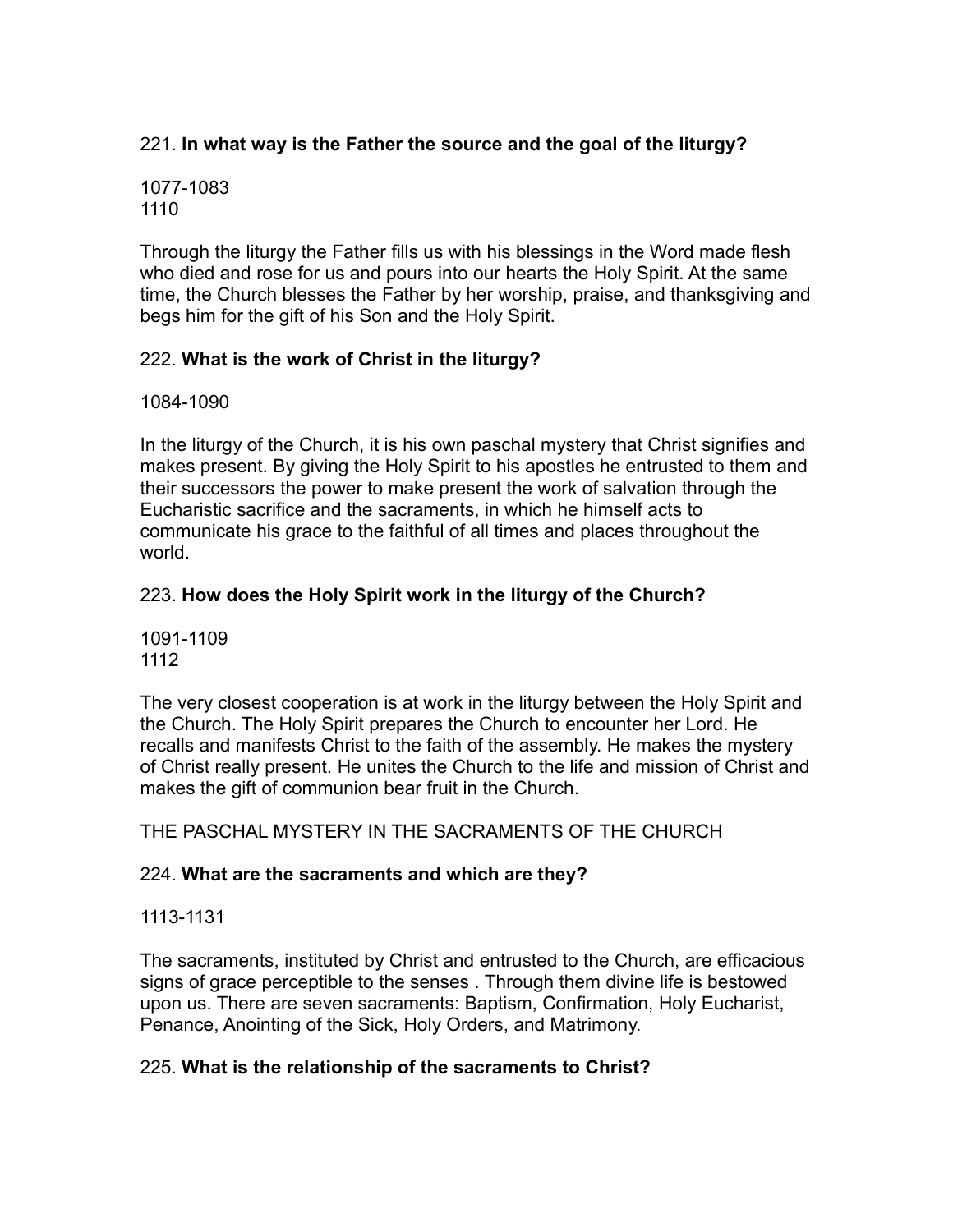221. **In what way is the Father the source and the goal of the liturgy?**

1077-1083
1110

Through the liturgy the Father fills us with his blessings in the Word made flesh who died and rose for us and pours into our hearts the Holy Spirit. At the same time, the Church blesses the Father by her worship, praise, and thanksgiving and begs him for the gift of his Son and the Holy Spirit.

222. **What is the work of Christ in the liturgy?**

1084-1090

In the liturgy of the Church, it is his own paschal mystery that Christ signifies and makes present. By giving the Holy Spirit to his apostles he entrusted to them and their successors the power to make present the work of salvation through the Eucharistic sacrifice and the sacraments, in which he himself acts to communicate his grace to the faithful of all times and places throughout the world.

223. **How does the Holy Spirit work in the liturgy of the Church?**

1091-1109
1112

The very closest cooperation is at work in the liturgy between the Holy Spirit and the Church. The Holy Spirit prepares the Church to encounter her Lord. He recalls and manifests Christ to the faith of the assembly. He makes the mystery of Christ really present. He unites the Church to the life and mission of Christ and makes the gift of communion bear fruit in the Church.

THE PASCHAL MYSTERY IN THE SACRAMENTS OF THE CHURCH

224. **What are the sacraments and which are they?**

1113-1131

The sacraments, instituted by Christ and entrusted to the Church, are efficacious signs of grace perceptible to the senses . Through them divine life is bestowed upon us. There are seven sacraments: Baptism, Confirmation, Holy Eucharist, Penance, Anointing of the Sick, Holy Orders, and Matrimony.

225. **What is the relationship of the sacraments to Christ?**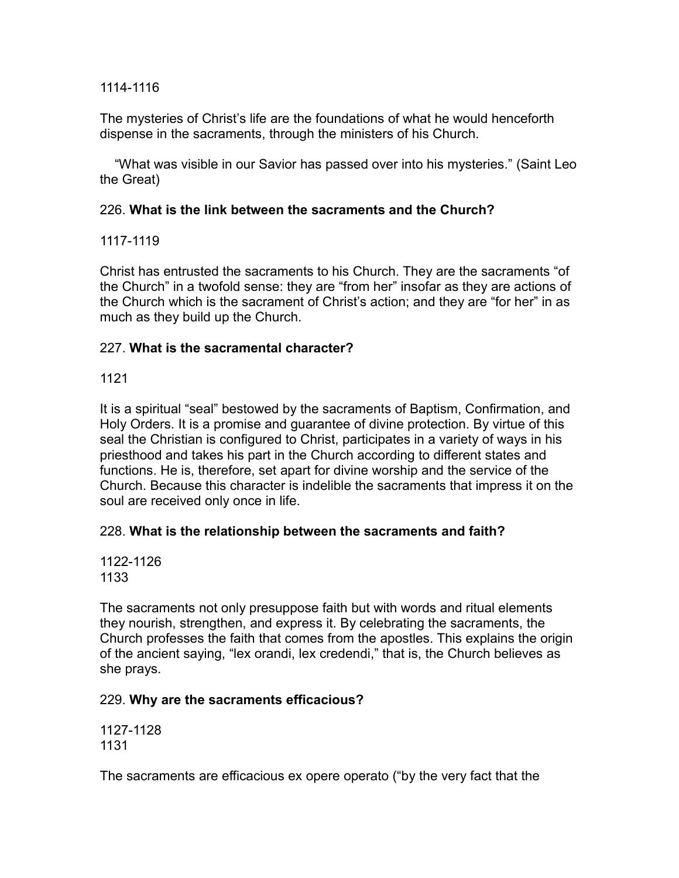1114-1116

The mysteries of Christ's life are the foundations of what he would henceforth dispense in the sacraments, through the ministers of his Church.

"What was visible in our Savior has passed over into his mysteries." (Saint Leo the Great)

226. **What is the link between the sacraments and the Church?**

1117-1119

Christ has entrusted the sacraments to his Church. They are the sacraments "of the Church" in a twofold sense: they are "from her" insofar as they are actions of the Church which is the sacrament of Christ's action; and they are "for her" in as much as they build up the Church.

227. **What is the sacramental character?**

1121

It is a spiritual "seal" bestowed by the sacraments of Baptism, Confirmation, and Holy Orders. It is a promise and guarantee of divine protection. By virtue of this seal the Christian is configured to Christ, participates in a variety of ways in his priesthood and takes his part in the Church according to different states and functions. He is, therefore, set apart for divine worship and the service of the Church. Because this character is indelible the sacraments that impress it on the soul are received only once in life.

228. **What is the relationship between the sacraments and faith?**

1122-1126
1133

The sacraments not only presuppose faith but with words and ritual elements they nourish, strengthen, and express it. By celebrating the sacraments, the Church professes the faith that comes from the apostles. This explains the origin of the ancient saying, "lex orandi, lex credendi," that is, the Church believes as she prays.

229. **Why are the sacraments efficacious?**

1127-1128
1131

The sacraments are efficacious ex opere operato ("by the very fact that the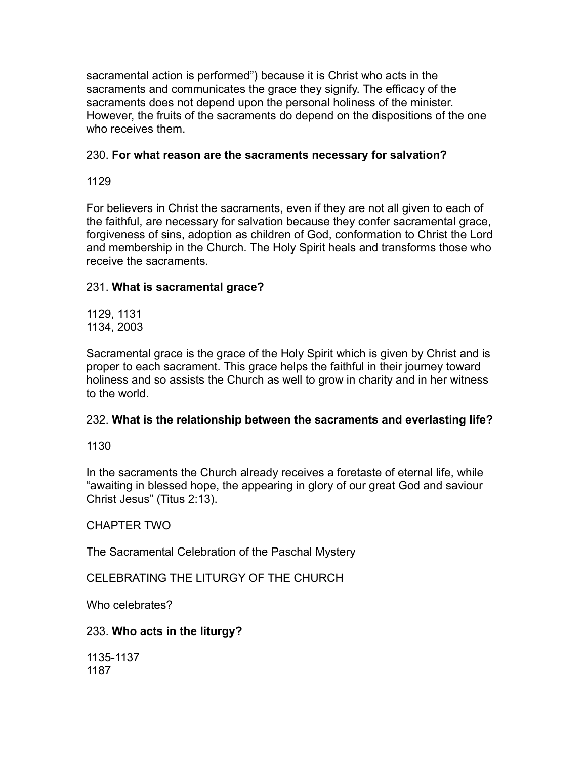sacramental action is performed") because it is Christ who acts in the sacraments and communicates the grace they signify. The efficacy of the sacraments does not depend upon the personal holiness of the minister. However, the fruits of the sacraments do depend on the dispositions of the one who receives them.

230. **For what reason are the sacraments necessary for salvation?**

1129

For believers in Christ the sacraments, even if they are not all given to each of the faithful, are necessary for salvation because they confer sacramental grace, forgiveness of sins, adoption as children of God, conformation to Christ the Lord and membership in the Church. The Holy Spirit heals and transforms those who receive the sacraments.

231. **What is sacramental grace?**

1129, 1131
1134, 2003

Sacramental grace is the grace of the Holy Spirit which is given by Christ and is proper to each sacrament. This grace helps the faithful in their journey toward holiness and so assists the Church as well to grow in charity and in her witness to the world.

232. **What is the relationship between the sacraments and everlasting life?**

1130

In the sacraments the Church already receives a foretaste of eternal life, while "awaiting in blessed hope, the appearing in glory of our great God and saviour Christ Jesus" (Titus 2:13).

## CHAPTER TWO

## The Sacramental Celebration of the Paschal Mystery

### CELEBRATING THE LITURGY OF THE CHURCH

#### Who celebrates?

233. **Who acts in the liturgy?**

1135-1137
1187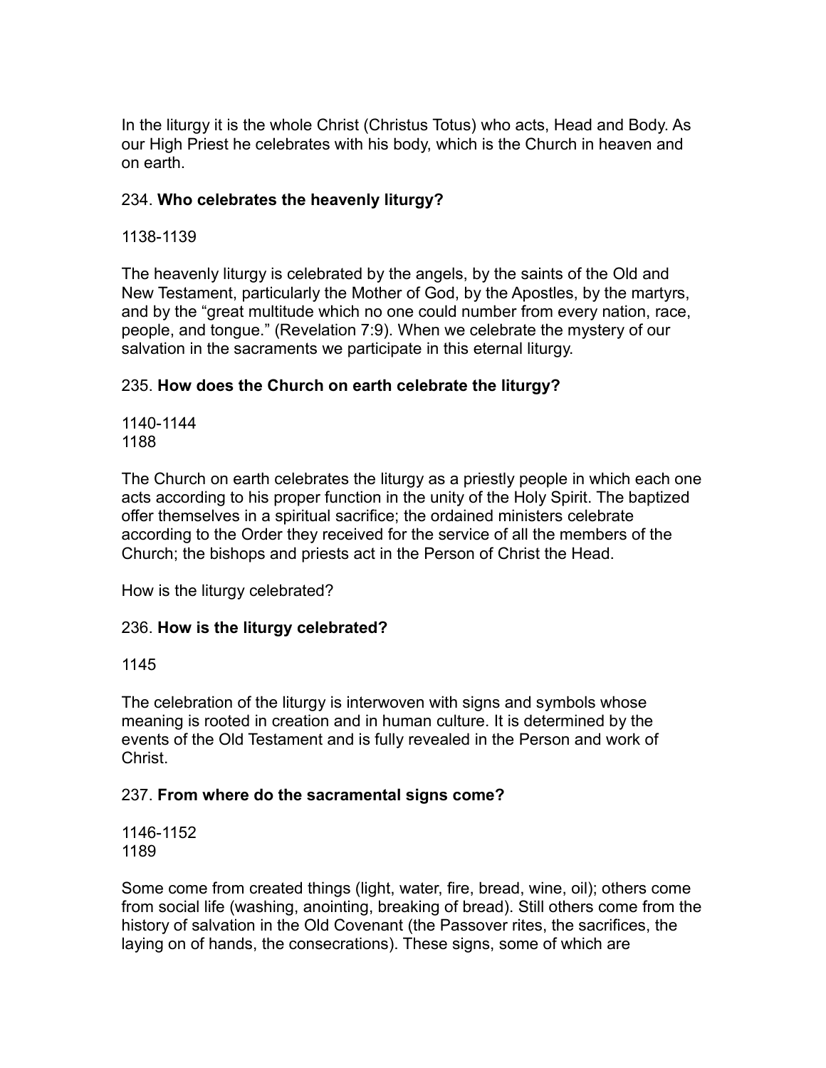In the liturgy it is the whole Christ (Christus Totus) who acts, Head and Body. As our High Priest he celebrates with his body, which is the Church in heaven and on earth.

234. **Who celebrates the heavenly liturgy?**

1138-1139

The heavenly liturgy is celebrated by the angels, by the saints of the Old and New Testament, particularly the Mother of God, by the Apostles, by the martyrs, and by the "great multitude which no one could number from every nation, race, people, and tongue." (Revelation 7:9). When we celebrate the mystery of our salvation in the sacraments we participate in this eternal liturgy.

235. **How does the Church on earth celebrate the liturgy?**

1140-1144
1188

The Church on earth celebrates the liturgy as a priestly people in which each one acts according to his proper function in the unity of the Holy Spirit. The baptized offer themselves in a spiritual sacrifice; the ordained ministers celebrate according to the Order they received for the service of all the members of the Church; the bishops and priests act in the Person of Christ the Head.

How is the liturgy celebrated?

236. **How is the liturgy celebrated?**

1145

The celebration of the liturgy is interwoven with signs and symbols whose meaning is rooted in creation and in human culture. It is determined by the events of the Old Testament and is fully revealed in the Person and work of Christ.

237. **From where do the sacramental signs come?**

1146-1152
1189

Some come from created things (light, water, fire, bread, wine, oil); others come from social life (washing, anointing, breaking of bread). Still others come from the history of salvation in the Old Covenant (the Passover rites, the sacrifices, the laying on of hands, the consecrations). These signs, some of which are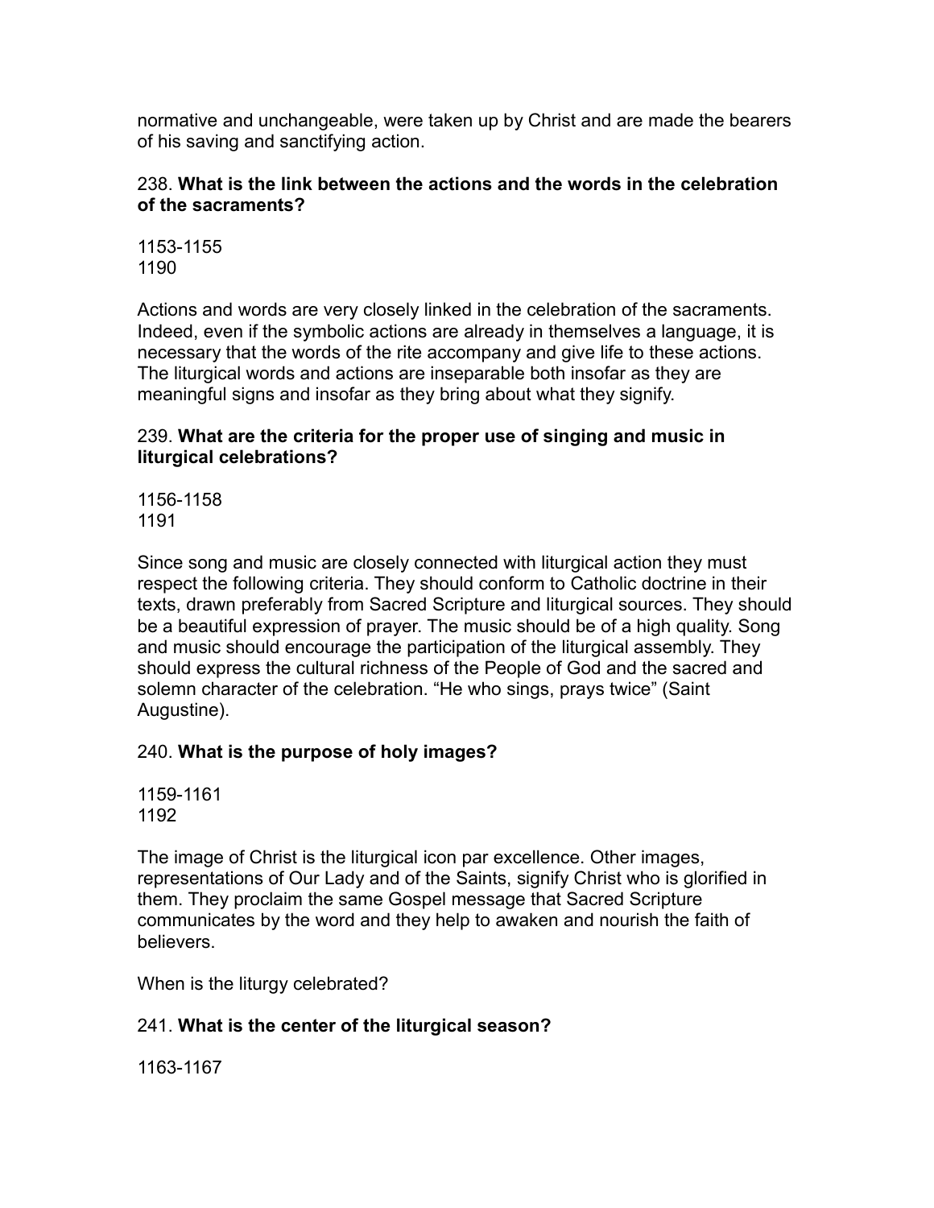normative and unchangeable, were taken up by Christ and are made the bearers of his saving and sanctifying action.

238. **What is the link between the actions and the words in the celebration of the sacraments?**

1153-1155
1190

Actions and words are very closely linked in the celebration of the sacraments. Indeed, even if the symbolic actions are already in themselves a language, it is necessary that the words of the rite accompany and give life to these actions. The liturgical words and actions are inseparable both insofar as they are meaningful signs and insofar as they bring about what they signify.

239. **What are the criteria for the proper use of singing and music in liturgical celebrations?**

1156-1158
1191

Since song and music are closely connected with liturgical action they must respect the following criteria. They should conform to Catholic doctrine in their texts, drawn preferably from Sacred Scripture and liturgical sources. They should be a beautiful expression of prayer. The music should be of a high quality. Song and music should encourage the participation of the liturgical assembly. They should express the cultural richness of the People of God and the sacred and solemn character of the celebration. "He who sings, prays twice" (Saint Augustine).

240. **What is the purpose of holy images?**

1159-1161
1192

The image of Christ is the liturgical icon par excellence. Other images, representations of Our Lady and of the Saints, signify Christ who is glorified in them. They proclaim the same Gospel message that Sacred Scripture communicates by the word and they help to awaken and nourish the faith of believers.

When is the liturgy celebrated?

241. **What is the center of the liturgical season?**

1163-1167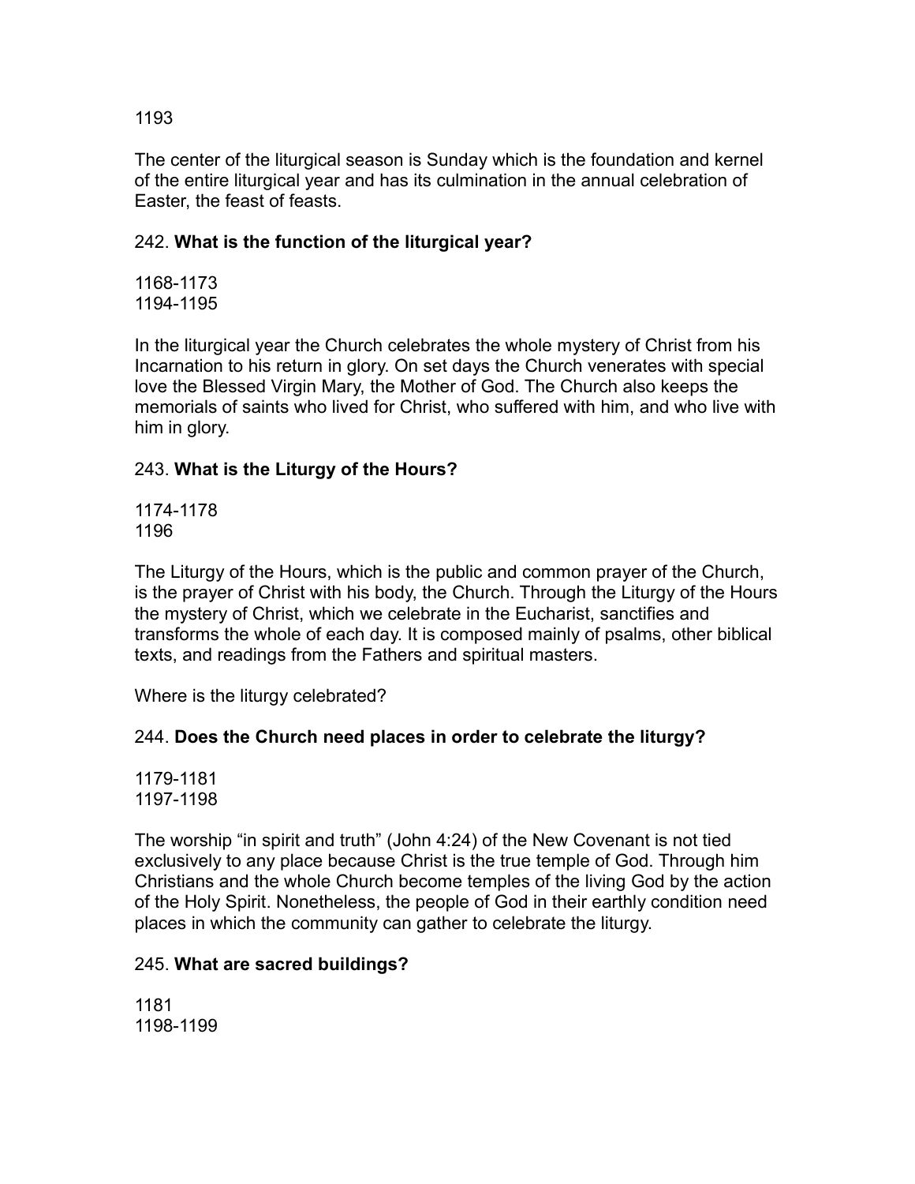1193

The center of the liturgical season is Sunday which is the foundation and kernel of the entire liturgical year and has its culmination in the annual celebration of Easter, the feast of feasts.

242. **What is the function of the liturgical year?**

1168-1173
1194-1195

In the liturgical year the Church celebrates the whole mystery of Christ from his Incarnation to his return in glory. On set days the Church venerates with special love the Blessed Virgin Mary, the Mother of God. The Church also keeps the memorials of saints who lived for Christ, who suffered with him, and who live with him in glory.

243. **What is the Liturgy of the Hours?**

1174-1178
1196

The Liturgy of the Hours, which is the public and common prayer of the Church, is the prayer of Christ with his body, the Church. Through the Liturgy of the Hours the mystery of Christ, which we celebrate in the Eucharist, sanctifies and transforms the whole of each day. It is composed mainly of psalms, other biblical texts, and readings from the Fathers and spiritual masters.

Where is the liturgy celebrated?

244. **Does the Church need places in order to celebrate the liturgy?**

1179-1181
1197-1198

The worship "in spirit and truth" (John 4:24) of the New Covenant is not tied exclusively to any place because Christ is the true temple of God. Through him Christians and the whole Church become temples of the living God by the action of the Holy Spirit. Nonetheless, the people of God in their earthly condition need places in which the community can gather to celebrate the liturgy.

245. **What are sacred buildings?**

1181
1198-1199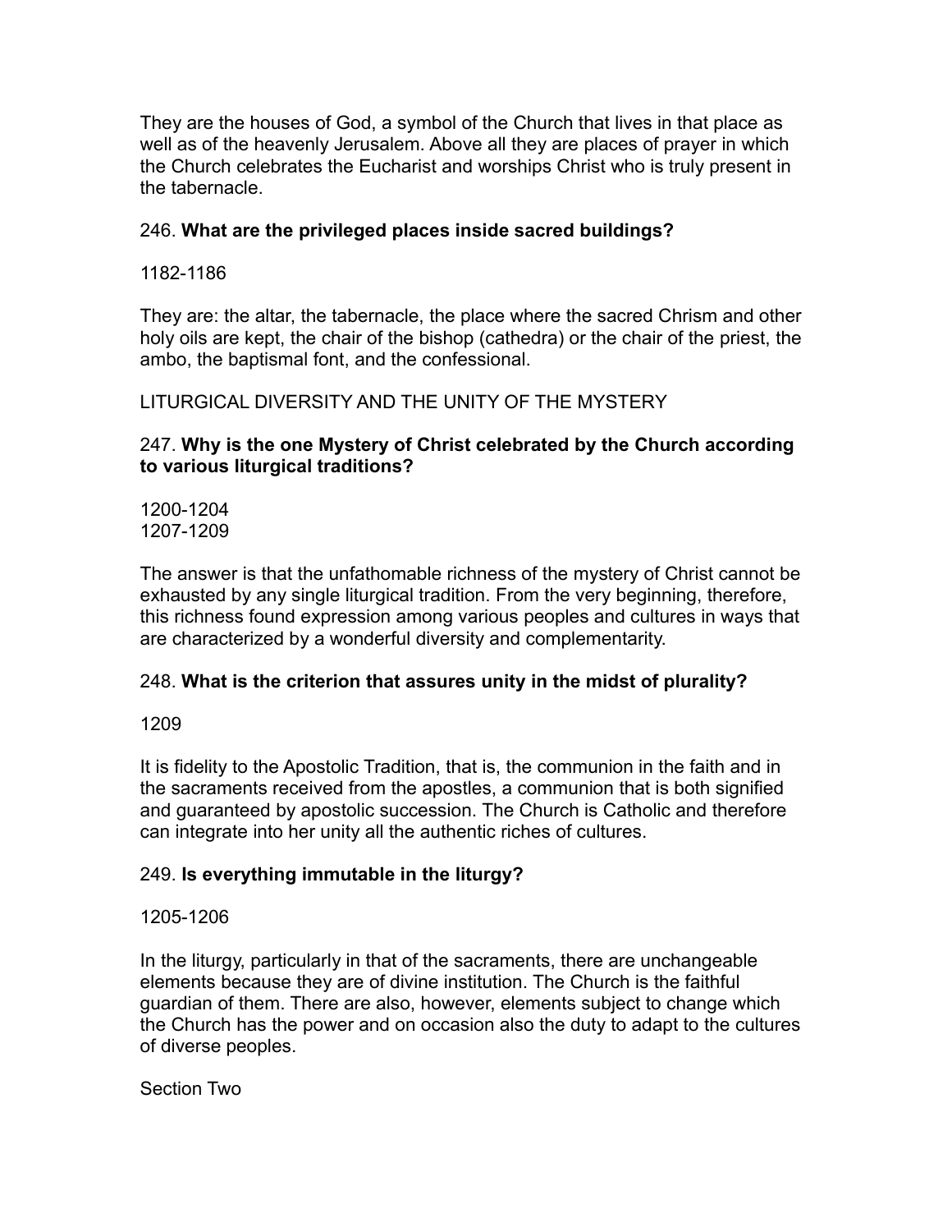They are the houses of God, a symbol of the Church that lives in that place as well as of the heavenly Jerusalem. Above all they are places of prayer in which the Church celebrates the Eucharist and worships Christ who is truly present in the tabernacle.

246. **What are the privileged places inside sacred buildings?**

1182-1186

They are: the altar, the tabernacle, the place where the sacred Chrism and other holy oils are kept, the chair of the bishop (cathedra) or the chair of the priest, the ambo, the baptismal font, and the confessional.

LITURGICAL DIVERSITY AND THE UNITY OF THE MYSTERY

247. **Why is the one Mystery of Christ celebrated by the Church according to various liturgical traditions?**

1200-1204
1207-1209

The answer is that the unfathomable richness of the mystery of Christ cannot be exhausted by any single liturgical tradition. From the very beginning, therefore, this richness found expression among various peoples and cultures in ways that are characterized by a wonderful diversity and complementarity.

248. **What is the criterion that assures unity in the midst of plurality?**

1209

It is fidelity to the Apostolic Tradition, that is, the communion in the faith and in the sacraments received from the apostles, a communion that is both signified and guaranteed by apostolic succession. The Church is Catholic and therefore can integrate into her unity all the authentic riches of cultures.

249. **Is everything immutable in the liturgy?**

1205-1206

In the liturgy, particularly in that of the sacraments, there are unchangeable elements because they are of divine institution. The Church is the faithful guardian of them. There are also, however, elements subject to change which the Church has the power and on occasion also the duty to adapt to the cultures of diverse peoples.

Section Two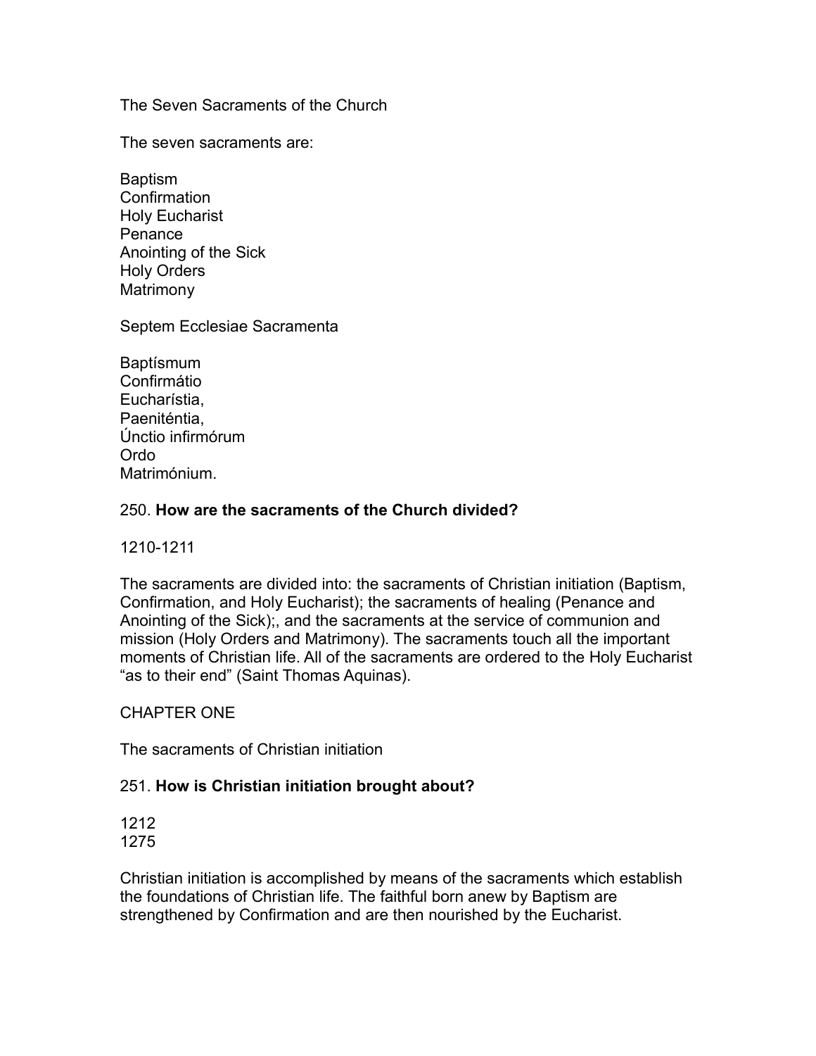The Seven Sacraments of the Church

The seven sacraments are:

Baptism
Confirmation
Holy Eucharist
Penance
Anointing of the Sick
Holy Orders
Matrimony

Septem Ecclesiae Sacramenta

Baptísmum
Confirmátio
Eucharístia,
Paeniténtia,
Únctio infirmórum
Ordo
Matrimónium.

250. **How are the sacraments of the Church divided?**

1210-1211

The sacraments are divided into: the sacraments of Christian initiation (Baptism, Confirmation, and Holy Eucharist); the sacraments of healing (Penance and Anointing of the Sick);, and the sacraments at the service of communion and mission (Holy Orders and Matrimony). The sacraments touch all the important moments of Christian life. All of the sacraments are ordered to the Holy Eucharist "as to their end" (Saint Thomas Aquinas).

CHAPTER ONE

The sacraments of Christian initiation

251. **How is Christian initiation brought about?**

1212
1275

Christian initiation is accomplished by means of the sacraments which establish the foundations of Christian life. The faithful born anew by Baptism are strengthened by Confirmation and are then nourished by the Eucharist.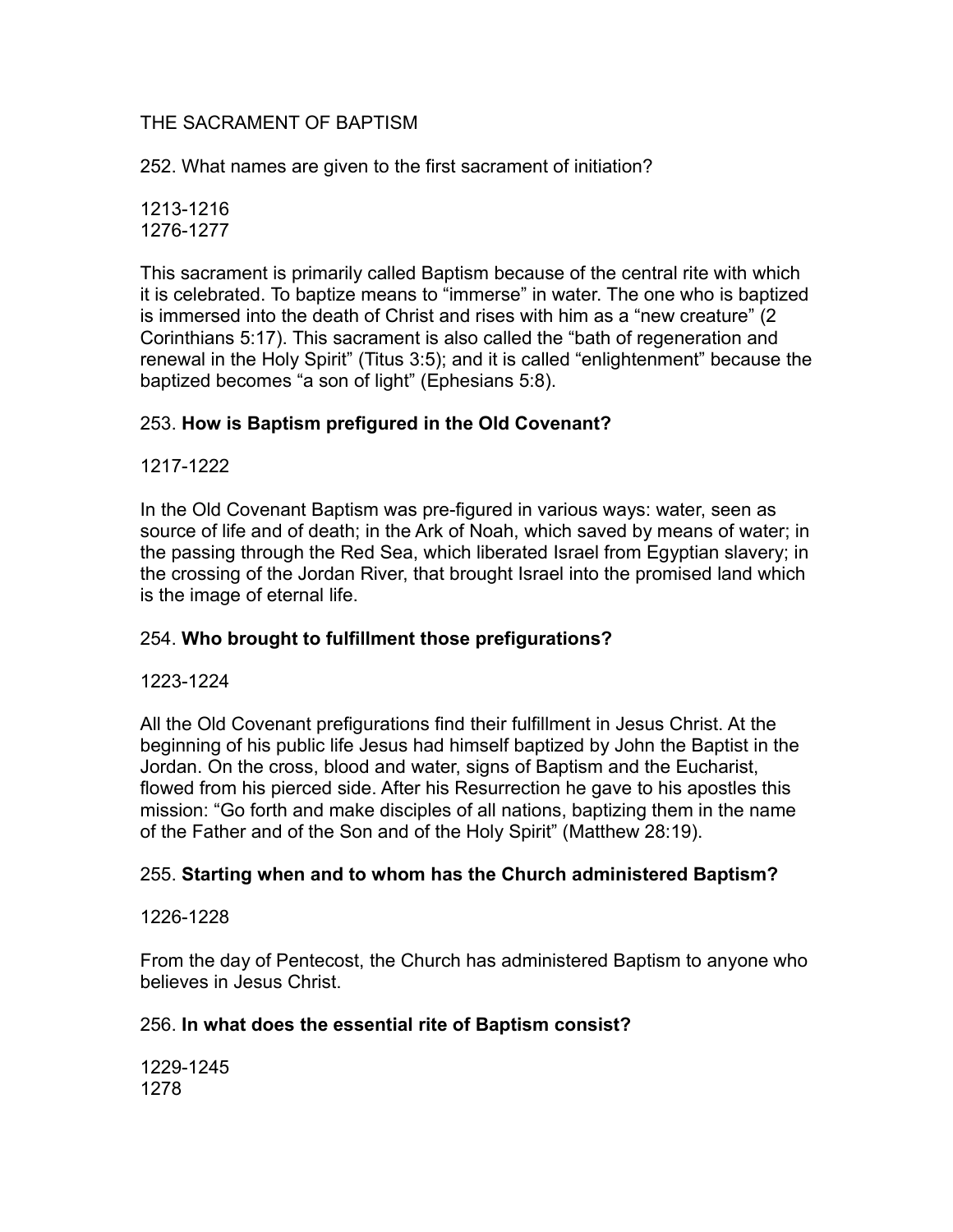## THE SACRAMENT OF BAPTISM

252. What names are given to the first sacrament of initiation?

1213-1216
1276-1277

This sacrament is primarily called Baptism because of the central rite with which it is celebrated. To baptize means to "immerse" in water. The one who is baptized is immersed into the death of Christ and rises with him as a "new creature" (2 Corinthians 5:17). This sacrament is also called the "bath of regeneration and renewal in the Holy Spirit" (Titus 3:5); and it is called "enlightenment" because the baptized becomes "a son of light" (Ephesians 5:8).

253. **How is Baptism prefigured in the Old Covenant?**

1217-1222

In the Old Covenant Baptism was pre-figured in various ways: water, seen as source of life and of death; in the Ark of Noah, which saved by means of water; in the passing through the Red Sea, which liberated Israel from Egyptian slavery; in the crossing of the Jordan River, that brought Israel into the promised land which is the image of eternal life.

254. **Who brought to fulfillment those prefigurations?**

1223-1224

All the Old Covenant prefigurations find their fulfillment in Jesus Christ. At the beginning of his public life Jesus had himself baptized by John the Baptist in the Jordan. On the cross, blood and water, signs of Baptism and the Eucharist, flowed from his pierced side. After his Resurrection he gave to his apostles this mission: "Go forth and make disciples of all nations, baptizing them in the name of the Father and of the Son and of the Holy Spirit" (Matthew 28:19).

255. **Starting when and to whom has the Church administered Baptism?**

1226-1228

From the day of Pentecost, the Church has administered Baptism to anyone who believes in Jesus Christ.

256. **In what does the essential rite of Baptism consist?**

1229-1245
1278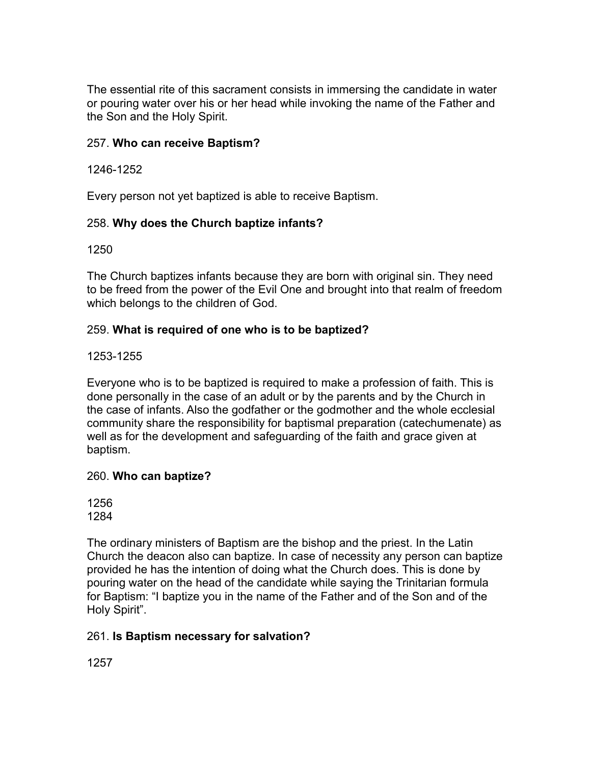The essential rite of this sacrament consists in immersing the candidate in water or pouring water over his or her head while invoking the name of the Father and the Son and the Holy Spirit.

257. **Who can receive Baptism?**

1246-1252

Every person not yet baptized is able to receive Baptism.

258. **Why does the Church baptize infants?**

1250

The Church baptizes infants because they are born with original sin. They need to be freed from the power of the Evil One and brought into that realm of freedom which belongs to the children of God.

259. **What is required of one who is to be baptized?**

1253-1255

Everyone who is to be baptized is required to make a profession of faith. This is done personally in the case of an adult or by the parents and by the Church in the case of infants. Also the godfather or the godmother and the whole ecclesial community share the responsibility for baptismal preparation (catechumenate) as well as for the development and safeguarding of the faith and grace given at baptism.

260. **Who can baptize?**

1256
1284

The ordinary ministers of Baptism are the bishop and the priest. In the Latin Church the deacon also can baptize. In case of necessity any person can baptize provided he has the intention of doing what the Church does. This is done by pouring water on the head of the candidate while saying the Trinitarian formula for Baptism: “I baptize you in the name of the Father and of the Son and of the Holy Spirit”.

261. **Is Baptism necessary for salvation?**

1257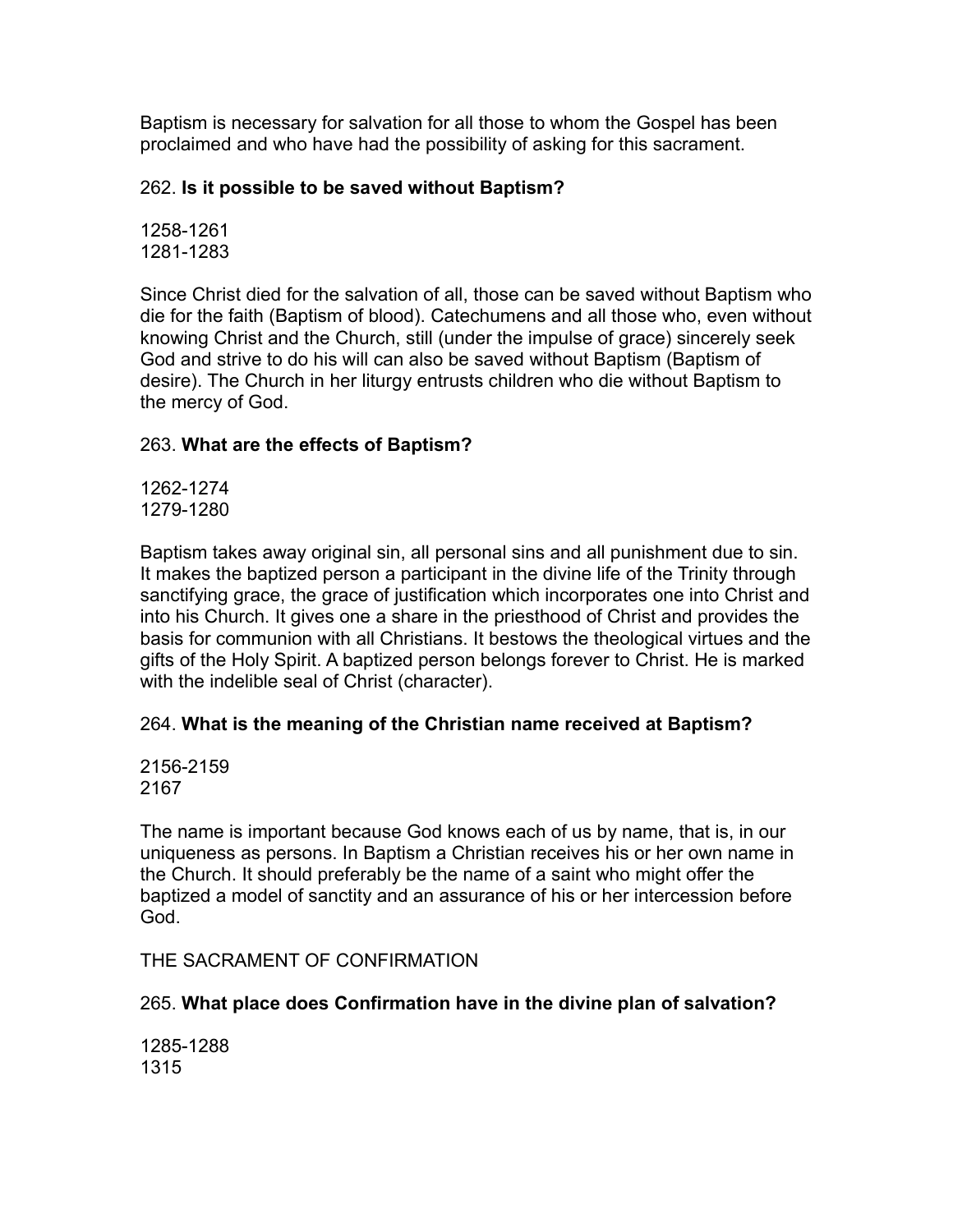Baptism is necessary for salvation for all those to whom the Gospel has been proclaimed and who have had the possibility of asking for this sacrament.

262. **Is it possible to be saved without Baptism?**

1258-1261
1281-1283

Since Christ died for the salvation of all, those can be saved without Baptism who die for the faith (Baptism of blood). Catechumens and all those who, even without knowing Christ and the Church, still (under the impulse of grace) sincerely seek God and strive to do his will can also be saved without Baptism (Baptism of desire). The Church in her liturgy entrusts children who die without Baptism to the mercy of God.

263. **What are the effects of Baptism?**

1262-1274
1279-1280

Baptism takes away original sin, all personal sins and all punishment due to sin. It makes the baptized person a participant in the divine life of the Trinity through sanctifying grace, the grace of justification which incorporates one into Christ and into his Church. It gives one a share in the priesthood of Christ and provides the basis for communion with all Christians. It bestows the theological virtues and the gifts of the Holy Spirit. A baptized person belongs forever to Christ. He is marked with the indelible seal of Christ (character).

264. **What is the meaning of the Christian name received at Baptism?**

2156-2159
2167

The name is important because God knows each of us by name, that is, in our uniqueness as persons. In Baptism a Christian receives his or her own name in the Church. It should preferably be the name of a saint who might offer the baptized a model of sanctity and an assurance of his or her intercession before God.

THE SACRAMENT OF CONFIRMATION

265. **What place does Confirmation have in the divine plan of salvation?**

1285-1288
1315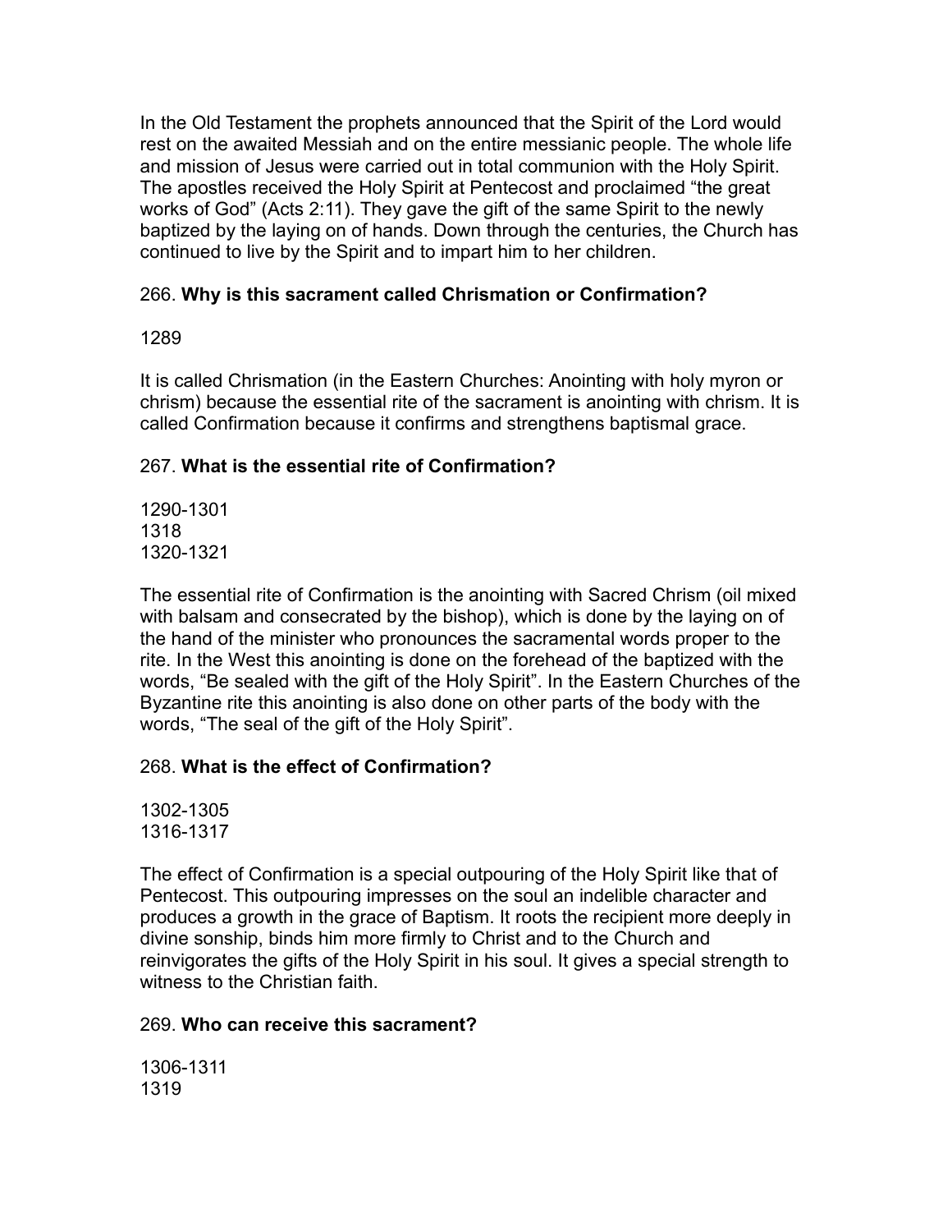In the Old Testament the prophets announced that the Spirit of the Lord would rest on the awaited Messiah and on the entire messianic people. The whole life and mission of Jesus were carried out in total communion with the Holy Spirit. The apostles received the Holy Spirit at Pentecost and proclaimed "the great works of God" (Acts 2:11). They gave the gift of the same Spirit to the newly baptized by the laying on of hands. Down through the centuries, the Church has continued to live by the Spirit and to impart him to her children.

266. **Why is this sacrament called Chrismation or Confirmation?**

1289

It is called Chrismation (in the Eastern Churches: Anointing with holy myron or chrism) because the essential rite of the sacrament is anointing with chrism. It is called Confirmation because it confirms and strengthens baptismal grace.

267. **What is the essential rite of Confirmation?**

1290-1301
1318
1320-1321

The essential rite of Confirmation is the anointing with Sacred Chrism (oil mixed with balsam and consecrated by the bishop), which is done by the laying on of the hand of the minister who pronounces the sacramental words proper to the rite. In the West this anointing is done on the forehead of the baptized with the words, "Be sealed with the gift of the Holy Spirit". In the Eastern Churches of the Byzantine rite this anointing is also done on other parts of the body with the words, "The seal of the gift of the Holy Spirit".

268. **What is the effect of Confirmation?**

1302-1305
1316-1317

The effect of Confirmation is a special outpouring of the Holy Spirit like that of Pentecost. This outpouring impresses on the soul an indelible character and produces a growth in the grace of Baptism. It roots the recipient more deeply in divine sonship, binds him more firmly to Christ and to the Church and reinvigorates the gifts of the Holy Spirit in his soul. It gives a special strength to witness to the Christian faith.

269. **Who can receive this sacrament?**

1306-1311
1319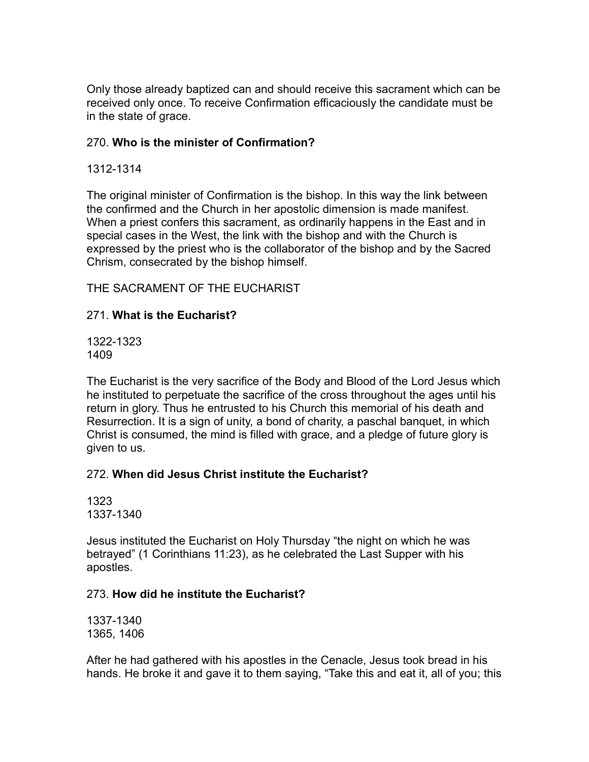Only those already baptized can and should receive this sacrament which can be received only once. To receive Confirmation efficaciously the candidate must be in the state of grace.

270. **Who is the minister of Confirmation?**

1312-1314

The original minister of Confirmation is the bishop. In this way the link between the confirmed and the Church in her apostolic dimension is made manifest. When a priest confers this sacrament, as ordinarily happens in the East and in special cases in the West, the link with the bishop and with the Church is expressed by the priest who is the collaborator of the bishop and by the Sacred Chrism, consecrated by the bishop himself.

THE SACRAMENT OF THE EUCHARIST

271. **What is the Eucharist?**

1322-1323
1409

The Eucharist is the very sacrifice of the Body and Blood of the Lord Jesus which he instituted to perpetuate the sacrifice of the cross throughout the ages until his return in glory. Thus he entrusted to his Church this memorial of his death and Resurrection. It is a sign of unity, a bond of charity, a paschal banquet, in which Christ is consumed, the mind is filled with grace, and a pledge of future glory is given to us.

272. **When did Jesus Christ institute the Eucharist?**

1323
1337-1340

Jesus instituted the Eucharist on Holy Thursday “the night on which he was betrayed” (1 Corinthians 11:23), as he celebrated the Last Supper with his apostles.

273. **How did he institute the Eucharist?**

1337-1340
1365, 1406

After he had gathered with his apostles in the Cenacle, Jesus took bread in his hands. He broke it and gave it to them saying, “Take this and eat it, all of you; this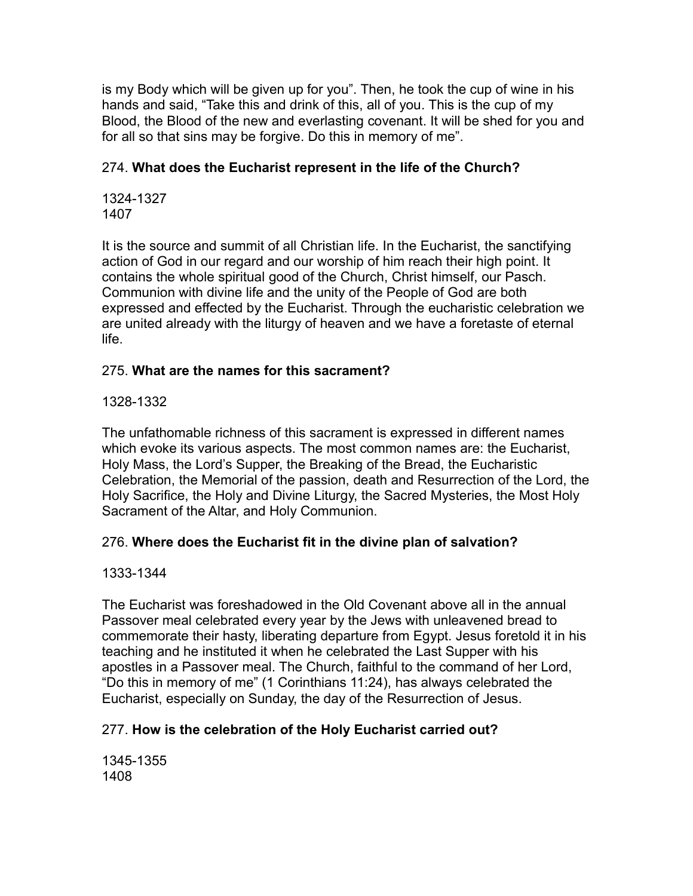is my Body which will be given up for you". Then, he took the cup of wine in his hands and said, "Take this and drink of this, all of you. This is the cup of my Blood, the Blood of the new and everlasting covenant. It will be shed for you and for all so that sins may be forgive. Do this in memory of me".

274. **What does the Eucharist represent in the life of the Church?**

1324-1327
1407

It is the source and summit of all Christian life. In the Eucharist, the sanctifying action of God in our regard and our worship of him reach their high point. It contains the whole spiritual good of the Church, Christ himself, our Pasch. Communion with divine life and the unity of the People of God are both expressed and effected by the Eucharist. Through the eucharistic celebration we are united already with the liturgy of heaven and we have a foretaste of eternal life.

275. **What are the names for this sacrament?**

1328-1332

The unfathomable richness of this sacrament is expressed in different names which evoke its various aspects. The most common names are: the Eucharist, Holy Mass, the Lord's Supper, the Breaking of the Bread, the Eucharistic Celebration, the Memorial of the passion, death and Resurrection of the Lord, the Holy Sacrifice, the Holy and Divine Liturgy, the Sacred Mysteries, the Most Holy Sacrament of the Altar, and Holy Communion.

276. **Where does the Eucharist fit in the divine plan of salvation?**

1333-1344

The Eucharist was foreshadowed in the Old Covenant above all in the annual Passover meal celebrated every year by the Jews with unleavened bread to commemorate their hasty, liberating departure from Egypt. Jesus foretold it in his teaching and he instituted it when he celebrated the Last Supper with his apostles in a Passover meal. The Church, faithful to the command of her Lord, "Do this in memory of me" (1 Corinthians 11:24), has always celebrated the Eucharist, especially on Sunday, the day of the Resurrection of Jesus.

277. **How is the celebration of the Holy Eucharist carried out?**

1345-1355
1408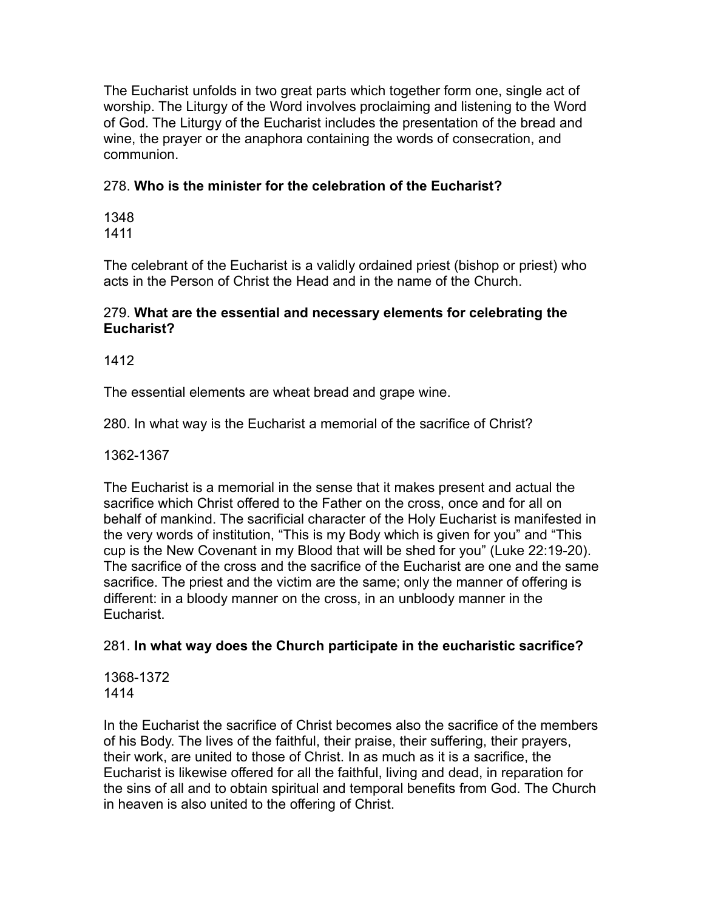The Eucharist unfolds in two great parts which together form one, single act of worship. The Liturgy of the Word involves proclaiming and listening to the Word of God. The Liturgy of the Eucharist includes the presentation of the bread and wine, the prayer or the anaphora containing the words of consecration, and communion.

278. **Who is the minister for the celebration of the Eucharist?**

1348
1411

The celebrant of the Eucharist is a validly ordained priest (bishop or priest) who acts in the Person of Christ the Head and in the name of the Church.

279. **What are the essential and necessary elements for celebrating the Eucharist?**

1412

The essential elements are wheat bread and grape wine.

280. In what way is the Eucharist a memorial of the sacrifice of Christ?

1362-1367

The Eucharist is a memorial in the sense that it makes present and actual the sacrifice which Christ offered to the Father on the cross, once and for all on behalf of mankind. The sacrificial character of the Holy Eucharist is manifested in the very words of institution, "This is my Body which is given for you" and "This cup is the New Covenant in my Blood that will be shed for you" (Luke 22:19-20). The sacrifice of the cross and the sacrifice of the Eucharist are one and the same sacrifice. The priest and the victim are the same; only the manner of offering is different: in a bloody manner on the cross, in an unbloody manner in the Eucharist.

281. **In what way does the Church participate in the eucharistic sacrifice?**

1368-1372
1414

In the Eucharist the sacrifice of Christ becomes also the sacrifice of the members of his Body. The lives of the faithful, their praise, their suffering, their prayers, their work, are united to those of Christ. In as much as it is a sacrifice, the Eucharist is likewise offered for all the faithful, living and dead, in reparation for the sins of all and to obtain spiritual and temporal benefits from God. The Church in heaven is also united to the offering of Christ.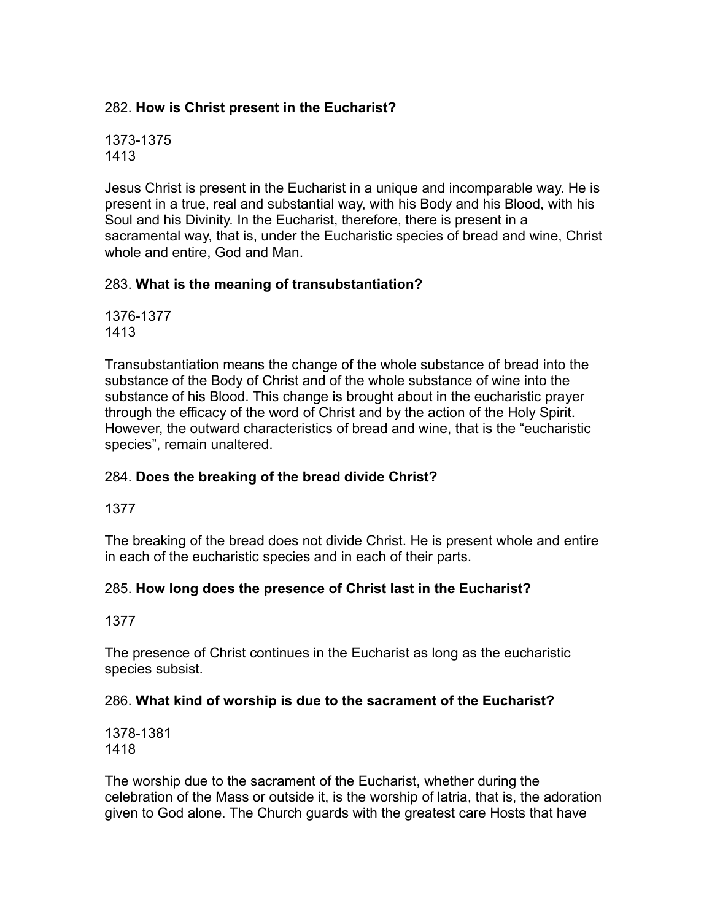282. **How is Christ present in the Eucharist?**

1373-1375
1413

Jesus Christ is present in the Eucharist in a unique and incomparable way. He is present in a true, real and substantial way, with his Body and his Blood, with his Soul and his Divinity. In the Eucharist, therefore, there is present in a sacramental way, that is, under the Eucharistic species of bread and wine, Christ whole and entire, God and Man.

283. **What is the meaning of transubstantiation?**

1376-1377
1413

Transubstantiation means the change of the whole substance of bread into the substance of the Body of Christ and of the whole substance of wine into the substance of his Blood. This change is brought about in the eucharistic prayer through the efficacy of the word of Christ and by the action of the Holy Spirit. However, the outward characteristics of bread and wine, that is the “eucharistic species”, remain unaltered.

284. **Does the breaking of the bread divide Christ?**

1377

The breaking of the bread does not divide Christ. He is present whole and entire in each of the eucharistic species and in each of their parts.

285. **How long does the presence of Christ last in the Eucharist?**

1377

The presence of Christ continues in the Eucharist as long as the eucharistic species subsist.

286. **What kind of worship is due to the sacrament of the Eucharist?**

1378-1381
1418

The worship due to the sacrament of the Eucharist, whether during the celebration of the Mass or outside it, is the worship of latria, that is, the adoration given to God alone. The Church guards with the greatest care Hosts that have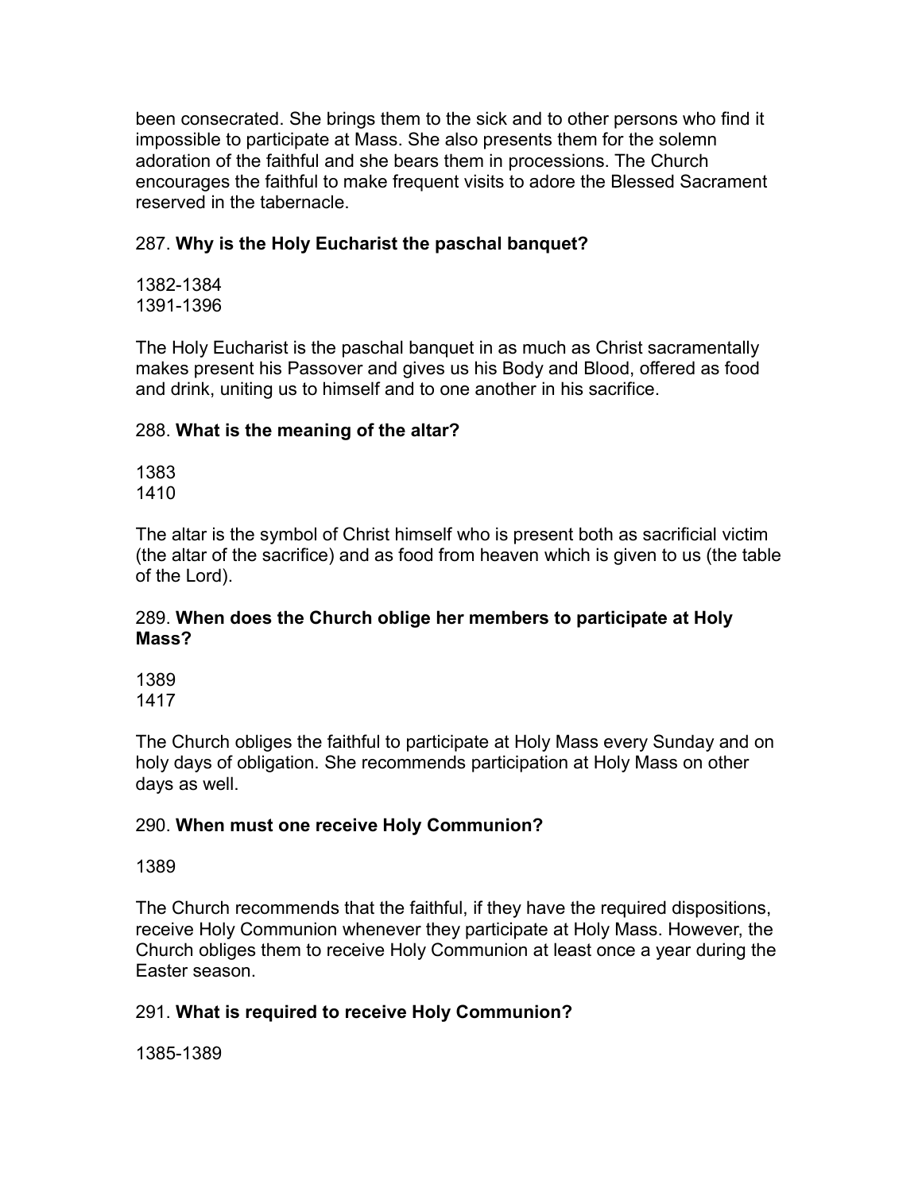been consecrated. She brings them to the sick and to other persons who find it impossible to participate at Mass. She also presents them for the solemn adoration of the faithful and she bears them in processions. The Church encourages the faithful to make frequent visits to adore the Blessed Sacrament reserved in the tabernacle.

287. **Why is the Holy Eucharist the paschal banquet?**

1382-1384
1391-1396

The Holy Eucharist is the paschal banquet in as much as Christ sacramentally makes present his Passover and gives us his Body and Blood, offered as food and drink, uniting us to himself and to one another in his sacrifice.

288. **What is the meaning of the altar?**

1383
1410

The altar is the symbol of Christ himself who is present both as sacrificial victim (the altar of the sacrifice) and as food from heaven which is given to us (the table of the Lord).

289. **When does the Church oblige her members to participate at Holy Mass?**

1389
1417

The Church obliges the faithful to participate at Holy Mass every Sunday and on holy days of obligation. She recommends participation at Holy Mass on other days as well.

290. **When must one receive Holy Communion?**

1389

The Church recommends that the faithful, if they have the required dispositions, receive Holy Communion whenever they participate at Holy Mass. However, the Church obliges them to receive Holy Communion at least once a year during the Easter season.

291. **What is required to receive Holy Communion?**

1385-1389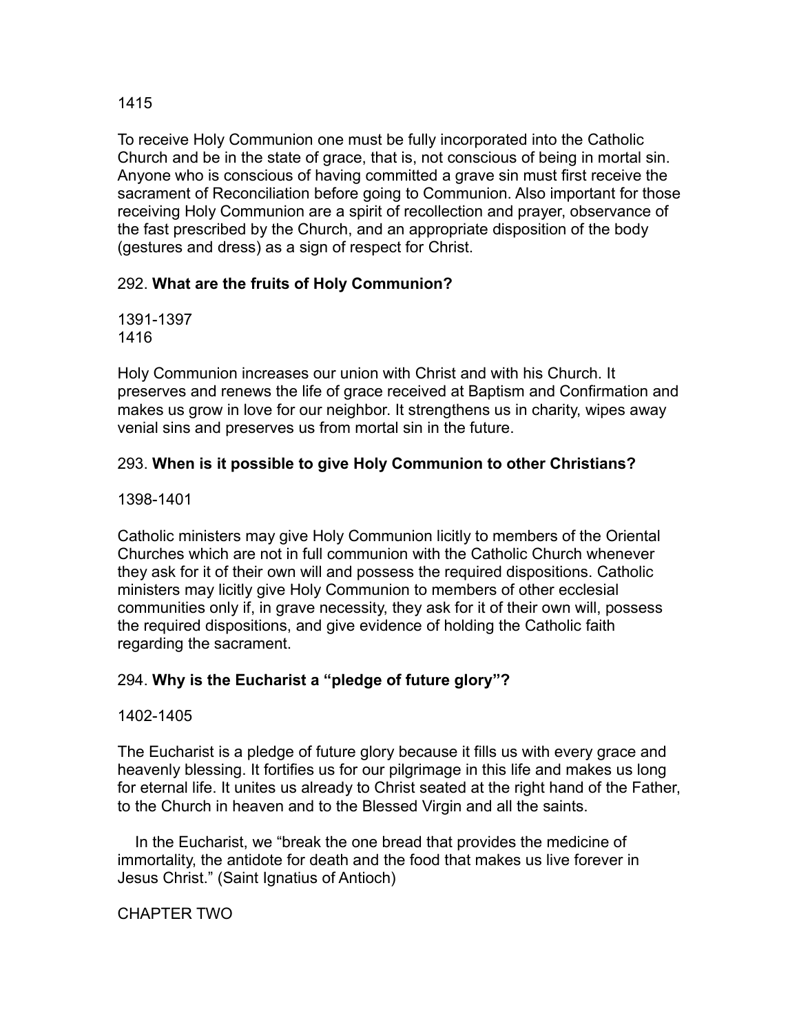1415

To receive Holy Communion one must be fully incorporated into the Catholic Church and be in the state of grace, that is, not conscious of being in mortal sin. Anyone who is conscious of having committed a grave sin must first receive the sacrament of Reconciliation before going to Communion. Also important for those receiving Holy Communion are a spirit of recollection and prayer, observance of the fast prescribed by the Church, and an appropriate disposition of the body (gestures and dress) as a sign of respect for Christ.

292. **What are the fruits of Holy Communion?**

1391-1397
1416

Holy Communion increases our union with Christ and with his Church. It preserves and renews the life of grace received at Baptism and Confirmation and makes us grow in love for our neighbor. It strengthens us in charity, wipes away venial sins and preserves us from mortal sin in the future.

293. **When is it possible to give Holy Communion to other Christians?**

1398-1401

Catholic ministers may give Holy Communion licitly to members of the Oriental Churches which are not in full communion with the Catholic Church whenever they ask for it of their own will and possess the required dispositions. Catholic ministers may licitly give Holy Communion to members of other ecclesial communities only if, in grave necessity, they ask for it of their own will, possess the required dispositions, and give evidence of holding the Catholic faith regarding the sacrament.

294. **Why is the Eucharist a “pledge of future glory”?**

1402-1405

The Eucharist is a pledge of future glory because it fills us with every grace and heavenly blessing. It fortifies us for our pilgrimage in this life and makes us long for eternal life. It unites us already to Christ seated at the right hand of the Father, to the Church in heaven and to the Blessed Virgin and all the saints.

In the Eucharist, we “break the one bread that provides the medicine of immortality, the antidote for death and the food that makes us live forever in Jesus Christ.” (Saint Ignatius of Antioch)

CHAPTER TWO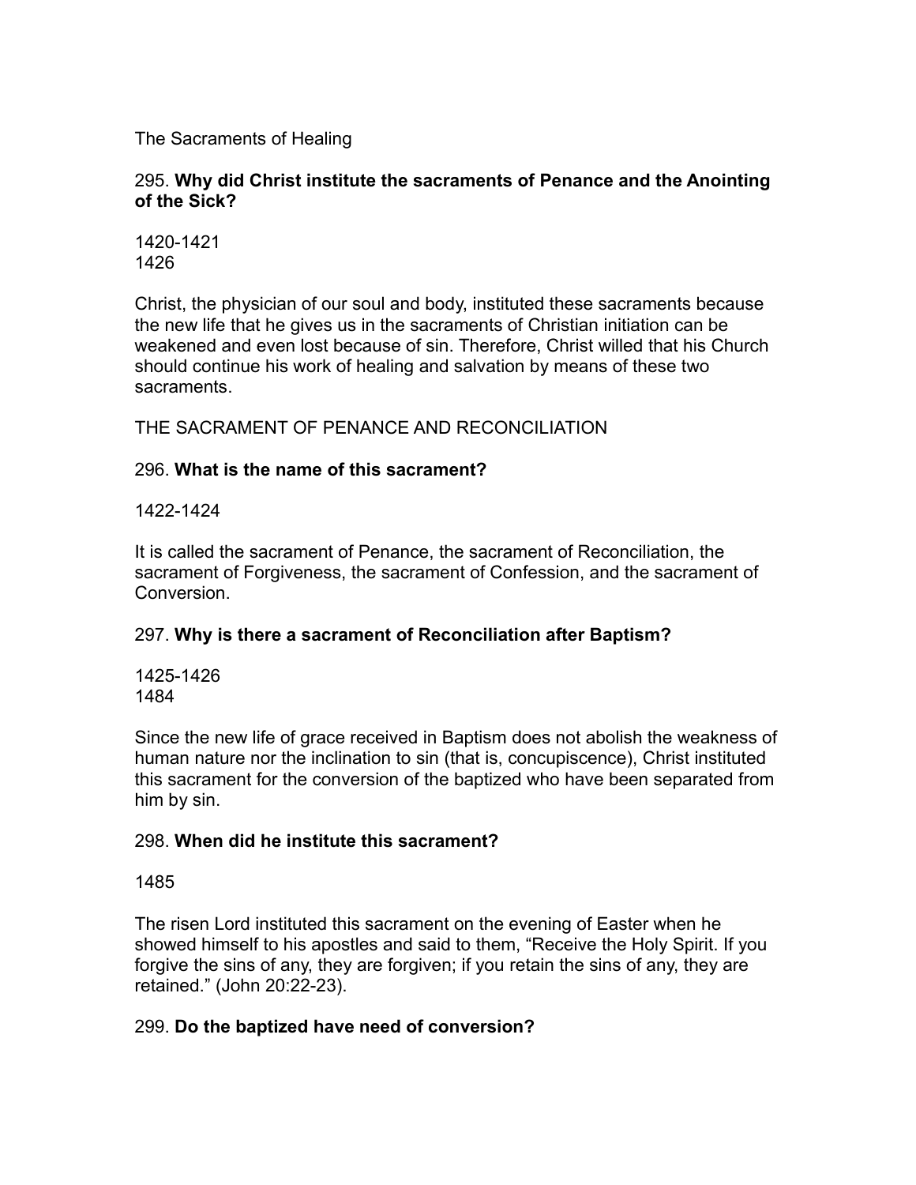## The Sacraments of Healing

295. **Why did Christ institute the sacraments of Penance and the Anointing of the Sick?**

1420-1421
1426

Christ, the physician of our soul and body, instituted these sacraments because the new life that he gives us in the sacraments of Christian initiation can be weakened and even lost because of sin. Therefore, Christ willed that his Church should continue his work of healing and salvation by means of these two sacraments.

### THE SACRAMENT OF PENANCE AND RECONCILIATION

296. **What is the name of this sacrament?**

1422-1424

It is called the sacrament of Penance, the sacrament of Reconciliation, the sacrament of Forgiveness, the sacrament of Confession, and the sacrament of Conversion.

297. **Why is there a sacrament of Reconciliation after Baptism?**

1425-1426
1484

Since the new life of grace received in Baptism does not abolish the weakness of human nature nor the inclination to sin (that is, concupiscence), Christ instituted this sacrament for the conversion of the baptized who have been separated from him by sin.

298. **When did he institute this sacrament?**

1485

The risen Lord instituted this sacrament on the evening of Easter when he showed himself to his apostles and said to them, “Receive the Holy Spirit. If you forgive the sins of any, they are forgiven; if you retain the sins of any, they are retained.” (John 20:22-23).

299. **Do the baptized have need of conversion?**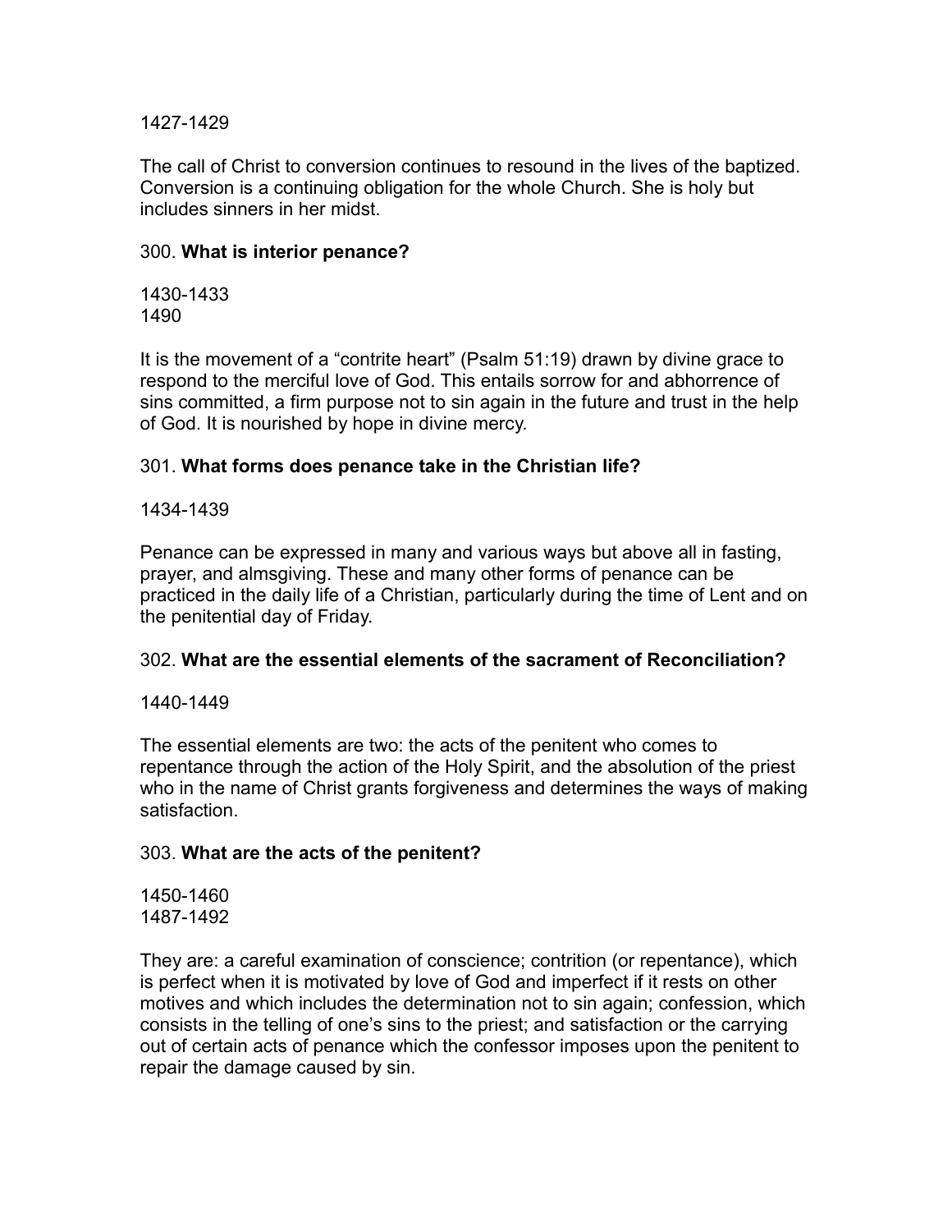1427-1429

The call of Christ to conversion continues to resound in the lives of the baptized. Conversion is a continuing obligation for the whole Church. She is holy but includes sinners in her midst.

300. **What is interior penance?**

1430-1433
1490

It is the movement of a “contrite heart” (Psalm 51:19) drawn by divine grace to respond to the merciful love of God. This entails sorrow for and abhorrence of sins committed, a firm purpose not to sin again in the future and trust in the help of God. It is nourished by hope in divine mercy.

301. **What forms does penance take in the Christian life?**

1434-1439

Penance can be expressed in many and various ways but above all in fasting, prayer, and almsgiving. These and many other forms of penance can be practiced in the daily life of a Christian, particularly during the time of Lent and on the penitential day of Friday.

302. **What are the essential elements of the sacrament of Reconciliation?**

1440-1449

The essential elements are two: the acts of the penitent who comes to repentance through the action of the Holy Spirit, and the absolution of the priest who in the name of Christ grants forgiveness and determines the ways of making satisfaction.

303. **What are the acts of the penitent?**

1450-1460
1487-1492

They are: a careful examination of conscience; contrition (or repentance), which is perfect when it is motivated by love of God and imperfect if it rests on other motives and which includes the determination not to sin again; confession, which consists in the telling of one’s sins to the priest; and satisfaction or the carrying out of certain acts of penance which the confessor imposes upon the penitent to repair the damage caused by sin.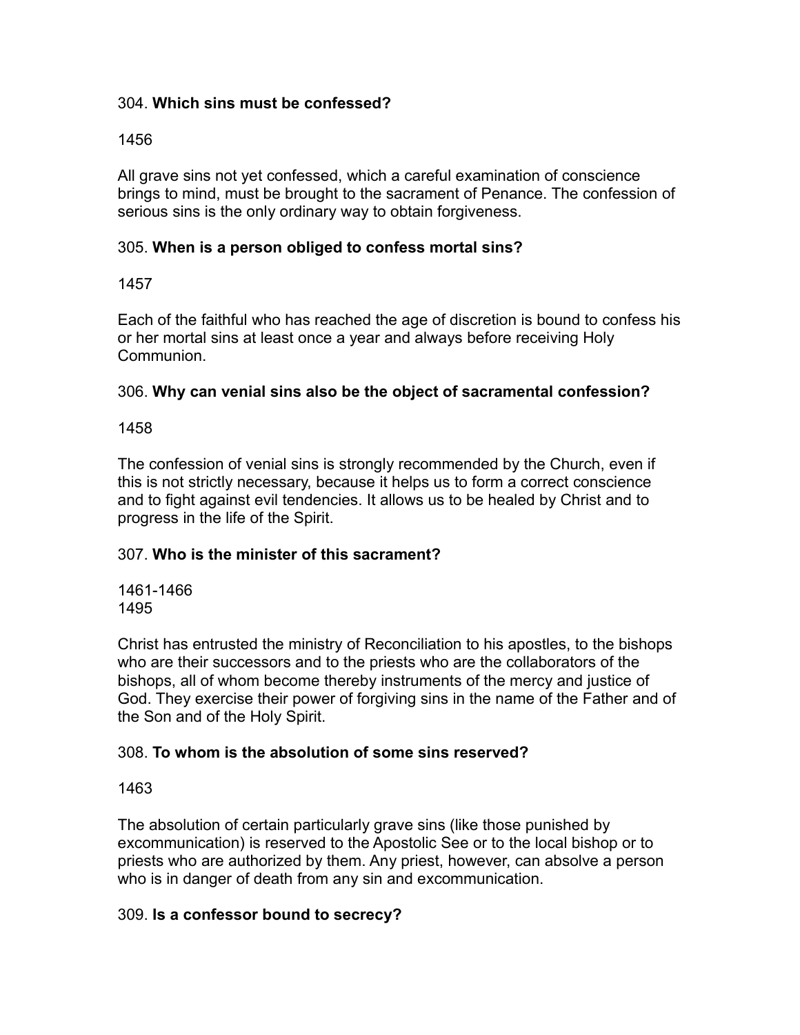304. **Which sins must be confessed?**

1456

All grave sins not yet confessed, which a careful examination of conscience brings to mind, must be brought to the sacrament of Penance. The confession of serious sins is the only ordinary way to obtain forgiveness.

305. **When is a person obliged to confess mortal sins?**

1457

Each of the faithful who has reached the age of discretion is bound to confess his or her mortal sins at least once a year and always before receiving Holy Communion.

306. **Why can venial sins also be the object of sacramental confession?**

1458

The confession of venial sins is strongly recommended by the Church, even if this is not strictly necessary, because it helps us to form a correct conscience and to fight against evil tendencies. It allows us to be healed by Christ and to progress in the life of the Spirit.

307. **Who is the minister of this sacrament?**

1461-1466
1495

Christ has entrusted the ministry of Reconciliation to his apostles, to the bishops who are their successors and to the priests who are the collaborators of the bishops, all of whom become thereby instruments of the mercy and justice of God. They exercise their power of forgiving sins in the name of the Father and of the Son and of the Holy Spirit.

308. **To whom is the absolution of some sins reserved?**

1463

The absolution of certain particularly grave sins (like those punished by excommunication) is reserved to the Apostolic See or to the local bishop or to priests who are authorized by them. Any priest, however, can absolve a person who is in danger of death from any sin and excommunication.

309. **Is a confessor bound to secrecy?**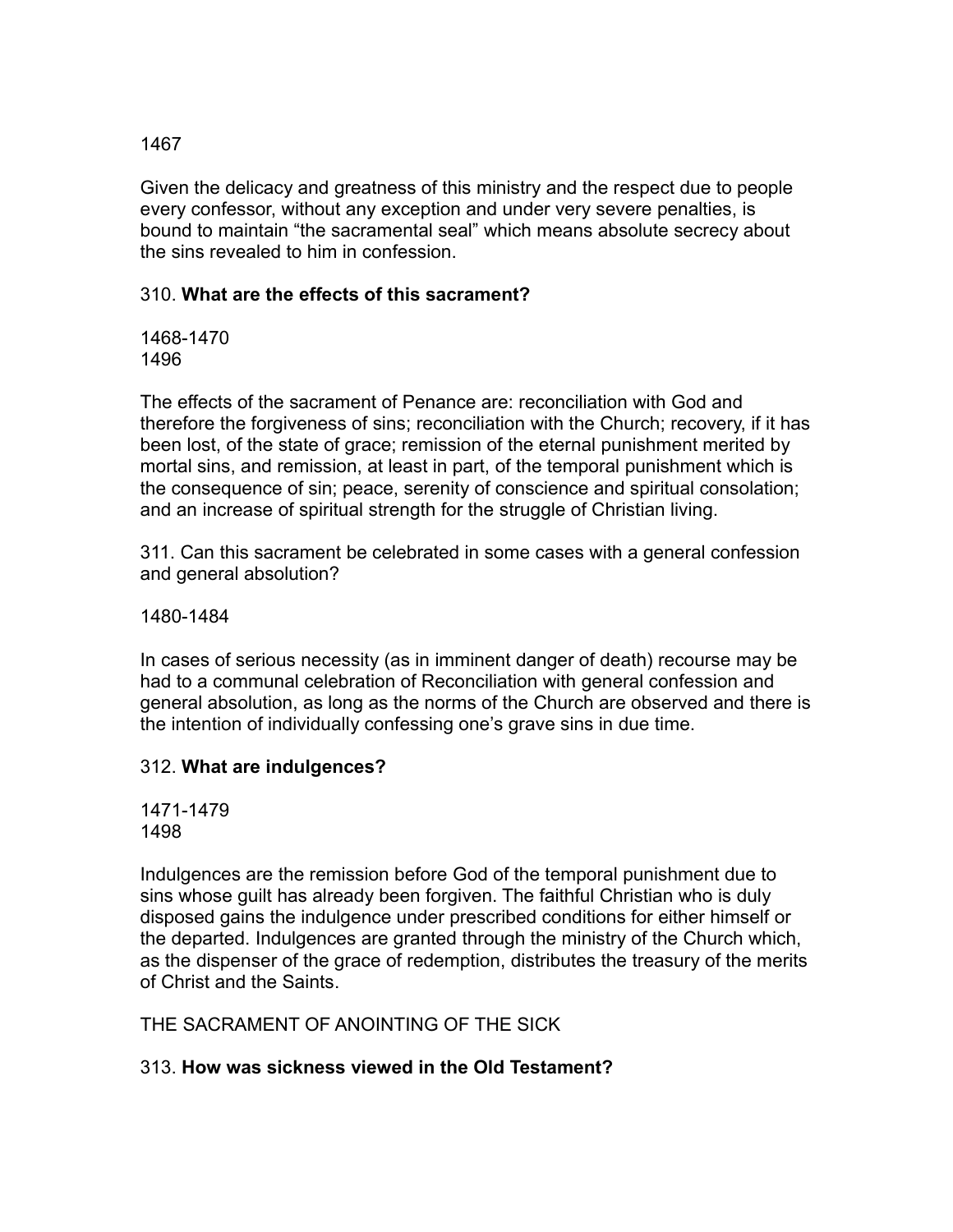1467

Given the delicacy and greatness of this ministry and the respect due to people every confessor, without any exception and under very severe penalties, is bound to maintain “the sacramental seal” which means absolute secrecy about the sins revealed to him in confession.

310. **What are the effects of this sacrament?**

1468-1470
1496

The effects of the sacrament of Penance are: reconciliation with God and therefore the forgiveness of sins; reconciliation with the Church; recovery, if it has been lost, of the state of grace; remission of the eternal punishment merited by mortal sins, and remission, at least in part, of the temporal punishment which is the consequence of sin; peace, serenity of conscience and spiritual consolation; and an increase of spiritual strength for the struggle of Christian living.

311. Can this sacrament be celebrated in some cases with a general confession and general absolution?

1480-1484

In cases of serious necessity (as in imminent danger of death) recourse may be had to a communal celebration of Reconciliation with general confession and general absolution, as long as the norms of the Church are observed and there is the intention of individually confessing one’s grave sins in due time.

312. **What are indulgences?**

1471-1479
1498

Indulgences are the remission before God of the temporal punishment due to sins whose guilt has already been forgiven. The faithful Christian who is duly disposed gains the indulgence under prescribed conditions for either himself or the departed. Indulgences are granted through the ministry of the Church which, as the dispenser of the grace of redemption, distributes the treasury of the merits of Christ and the Saints.

THE SACRAMENT OF ANOINTING OF THE SICK

313. **How was sickness viewed in the Old Testament?**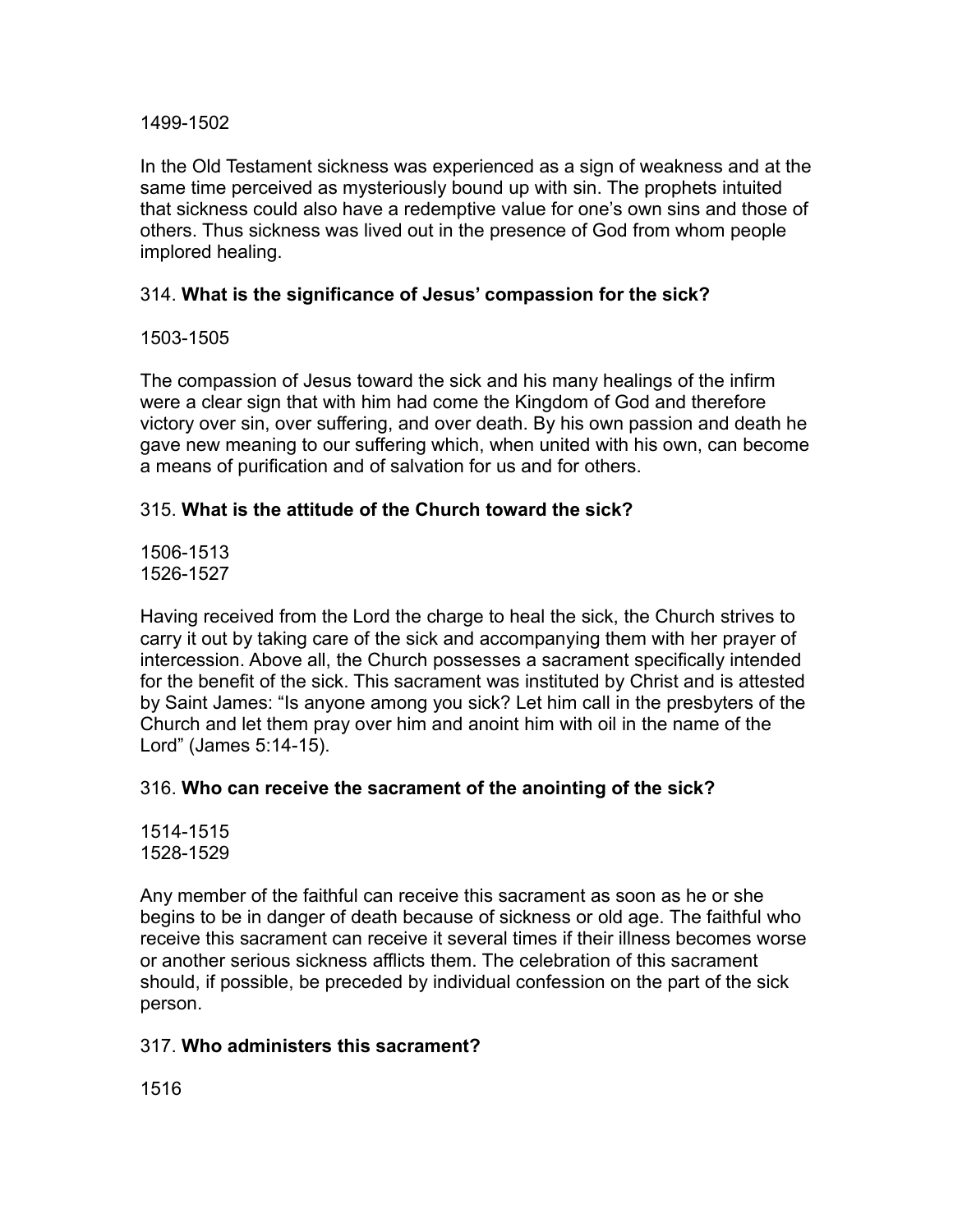1499-1502

In the Old Testament sickness was experienced as a sign of weakness and at the same time perceived as mysteriously bound up with sin. The prophets intuited that sickness could also have a redemptive value for one's own sins and those of others. Thus sickness was lived out in the presence of God from whom people implored healing.

314. **What is the significance of Jesus' compassion for the sick?**

1503-1505

The compassion of Jesus toward the sick and his many healings of the infirm were a clear sign that with him had come the Kingdom of God and therefore victory over sin, over suffering, and over death. By his own passion and death he gave new meaning to our suffering which, when united with his own, can become a means of purification and of salvation for us and for others.

315. **What is the attitude of the Church toward the sick?**

1506-1513
1526-1527

Having received from the Lord the charge to heal the sick, the Church strives to carry it out by taking care of the sick and accompanying them with her prayer of intercession. Above all, the Church possesses a sacrament specifically intended for the benefit of the sick. This sacrament was instituted by Christ and is attested by Saint James: "Is anyone among you sick? Let him call in the presbyters of the Church and let them pray over him and anoint him with oil in the name of the Lord" (James 5:14-15).

316. **Who can receive the sacrament of the anointing of the sick?**

1514-1515
1528-1529

Any member of the faithful can receive this sacrament as soon as he or she begins to be in danger of death because of sickness or old age. The faithful who receive this sacrament can receive it several times if their illness becomes worse or another serious sickness afflicts them. The celebration of this sacrament should, if possible, be preceded by individual confession on the part of the sick person.

317. **Who administers this sacrament?**

1516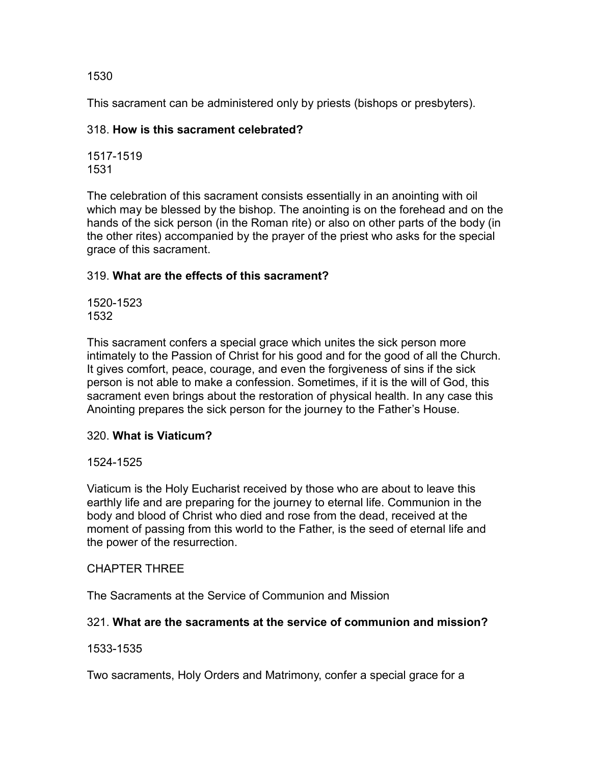1530

This sacrament can be administered only by priests (bishops or presbyters).

318. **How is this sacrament celebrated?**

1517-1519
1531

The celebration of this sacrament consists essentially in an anointing with oil which may be blessed by the bishop. The anointing is on the forehead and on the hands of the sick person (in the Roman rite) or also on other parts of the body (in the other rites) accompanied by the prayer of the priest who asks for the special grace of this sacrament.

319. **What are the effects of this sacrament?**

1520-1523
1532

This sacrament confers a special grace which unites the sick person more intimately to the Passion of Christ for his good and for the good of all the Church. It gives comfort, peace, courage, and even the forgiveness of sins if the sick person is not able to make a confession. Sometimes, if it is the will of God, this sacrament even brings about the restoration of physical health. In any case this Anointing prepares the sick person for the journey to the Father's House.

320. **What is Viaticum?**

1524-1525

Viaticum is the Holy Eucharist received by those who are about to leave this earthly life and are preparing for the journey to eternal life. Communion in the body and blood of Christ who died and rose from the dead, received at the moment of passing from this world to the Father, is the seed of eternal life and the power of the resurrection.

## CHAPTER THREE

## The Sacraments at the Service of Communion and Mission

321. **What are the sacraments at the service of communion and mission?**

1533-1535

Two sacraments, Holy Orders and Matrimony, confer a special grace for a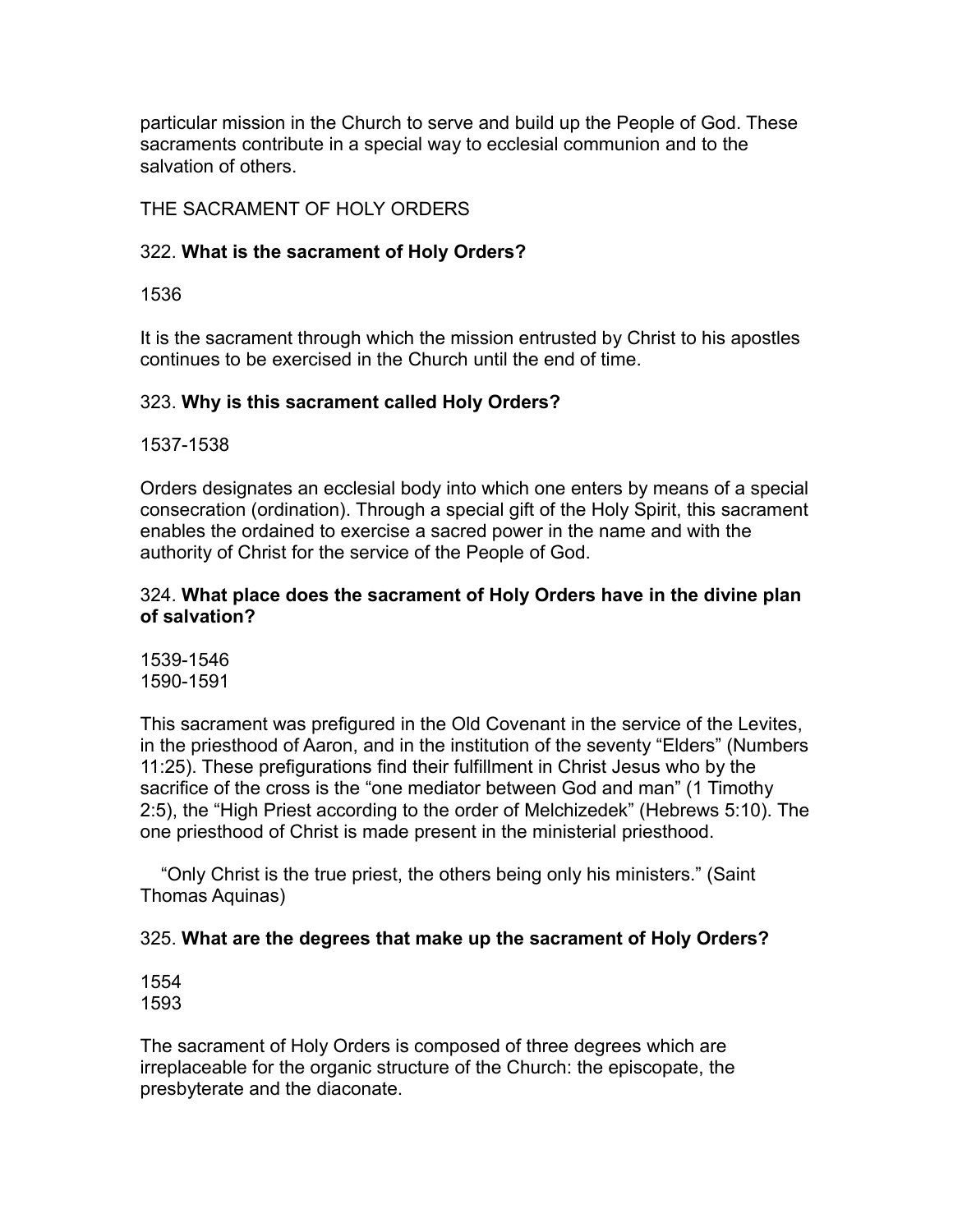particular mission in the Church to serve and build up the People of God. These sacraments contribute in a special way to ecclesial communion and to the salvation of others.

## THE SACRAMENT OF HOLY ORDERS

322. **What is the sacrament of Holy Orders?**

1536

It is the sacrament through which the mission entrusted by Christ to his apostles continues to be exercised in the Church until the end of time.

323. **Why is this sacrament called Holy Orders?**

1537-1538

Orders designates an ecclesial body into which one enters by means of a special consecration (ordination). Through a special gift of the Holy Spirit, this sacrament enables the ordained to exercise a sacred power in the name and with the authority of Christ for the service of the People of God.

324. **What place does the sacrament of Holy Orders have in the divine plan of salvation?**

1539-1546
1590-1591

This sacrament was prefigured in the Old Covenant in the service of the Levites, in the priesthood of Aaron, and in the institution of the seventy "Elders" (Numbers 11:25). These prefigurations find their fulfillment in Christ Jesus who by the sacrifice of the cross is the "one mediator between God and man" (1 Timothy 2:5), the "High Priest according to the order of Melchizedek" (Hebrews 5:10). The one priesthood of Christ is made present in the ministerial priesthood.

"Only Christ is the true priest, the others being only his ministers." (Saint Thomas Aquinas)

325. **What are the degrees that make up the sacrament of Holy Orders?**

1554
1593

The sacrament of Holy Orders is composed of three degrees which are irreplaceable for the organic structure of the Church: the episcopate, the presbyterate and the diaconate.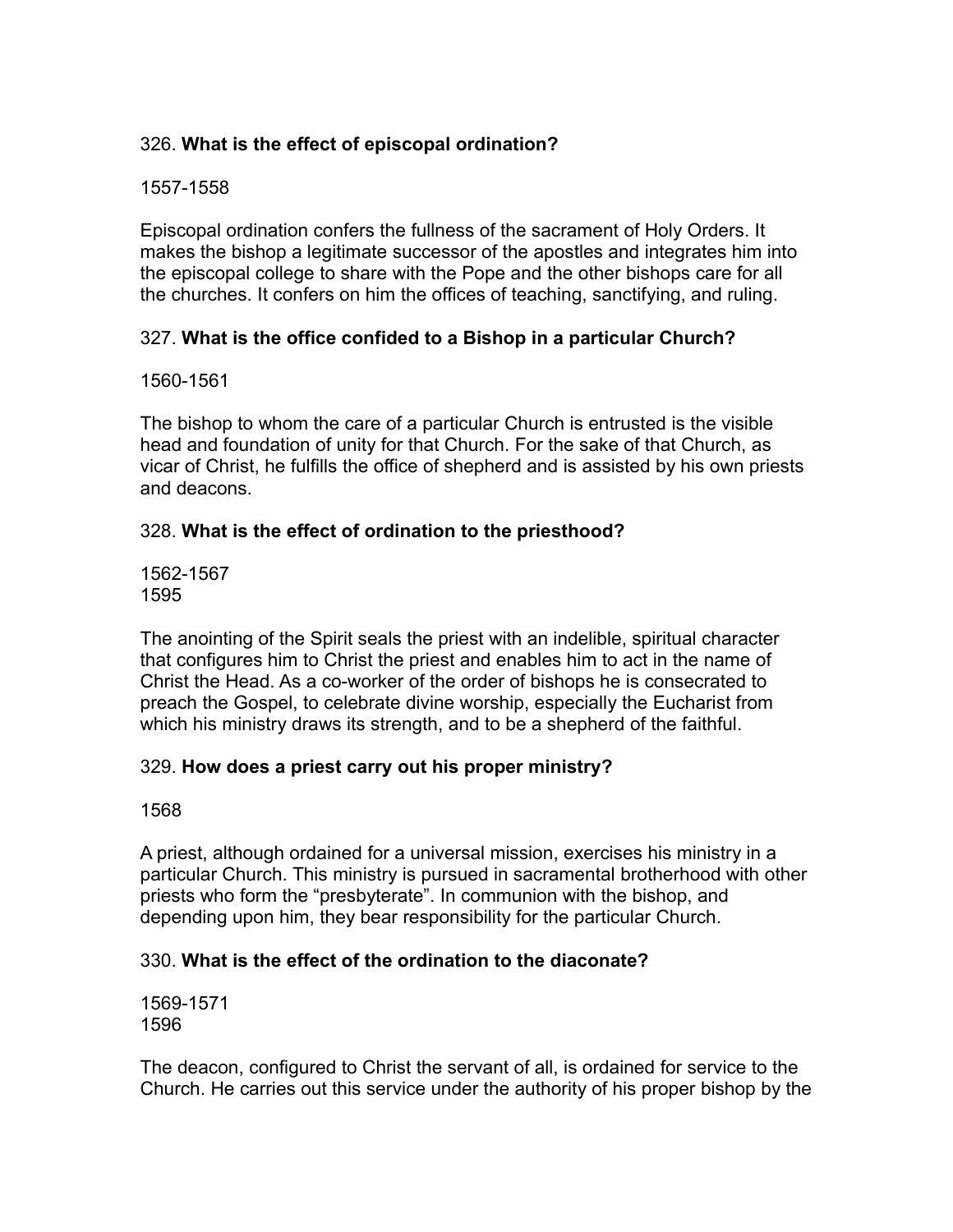326. **What is the effect of episcopal ordination?**

1557-1558

Episcopal ordination confers the fullness of the sacrament of Holy Orders. It makes the bishop a legitimate successor of the apostles and integrates him into the episcopal college to share with the Pope and the other bishops care for all the churches. It confers on him the offices of teaching, sanctifying, and ruling.

327. **What is the office confided to a Bishop in a particular Church?**

1560-1561

The bishop to whom the care of a particular Church is entrusted is the visible head and foundation of unity for that Church. For the sake of that Church, as vicar of Christ, he fulfills the office of shepherd and is assisted by his own priests and deacons.

328. **What is the effect of ordination to the priesthood?**

1562-1567
1595

The anointing of the Spirit seals the priest with an indelible, spiritual character that configures him to Christ the priest and enables him to act in the name of Christ the Head. As a co-worker of the order of bishops he is consecrated to preach the Gospel, to celebrate divine worship, especially the Eucharist from which his ministry draws its strength, and to be a shepherd of the faithful.

329. **How does a priest carry out his proper ministry?**

1568

A priest, although ordained for a universal mission, exercises his ministry in a particular Church. This ministry is pursued in sacramental brotherhood with other priests who form the "presbyterate". In communion with the bishop, and depending upon him, they bear responsibility for the particular Church.

330. **What is the effect of the ordination to the diaconate?**

1569-1571
1596

The deacon, configured to Christ the servant of all, is ordained for service to the Church. He carries out this service under the authority of his proper bishop by the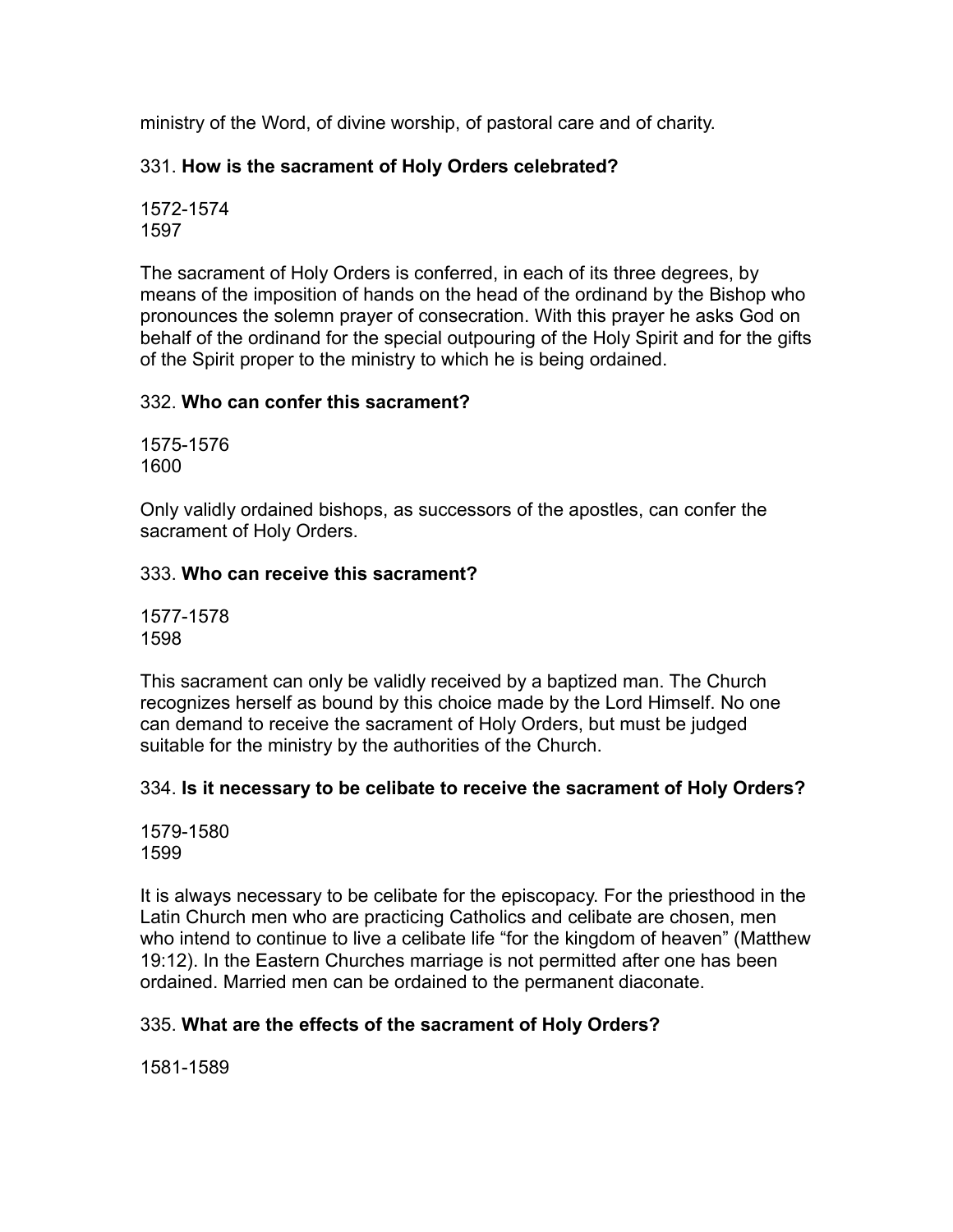ministry of the Word, of divine worship, of pastoral care and of charity.

331. **How is the sacrament of Holy Orders celebrated?**

1572-1574
1597

The sacrament of Holy Orders is conferred, in each of its three degrees, by means of the imposition of hands on the head of the ordinand by the Bishop who pronounces the solemn prayer of consecration. With this prayer he asks God on behalf of the ordinand for the special outpouring of the Holy Spirit and for the gifts of the Spirit proper to the ministry to which he is being ordained.

332. **Who can confer this sacrament?**

1575-1576
1600

Only validly ordained bishops, as successors of the apostles, can confer the sacrament of Holy Orders.

333. **Who can receive this sacrament?**

1577-1578
1598

This sacrament can only be validly received by a baptized man. The Church recognizes herself as bound by this choice made by the Lord Himself. No one can demand to receive the sacrament of Holy Orders, but must be judged suitable for the ministry by the authorities of the Church.

334. **Is it necessary to be celibate to receive the sacrament of Holy Orders?**

1579-1580
1599

It is always necessary to be celibate for the episcopacy. For the priesthood in the Latin Church men who are practicing Catholics and celibate are chosen, men who intend to continue to live a celibate life "for the kingdom of heaven" (Matthew 19:12). In the Eastern Churches marriage is not permitted after one has been ordained. Married men can be ordained to the permanent diaconate.

335. **What are the effects of the sacrament of Holy Orders?**

1581-1589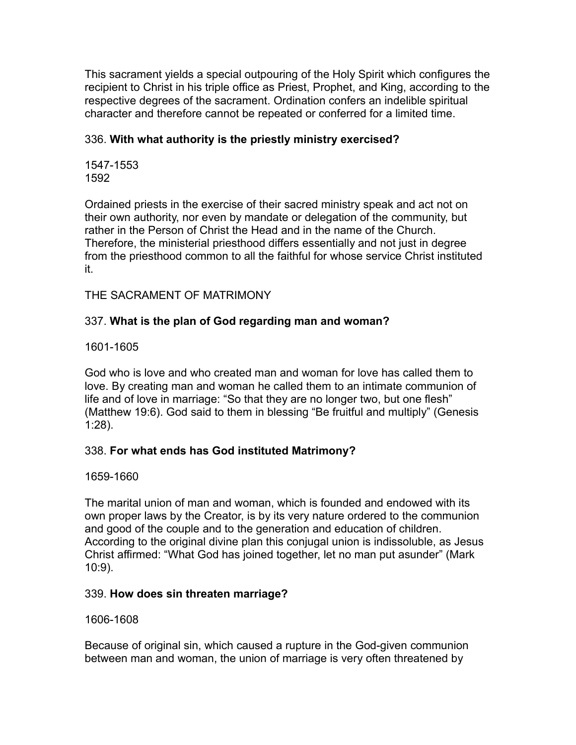This sacrament yields a special outpouring of the Holy Spirit which configures the recipient to Christ in his triple office as Priest, Prophet, and King, according to the respective degrees of the sacrament. Ordination confers an indelible spiritual character and therefore cannot be repeated or conferred for a limited time.

336. **With what authority is the priestly ministry exercised?**

1547-1553
1592

Ordained priests in the exercise of their sacred ministry speak and act not on their own authority, nor even by mandate or delegation of the community, but rather in the Person of Christ the Head and in the name of the Church. Therefore, the ministerial priesthood differs essentially and not just in degree from the priesthood common to all the faithful for whose service Christ instituted it.

THE SACRAMENT OF MATRIMONY

337. **What is the plan of God regarding man and woman?**

1601-1605

God who is love and who created man and woman for love has called them to love. By creating man and woman he called them to an intimate communion of life and of love in marriage: "So that they are no longer two, but one flesh" (Matthew 19:6). God said to them in blessing "Be fruitful and multiply" (Genesis 1:28).

338. **For what ends has God instituted Matrimony?**

1659-1660

The marital union of man and woman, which is founded and endowed with its own proper laws by the Creator, is by its very nature ordered to the communion and good of the couple and to the generation and education of children. According to the original divine plan this conjugal union is indissoluble, as Jesus Christ affirmed: "What God has joined together, let no man put asunder" (Mark 10:9).

339. **How does sin threaten marriage?**

1606-1608

Because of original sin, which caused a rupture in the God-given communion between man and woman, the union of marriage is very often threatened by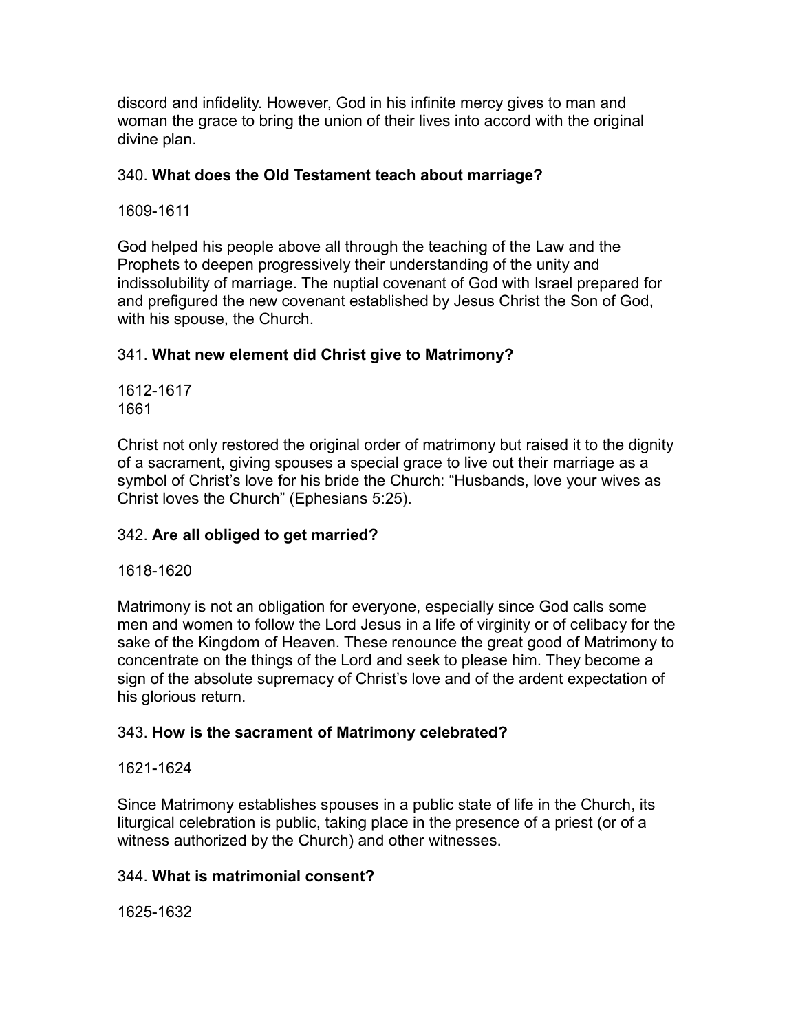discord and infidelity. However, God in his infinite mercy gives to man and woman the grace to bring the union of their lives into accord with the original divine plan.

340. **What does the Old Testament teach about marriage?**

1609-1611

God helped his people above all through the teaching of the Law and the Prophets to deepen progressively their understanding of the unity and indissolubility of marriage. The nuptial covenant of God with Israel prepared for and prefigured the new covenant established by Jesus Christ the Son of God, with his spouse, the Church.

341. **What new element did Christ give to Matrimony?**

1612-1617
1661

Christ not only restored the original order of matrimony but raised it to the dignity of a sacrament, giving spouses a special grace to live out their marriage as a symbol of Christ's love for his bride the Church: "Husbands, love your wives as Christ loves the Church" (Ephesians 5:25).

342. **Are all obliged to get married?**

1618-1620

Matrimony is not an obligation for everyone, especially since God calls some men and women to follow the Lord Jesus in a life of virginity or of celibacy for the sake of the Kingdom of Heaven. These renounce the great good of Matrimony to concentrate on the things of the Lord and seek to please him. They become a sign of the absolute supremacy of Christ's love and of the ardent expectation of his glorious return.

343. **How is the sacrament of Matrimony celebrated?**

1621-1624

Since Matrimony establishes spouses in a public state of life in the Church, its liturgical celebration is public, taking place in the presence of a priest (or of a witness authorized by the Church) and other witnesses.

344. **What is matrimonial consent?**

1625-1632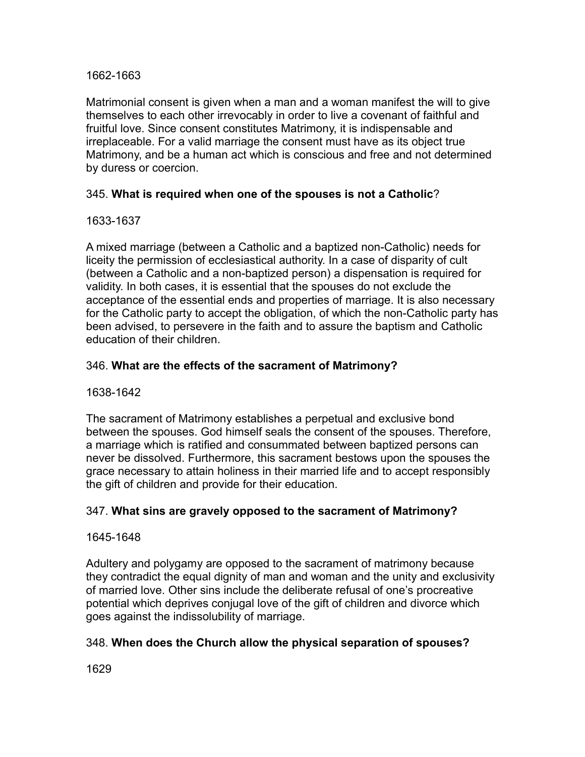1662-1663

Matrimonial consent is given when a man and a woman manifest the will to give themselves to each other irrevocably in order to live a covenant of faithful and fruitful love. Since consent constitutes Matrimony, it is indispensable and irreplaceable. For a valid marriage the consent must have as its object true Matrimony, and be a human act which is conscious and free and not determined by duress or coercion.

345. **What is required when one of the spouses is not a Catholic**?

1633-1637

A mixed marriage (between a Catholic and a baptized non-Catholic) needs for liceity the permission of ecclesiastical authority. In a case of disparity of cult (between a Catholic and a non-baptized person) a dispensation is required for validity. In both cases, it is essential that the spouses do not exclude the acceptance of the essential ends and properties of marriage. It is also necessary for the Catholic party to accept the obligation, of which the non-Catholic party has been advised, to persevere in the faith and to assure the baptism and Catholic education of their children.

346. **What are the effects of the sacrament of Matrimony?**

1638-1642

The sacrament of Matrimony establishes a perpetual and exclusive bond between the spouses. God himself seals the consent of the spouses. Therefore, a marriage which is ratified and consummated between baptized persons can never be dissolved. Furthermore, this sacrament bestows upon the spouses the grace necessary to attain holiness in their married life and to accept responsibly the gift of children and provide for their education.

347. **What sins are gravely opposed to the sacrament of Matrimony?**

1645-1648

Adultery and polygamy are opposed to the sacrament of matrimony because they contradict the equal dignity of man and woman and the unity and exclusivity of married love. Other sins include the deliberate refusal of one's procreative potential which deprives conjugal love of the gift of children and divorce which goes against the indissolubility of marriage.

348. **When does the Church allow the physical separation of spouses?**

1629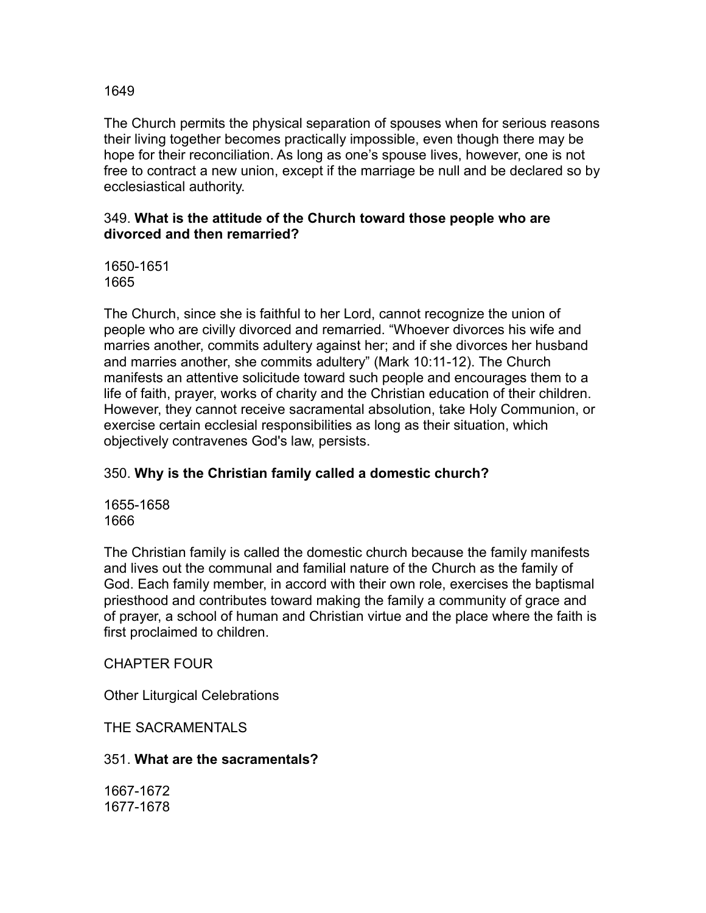1649

The Church permits the physical separation of spouses when for serious reasons their living together becomes practically impossible, even though there may be hope for their reconciliation. As long as one's spouse lives, however, one is not free to contract a new union, except if the marriage be null and be declared so by ecclesiastical authority.

349. **What is the attitude of the Church toward those people who are divorced and then remarried?**

1650-1651
1665

The Church, since she is faithful to her Lord, cannot recognize the union of people who are civilly divorced and remarried. "Whoever divorces his wife and marries another, commits adultery against her; and if she divorces her husband and marries another, she commits adultery" (Mark 10:11-12). The Church manifests an attentive solicitude toward such people and encourages them to a life of faith, prayer, works of charity and the Christian education of their children. However, they cannot receive sacramental absolution, take Holy Communion, or exercise certain ecclesial responsibilities as long as their situation, which objectively contravenes God's law, persists.

350. **Why is the Christian family called a domestic church?**

1655-1658
1666

The Christian family is called the domestic church because the family manifests and lives out the communal and familial nature of the Church as the family of God. Each family member, in accord with their own role, exercises the baptismal priesthood and contributes toward making the family a community of grace and of prayer, a school of human and Christian virtue and the place where the faith is first proclaimed to children.

## CHAPTER FOUR

## Other Liturgical Celebrations

### THE SACRAMENTALS

351. **What are the sacramentals?**

1667-1672
1677-1678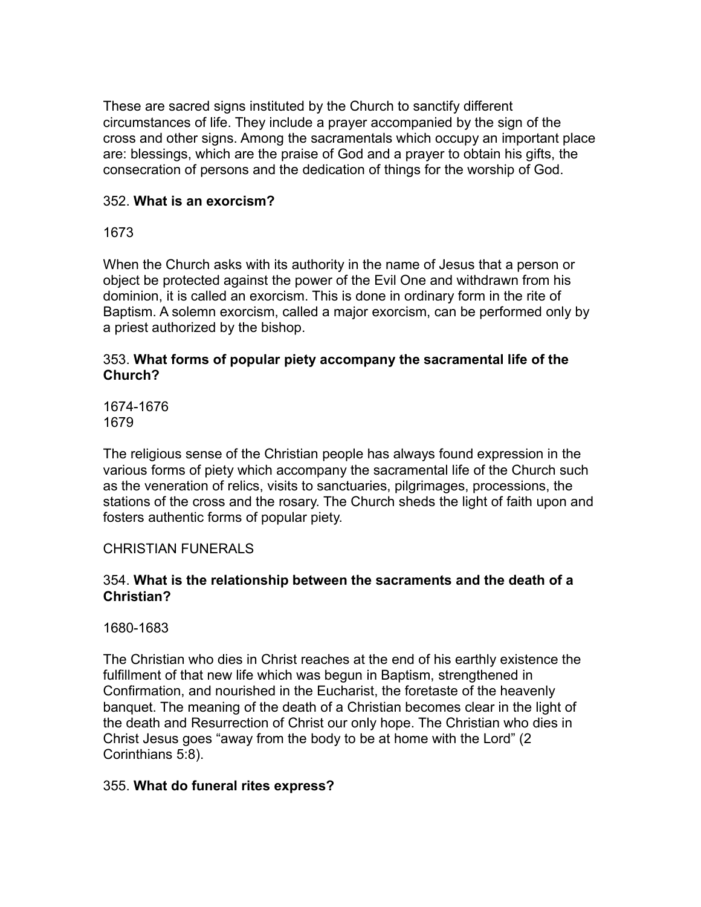These are sacred signs instituted by the Church to sanctify different circumstances of life. They include a prayer accompanied by the sign of the cross and other signs. Among the sacramentals which occupy an important place are: blessings, which are the praise of God and a prayer to obtain his gifts, the consecration of persons and the dedication of things for the worship of God.

352. **What is an exorcism?**

1673

When the Church asks with its authority in the name of Jesus that a person or object be protected against the power of the Evil One and withdrawn from his dominion, it is called an exorcism. This is done in ordinary form in the rite of Baptism. A solemn exorcism, called a major exorcism, can be performed only by a priest authorized by the bishop.

353. **What forms of popular piety accompany the sacramental life of the Church?**

1674-1676
1679

The religious sense of the Christian people has always found expression in the various forms of piety which accompany the sacramental life of the Church such as the veneration of relics, visits to sanctuaries, pilgrimages, processions, the stations of the cross and the rosary. The Church sheds the light of faith upon and fosters authentic forms of popular piety.

CHRISTIAN FUNERALS

354. **What is the relationship between the sacraments and the death of a Christian?**

1680-1683

The Christian who dies in Christ reaches at the end of his earthly existence the fulfillment of that new life which was begun in Baptism, strengthened in Confirmation, and nourished in the Eucharist, the foretaste of the heavenly banquet. The meaning of the death of a Christian becomes clear in the light of the death and Resurrection of Christ our only hope. The Christian who dies in Christ Jesus goes "away from the body to be at home with the Lord" (2 Corinthians 5:8).

355. **What do funeral rites express?**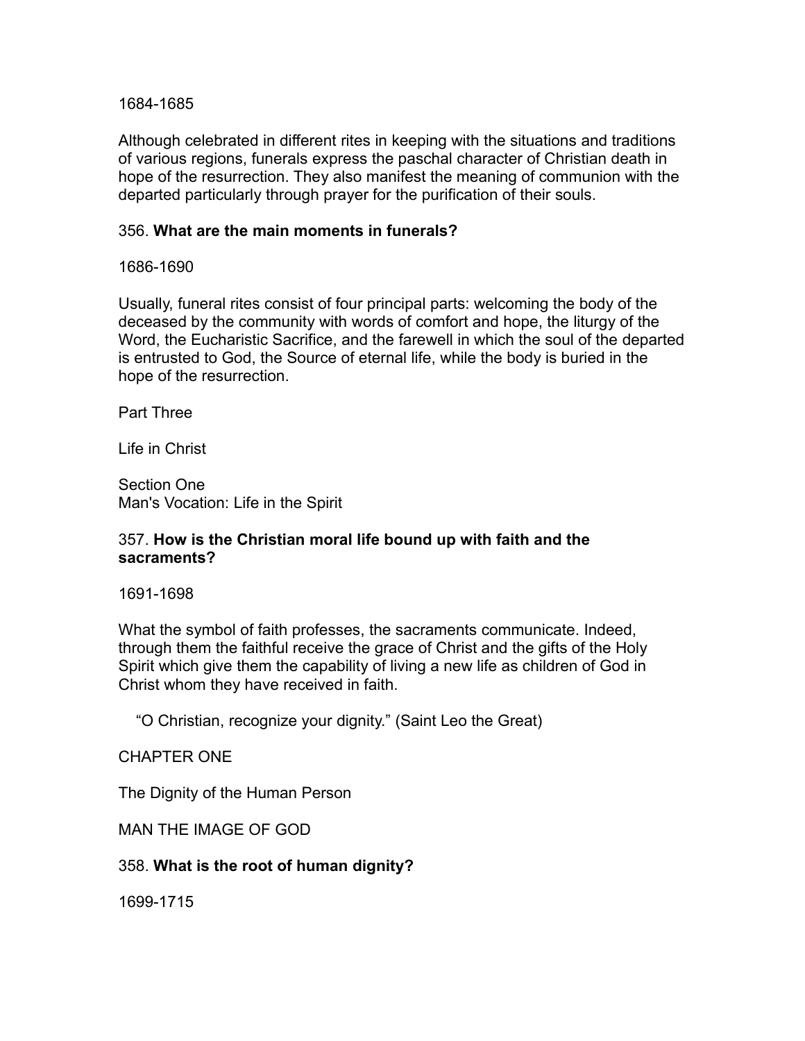1684-1685

Although celebrated in different rites in keeping with the situations and traditions of various regions, funerals express the paschal character of Christian death in hope of the resurrection. They also manifest the meaning of communion with the departed particularly through prayer for the purification of their souls.

356. **What are the main moments in funerals?**

1686-1690

Usually, funeral rites consist of four principal parts: welcoming the body of the deceased by the community with words of comfort and hope, the liturgy of the Word, the Eucharistic Sacrifice, and the farewell in which the soul of the departed is entrusted to God, the Source of eternal life, while the body is buried in the hope of the resurrection.

# Part Three

# Life in Christ

## Section One
## Man's Vocation: Life in the Spirit

357. **How is the Christian moral life bound up with faith and the sacraments?**

1691-1698

What the symbol of faith professes, the sacraments communicate. Indeed, through them the faithful receive the grace of Christ and the gifts of the Holy Spirit which give them the capability of living a new life as children of God in Christ whom they have received in faith.

> “O Christian, recognize your dignity.” (Saint Leo the Great)

### CHAPTER ONE

### The Dignity of the Human Person

#### MAN THE IMAGE OF GOD

358. **What is the root of human dignity?**

1699-1715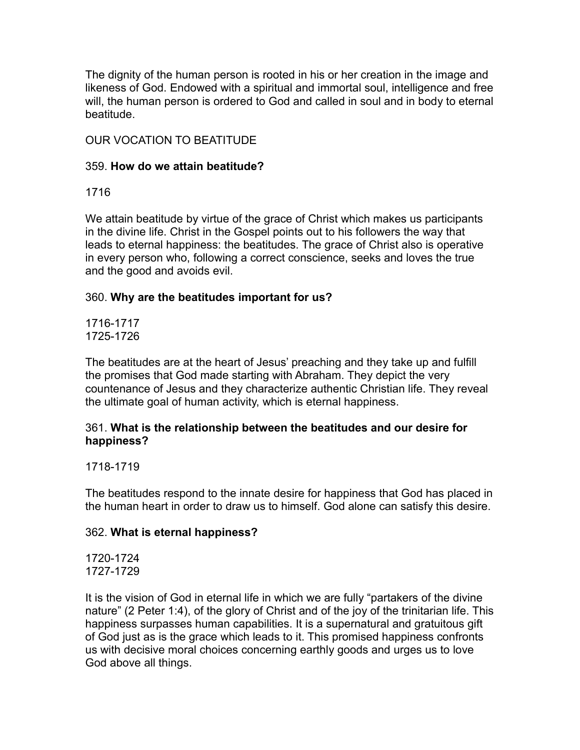The dignity of the human person is rooted in his or her creation in the image and likeness of God. Endowed with a spiritual and immortal soul, intelligence and free will, the human person is ordered to God and called in soul and in body to eternal beatitude.

## OUR VOCATION TO BEATITUDE

359. **How do we attain beatitude?**

1716

We attain beatitude by virtue of the grace of Christ which makes us participants in the divine life. Christ in the Gospel points out to his followers the way that leads to eternal happiness: the beatitudes. The grace of Christ also is operative in every person who, following a correct conscience, seeks and loves the true and the good and avoids evil.

360. **Why are the beatitudes important for us?**

1716-1717
1725-1726

The beatitudes are at the heart of Jesus' preaching and they take up and fulfill the promises that God made starting with Abraham. They depict the very countenance of Jesus and they characterize authentic Christian life. They reveal the ultimate goal of human activity, which is eternal happiness.

361. **What is the relationship between the beatitudes and our desire for happiness?**

1718-1719

The beatitudes respond to the innate desire for happiness that God has placed in the human heart in order to draw us to himself. God alone can satisfy this desire.

362. **What is eternal happiness?**

1720-1724
1727-1729

It is the vision of God in eternal life in which we are fully "partakers of the divine nature" (2 Peter 1:4), of the glory of Christ and of the joy of the trinitarian life. This happiness surpasses human capabilities. It is a supernatural and gratuitous gift of God just as is the grace which leads to it. This promised happiness confronts us with decisive moral choices concerning earthly goods and urges us to love God above all things.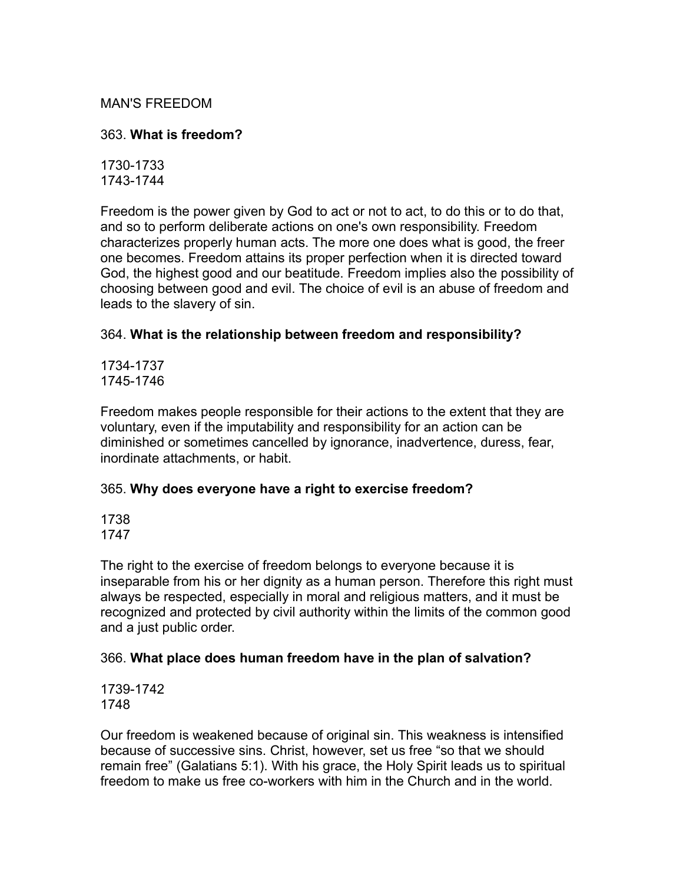## MAN'S FREEDOM

363. **What is freedom?**

1730-1733
1743-1744

Freedom is the power given by God to act or not to act, to do this or to do that, and so to perform deliberate actions on one's own responsibility. Freedom characterizes properly human acts. The more one does what is good, the freer one becomes. Freedom attains its proper perfection when it is directed toward God, the highest good and our beatitude. Freedom implies also the possibility of choosing between good and evil. The choice of evil is an abuse of freedom and leads to the slavery of sin.

364. **What is the relationship between freedom and responsibility?**

1734-1737
1745-1746

Freedom makes people responsible for their actions to the extent that they are voluntary, even if the imputability and responsibility for an action can be diminished or sometimes cancelled by ignorance, inadvertence, duress, fear, inordinate attachments, or habit.

365. **Why does everyone have a right to exercise freedom?**

1738
1747

The right to the exercise of freedom belongs to everyone because it is inseparable from his or her dignity as a human person. Therefore this right must always be respected, especially in moral and religious matters, and it must be recognized and protected by civil authority within the limits of the common good and a just public order.

366. **What place does human freedom have in the plan of salvation?**

1739-1742
1748

Our freedom is weakened because of original sin. This weakness is intensified because of successive sins. Christ, however, set us free "so that we should remain free" (Galatians 5:1). With his grace, the Holy Spirit leads us to spiritual freedom to make us free co-workers with him in the Church and in the world.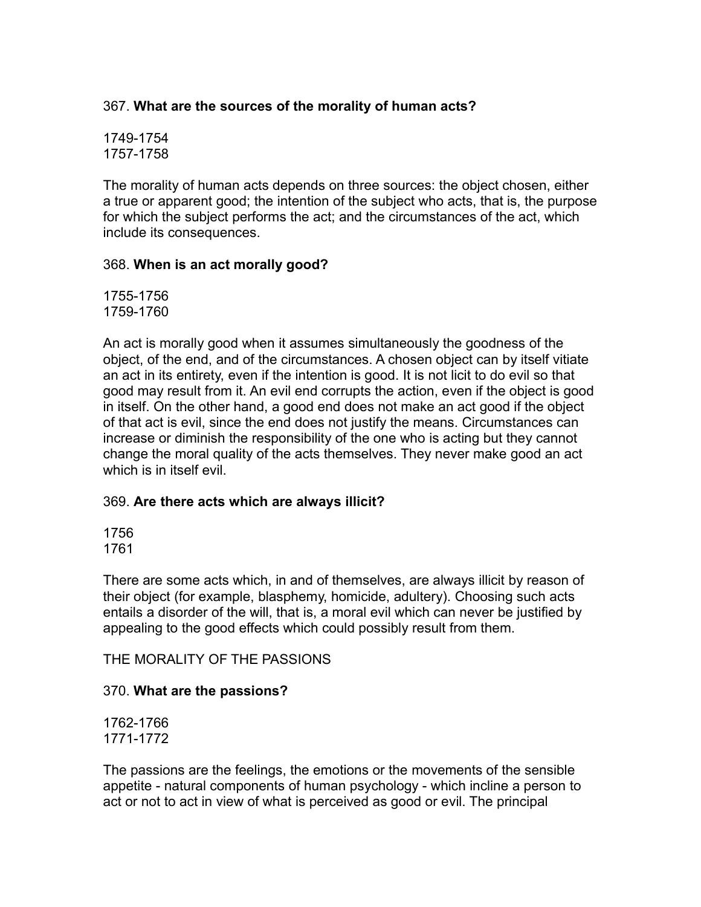367. **What are the sources of the morality of human acts?**

1749-1754
1757-1758

The morality of human acts depends on three sources: the object chosen, either a true or apparent good; the intention of the subject who acts, that is, the purpose for which the subject performs the act; and the circumstances of the act, which include its consequences.

368. **When is an act morally good?**

1755-1756
1759-1760

An act is morally good when it assumes simultaneously the goodness of the object, of the end, and of the circumstances. A chosen object can by itself vitiate an act in its entirety, even if the intention is good. It is not licit to do evil so that good may result from it. An evil end corrupts the action, even if the object is good in itself. On the other hand, a good end does not make an act good if the object of that act is evil, since the end does not justify the means. Circumstances can increase or diminish the responsibility of the one who is acting but they cannot change the moral quality of the acts themselves. They never make good an act which is in itself evil.

369. **Are there acts which are always illicit?**

1756
1761

There are some acts which, in and of themselves, are always illicit by reason of their object (for example, blasphemy, homicide, adultery). Choosing such acts entails a disorder of the will, that is, a moral evil which can never be justified by appealing to the good effects which could possibly result from them.

## THE MORALITY OF THE PASSIONS

370. **What are the passions?**

1762-1766
1771-1772

The passions are the feelings, the emotions or the movements of the sensible appetite - natural components of human psychology - which incline a person to act or not to act in view of what is perceived as good or evil. The principal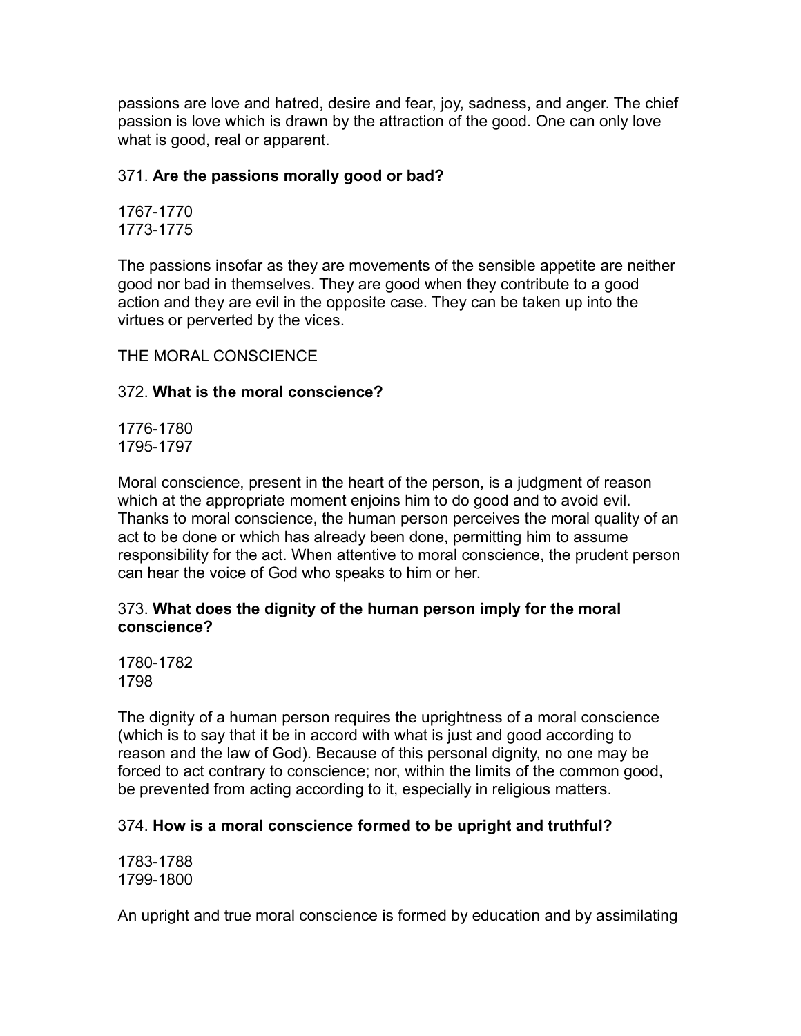passions are love and hatred, desire and fear, joy, sadness, and anger. The chief passion is love which is drawn by the attraction of the good. One can only love what is good, real or apparent.

371. **Are the passions morally good or bad?**

1767-1770
1773-1775

The passions insofar as they are movements of the sensible appetite are neither good nor bad in themselves. They are good when they contribute to a good action and they are evil in the opposite case. They can be taken up into the virtues or perverted by the vices.

THE MORAL CONSCIENCE

372. **What is the moral conscience?**

1776-1780
1795-1797

Moral conscience, present in the heart of the person, is a judgment of reason which at the appropriate moment enjoins him to do good and to avoid evil. Thanks to moral conscience, the human person perceives the moral quality of an act to be done or which has already been done, permitting him to assume responsibility for the act. When attentive to moral conscience, the prudent person can hear the voice of God who speaks to him or her.

373. **What does the dignity of the human person imply for the moral conscience?**

1780-1782
1798

The dignity of a human person requires the uprightness of a moral conscience (which is to say that it be in accord with what is just and good according to reason and the law of God). Because of this personal dignity, no one may be forced to act contrary to conscience; nor, within the limits of the common good, be prevented from acting according to it, especially in religious matters.

374. **How is a moral conscience formed to be upright and truthful?**

1783-1788
1799-1800

An upright and true moral conscience is formed by education and by assimilating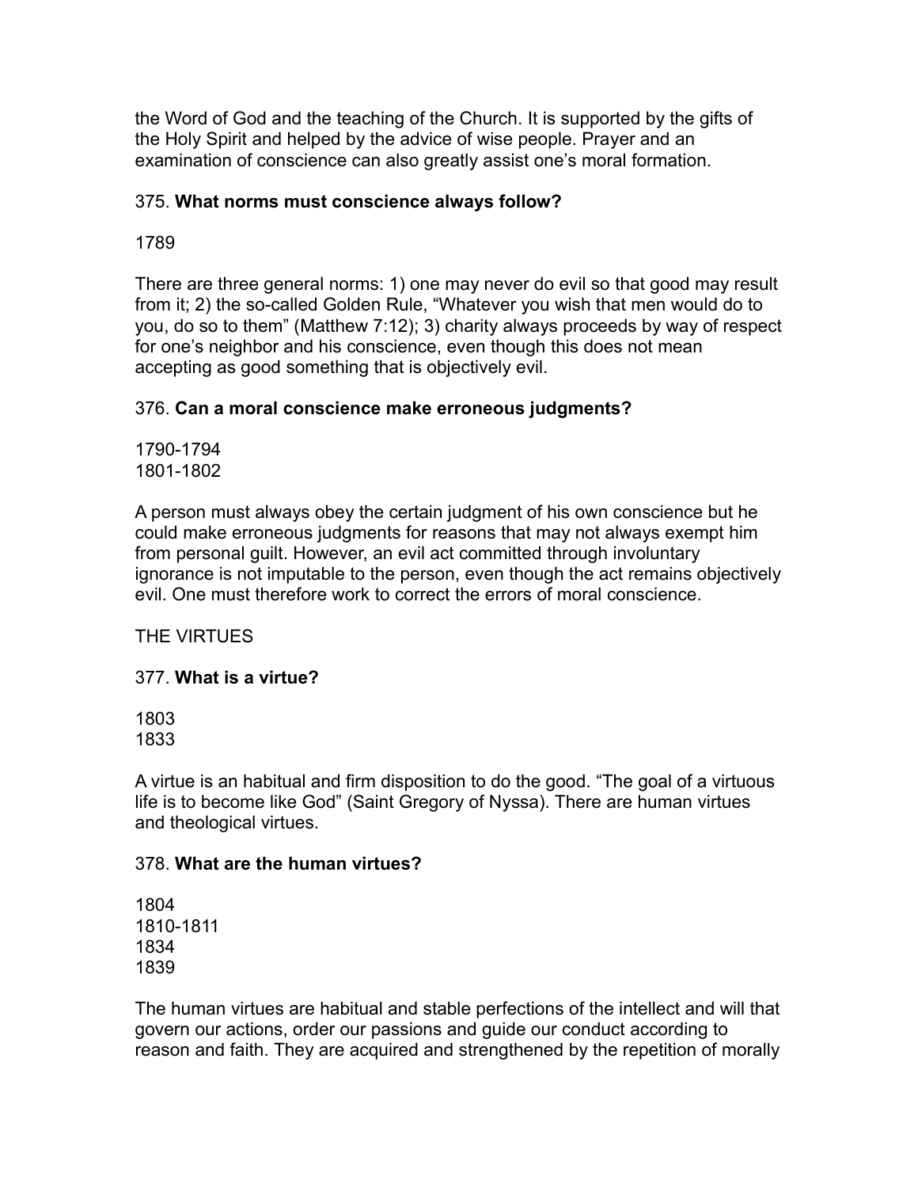the Word of God and the teaching of the Church. It is supported by the gifts of the Holy Spirit and helped by the advice of wise people. Prayer and an examination of conscience can also greatly assist one's moral formation.

375. **What norms must conscience always follow?**

1789

There are three general norms: 1) one may never do evil so that good may result from it; 2) the so-called Golden Rule, "Whatever you wish that men would do to you, do so to them" (Matthew 7:12); 3) charity always proceeds by way of respect for one's neighbor and his conscience, even though this does not mean accepting as good something that is objectively evil.

376. **Can a moral conscience make erroneous judgments?**

1790-1794
1801-1802

A person must always obey the certain judgment of his own conscience but he could make erroneous judgments for reasons that may not always exempt him from personal guilt. However, an evil act committed through involuntary ignorance is not imputable to the person, even though the act remains objectively evil. One must therefore work to correct the errors of moral conscience.

THE VIRTUES

377. **What is a virtue?**

1803
1833

A virtue is an habitual and firm disposition to do the good. "The goal of a virtuous life is to become like God" (Saint Gregory of Nyssa). There are human virtues and theological virtues.

378. **What are the human virtues?**

1804
1810-1811
1834
1839

The human virtues are habitual and stable perfections of the intellect and will that govern our actions, order our passions and guide our conduct according to reason and faith. They are acquired and strengthened by the repetition of morally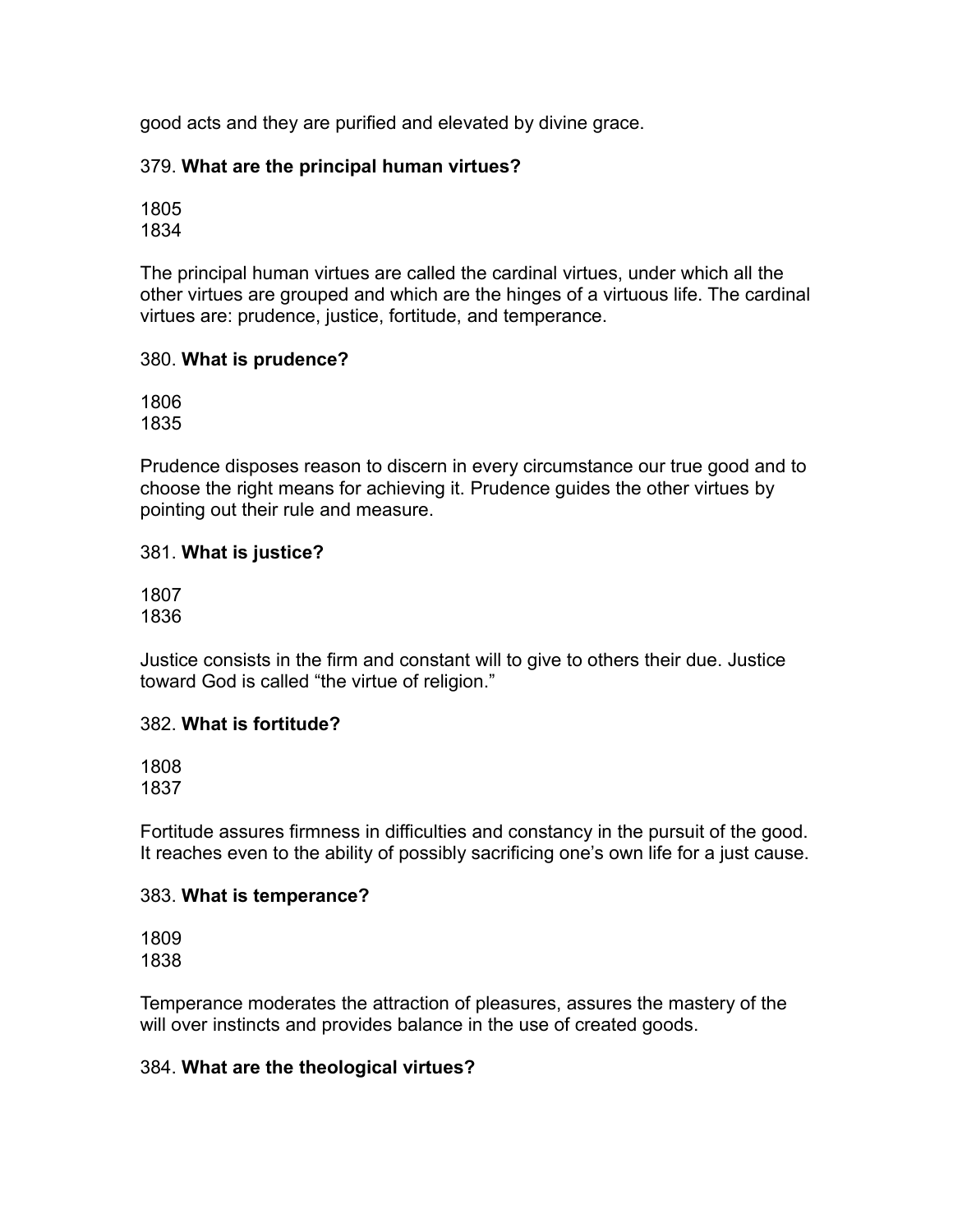good acts and they are purified and elevated by divine grace.

379. **What are the principal human virtues?**

1805
1834

The principal human virtues are called the cardinal virtues, under which all the other virtues are grouped and which are the hinges of a virtuous life. The cardinal virtues are: prudence, justice, fortitude, and temperance.

380. **What is prudence?**

1806
1835

Prudence disposes reason to discern in every circumstance our true good and to choose the right means for achieving it. Prudence guides the other virtues by pointing out their rule and measure.

381. **What is justice?**

1807
1836

Justice consists in the firm and constant will to give to others their due. Justice toward God is called "the virtue of religion."

382. **What is fortitude?**

1808
1837

Fortitude assures firmness in difficulties and constancy in the pursuit of the good. It reaches even to the ability of possibly sacrificing one's own life for a just cause.

383. **What is temperance?**

1809
1838

Temperance moderates the attraction of pleasures, assures the mastery of the will over instincts and provides balance in the use of created goods.

384. **What are the theological virtues?**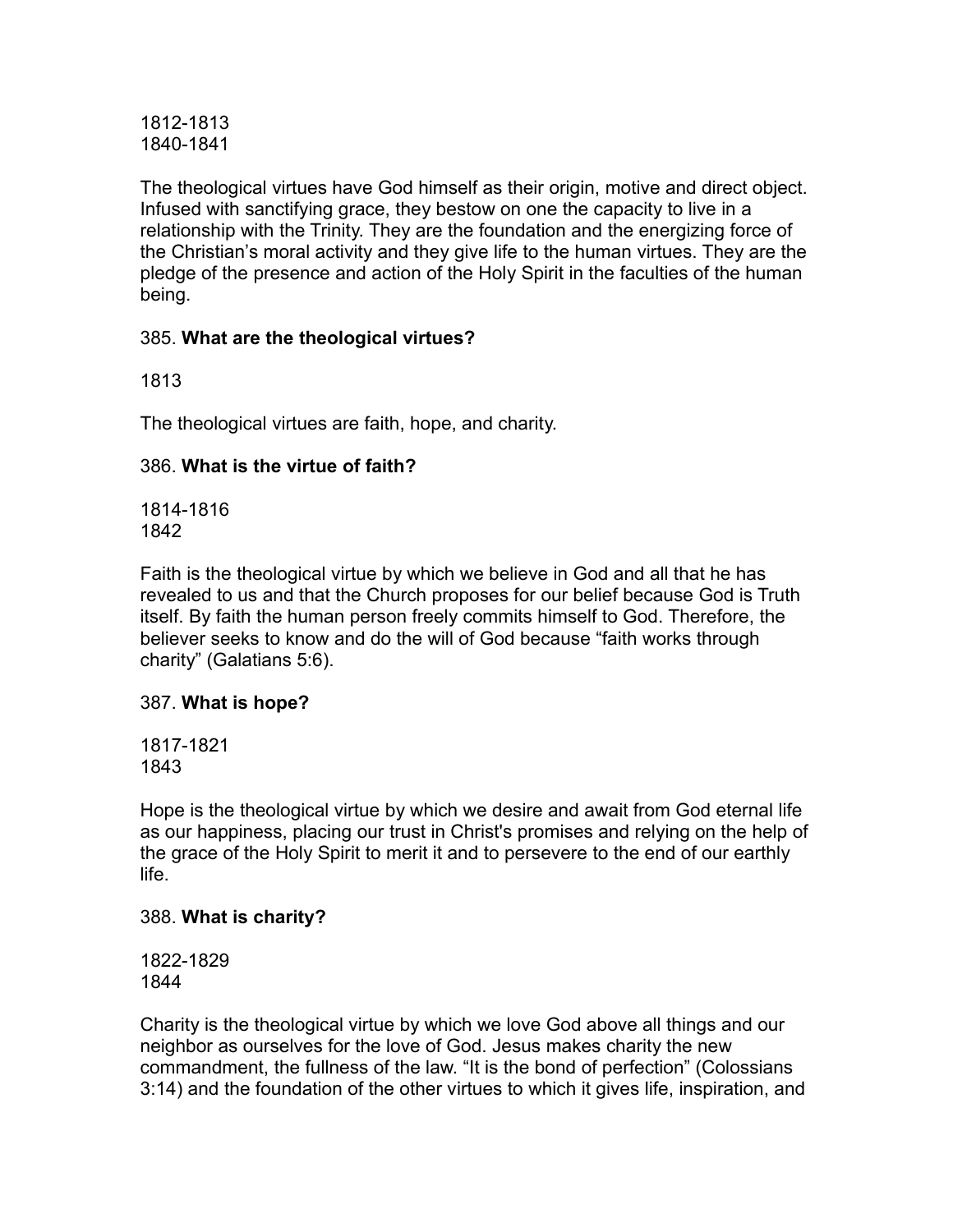1812-1813
1840-1841

The theological virtues have God himself as their origin, motive and direct object. Infused with sanctifying grace, they bestow on one the capacity to live in a relationship with the Trinity. They are the foundation and the energizing force of the Christian's moral activity and they give life to the human virtues. They are the pledge of the presence and action of the Holy Spirit in the faculties of the human being.

385. **What are the theological virtues?**

1813

The theological virtues are faith, hope, and charity.

386. **What is the virtue of faith?**

1814-1816
1842

Faith is the theological virtue by which we believe in God and all that he has revealed to us and that the Church proposes for our belief because God is Truth itself. By faith the human person freely commits himself to God. Therefore, the believer seeks to know and do the will of God because "faith works through charity" (Galatians 5:6).

387. **What is hope?**

1817-1821
1843

Hope is the theological virtue by which we desire and await from God eternal life as our happiness, placing our trust in Christ's promises and relying on the help of the grace of the Holy Spirit to merit it and to persevere to the end of our earthly life.

388. **What is charity?**

1822-1829
1844

Charity is the theological virtue by which we love God above all things and our neighbor as ourselves for the love of God. Jesus makes charity the new commandment, the fullness of the law. "It is the bond of perfection" (Colossians 3:14) and the foundation of the other virtues to which it gives life, inspiration, and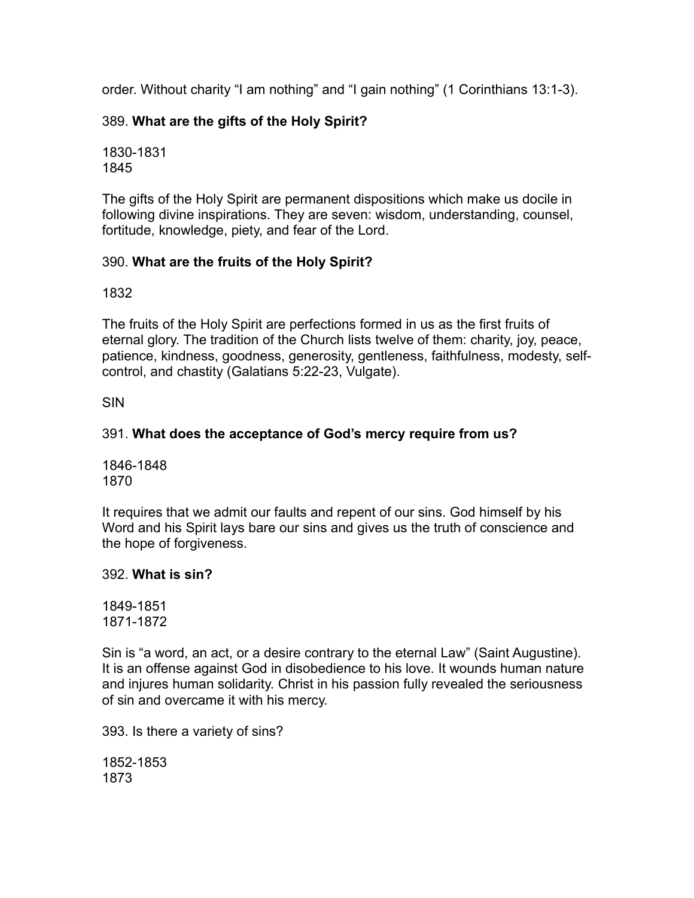order. Without charity “I am nothing” and “I gain nothing” (1 Corinthians 13:1-3).

389. **What are the gifts of the Holy Spirit?**

1830-1831
1845

The gifts of the Holy Spirit are permanent dispositions which make us docile in following divine inspirations. They are seven: wisdom, understanding, counsel, fortitude, knowledge, piety, and fear of the Lord.

390. **What are the fruits of the Holy Spirit?**

1832

The fruits of the Holy Spirit are perfections formed in us as the first fruits of eternal glory. The tradition of the Church lists twelve of them: charity, joy, peace, patience, kindness, goodness, generosity, gentleness, faithfulness, modesty, self-control, and chastity (Galatians 5:22-23, Vulgate).

SIN

391. **What does the acceptance of God’s mercy require from us?**

1846-1848
1870

It requires that we admit our faults and repent of our sins. God himself by his Word and his Spirit lays bare our sins and gives us the truth of conscience and the hope of forgiveness.

392. **What is sin?**

1849-1851
1871-1872

Sin is “a word, an act, or a desire contrary to the eternal Law” (Saint Augustine). It is an offense against God in disobedience to his love. It wounds human nature and injures human solidarity. Christ in his passion fully revealed the seriousness of sin and overcame it with his mercy.

393. Is there a variety of sins?

1852-1853
1873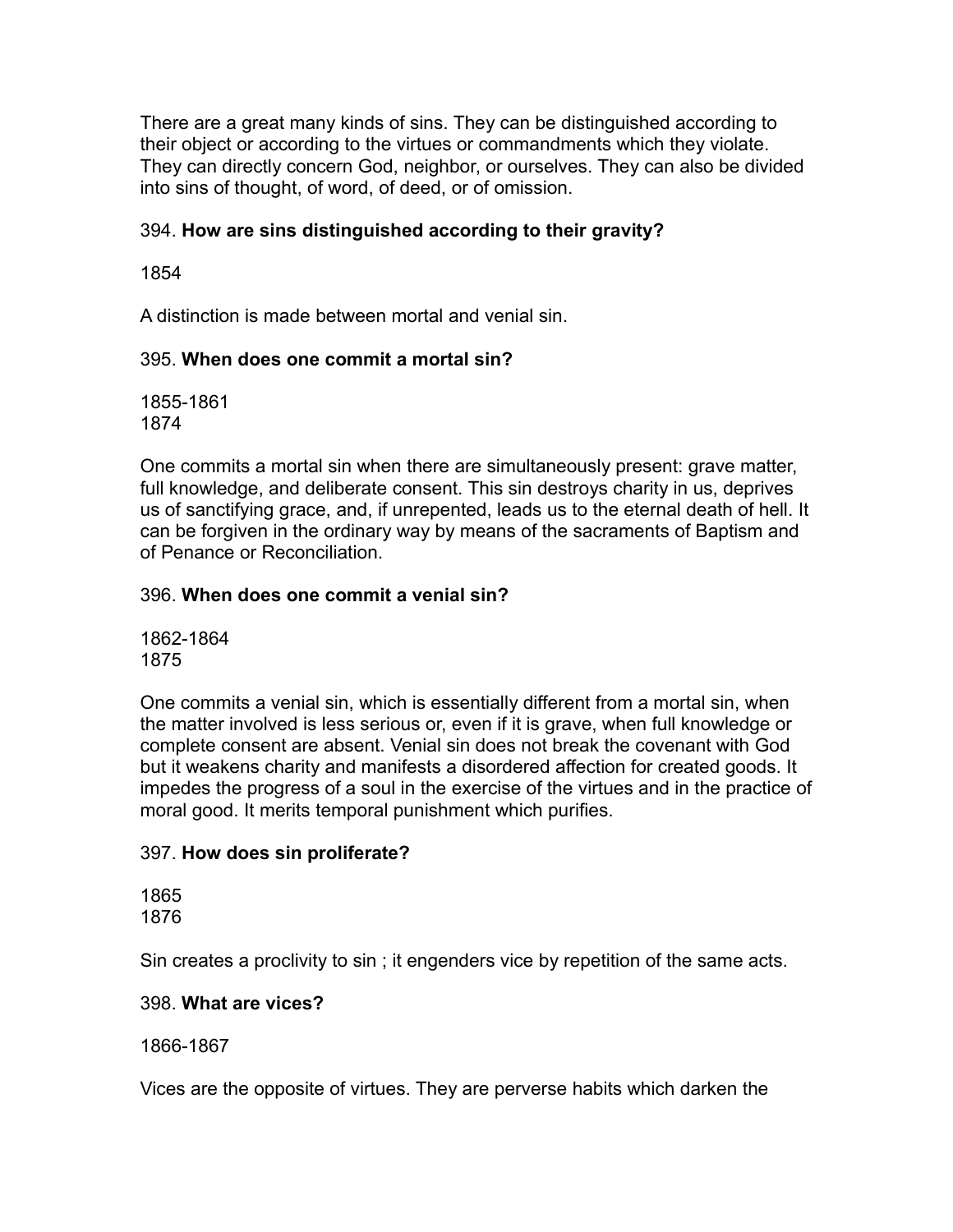There are a great many kinds of sins. They can be distinguished according to their object or according to the virtues or commandments which they violate. They can directly concern God, neighbor, or ourselves. They can also be divided into sins of thought, of word, of deed, or of omission.

394. **How are sins distinguished according to their gravity?**

1854

A distinction is made between mortal and venial sin.

395. **When does one commit a mortal sin?**

1855-1861
1874

One commits a mortal sin when there are simultaneously present: grave matter, full knowledge, and deliberate consent. This sin destroys charity in us, deprives us of sanctifying grace, and, if unrepented, leads us to the eternal death of hell. It can be forgiven in the ordinary way by means of the sacraments of Baptism and of Penance or Reconciliation.

396. **When does one commit a venial sin?**

1862-1864
1875

One commits a venial sin, which is essentially different from a mortal sin, when the matter involved is less serious or, even if it is grave, when full knowledge or complete consent are absent. Venial sin does not break the covenant with God but it weakens charity and manifests a disordered affection for created goods. It impedes the progress of a soul in the exercise of the virtues and in the practice of moral good. It merits temporal punishment which purifies.

397. **How does sin proliferate?**

1865
1876

Sin creates a proclivity to sin ; it engenders vice by repetition of the same acts.

398. **What are vices?**

1866-1867

Vices are the opposite of virtues. They are perverse habits which darken the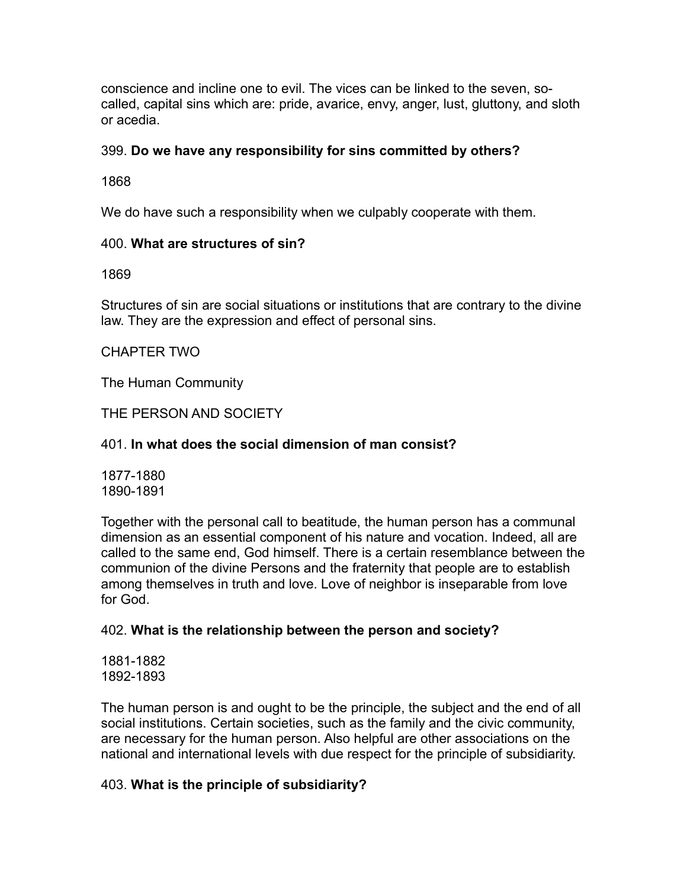conscience and incline one to evil. The vices can be linked to the seven, so-called, capital sins which are: pride, avarice, envy, anger, lust, gluttony, and sloth or acedia.

399. **Do we have any responsibility for sins committed by others?**

1868

We do have such a responsibility when we culpably cooperate with them.

400. **What are structures of sin?**

1869

Structures of sin are social situations or institutions that are contrary to the divine law. They are the expression and effect of personal sins.

## CHAPTER TWO

## The Human Community

### THE PERSON AND SOCIETY

401. **In what does the social dimension of man consist?**

1877-1880
1890-1891

Together with the personal call to beatitude, the human person has a communal dimension as an essential component of his nature and vocation. Indeed, all are called to the same end, God himself. There is a certain resemblance between the communion of the divine Persons and the fraternity that people are to establish among themselves in truth and love. Love of neighbor is inseparable from love for God.

402. **What is the relationship between the person and society?**

1881-1882
1892-1893

The human person is and ought to be the principle, the subject and the end of all social institutions. Certain societies, such as the family and the civic community, are necessary for the human person. Also helpful are other associations on the national and international levels with due respect for the principle of subsidiarity.

403. **What is the principle of subsidiarity?**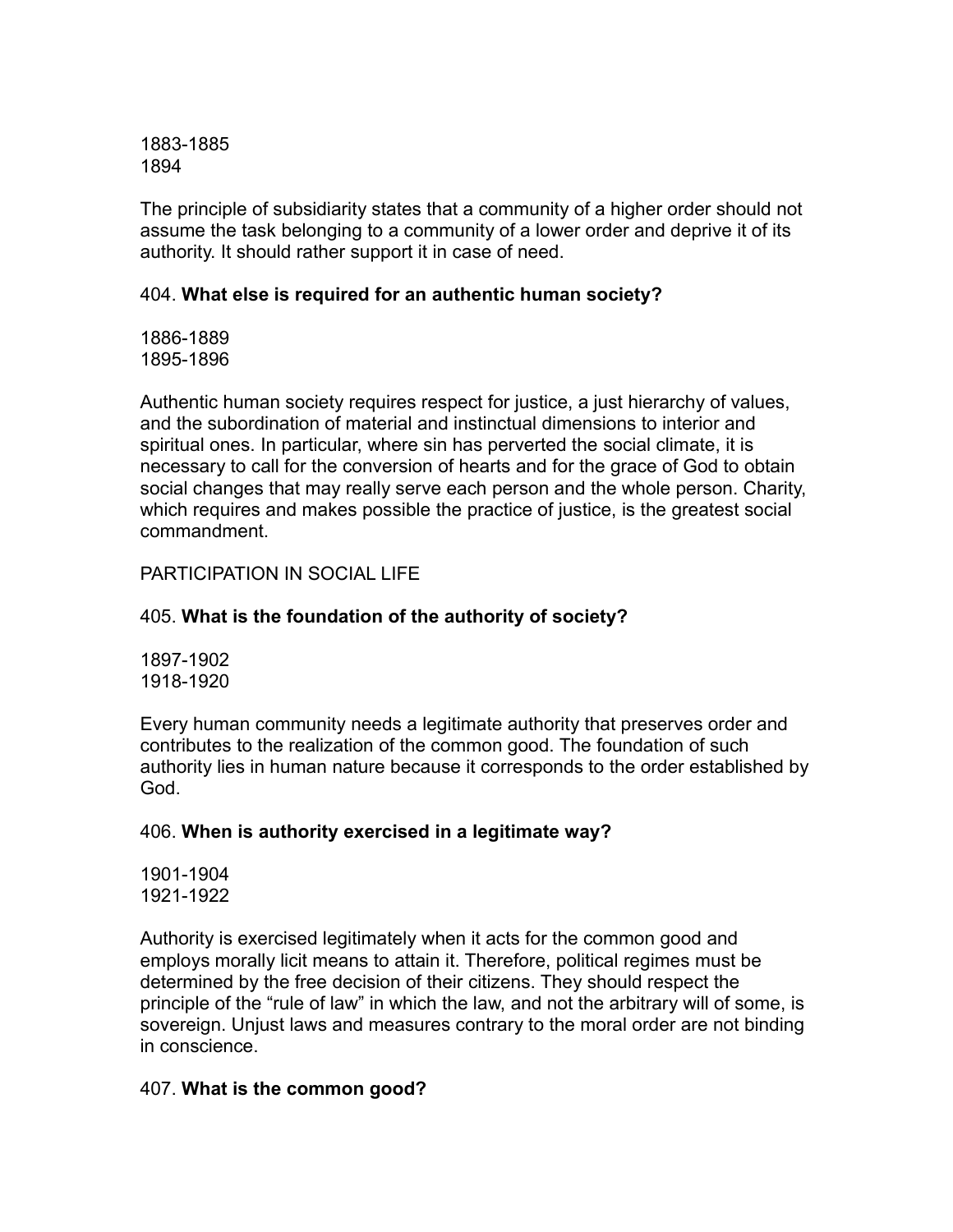1883-1885
1894

The principle of subsidiarity states that a community of a higher order should not assume the task belonging to a community of a lower order and deprive it of its authority. It should rather support it in case of need.

404. **What else is required for an authentic human society?**

1886-1889
1895-1896

Authentic human society requires respect for justice, a just hierarchy of values, and the subordination of material and instinctual dimensions to interior and spiritual ones. In particular, where sin has perverted the social climate, it is necessary to call for the conversion of hearts and for the grace of God to obtain social changes that may really serve each person and the whole person. Charity, which requires and makes possible the practice of justice, is the greatest social commandment.

PARTICIPATION IN SOCIAL LIFE

405. **What is the foundation of the authority of society?**

1897-1902
1918-1920

Every human community needs a legitimate authority that preserves order and contributes to the realization of the common good. The foundation of such authority lies in human nature because it corresponds to the order established by God.

406. **When is authority exercised in a legitimate way?**

1901-1904
1921-1922

Authority is exercised legitimately when it acts for the common good and employs morally licit means to attain it. Therefore, political regimes must be determined by the free decision of their citizens. They should respect the principle of the "rule of law" in which the law, and not the arbitrary will of some, is sovereign. Unjust laws and measures contrary to the moral order are not binding in conscience.

407. **What is the common good?**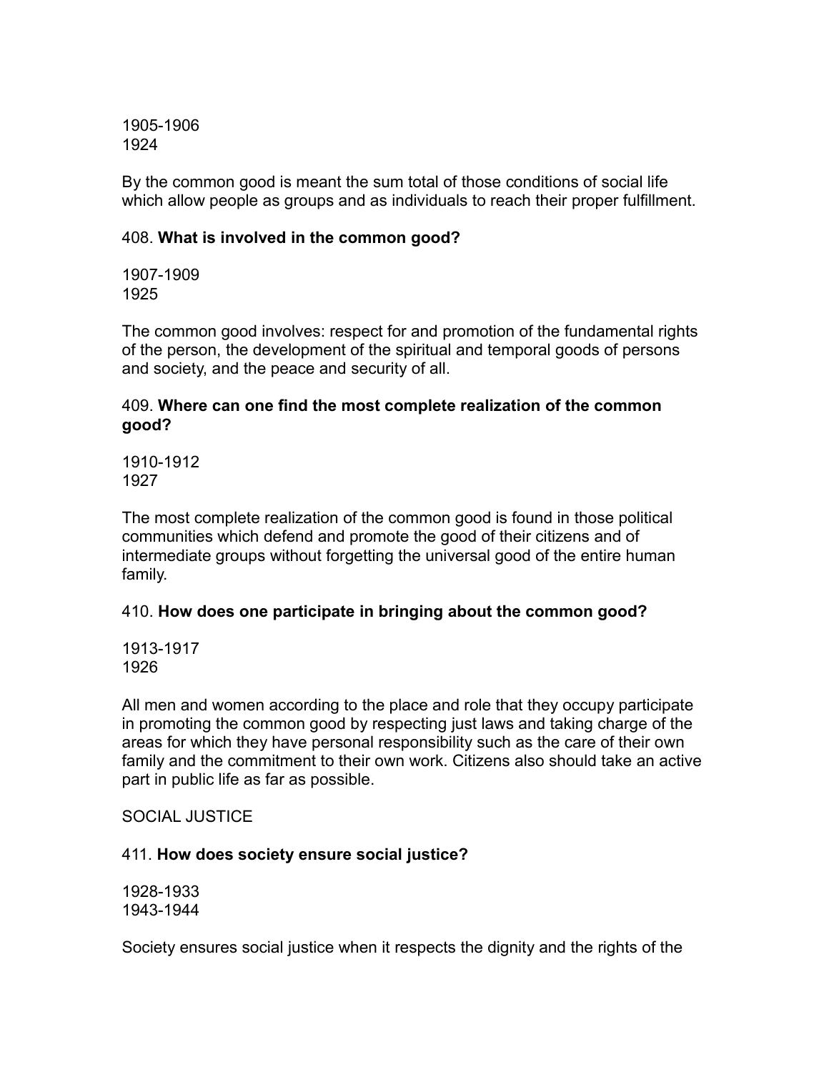1905-1906
1924

By the common good is meant the sum total of those conditions of social life which allow people as groups and as individuals to reach their proper fulfillment.

408. **What is involved in the common good?**

1907-1909
1925

The common good involves: respect for and promotion of the fundamental rights of the person, the development of the spiritual and temporal goods of persons and society, and the peace and security of all.

409. **Where can one find the most complete realization of the common good?**

1910-1912
1927

The most complete realization of the common good is found in those political communities which defend and promote the good of their citizens and of intermediate groups without forgetting the universal good of the entire human family.

410. **How does one participate in bringing about the common good?**

1913-1917
1926

All men and women according to the place and role that they occupy participate in promoting the common good by respecting just laws and taking charge of the areas for which they have personal responsibility such as the care of their own family and the commitment to their own work. Citizens also should take an active part in public life as far as possible.

SOCIAL JUSTICE

411. **How does society ensure social justice?**

1928-1933
1943-1944

Society ensures social justice when it respects the dignity and the rights of the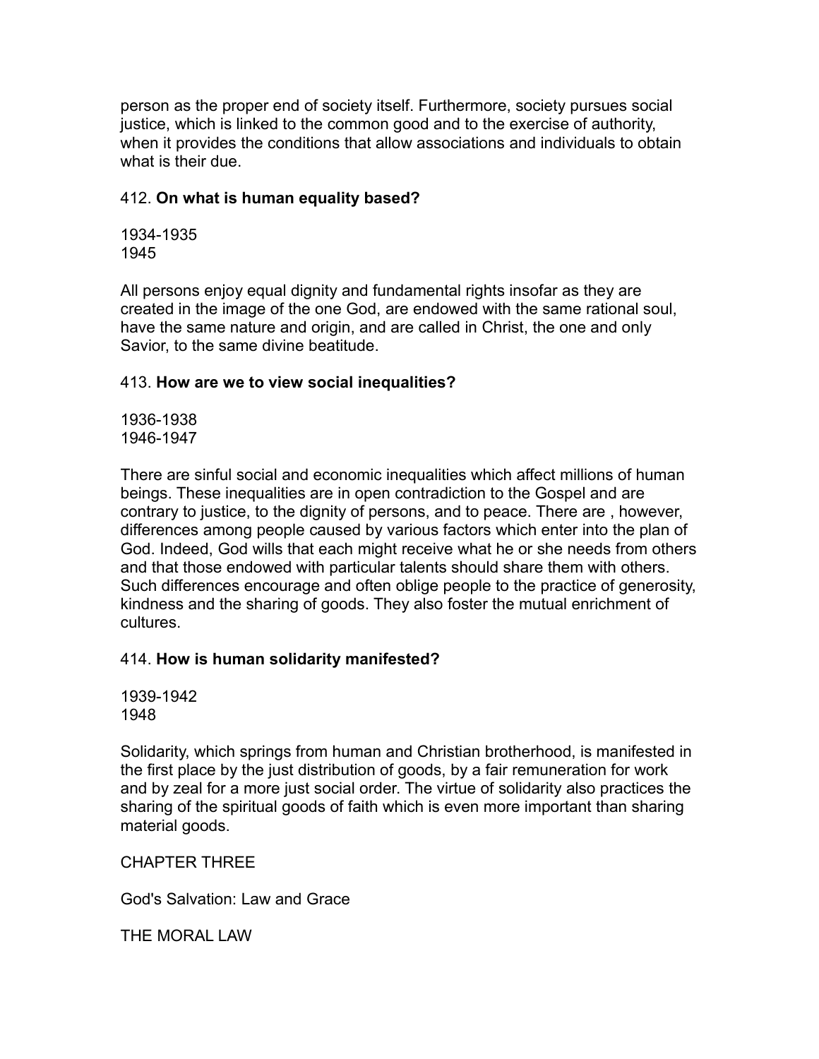person as the proper end of society itself. Furthermore, society pursues social justice, which is linked to the common good and to the exercise of authority, when it provides the conditions that allow associations and individuals to obtain what is their due.

412. **On what is human equality based?**

1934-1935
1945

All persons enjoy equal dignity and fundamental rights insofar as they are created in the image of the one God, are endowed with the same rational soul, have the same nature and origin, and are called in Christ, the one and only Savior, to the same divine beatitude.

413. **How are we to view social inequalities?**

1936-1938
1946-1947

There are sinful social and economic inequalities which affect millions of human beings. These inequalities are in open contradiction to the Gospel and are contrary to justice, to the dignity of persons, and to peace. There are , however, differences among people caused by various factors which enter into the plan of God. Indeed, God wills that each might receive what he or she needs from others and that those endowed with particular talents should share them with others. Such differences encourage and often oblige people to the practice of generosity, kindness and the sharing of goods. They also foster the mutual enrichment of cultures.

414. **How is human solidarity manifested?**

1939-1942
1948

Solidarity, which springs from human and Christian brotherhood, is manifested in the first place by the just distribution of goods, by a fair remuneration for work and by zeal for a more just social order. The virtue of solidarity also practices the sharing of the spiritual goods of faith which is even more important than sharing material goods.

CHAPTER THREE

God's Salvation: Law and Grace

THE MORAL LAW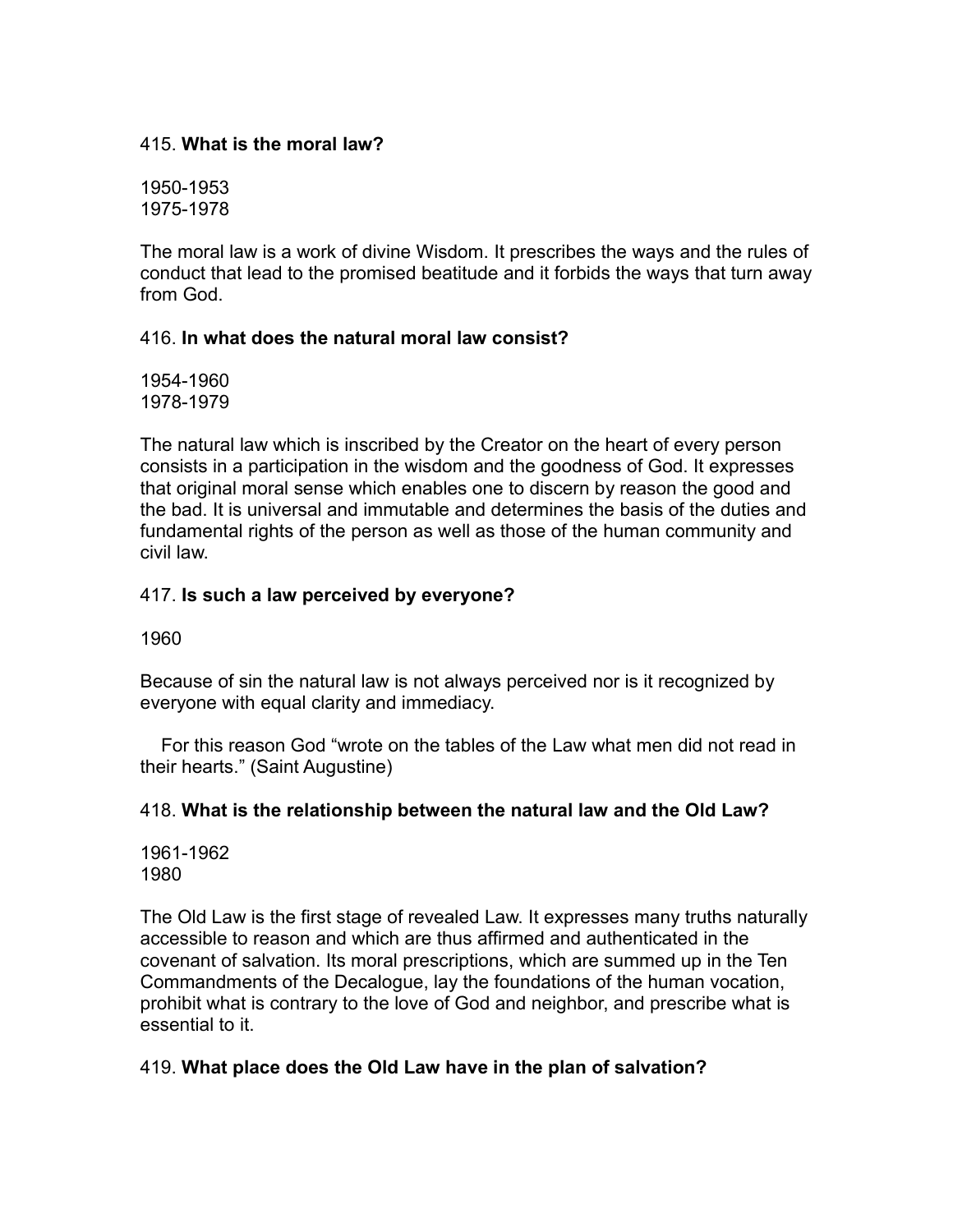415. **What is the moral law?**

1950-1953
1975-1978

The moral law is a work of divine Wisdom. It prescribes the ways and the rules of conduct that lead to the promised beatitude and it forbids the ways that turn away from God.

416. **In what does the natural moral law consist?**

1954-1960
1978-1979

The natural law which is inscribed by the Creator on the heart of every person consists in a participation in the wisdom and the goodness of God. It expresses that original moral sense which enables one to discern by reason the good and the bad. It is universal and immutable and determines the basis of the duties and fundamental rights of the person as well as those of the human community and civil law.

417. **Is such a law perceived by everyone?**

1960

Because of sin the natural law is not always perceived nor is it recognized by everyone with equal clarity and immediacy.

For this reason God "wrote on the tables of the Law what men did not read in their hearts." (Saint Augustine)

418. **What is the relationship between the natural law and the Old Law?**

1961-1962
1980

The Old Law is the first stage of revealed Law. It expresses many truths naturally accessible to reason and which are thus affirmed and authenticated in the covenant of salvation. Its moral prescriptions, which are summed up in the Ten Commandments of the Decalogue, lay the foundations of the human vocation, prohibit what is contrary to the love of God and neighbor, and prescribe what is essential to it.

419. **What place does the Old Law have in the plan of salvation?**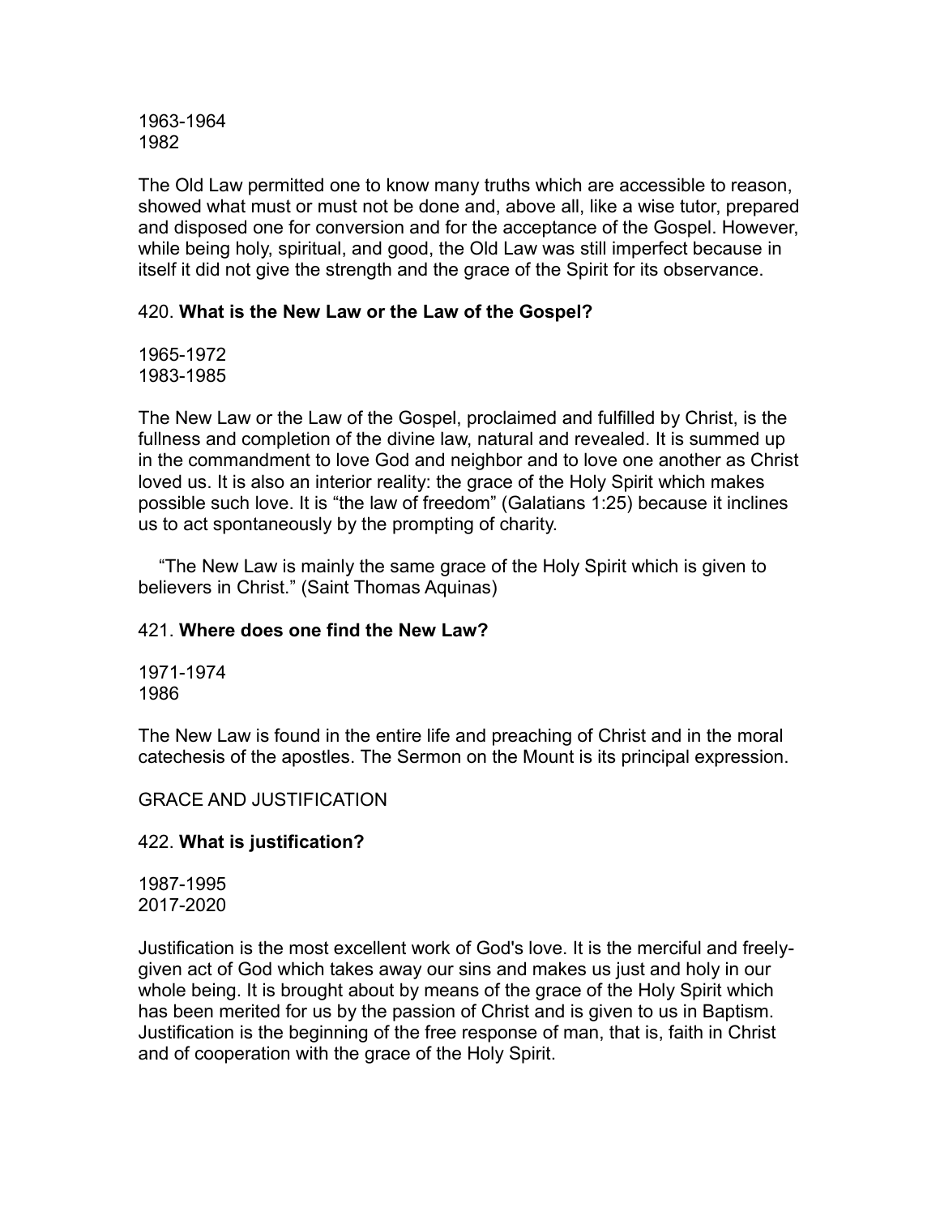1963-1964
1982

The Old Law permitted one to know many truths which are accessible to reason, showed what must or must not be done and, above all, like a wise tutor, prepared and disposed one for conversion and for the acceptance of the Gospel. However, while being holy, spiritual, and good, the Old Law was still imperfect because in itself it did not give the strength and the grace of the Spirit for its observance.

420. **What is the New Law or the Law of the Gospel?**

1965-1972
1983-1985

The New Law or the Law of the Gospel, proclaimed and fulfilled by Christ, is the fullness and completion of the divine law, natural and revealed. It is summed up in the commandment to love God and neighbor and to love one another as Christ loved us. It is also an interior reality: the grace of the Holy Spirit which makes possible such love. It is "the law of freedom" (Galatians 1:25) because it inclines us to act spontaneously by the prompting of charity.

"The New Law is mainly the same grace of the Holy Spirit which is given to believers in Christ." (Saint Thomas Aquinas)

421. **Where does one find the New Law?**

1971-1974
1986

The New Law is found in the entire life and preaching of Christ and in the moral catechesis of the apostles. The Sermon on the Mount is its principal expression.

GRACE AND JUSTIFICATION

422. **What is justification?**

1987-1995
2017-2020

Justification is the most excellent work of God's love. It is the merciful and freely-given act of God which takes away our sins and makes us just and holy in our whole being. It is brought about by means of the grace of the Holy Spirit which has been merited for us by the passion of Christ and is given to us in Baptism. Justification is the beginning of the free response of man, that is, faith in Christ and of cooperation with the grace of the Holy Spirit.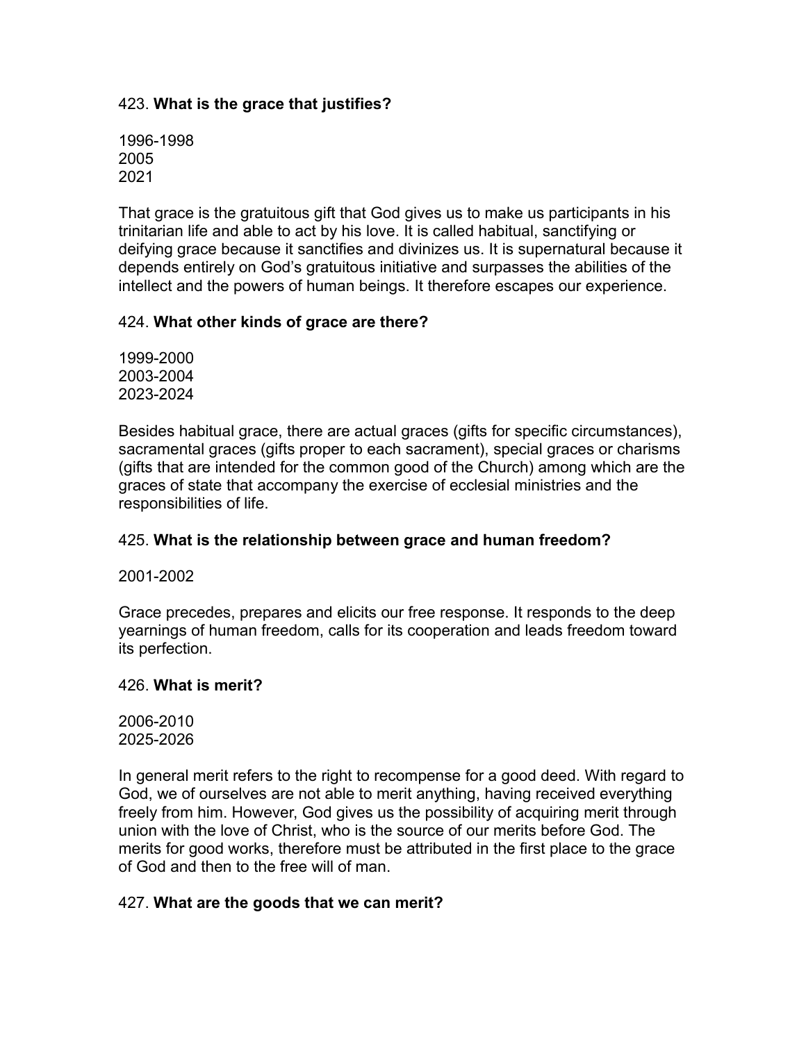423. **What is the grace that justifies?**

1996-1998
2005
2021

That grace is the gratuitous gift that God gives us to make us participants in his trinitarian life and able to act by his love. It is called habitual, sanctifying or deifying grace because it sanctifies and divinizes us. It is supernatural because it depends entirely on God's gratuitous initiative and surpasses the abilities of the intellect and the powers of human beings. It therefore escapes our experience.

424. **What other kinds of grace are there?**

1999-2000
2003-2004
2023-2024

Besides habitual grace, there are actual graces (gifts for specific circumstances), sacramental graces (gifts proper to each sacrament), special graces or charisms (gifts that are intended for the common good of the Church) among which are the graces of state that accompany the exercise of ecclesial ministries and the responsibilities of life.

425. **What is the relationship between grace and human freedom?**

2001-2002

Grace precedes, prepares and elicits our free response. It responds to the deep yearnings of human freedom, calls for its cooperation and leads freedom toward its perfection.

426. **What is merit?**

2006-2010
2025-2026

In general merit refers to the right to recompense for a good deed. With regard to God, we of ourselves are not able to merit anything, having received everything freely from him. However, God gives us the possibility of acquiring merit through union with the love of Christ, who is the source of our merits before God. The merits for good works, therefore must be attributed in the first place to the grace of God and then to the free will of man.

427. **What are the goods that we can merit?**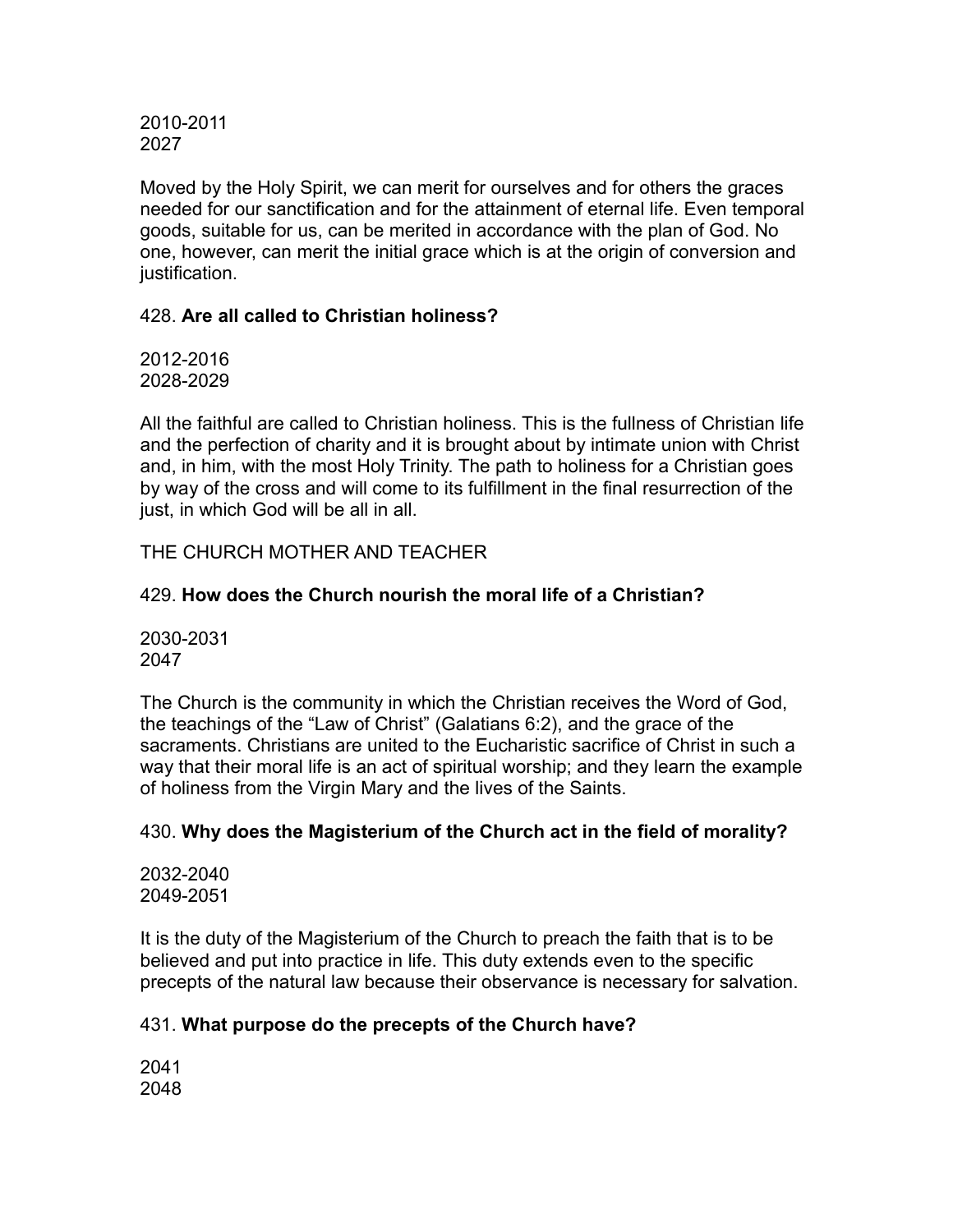2010-2011
2027

Moved by the Holy Spirit, we can merit for ourselves and for others the graces needed for our sanctification and for the attainment of eternal life. Even temporal goods, suitable for us, can be merited in accordance with the plan of God. No one, however, can merit the initial grace which is at the origin of conversion and justification.

428. **Are all called to Christian holiness?**

2012-2016
2028-2029

All the faithful are called to Christian holiness. This is the fullness of Christian life and the perfection of charity and it is brought about by intimate union with Christ and, in him, with the most Holy Trinity. The path to holiness for a Christian goes by way of the cross and will come to its fulfillment in the final resurrection of the just, in which God will be all in all.

THE CHURCH MOTHER AND TEACHER

429. **How does the Church nourish the moral life of a Christian?**

2030-2031
2047

The Church is the community in which the Christian receives the Word of God, the teachings of the "Law of Christ" (Galatians 6:2), and the grace of the sacraments. Christians are united to the Eucharistic sacrifice of Christ in such a way that their moral life is an act of spiritual worship; and they learn the example of holiness from the Virgin Mary and the lives of the Saints.

430. **Why does the Magisterium of the Church act in the field of morality?**

2032-2040
2049-2051

It is the duty of the Magisterium of the Church to preach the faith that is to be believed and put into practice in life. This duty extends even to the specific precepts of the natural law because their observance is necessary for salvation.

431. **What purpose do the precepts of the Church have?**

2041
2048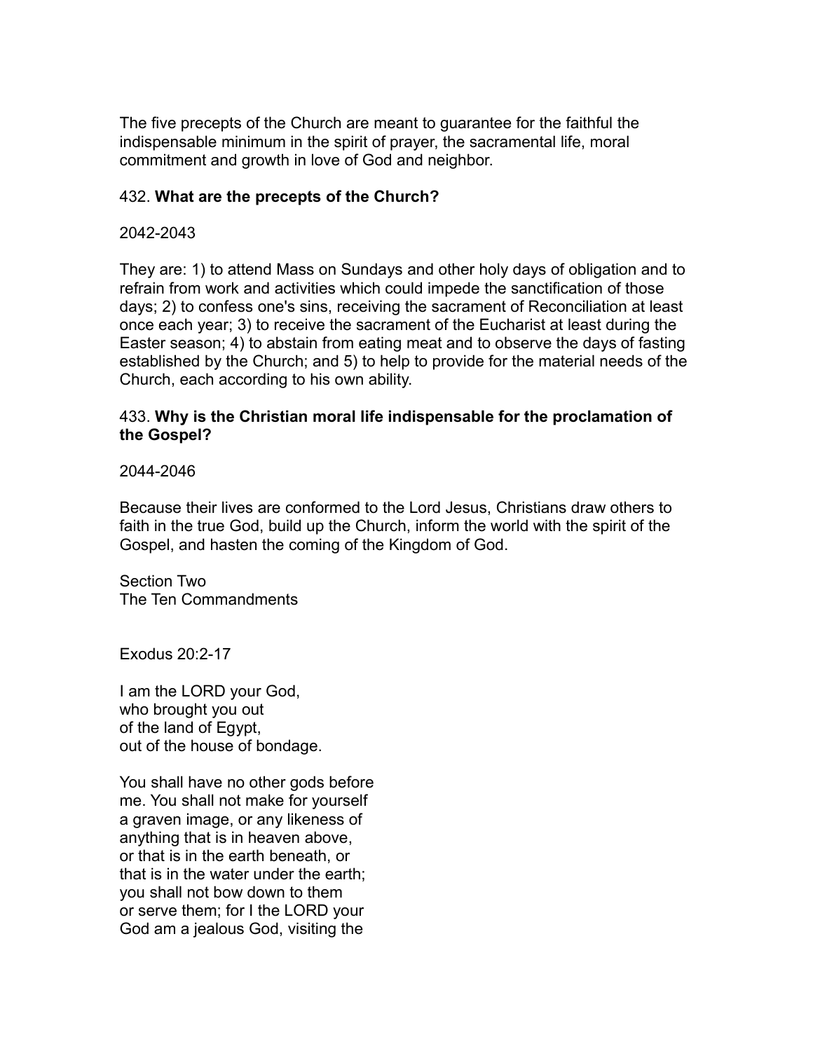The five precepts of the Church are meant to guarantee for the faithful the indispensable minimum in the spirit of prayer, the sacramental life, moral commitment and growth in love of God and neighbor.

432. **What are the precepts of the Church?**

2042-2043

They are: 1) to attend Mass on Sundays and other holy days of obligation and to refrain from work and activities which could impede the sanctification of those days; 2) to confess one's sins, receiving the sacrament of Reconciliation at least once each year; 3) to receive the sacrament of the Eucharist at least during the Easter season; 4) to abstain from eating meat and to observe the days of fasting established by the Church; and 5) to help to provide for the material needs of the Church, each according to his own ability.

433. **Why is the Christian moral life indispensable for the proclamation of the Gospel?**

2044-2046

Because their lives are conformed to the Lord Jesus, Christians draw others to faith in the true God, build up the Church, inform the world with the spirit of the Gospel, and hasten the coming of the Kingdom of God.

Section Two
The Ten Commandments

Exodus 20:2-17

I am the LORD your God,
who brought you out
of the land of Egypt,
out of the house of bondage.

You shall have no other gods before
me. You shall not make for yourself
a graven image, or any likeness of
anything that is in heaven above,
or that is in the earth beneath, or
that is in the water under the earth;
you shall not bow down to them
or serve them; for I the LORD your
God am a jealous God, visiting the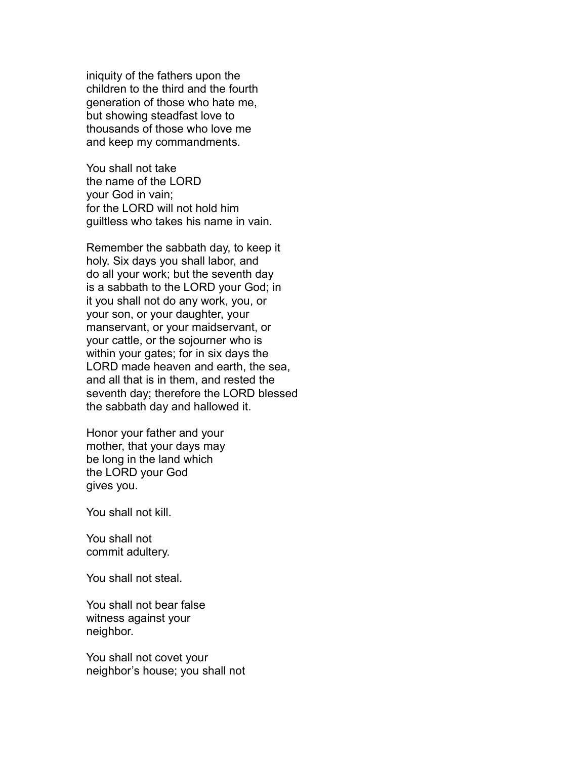iniquity of the fathers upon the
children to the third and the fourth
generation of those who hate me,
but showing steadfast love to
thousands of those who love me
and keep my commandments.

You shall not take
the name of the LORD
your God in vain;
for the LORD will not hold him
guiltless who takes his name in vain.

Remember the sabbath day, to keep it
holy. Six days you shall labor, and
do all your work; but the seventh day
is a sabbath to the LORD your God; in
it you shall not do any work, you, or
your son, or your daughter, your
manservant, or your maidservant, or
your cattle, or the sojourner who is
within your gates; for in six days the
LORD made heaven and earth, the sea,
and all that is in them, and rested the
seventh day; therefore the LORD blessed
the sabbath day and hallowed it.

Honor your father and your
mother, that your days may
be long in the land which
the LORD your God
gives you.

You shall not kill.

You shall not
commit adultery.

You shall not steal.

You shall not bear false
witness against your
neighbor.

You shall not covet your
neighbor's house; you shall not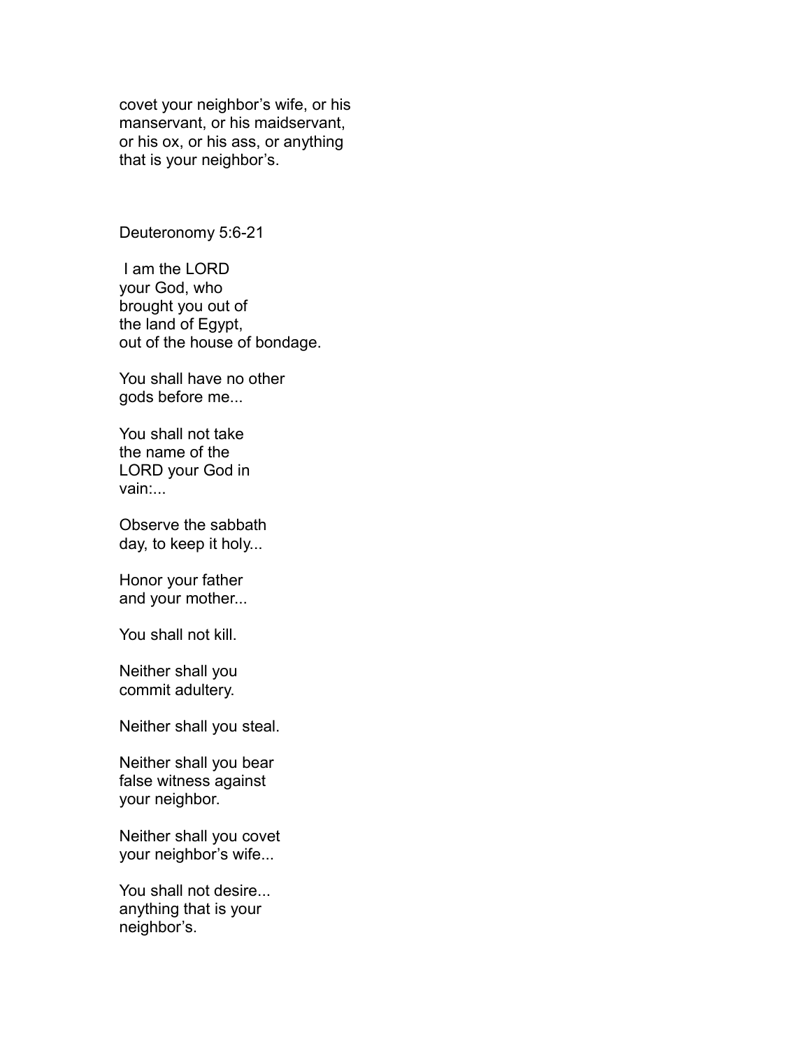covet your neighbor’s wife, or his
manservant, or his maidservant,
or his ox, or his ass, or anything
that is your neighbor’s.

Deuteronomy 5:6-21

I am the LORD
your God, who
brought you out of
the land of Egypt,
out of the house of bondage.

You shall have no other
gods before me...

You shall not take
the name of the
LORD your God in
vain:...

Observe the sabbath
day, to keep it holy...

Honor your father
and your mother...

You shall not kill.

Neither shall you
commit adultery.

Neither shall you steal.

Neither shall you bear
false witness against
your neighbor.

Neither shall you covet
your neighbor’s wife...

You shall not desire...
anything that is your
neighbor’s.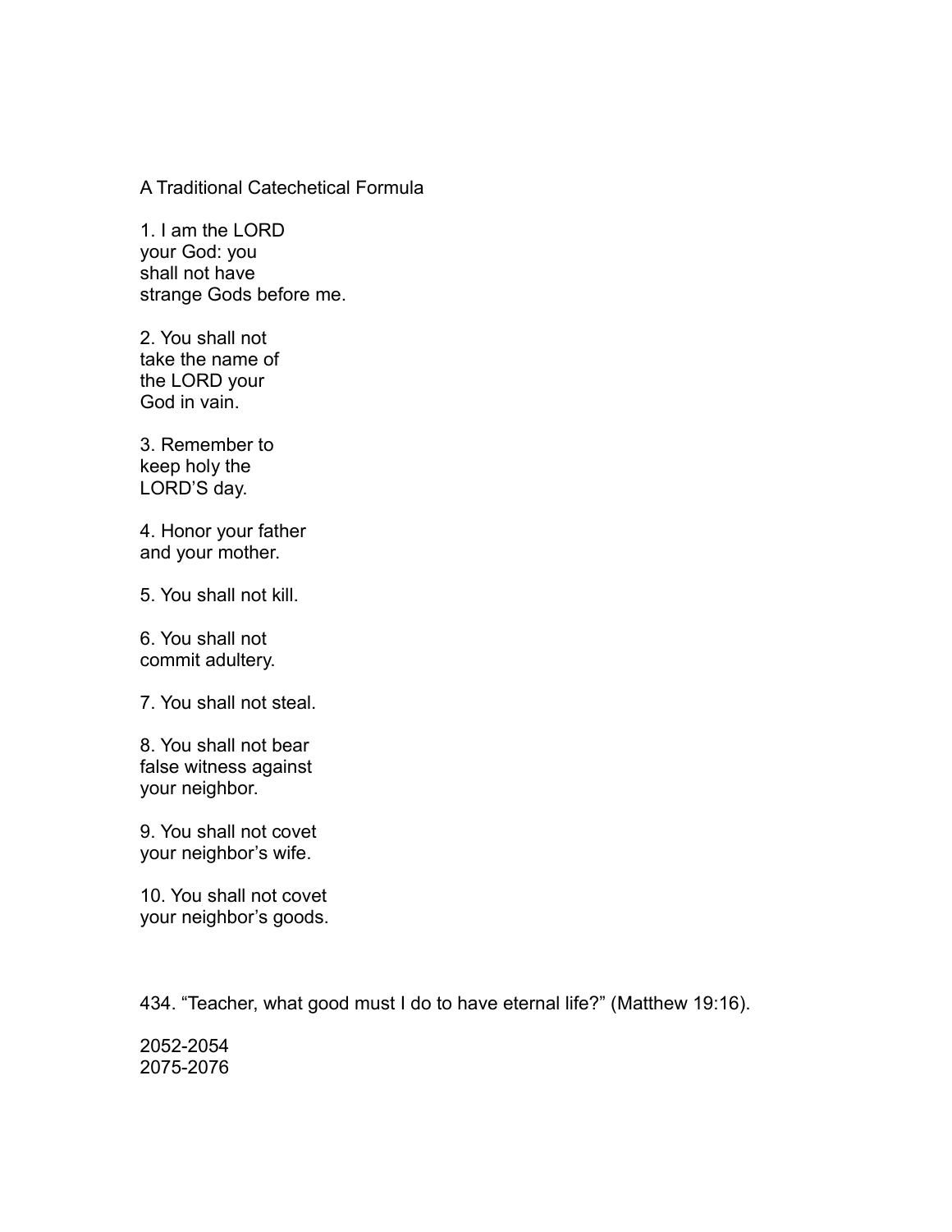A Traditional Catechetical Formula

1. I am the LORD
your God: you
shall not have
strange Gods before me.

2. You shall not
take the name of
the LORD your
God in vain.

3. Remember to
keep holy the
LORD'S day.

4. Honor your father
and your mother.

5. You shall not kill.

6. You shall not
commit adultery.

7. You shall not steal.

8. You shall not bear
false witness against
your neighbor.

9. You shall not covet
your neighbor's wife.

10. You shall not covet
your neighbor's goods.

434. "Teacher, what good must I do to have eternal life?" (Matthew 19:16).

2052-2054
2075-2076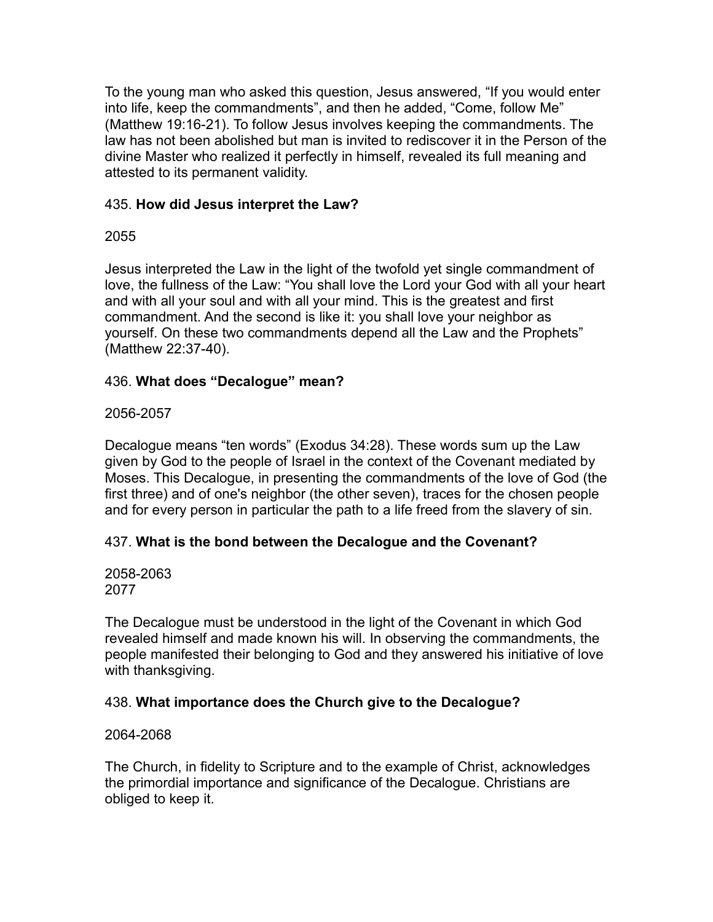To the young man who asked this question, Jesus answered, “If you would enter into life, keep the commandments”, and then he added, “Come, follow Me” (Matthew 19:16-21). To follow Jesus involves keeping the commandments. The law has not been abolished but man is invited to rediscover it in the Person of the divine Master who realized it perfectly in himself, revealed its full meaning and attested to its permanent validity.

### 435. **How did Jesus interpret the Law?**

2055

Jesus interpreted the Law in the light of the twofold yet single commandment of love, the fullness of the Law: “You shall love the Lord your God with all your heart and with all your soul and with all your mind. This is the greatest and first commandment. And the second is like it: you shall love your neighbor as yourself. On these two commandments depend all the Law and the Prophets” (Matthew 22:37-40).

### 436. **What does “Decalogue” mean?**

2056-2057

Decalogue means “ten words” (Exodus 34:28). These words sum up the Law given by God to the people of Israel in the context of the Covenant mediated by Moses. This Decalogue, in presenting the commandments of the love of God (the first three) and of one's neighbor (the other seven), traces for the chosen people and for every person in particular the path to a life freed from the slavery of sin.

### 437. **What is the bond between the Decalogue and the Covenant?**

2058-2063
2077

The Decalogue must be understood in the light of the Covenant in which God revealed himself and made known his will. In observing the commandments, the people manifested their belonging to God and they answered his initiative of love with thanksgiving.

### 438. **What importance does the Church give to the Decalogue?**

2064-2068

The Church, in fidelity to Scripture and to the example of Christ, acknowledges the primordial importance and significance of the Decalogue. Christians are obliged to keep it.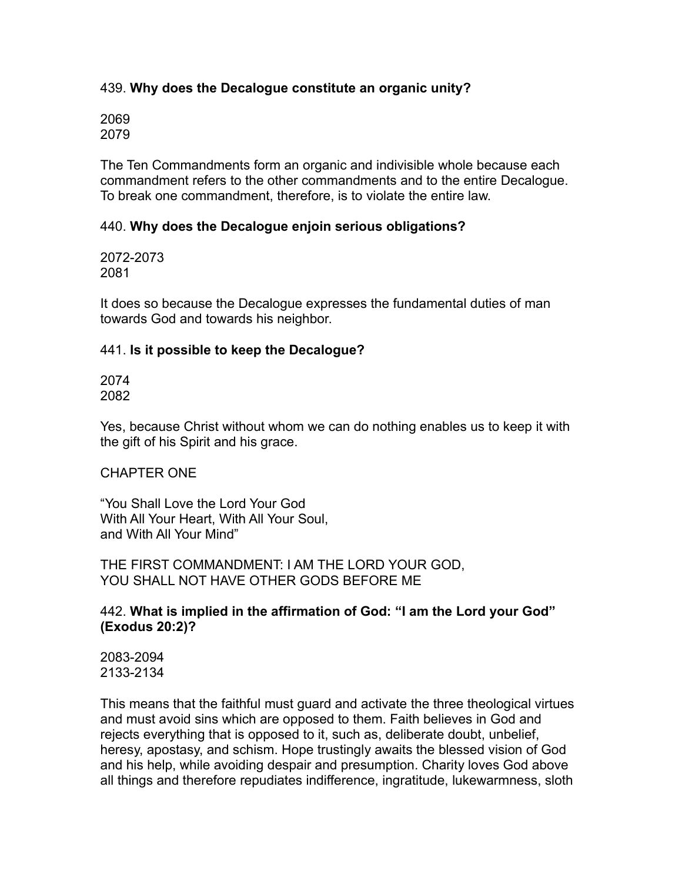439. **Why does the Decalogue constitute an organic unity?**

2069
2079

The Ten Commandments form an organic and indivisible whole because each commandment refers to the other commandments and to the entire Decalogue. To break one commandment, therefore, is to violate the entire law.

440. **Why does the Decalogue enjoin serious obligations?**

2072-2073
2081

It does so because the Decalogue expresses the fundamental duties of man towards God and towards his neighbor.

441. **Is it possible to keep the Decalogue?**

2074
2082

Yes, because Christ without whom we can do nothing enables us to keep it with the gift of his Spirit and his grace.

## CHAPTER ONE

## "You Shall Love the Lord Your God With All Your Heart, With All Your Soul, and With All Your Mind"

### THE FIRST COMMANDMENT: I AM THE LORD YOUR GOD, YOU SHALL NOT HAVE OTHER GODS BEFORE ME

442. **What is implied in the affirmation of God: "I am the Lord your God" (Exodus 20:2)?**

2083-2094
2133-2134

This means that the faithful must guard and activate the three theological virtues and must avoid sins which are opposed to them. Faith believes in God and rejects everything that is opposed to it, such as, deliberate doubt, unbelief, heresy, apostasy, and schism. Hope trustingly awaits the blessed vision of God and his help, while avoiding despair and presumption. Charity loves God above all things and therefore repudiates indifference, ingratitude, lukewarmness, sloth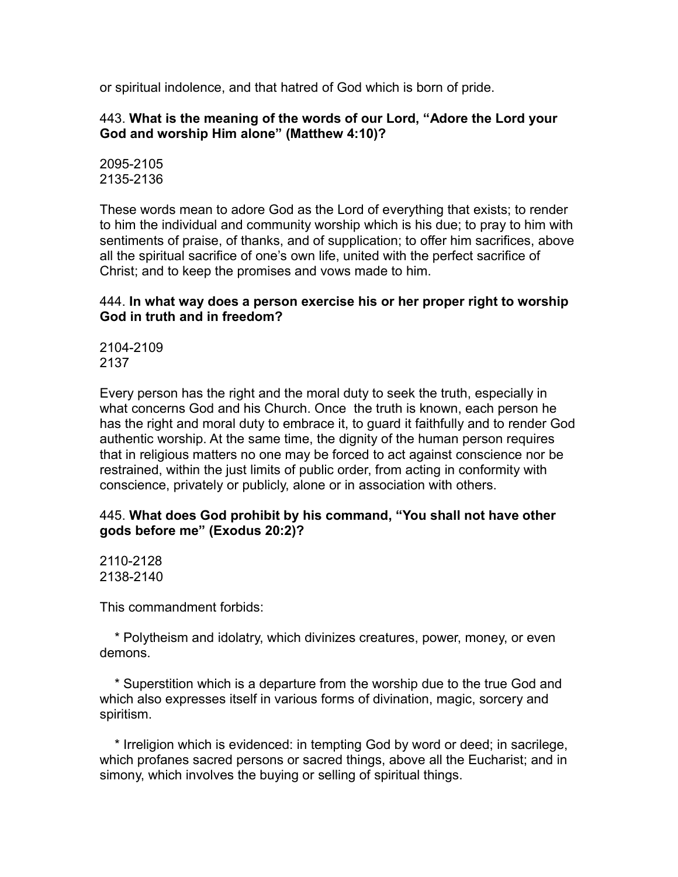or spiritual indolence, and that hatred of God which is born of pride.

443. **What is the meaning of the words of our Lord, “Adore the Lord your God and worship Him alone” (Matthew 4:10)?**

2095-2105
2135-2136

These words mean to adore God as the Lord of everything that exists; to render to him the individual and community worship which is his due; to pray to him with sentiments of praise, of thanks, and of supplication; to offer him sacrifices, above all the spiritual sacrifice of one’s own life, united with the perfect sacrifice of Christ; and to keep the promises and vows made to him.

444. **In what way does a person exercise his or her proper right to worship God in truth and in freedom?**

2104-2109
2137

Every person has the right and the moral duty to seek the truth, especially in what concerns God and his Church. Once the truth is known, each person he has the right and moral duty to embrace it, to guard it faithfully and to render God authentic worship. At the same time, the dignity of the human person requires that in religious matters no one may be forced to act against conscience nor be restrained, within the just limits of public order, from acting in conformity with conscience, privately or publicly, alone or in association with others.

445. **What does God prohibit by his command, “You shall not have other gods before me” (Exodus 20:2)?**

2110-2128
2138-2140

This commandment forbids:

* Polytheism and idolatry, which divinizes creatures, power, money, or even demons.

* Superstition which is a departure from the worship due to the true God and which also expresses itself in various forms of divination, magic, sorcery and spiritism.

* Irreligion which is evidenced: in tempting God by word or deed; in sacrilege, which profanes sacred persons or sacred things, above all the Eucharist; and in simony, which involves the buying or selling of spiritual things.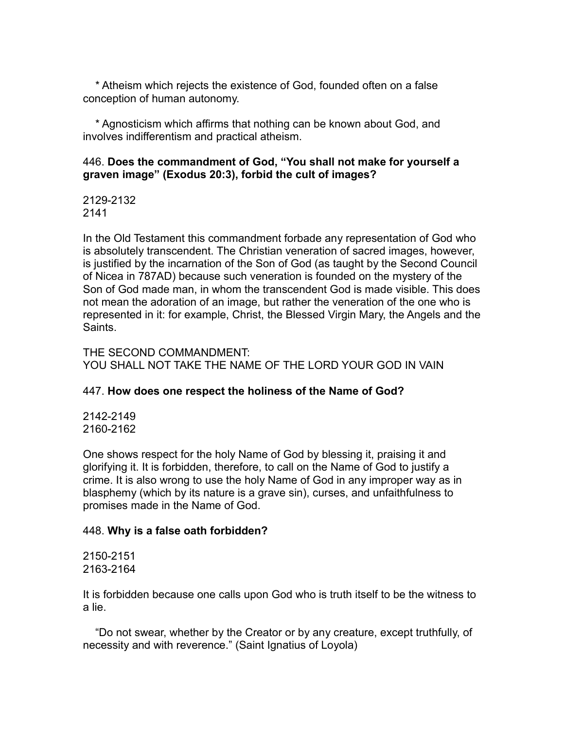* Atheism which rejects the existence of God, founded often on a false conception of human autonomy.

* Agnosticism which affirms that nothing can be known about God, and involves indifferentism and practical atheism.

446. **Does the commandment of God, "You shall not make for yourself a graven image" (Exodus 20:3), forbid the cult of images?**

2129-2132
2141

In the Old Testament this commandment forbade any representation of God who is absolutely transcendent. The Christian veneration of sacred images, however, is justified by the incarnation of the Son of God (as taught by the Second Council of Nicea in 787AD) because such veneration is founded on the mystery of the Son of God made man, in whom the transcendent God is made visible. This does not mean the adoration of an image, but rather the veneration of the one who is represented in it: for example, Christ, the Blessed Virgin Mary, the Angels and the Saints.

THE SECOND COMMANDMENT:
YOU SHALL NOT TAKE THE NAME OF THE LORD YOUR GOD IN VAIN

447. **How does one respect the holiness of the Name of God?**

2142-2149
2160-2162

One shows respect for the holy Name of God by blessing it, praising it and glorifying it. It is forbidden, therefore, to call on the Name of God to justify a crime. It is also wrong to use the holy Name of God in any improper way as in blasphemy (which by its nature is a grave sin), curses, and unfaithfulness to promises made in the Name of God.

448. **Why is a false oath forbidden?**

2150-2151
2163-2164

It is forbidden because one calls upon God who is truth itself to be the witness to a lie.

"Do not swear, whether by the Creator or by any creature, except truthfully, of necessity and with reverence." (Saint Ignatius of Loyola)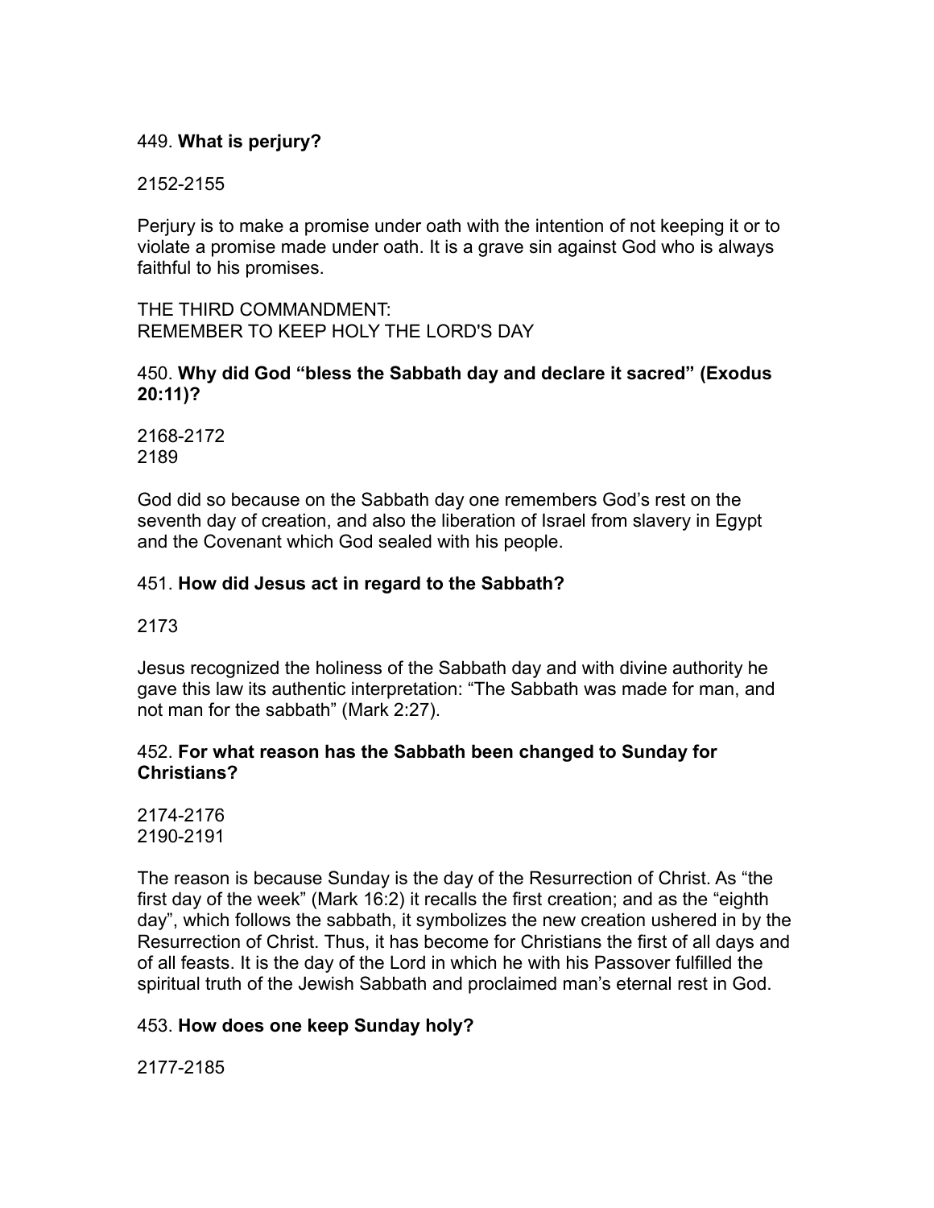449. **What is perjury?**

2152-2155

Perjury is to make a promise under oath with the intention of not keeping it or to violate a promise made under oath. It is a grave sin against God who is always faithful to his promises.

## THE THIRD COMMANDMENT: REMEMBER TO KEEP HOLY THE LORD'S DAY

450. **Why did God "bless the Sabbath day and declare it sacred" (Exodus 20:11)?**

2168-2172
2189

God did so because on the Sabbath day one remembers God's rest on the seventh day of creation, and also the liberation of Israel from slavery in Egypt and the Covenant which God sealed with his people.

451. **How did Jesus act in regard to the Sabbath?**

2173

Jesus recognized the holiness of the Sabbath day and with divine authority he gave this law its authentic interpretation: "The Sabbath was made for man, and not man for the sabbath" (Mark 2:27).

452. **For what reason has the Sabbath been changed to Sunday for Christians?**

2174-2176
2190-2191

The reason is because Sunday is the day of the Resurrection of Christ. As "the first day of the week" (Mark 16:2) it recalls the first creation; and as the "eighth day", which follows the sabbath, it symbolizes the new creation ushered in by the Resurrection of Christ. Thus, it has become for Christians the first of all days and of all feasts. It is the day of the Lord in which he with his Passover fulfilled the spiritual truth of the Jewish Sabbath and proclaimed man's eternal rest in God.

453. **How does one keep Sunday holy?**

2177-2185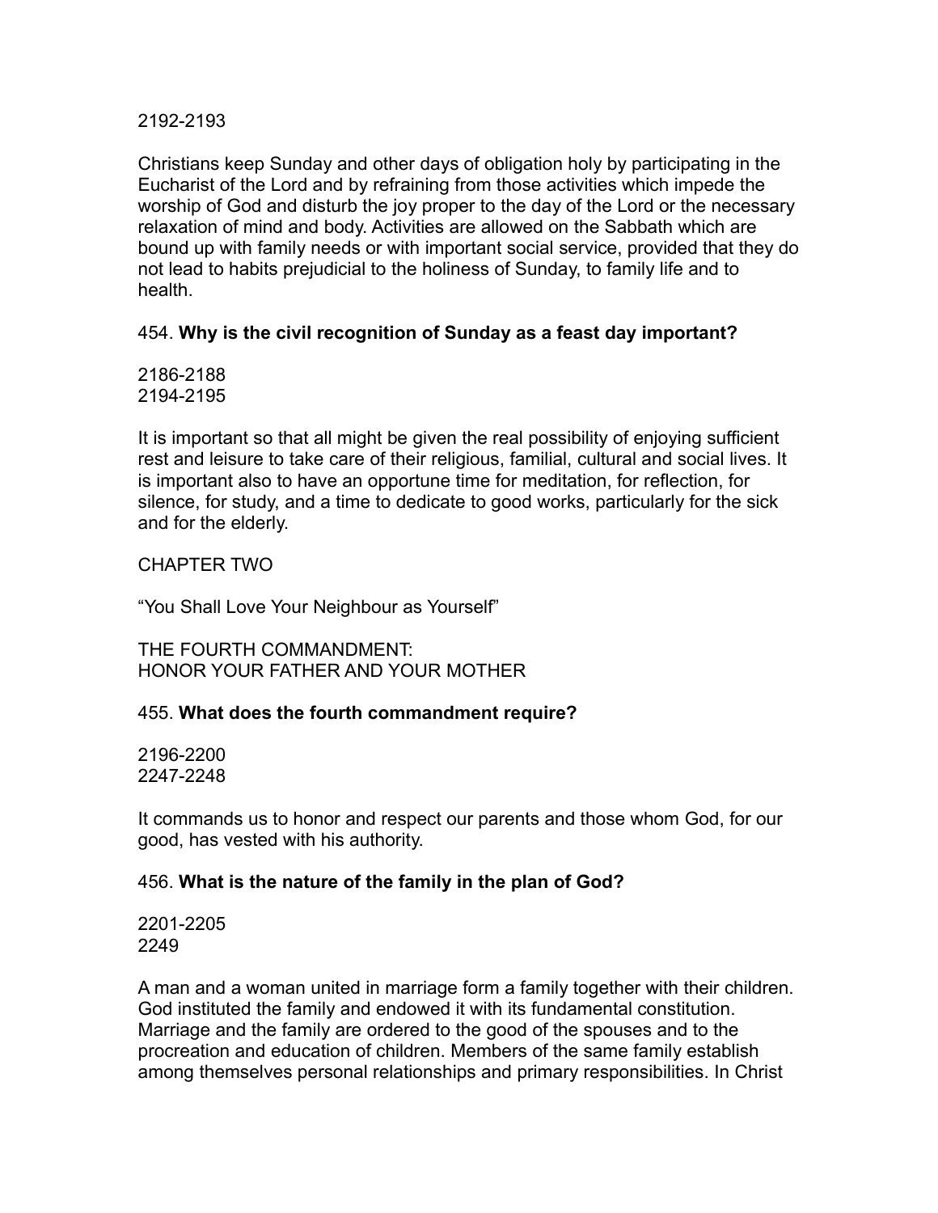2192-2193

Christians keep Sunday and other days of obligation holy by participating in the Eucharist of the Lord and by refraining from those activities which impede the worship of God and disturb the joy proper to the day of the Lord or the necessary relaxation of mind and body. Activities are allowed on the Sabbath which are bound up with family needs or with important social service, provided that they do not lead to habits prejudicial to the holiness of Sunday, to family life and to health.

454. **Why is the civil recognition of Sunday as a feast day important?**

2186-2188
2194-2195

It is important so that all might be given the real possibility of enjoying sufficient rest and leisure to take care of their religious, familial, cultural and social lives. It is important also to have an opportune time for meditation, for reflection, for silence, for study, and a time to dedicate to good works, particularly for the sick and for the elderly.

## CHAPTER TWO

## “You Shall Love Your Neighbour as Yourself”

### THE FOURTH COMMANDMENT: HONOR YOUR FATHER AND YOUR MOTHER

455. **What does the fourth commandment require?**

2196-2200
2247-2248

It commands us to honor and respect our parents and those whom God, for our good, has vested with his authority.

456. **What is the nature of the family in the plan of God?**

2201-2205
2249

A man and a woman united in marriage form a family together with their children. God instituted the family and endowed it with its fundamental constitution. Marriage and the family are ordered to the good of the spouses and to the procreation and education of children. Members of the same family establish among themselves personal relationships and primary responsibilities. In Christ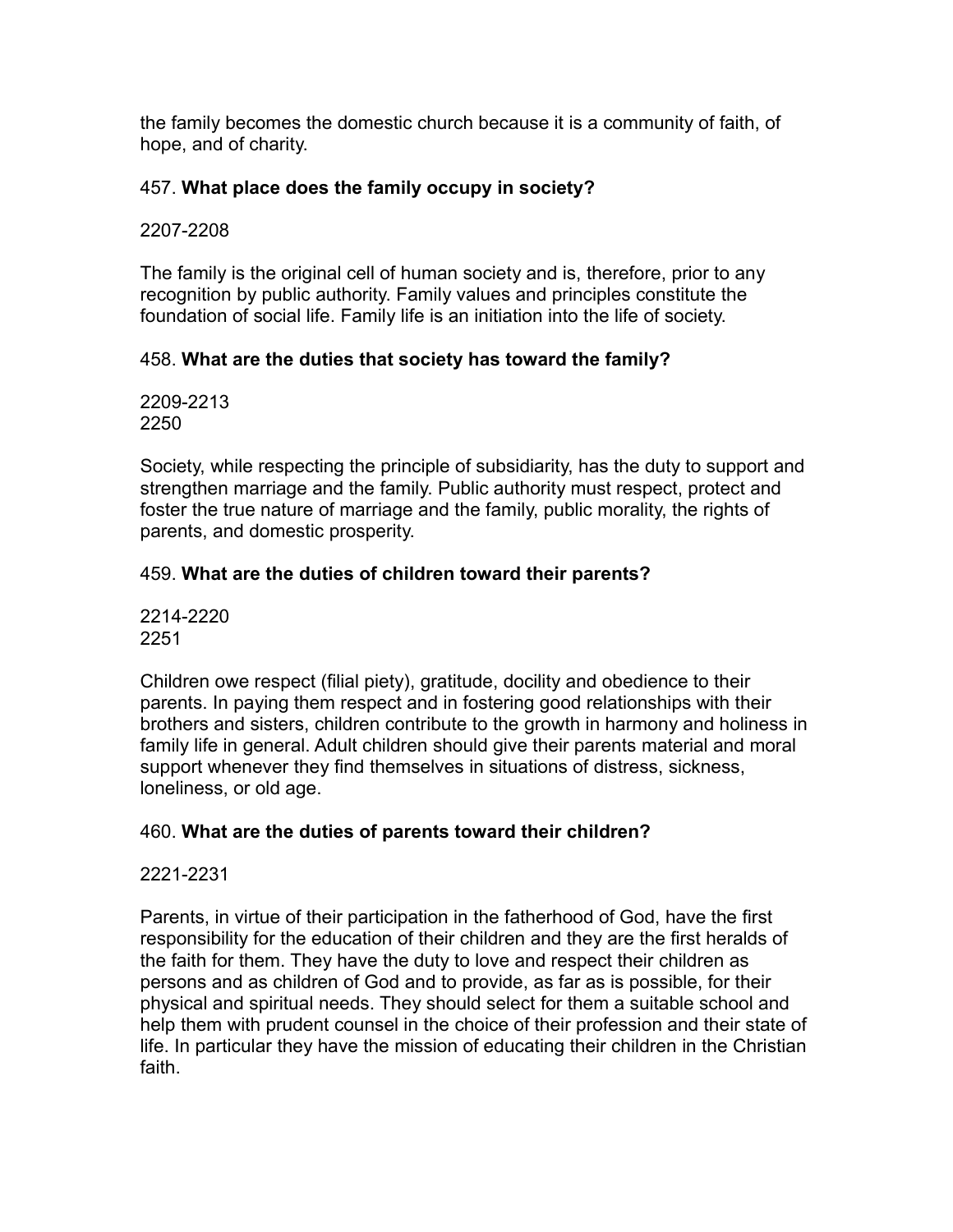the family becomes the domestic church because it is a community of faith, of hope, and of charity.

457. **What place does the family occupy in society?**

2207-2208

The family is the original cell of human society and is, therefore, prior to any recognition by public authority. Family values and principles constitute the foundation of social life. Family life is an initiation into the life of society.

458. **What are the duties that society has toward the family?**

2209-2213
2250

Society, while respecting the principle of subsidiarity, has the duty to support and strengthen marriage and the family. Public authority must respect, protect and foster the true nature of marriage and the family, public morality, the rights of parents, and domestic prosperity.

459. **What are the duties of children toward their parents?**

2214-2220
2251

Children owe respect (filial piety), gratitude, docility and obedience to their parents. In paying them respect and in fostering good relationships with their brothers and sisters, children contribute to the growth in harmony and holiness in family life in general. Adult children should give their parents material and moral support whenever they find themselves in situations of distress, sickness, loneliness, or old age.

460. **What are the duties of parents toward their children?**

2221-2231

Parents, in virtue of their participation in the fatherhood of God, have the first responsibility for the education of their children and they are the first heralds of the faith for them. They have the duty to love and respect their children as persons and as children of God and to provide, as far as is possible, for their physical and spiritual needs. They should select for them a suitable school and help them with prudent counsel in the choice of their profession and their state of life. In particular they have the mission of educating their children in the Christian faith.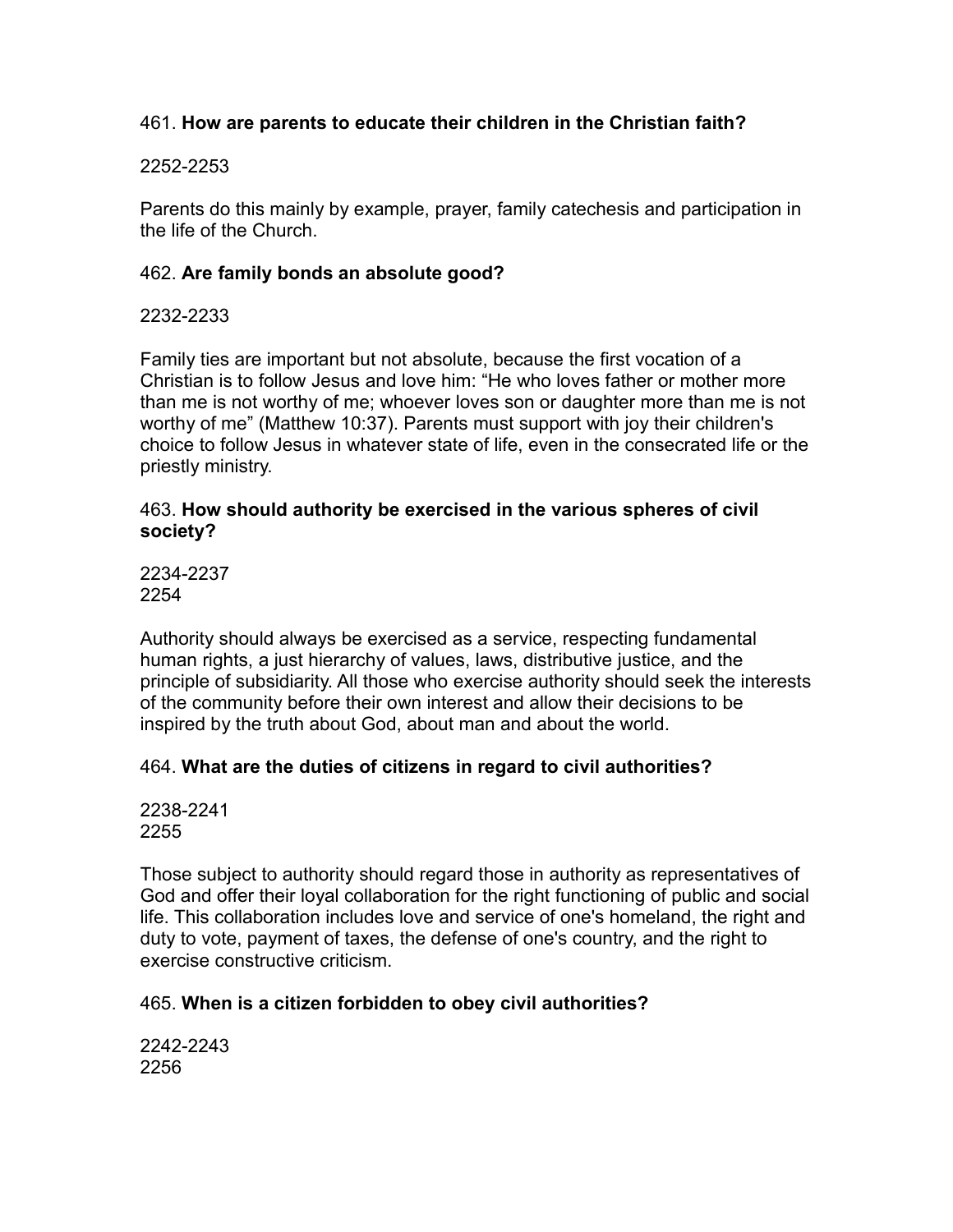461. **How are parents to educate their children in the Christian faith?**

2252-2253

Parents do this mainly by example, prayer, family catechesis and participation in the life of the Church.

462. **Are family bonds an absolute good?**

2232-2233

Family ties are important but not absolute, because the first vocation of a Christian is to follow Jesus and love him: “He who loves father or mother more than me is not worthy of me; whoever loves son or daughter more than me is not worthy of me” (Matthew 10:37). Parents must support with joy their children's choice to follow Jesus in whatever state of life, even in the consecrated life or the priestly ministry.

463. **How should authority be exercised in the various spheres of civil society?**

2234-2237
2254

Authority should always be exercised as a service, respecting fundamental human rights, a just hierarchy of values, laws, distributive justice, and the principle of subsidiarity. All those who exercise authority should seek the interests of the community before their own interest and allow their decisions to be inspired by the truth about God, about man and about the world.

464. **What are the duties of citizens in regard to civil authorities?**

2238-2241
2255

Those subject to authority should regard those in authority as representatives of God and offer their loyal collaboration for the right functioning of public and social life. This collaboration includes love and service of one's homeland, the right and duty to vote, payment of taxes, the defense of one's country, and the right to exercise constructive criticism.

465. **When is a citizen forbidden to obey civil authorities?**

2242-2243
2256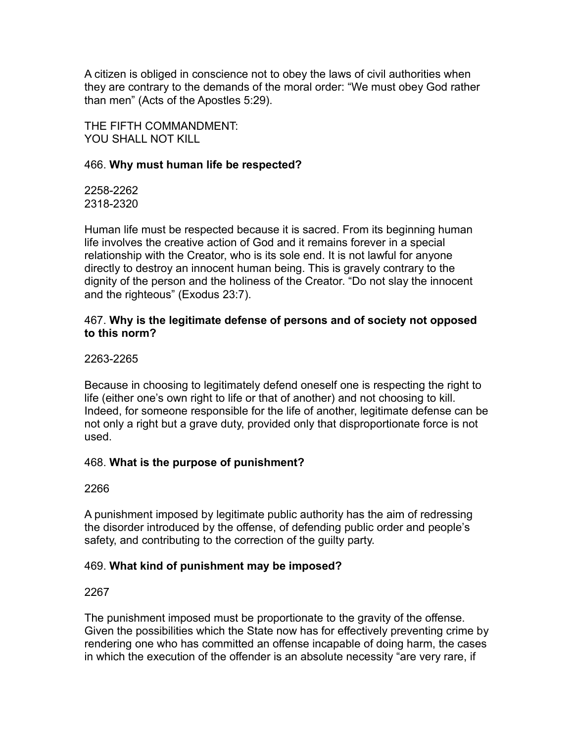A citizen is obliged in conscience not to obey the laws of civil authorities when they are contrary to the demands of the moral order: “We must obey God rather than men” (Acts of the Apostles 5:29).

## THE FIFTH COMMANDMENT: YOU SHALL NOT KILL

466. **Why must human life be respected?**

2258-2262
2318-2320

Human life must be respected because it is sacred. From its beginning human life involves the creative action of God and it remains forever in a special relationship with the Creator, who is its sole end. It is not lawful for anyone directly to destroy an innocent human being. This is gravely contrary to the dignity of the person and the holiness of the Creator. “Do not slay the innocent and the righteous” (Exodus 23:7).

467. **Why is the legitimate defense of persons and of society not opposed to this norm?**

2263-2265

Because in choosing to legitimately defend oneself one is respecting the right to life (either one’s own right to life or that of another) and not choosing to kill. Indeed, for someone responsible for the life of another, legitimate defense can be not only a right but a grave duty, provided only that disproportionate force is not used.

468. **What is the purpose of punishment?**

2266

A punishment imposed by legitimate public authority has the aim of redressing the disorder introduced by the offense, of defending public order and people’s safety, and contributing to the correction of the guilty party.

469. **What kind of punishment may be imposed?**

2267

The punishment imposed must be proportionate to the gravity of the offense. Given the possibilities which the State now has for effectively preventing crime by rendering one who has committed an offense incapable of doing harm, the cases in which the execution of the offender is an absolute necessity “are very rare, if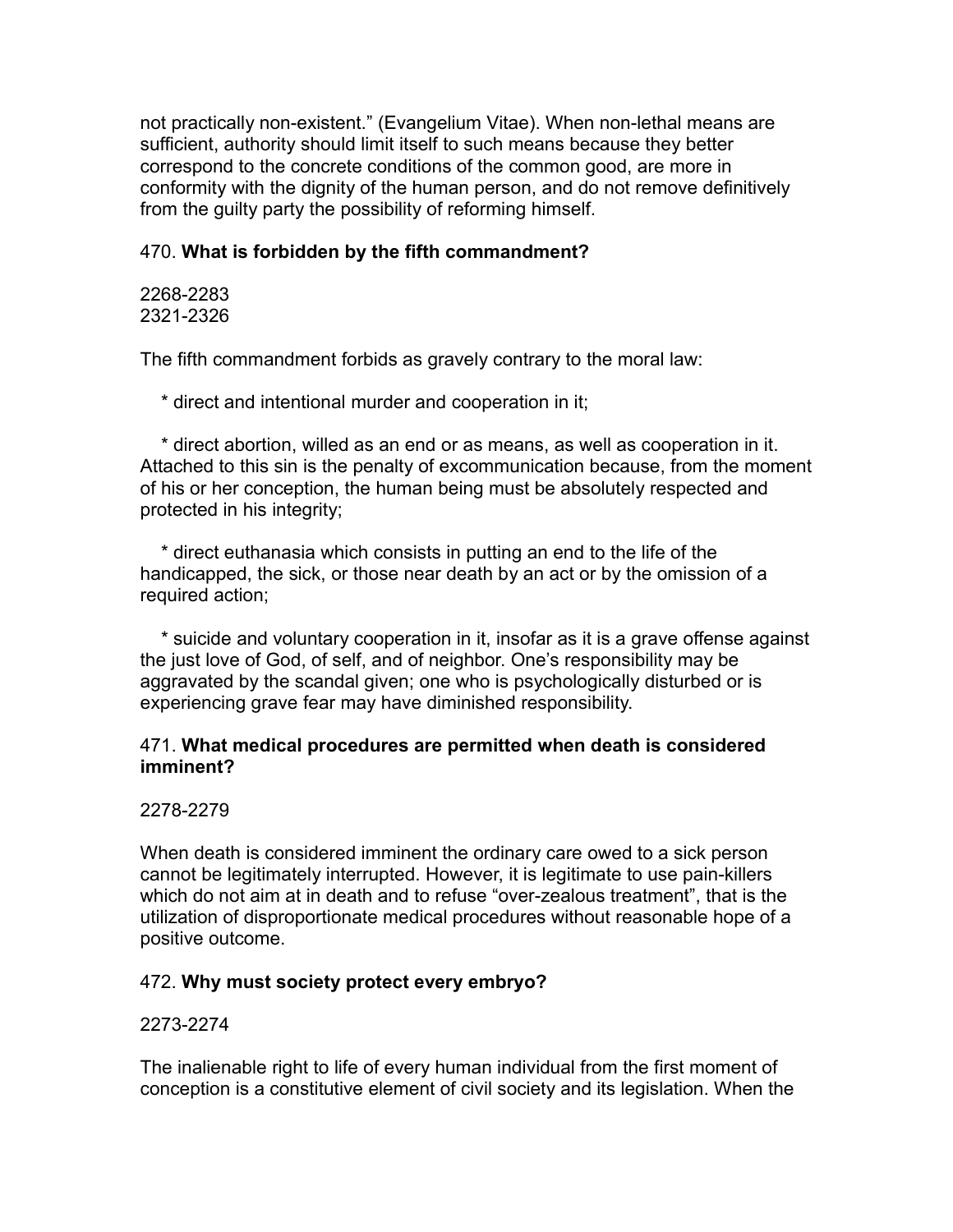not practically non-existent." (Evangelium Vitae). When non-lethal means are sufficient, authority should limit itself to such means because they better correspond to the concrete conditions of the common good, are more in conformity with the dignity of the human person, and do not remove definitively from the guilty party the possibility of reforming himself.

470. **What is forbidden by the fifth commandment?**

2268-2283
2321-2326

The fifth commandment forbids as gravely contrary to the moral law:

* direct and intentional murder and cooperation in it;

* direct abortion, willed as an end or as means, as well as cooperation in it. Attached to this sin is the penalty of excommunication because, from the moment of his or her conception, the human being must be absolutely respected and protected in his integrity;

* direct euthanasia which consists in putting an end to the life of the handicapped, the sick, or those near death by an act or by the omission of a required action;

* suicide and voluntary cooperation in it, insofar as it is a grave offense against the just love of God, of self, and of neighbor. One's responsibility may be aggravated by the scandal given; one who is psychologically disturbed or is experiencing grave fear may have diminished responsibility.

471. **What medical procedures are permitted when death is considered imminent?**

2278-2279

When death is considered imminent the ordinary care owed to a sick person cannot be legitimately interrupted. However, it is legitimate to use pain-killers which do not aim at in death and to refuse "over-zealous treatment", that is the utilization of disproportionate medical procedures without reasonable hope of a positive outcome.

472. **Why must society protect every embryo?**

2273-2274

The inalienable right to life of every human individual from the first moment of conception is a constitutive element of civil society and its legislation. When the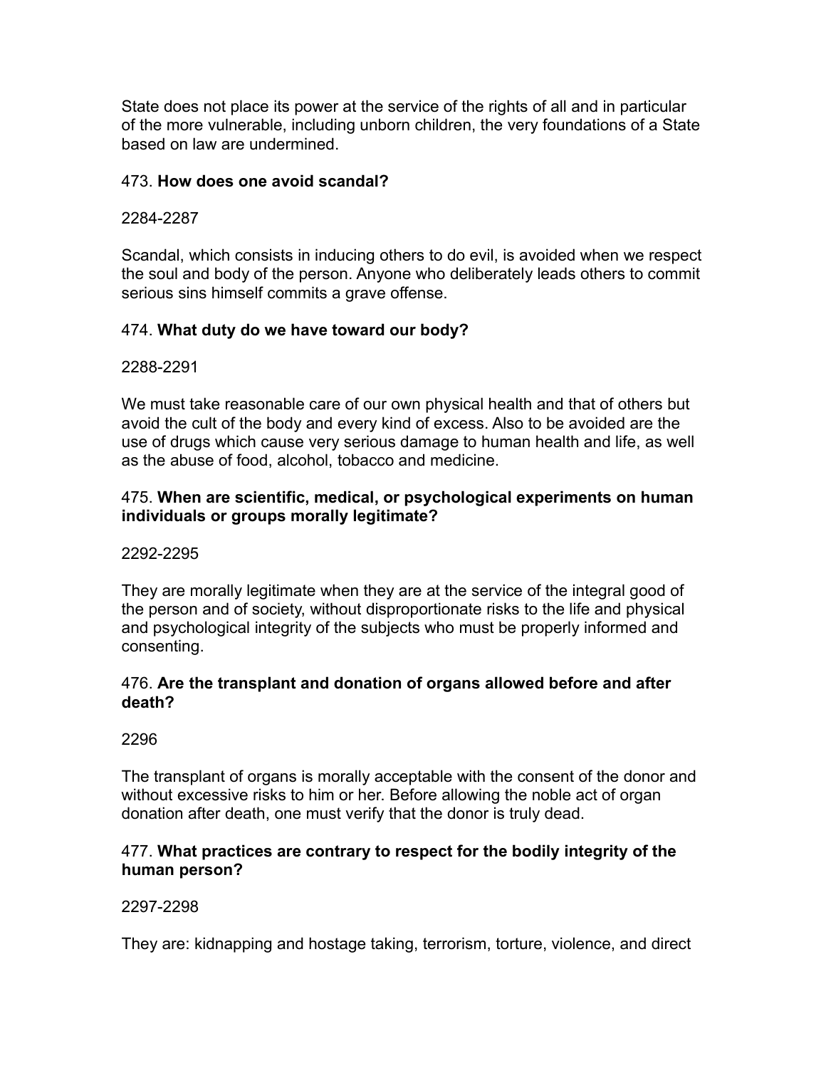State does not place its power at the service of the rights of all and in particular of the more vulnerable, including unborn children, the very foundations of a State based on law are undermined.

473. **How does one avoid scandal?**

2284-2287

Scandal, which consists in inducing others to do evil, is avoided when we respect the soul and body of the person. Anyone who deliberately leads others to commit serious sins himself commits a grave offense.

474. **What duty do we have toward our body?**

2288-2291

We must take reasonable care of our own physical health and that of others but avoid the cult of the body and every kind of excess. Also to be avoided are the use of drugs which cause very serious damage to human health and life, as well as the abuse of food, alcohol, tobacco and medicine.

475. **When are scientific, medical, or psychological experiments on human individuals or groups morally legitimate?**

2292-2295

They are morally legitimate when they are at the service of the integral good of the person and of society, without disproportionate risks to the life and physical and psychological integrity of the subjects who must be properly informed and consenting.

476. **Are the transplant and donation of organs allowed before and after death?**

2296

The transplant of organs is morally acceptable with the consent of the donor and without excessive risks to him or her. Before allowing the noble act of organ donation after death, one must verify that the donor is truly dead.

477. **What practices are contrary to respect for the bodily integrity of the human person?**

2297-2298

They are: kidnapping and hostage taking, terrorism, torture, violence, and direct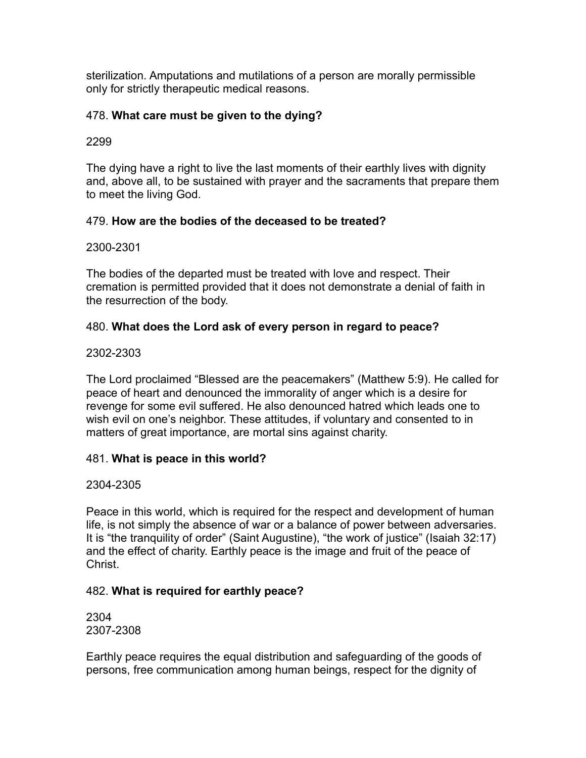sterilization. Amputations and mutilations of a person are morally permissible only for strictly therapeutic medical reasons.

478. **What care must be given to the dying?**

2299

The dying have a right to live the last moments of their earthly lives with dignity and, above all, to be sustained with prayer and the sacraments that prepare them to meet the living God.

479. **How are the bodies of the deceased to be treated?**

2300-2301

The bodies of the departed must be treated with love and respect. Their cremation is permitted provided that it does not demonstrate a denial of faith in the resurrection of the body.

480. **What does the Lord ask of every person in regard to peace?**

2302-2303

The Lord proclaimed "Blessed are the peacemakers" (Matthew 5:9). He called for peace of heart and denounced the immorality of anger which is a desire for revenge for some evil suffered. He also denounced hatred which leads one to wish evil on one's neighbor. These attitudes, if voluntary and consented to in matters of great importance, are mortal sins against charity.

481. **What is peace in this world?**

2304-2305

Peace in this world, which is required for the respect and development of human life, is not simply the absence of war or a balance of power between adversaries. It is "the tranquility of order" (Saint Augustine), "the work of justice" (Isaiah 32:17) and the effect of charity. Earthly peace is the image and fruit of the peace of Christ.

482. **What is required for earthly peace?**

2304
2307-2308

Earthly peace requires the equal distribution and safeguarding of the goods of persons, free communication among human beings, respect for the dignity of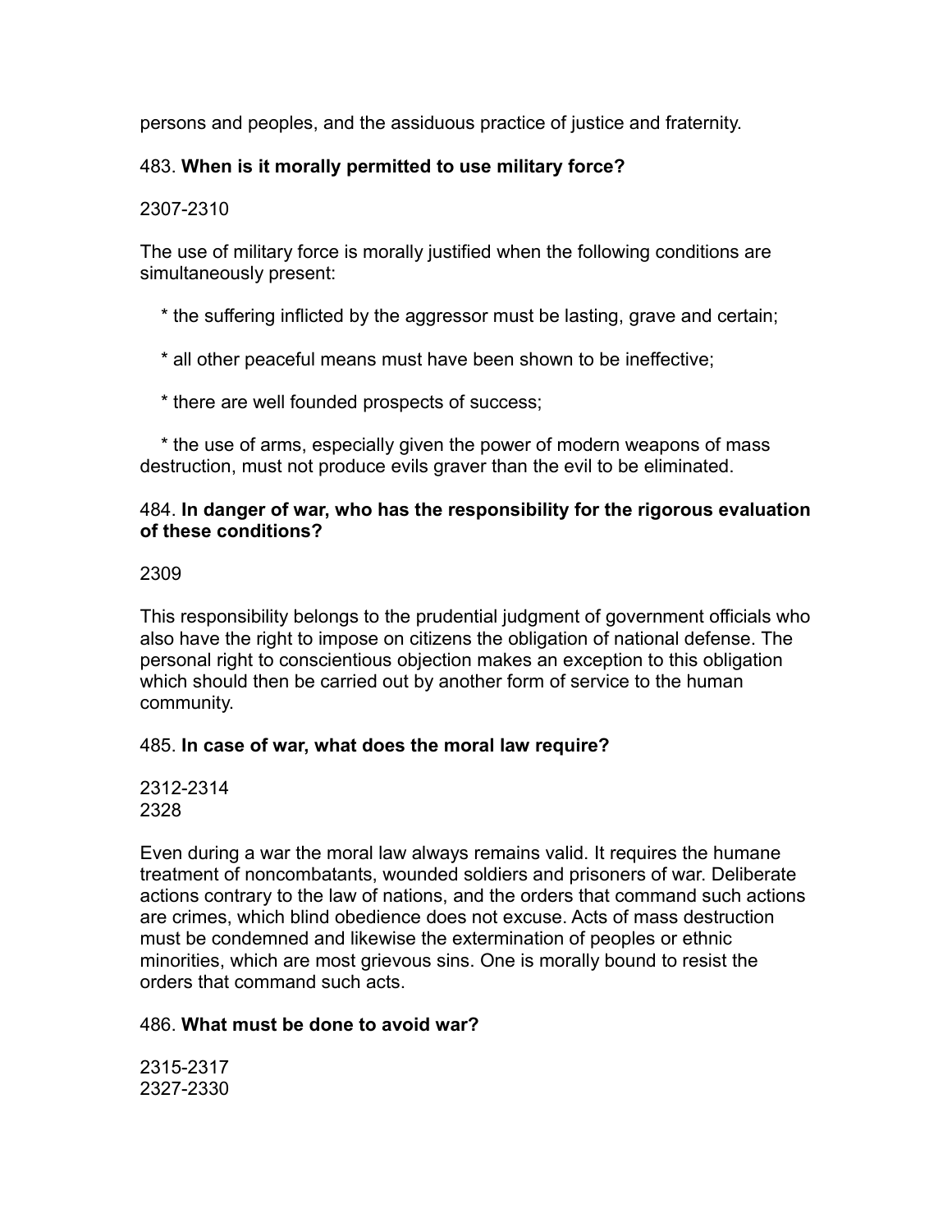persons and peoples, and the assiduous practice of justice and fraternity.

483. **When is it morally permitted to use military force?**

2307-2310

The use of military force is morally justified when the following conditions are simultaneously present:

* the suffering inflicted by the aggressor must be lasting, grave and certain;
* all other peaceful means must have been shown to be ineffective;
* there are well founded prospects of success;
* the use of arms, especially given the power of modern weapons of mass destruction, must not produce evils graver than the evil to be eliminated.

484. **In danger of war, who has the responsibility for the rigorous evaluation of these conditions?**

2309

This responsibility belongs to the prudential judgment of government officials who also have the right to impose on citizens the obligation of national defense. The personal right to conscientious objection makes an exception to this obligation which should then be carried out by another form of service to the human community.

485. **In case of war, what does the moral law require?**

2312-2314
2328

Even during a war the moral law always remains valid. It requires the humane treatment of noncombatants, wounded soldiers and prisoners of war. Deliberate actions contrary to the law of nations, and the orders that command such actions are crimes, which blind obedience does not excuse. Acts of mass destruction must be condemned and likewise the extermination of peoples or ethnic minorities, which are most grievous sins. One is morally bound to resist the orders that command such acts.

486. **What must be done to avoid war?**

2315-2317
2327-2330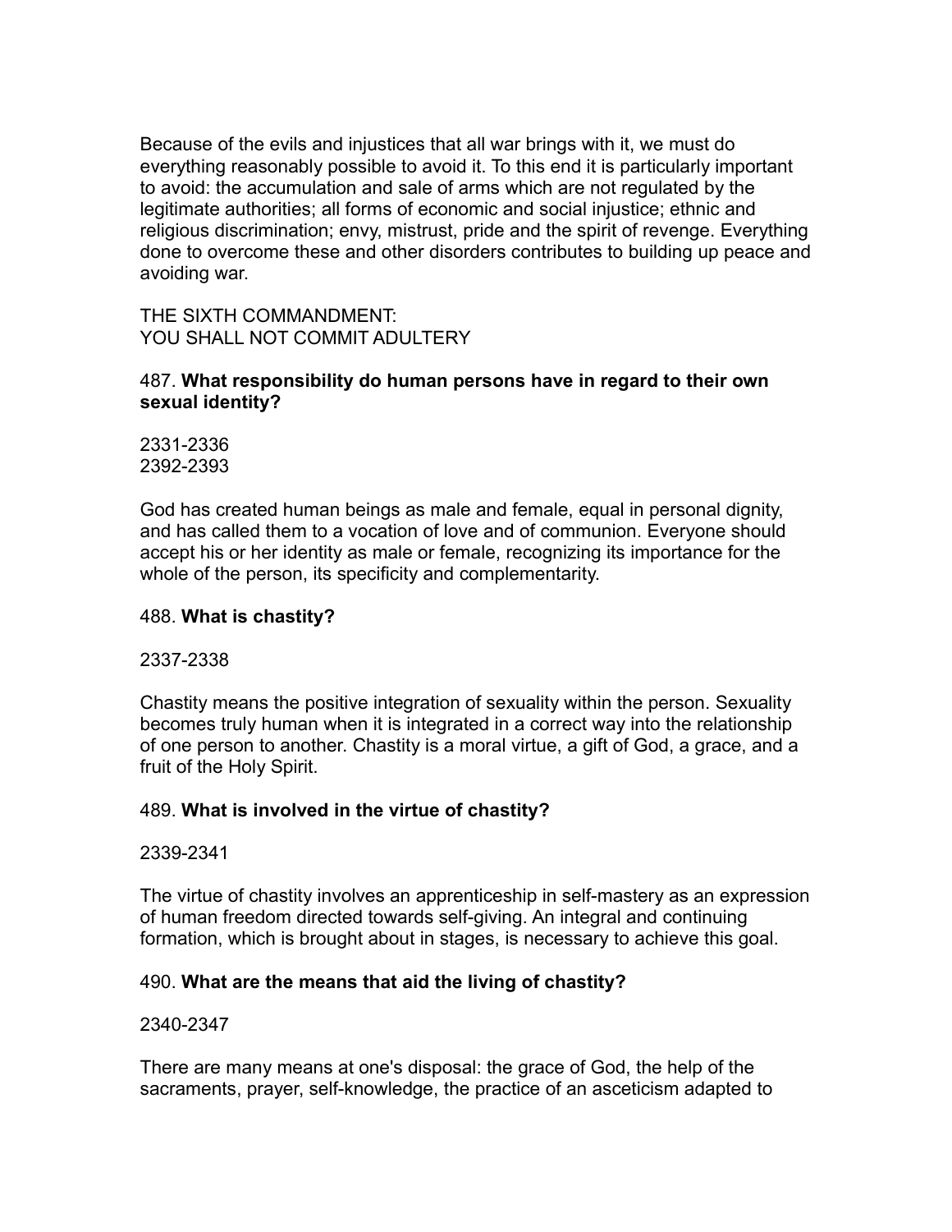Because of the evils and injustices that all war brings with it, we must do everything reasonably possible to avoid it. To this end it is particularly important to avoid: the accumulation and sale of arms which are not regulated by the legitimate authorities; all forms of economic and social injustice; ethnic and religious discrimination; envy, mistrust, pride and the spirit of revenge. Everything done to overcome these and other disorders contributes to building up peace and avoiding war.

## THE SIXTH COMMANDMENT: YOU SHALL NOT COMMIT ADULTERY

487. **What responsibility do human persons have in regard to their own sexual identity?**

2331-2336
2392-2393

God has created human beings as male and female, equal in personal dignity, and has called them to a vocation of love and of communion. Everyone should accept his or her identity as male or female, recognizing its importance for the whole of the person, its specificity and complementarity.

488. **What is chastity?**

2337-2338

Chastity means the positive integration of sexuality within the person. Sexuality becomes truly human when it is integrated in a correct way into the relationship of one person to another. Chastity is a moral virtue, a gift of God, a grace, and a fruit of the Holy Spirit.

489. **What is involved in the virtue of chastity?**

2339-2341

The virtue of chastity involves an apprenticeship in self-mastery as an expression of human freedom directed towards self-giving. An integral and continuing formation, which is brought about in stages, is necessary to achieve this goal.

490. **What are the means that aid the living of chastity?**

2340-2347

There are many means at one's disposal: the grace of God, the help of the sacraments, prayer, self-knowledge, the practice of an asceticism adapted to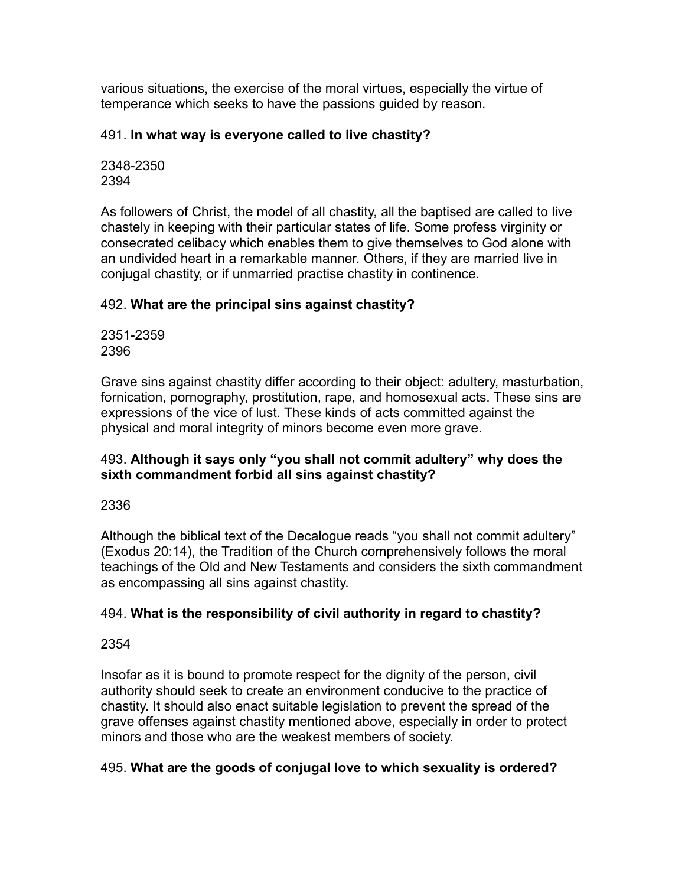various situations, the exercise of the moral virtues, especially the virtue of temperance which seeks to have the passions guided by reason.

491. **In what way is everyone called to live chastity?**

2348-2350
2394

As followers of Christ, the model of all chastity, all the baptised are called to live chastely in keeping with their particular states of life. Some profess virginity or consecrated celibacy which enables them to give themselves to God alone with an undivided heart in a remarkable manner. Others, if they are married live in conjugal chastity, or if unmarried practise chastity in continence.

492. **What are the principal sins against chastity?**

2351-2359
2396

Grave sins against chastity differ according to their object: adultery, masturbation, fornication, pornography, prostitution, rape, and homosexual acts. These sins are expressions of the vice of lust. These kinds of acts committed against the physical and moral integrity of minors become even more grave.

493. **Although it says only "you shall not commit adultery" why does the sixth commandment forbid all sins against chastity?**

2336

Although the biblical text of the Decalogue reads "you shall not commit adultery" (Exodus 20:14), the Tradition of the Church comprehensively follows the moral teachings of the Old and New Testaments and considers the sixth commandment as encompassing all sins against chastity.

494. **What is the responsibility of civil authority in regard to chastity?**

2354

Insofar as it is bound to promote respect for the dignity of the person, civil authority should seek to create an environment conducive to the practice of chastity. It should also enact suitable legislation to prevent the spread of the grave offenses against chastity mentioned above, especially in order to protect minors and those who are the weakest members of society.

495. **What are the goods of conjugal love to which sexuality is ordered?**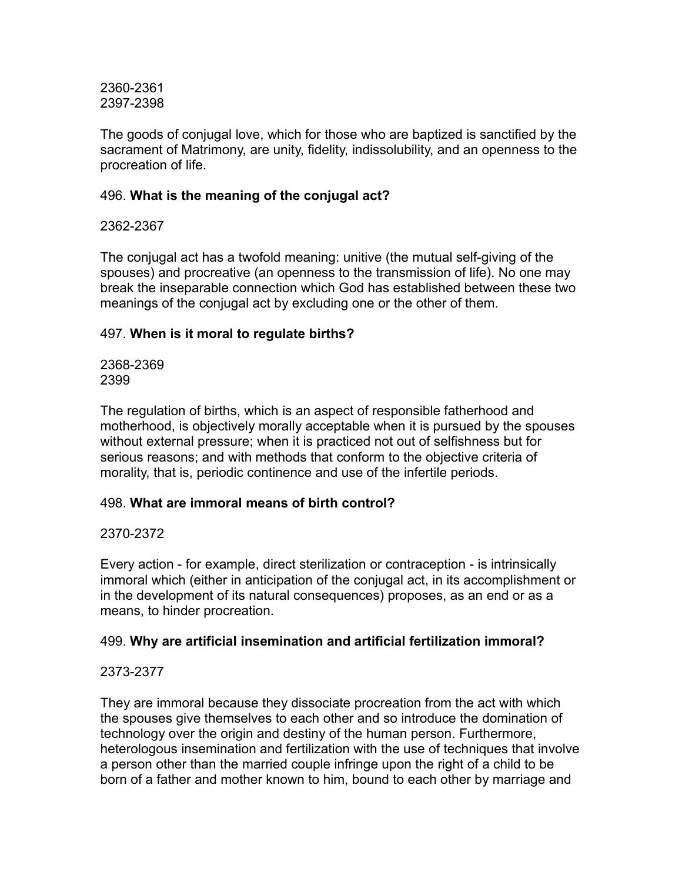2360-2361
2397-2398

The goods of conjugal love, which for those who are baptized is sanctified by the sacrament of Matrimony, are unity, fidelity, indissolubility, and an openness to the procreation of life.

496. **What is the meaning of the conjugal act?**

2362-2367

The conjugal act has a twofold meaning: unitive (the mutual self-giving of the spouses) and procreative (an openness to the transmission of life). No one may break the inseparable connection which God has established between these two meanings of the conjugal act by excluding one or the other of them.

497. **When is it moral to regulate births?**

2368-2369
2399

The regulation of births, which is an aspect of responsible fatherhood and motherhood, is objectively morally acceptable when it is pursued by the spouses without external pressure; when it is practiced not out of selfishness but for serious reasons; and with methods that conform to the objective criteria of morality, that is, periodic continence and use of the infertile periods.

498. **What are immoral means of birth control?**

2370-2372

Every action - for example, direct sterilization or contraception - is intrinsically immoral which (either in anticipation of the conjugal act, in its accomplishment or in the development of its natural consequences) proposes, as an end or as a means, to hinder procreation.

499. **Why are artificial insemination and artificial fertilization immoral?**

2373-2377

They are immoral because they dissociate procreation from the act with which the spouses give themselves to each other and so introduce the domination of technology over the origin and destiny of the human person. Furthermore, heterologous insemination and fertilization with the use of techniques that involve a person other than the married couple infringe upon the right of a child to be born of a father and mother known to him, bound to each other by marriage and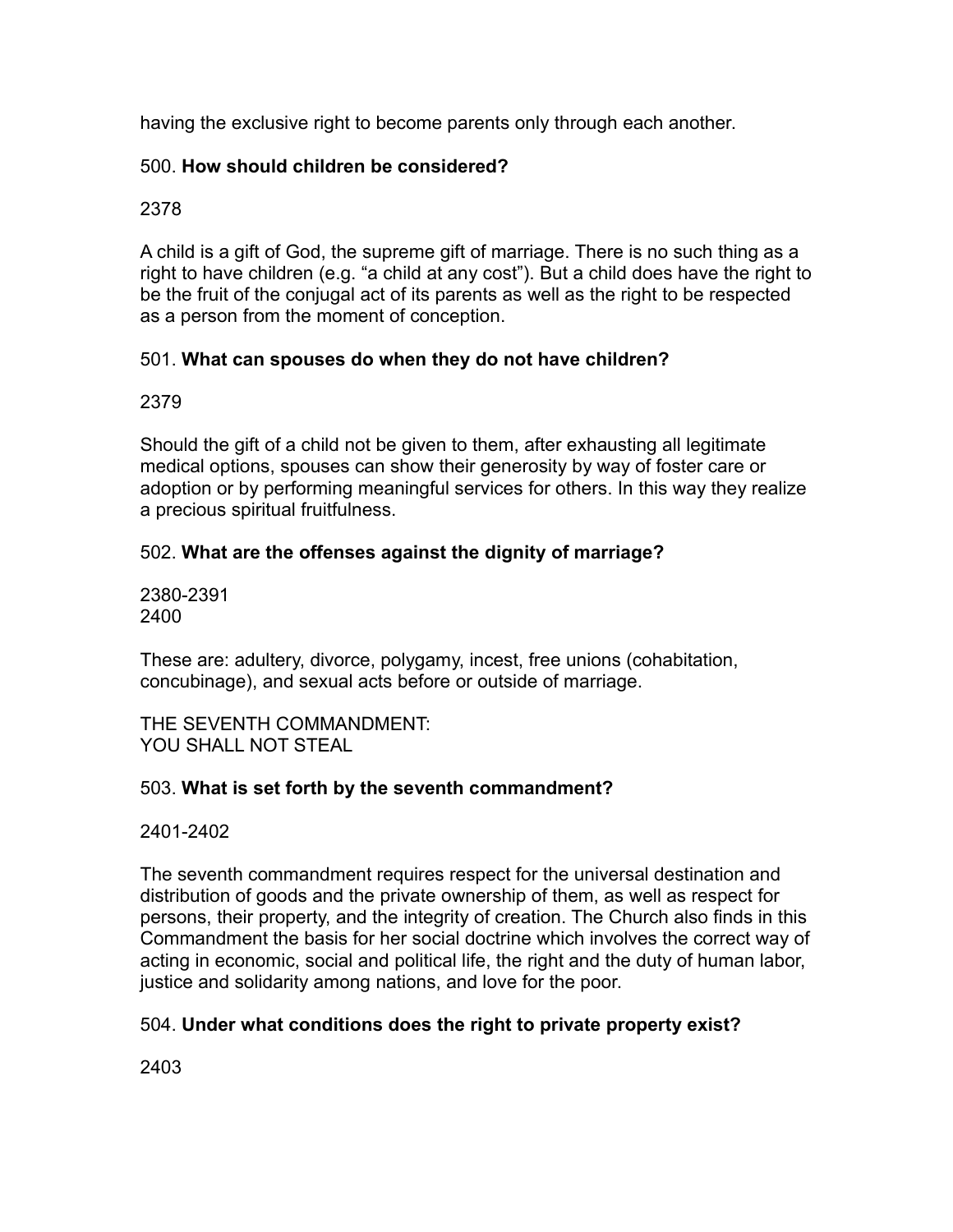having the exclusive right to become parents only through each another.

500. **How should children be considered?**

2378

A child is a gift of God, the supreme gift of marriage. There is no such thing as a right to have children (e.g. "a child at any cost"). But a child does have the right to be the fruit of the conjugal act of its parents as well as the right to be respected as a person from the moment of conception.

501. **What can spouses do when they do not have children?**

2379

Should the gift of a child not be given to them, after exhausting all legitimate medical options, spouses can show their generosity by way of foster care or adoption or by performing meaningful services for others. In this way they realize a precious spiritual fruitfulness.

502. **What are the offenses against the dignity of marriage?**

2380-2391
2400

These are: adultery, divorce, polygamy, incest, free unions (cohabitation, concubinage), and sexual acts before or outside of marriage.

THE SEVENTH COMMANDMENT:
YOU SHALL NOT STEAL

503. **What is set forth by the seventh commandment?**

2401-2402

The seventh commandment requires respect for the universal destination and distribution of goods and the private ownership of them, as well as respect for persons, their property, and the integrity of creation. The Church also finds in this Commandment the basis for her social doctrine which involves the correct way of acting in economic, social and political life, the right and the duty of human labor, justice and solidarity among nations, and love for the poor.

504. **Under what conditions does the right to private property exist?**

2403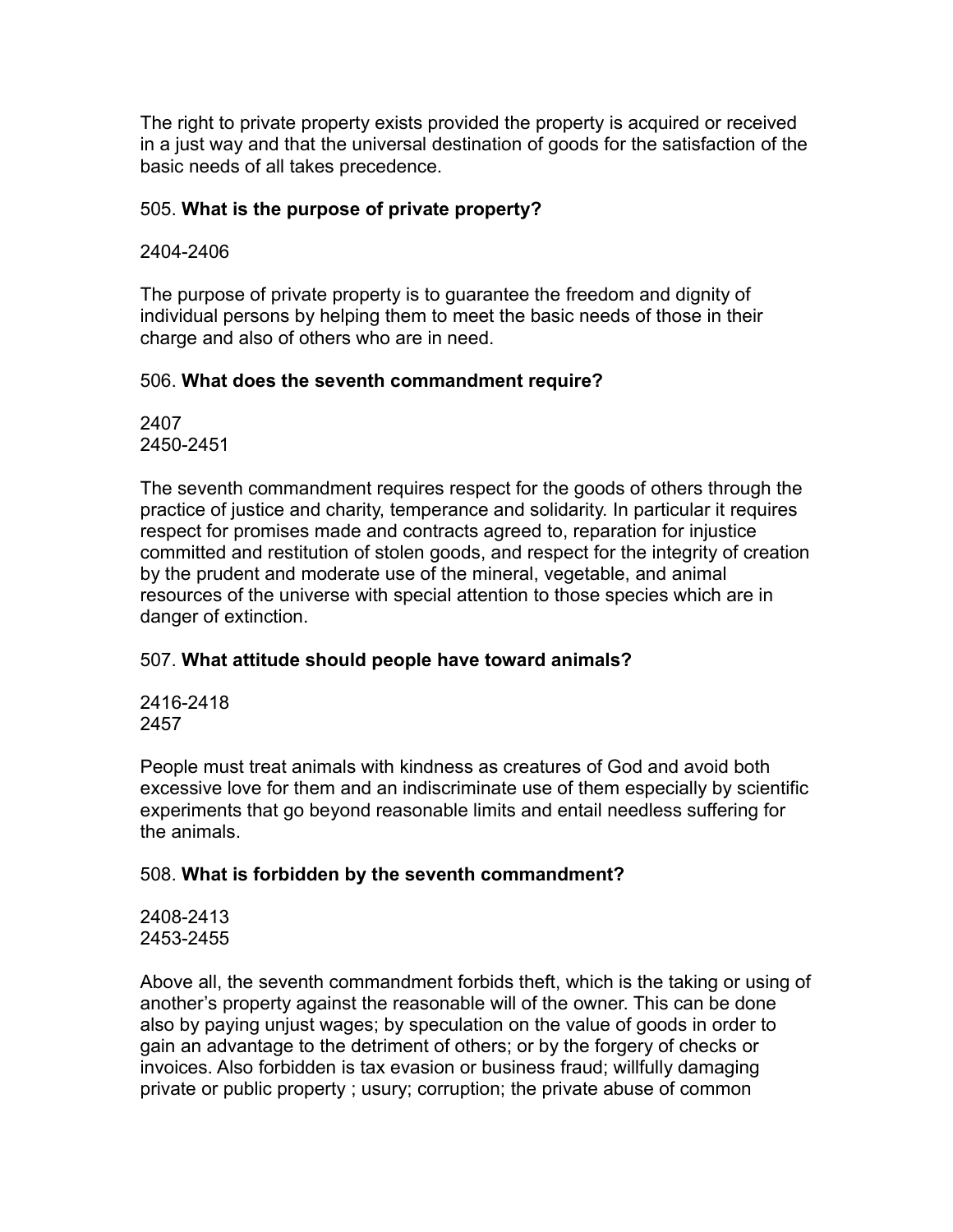The right to private property exists provided the property is acquired or received in a just way and that the universal destination of goods for the satisfaction of the basic needs of all takes precedence.

505. **What is the purpose of private property?**

2404-2406

The purpose of private property is to guarantee the freedom and dignity of individual persons by helping them to meet the basic needs of those in their charge and also of others who are in need.

506. **What does the seventh commandment require?**

2407
2450-2451

The seventh commandment requires respect for the goods of others through the practice of justice and charity, temperance and solidarity. In particular it requires respect for promises made and contracts agreed to, reparation for injustice committed and restitution of stolen goods, and respect for the integrity of creation by the prudent and moderate use of the mineral, vegetable, and animal resources of the universe with special attention to those species which are in danger of extinction.

507. **What attitude should people have toward animals?**

2416-2418
2457

People must treat animals with kindness as creatures of God and avoid both excessive love for them and an indiscriminate use of them especially by scientific experiments that go beyond reasonable limits and entail needless suffering for the animals.

508. **What is forbidden by the seventh commandment?**

2408-2413
2453-2455

Above all, the seventh commandment forbids theft, which is the taking or using of another's property against the reasonable will of the owner. This can be done also by paying unjust wages; by speculation on the value of goods in order to gain an advantage to the detriment of others; or by the forgery of checks or invoices. Also forbidden is tax evasion or business fraud; willfully damaging private or public property ; usury; corruption; the private abuse of common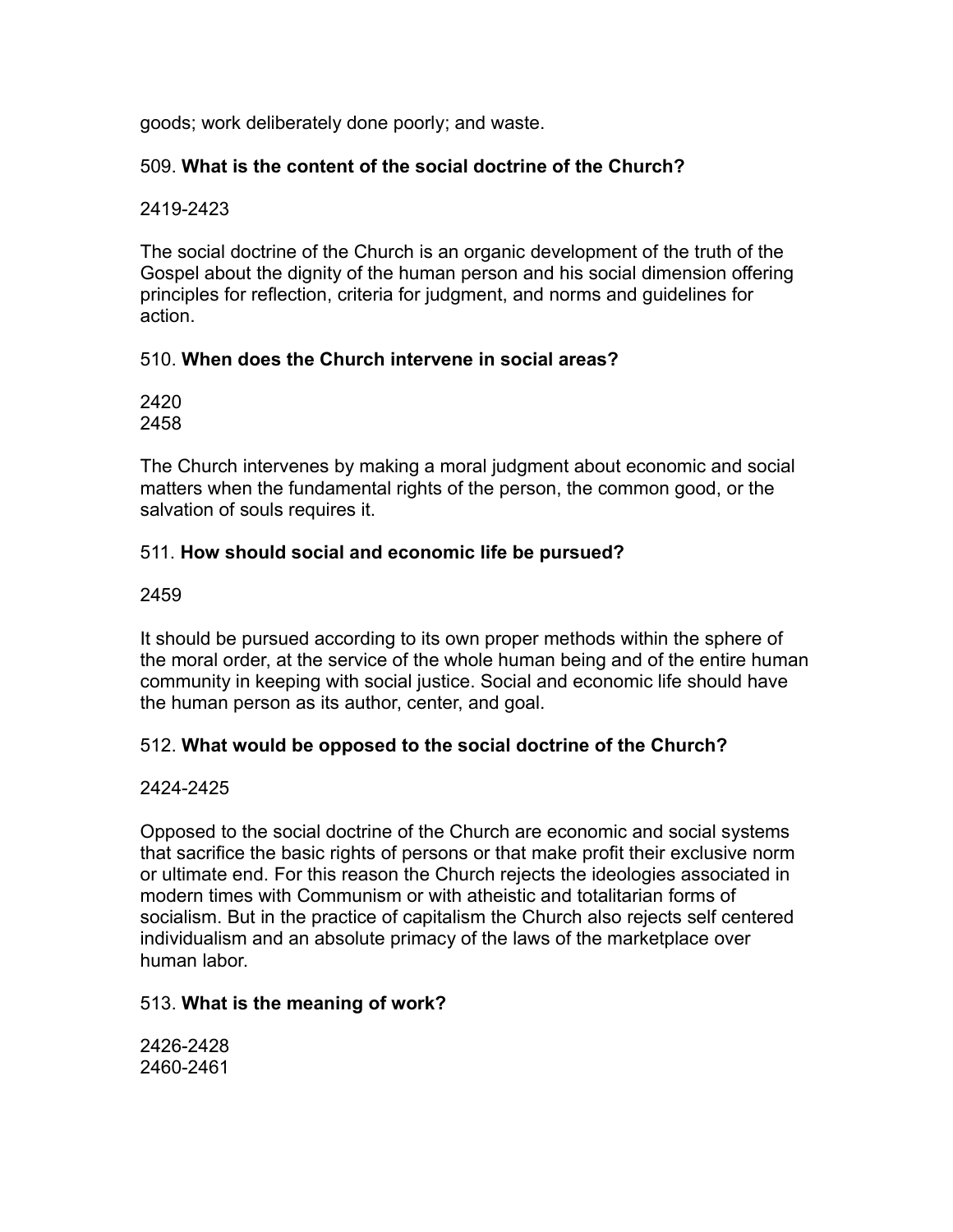goods; work deliberately done poorly; and waste.

509. **What is the content of the social doctrine of the Church?**

2419-2423

The social doctrine of the Church is an organic development of the truth of the Gospel about the dignity of the human person and his social dimension offering principles for reflection, criteria for judgment, and norms and guidelines for action.

510. **When does the Church intervene in social areas?**

2420
2458

The Church intervenes by making a moral judgment about economic and social matters when the fundamental rights of the person, the common good, or the salvation of souls requires it.

511. **How should social and economic life be pursued?**

2459

It should be pursued according to its own proper methods within the sphere of the moral order, at the service of the whole human being and of the entire human community in keeping with social justice. Social and economic life should have the human person as its author, center, and goal.

512. **What would be opposed to the social doctrine of the Church?**

2424-2425

Opposed to the social doctrine of the Church are economic and social systems that sacrifice the basic rights of persons or that make profit their exclusive norm or ultimate end. For this reason the Church rejects the ideologies associated in modern times with Communism or with atheistic and totalitarian forms of socialism. But in the practice of capitalism the Church also rejects self centered individualism and an absolute primacy of the laws of the marketplace over human labor.

513. **What is the meaning of work?**

2426-2428
2460-2461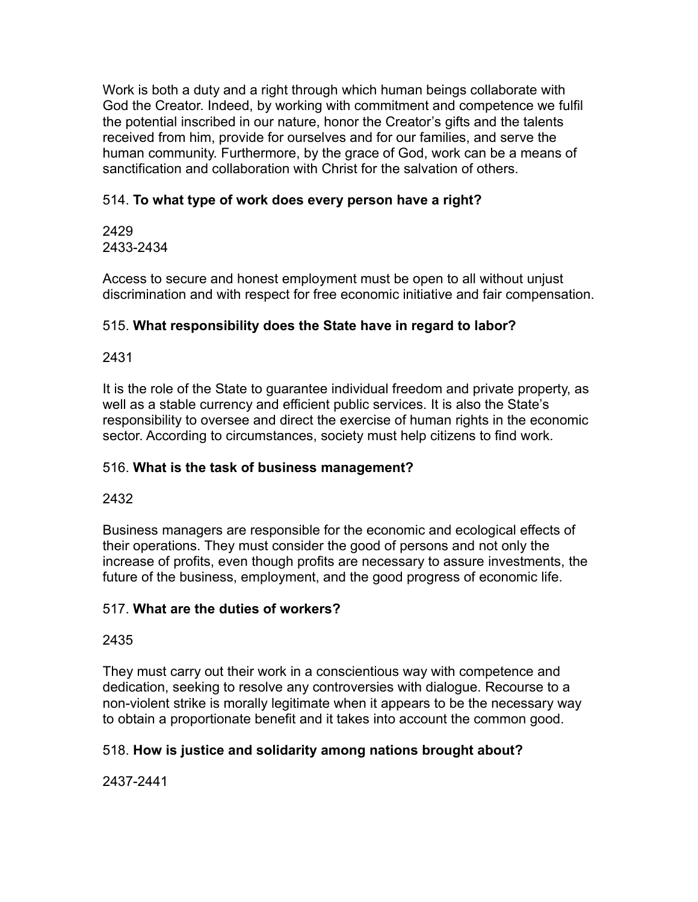Work is both a duty and a right through which human beings collaborate with God the Creator. Indeed, by working with commitment and competence we fulfil the potential inscribed in our nature, honor the Creator's gifts and the talents received from him, provide for ourselves and for our families, and serve the human community. Furthermore, by the grace of God, work can be a means of sanctification and collaboration with Christ for the salvation of others.

514. **To what type of work does every person have a right?**

2429
2433-2434

Access to secure and honest employment must be open to all without unjust discrimination and with respect for free economic initiative and fair compensation.

515. **What responsibility does the State have in regard to labor?**

2431

It is the role of the State to guarantee individual freedom and private property, as well as a stable currency and efficient public services. It is also the State's responsibility to oversee and direct the exercise of human rights in the economic sector. According to circumstances, society must help citizens to find work.

516. **What is the task of business management?**

2432

Business managers are responsible for the economic and ecological effects of their operations. They must consider the good of persons and not only the increase of profits, even though profits are necessary to assure investments, the future of the business, employment, and the good progress of economic life.

517. **What are the duties of workers?**

2435

They must carry out their work in a conscientious way with competence and dedication, seeking to resolve any controversies with dialogue. Recourse to a non-violent strike is morally legitimate when it appears to be the necessary way to obtain a proportionate benefit and it takes into account the common good.

518. **How is justice and solidarity among nations brought about?**

2437-2441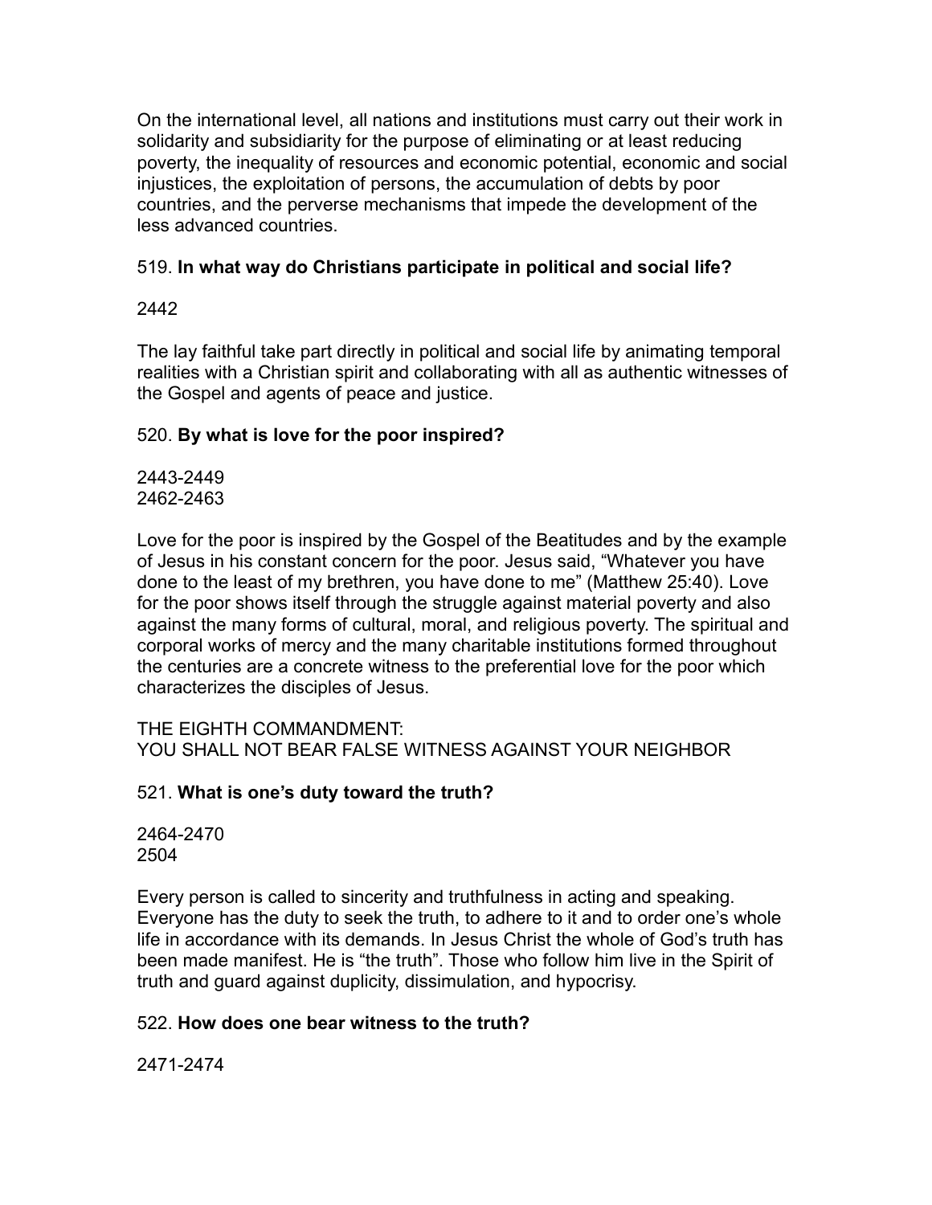On the international level, all nations and institutions must carry out their work in solidarity and subsidiarity for the purpose of eliminating or at least reducing poverty, the inequality of resources and economic potential, economic and social injustices, the exploitation of persons, the accumulation of debts by poor countries, and the perverse mechanisms that impede the development of the less advanced countries.

519. **In what way do Christians participate in political and social life?**

2442

The lay faithful take part directly in political and social life by animating temporal realities with a Christian spirit and collaborating with all as authentic witnesses of the Gospel and agents of peace and justice.

520. **By what is love for the poor inspired?**

2443-2449
2462-2463

Love for the poor is inspired by the Gospel of the Beatitudes and by the example of Jesus in his constant concern for the poor. Jesus said, "Whatever you have done to the least of my brethren, you have done to me" (Matthew 25:40). Love for the poor shows itself through the struggle against material poverty and also against the many forms of cultural, moral, and religious poverty. The spiritual and corporal works of mercy and the many charitable institutions formed throughout the centuries are a concrete witness to the preferential love for the poor which characterizes the disciples of Jesus.

## THE EIGHTH COMMANDMENT:
## YOU SHALL NOT BEAR FALSE WITNESS AGAINST YOUR NEIGHBOR

521. **What is one's duty toward the truth?**

2464-2470
2504

Every person is called to sincerity and truthfulness in acting and speaking. Everyone has the duty to seek the truth, to adhere to it and to order one's whole life in accordance with its demands. In Jesus Christ the whole of God's truth has been made manifest. He is "the truth". Those who follow him live in the Spirit of truth and guard against duplicity, dissimulation, and hypocrisy.

522. **How does one bear witness to the truth?**

2471-2474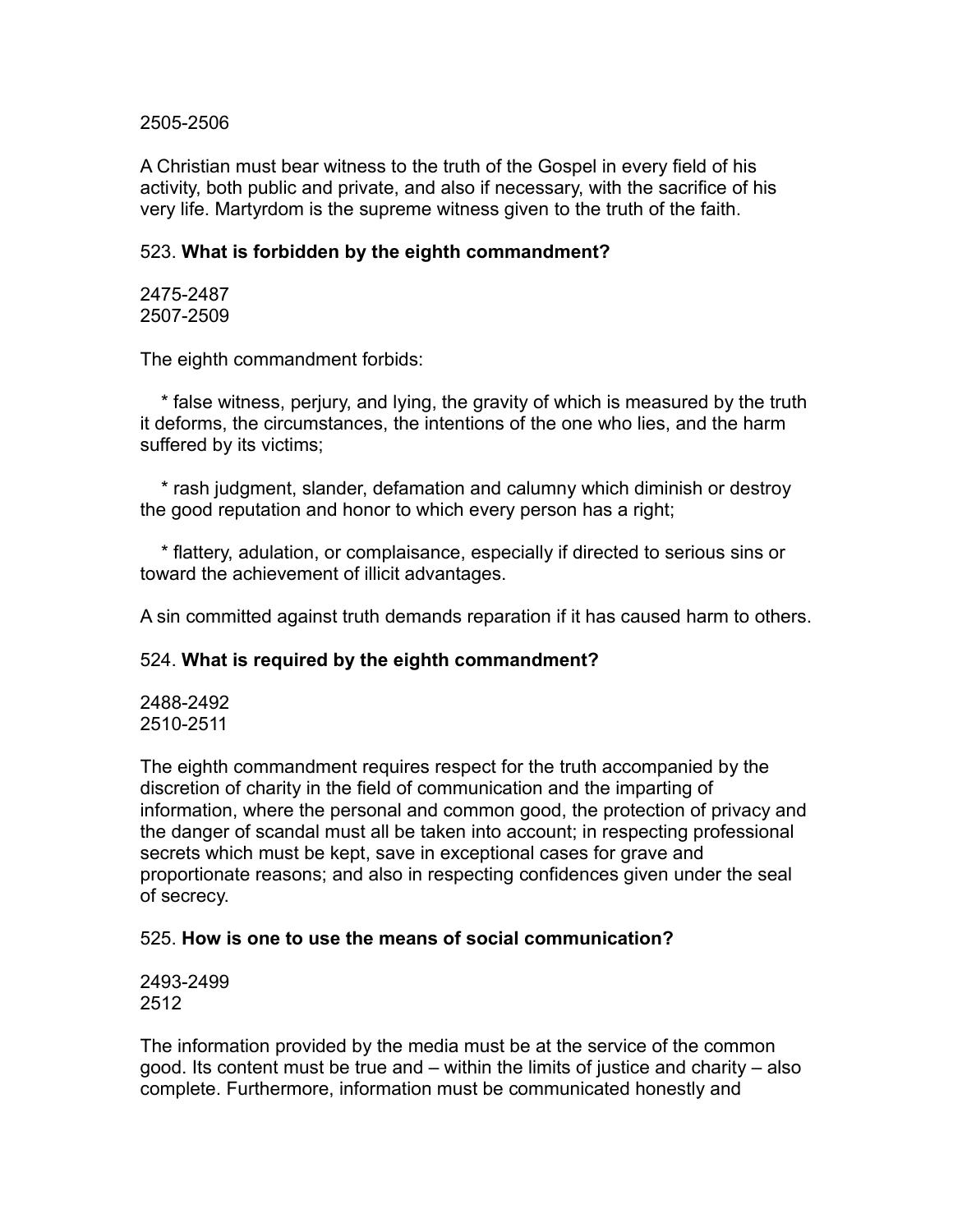2505-2506

A Christian must bear witness to the truth of the Gospel in every field of his activity, both public and private, and also if necessary, with the sacrifice of his very life. Martyrdom is the supreme witness given to the truth of the faith.

523. **What is forbidden by the eighth commandment?**

2475-2487
2507-2509

The eighth commandment forbids:

* false witness, perjury, and lying, the gravity of which is measured by the truth it deforms, the circumstances, the intentions of the one who lies, and the harm suffered by its victims;

* rash judgment, slander, defamation and calumny which diminish or destroy the good reputation and honor to which every person has a right;

* flattery, adulation, or complaisance, especially if directed to serious sins or toward the achievement of illicit advantages.

A sin committed against truth demands reparation if it has caused harm to others.

524. **What is required by the eighth commandment?**

2488-2492
2510-2511

The eighth commandment requires respect for the truth accompanied by the discretion of charity in the field of communication and the imparting of information, where the personal and common good, the protection of privacy and the danger of scandal must all be taken into account; in respecting professional secrets which must be kept, save in exceptional cases for grave and proportionate reasons; and also in respecting confidences given under the seal of secrecy.

525. **How is one to use the means of social communication?**

2493-2499
2512

The information provided by the media must be at the service of the common good. Its content must be true and – within the limits of justice and charity – also complete. Furthermore, information must be communicated honestly and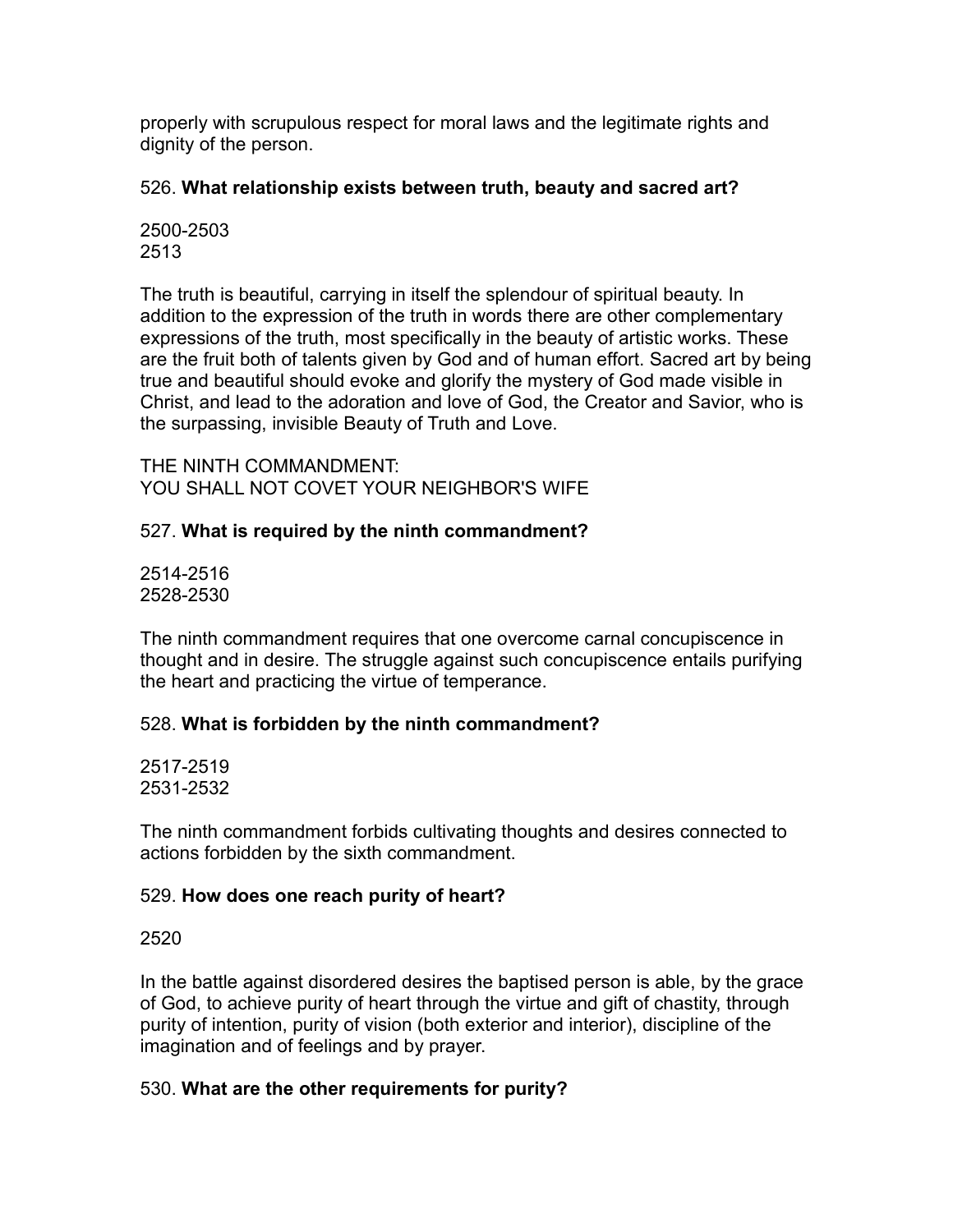properly with scrupulous respect for moral laws and the legitimate rights and dignity of the person.

526. **What relationship exists between truth, beauty and sacred art?**

2500-2503
2513

The truth is beautiful, carrying in itself the splendour of spiritual beauty. In addition to the expression of the truth in words there are other complementary expressions of the truth, most specifically in the beauty of artistic works. These are the fruit both of talents given by God and of human effort. Sacred art by being true and beautiful should evoke and glorify the mystery of God made visible in Christ, and lead to the adoration and love of God, the Creator and Savior, who is the surpassing, invisible Beauty of Truth and Love.

## THE NINTH COMMANDMENT:
## YOU SHALL NOT COVET YOUR NEIGHBOR'S WIFE

527. **What is required by the ninth commandment?**

2514-2516
2528-2530

The ninth commandment requires that one overcome carnal concupiscence in thought and in desire. The struggle against such concupiscence entails purifying the heart and practicing the virtue of temperance.

528. **What is forbidden by the ninth commandment?**

2517-2519
2531-2532

The ninth commandment forbids cultivating thoughts and desires connected to actions forbidden by the sixth commandment.

529. **How does one reach purity of heart?**

2520

In the battle against disordered desires the baptised person is able, by the grace of God, to achieve purity of heart through the virtue and gift of chastity, through purity of intention, purity of vision (both exterior and interior), discipline of the imagination and of feelings and by prayer.

530. **What are the other requirements for purity?**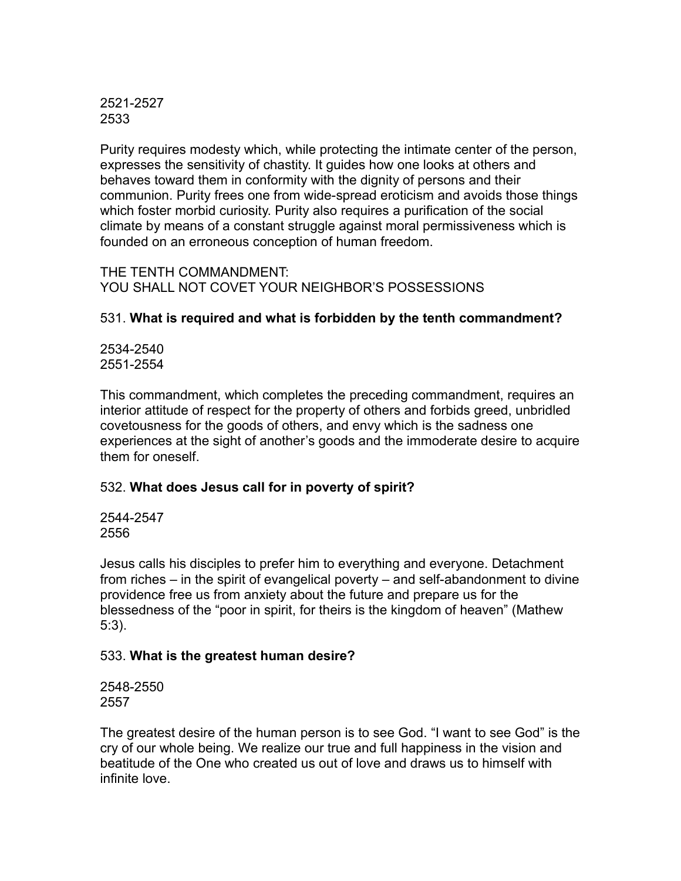2521-2527
2533

Purity requires modesty which, while protecting the intimate center of the person, expresses the sensitivity of chastity. It guides how one looks at others and behaves toward them in conformity with the dignity of persons and their communion. Purity frees one from wide-spread eroticism and avoids those things which foster morbid curiosity. Purity also requires a purification of the social climate by means of a constant struggle against moral permissiveness which is founded on an erroneous conception of human freedom.

THE TENTH COMMANDMENT:
YOU SHALL NOT COVET YOUR NEIGHBOR'S POSSESSIONS

531. **What is required and what is forbidden by the tenth commandment?**

2534-2540
2551-2554

This commandment, which completes the preceding commandment, requires an interior attitude of respect for the property of others and forbids greed, unbridled covetousness for the goods of others, and envy which is the sadness one experiences at the sight of another's goods and the immoderate desire to acquire them for oneself.

532. **What does Jesus call for in poverty of spirit?**

2544-2547
2556

Jesus calls his disciples to prefer him to everything and everyone. Detachment from riches – in the spirit of evangelical poverty – and self-abandonment to divine providence free us from anxiety about the future and prepare us for the blessedness of the "poor in spirit, for theirs is the kingdom of heaven" (Mathew 5:3).

533. **What is the greatest human desire?**

2548-2550
2557

The greatest desire of the human person is to see God. "I want to see God" is the cry of our whole being. We realize our true and full happiness in the vision and beatitude of the One who created us out of love and draws us to himself with infinite love.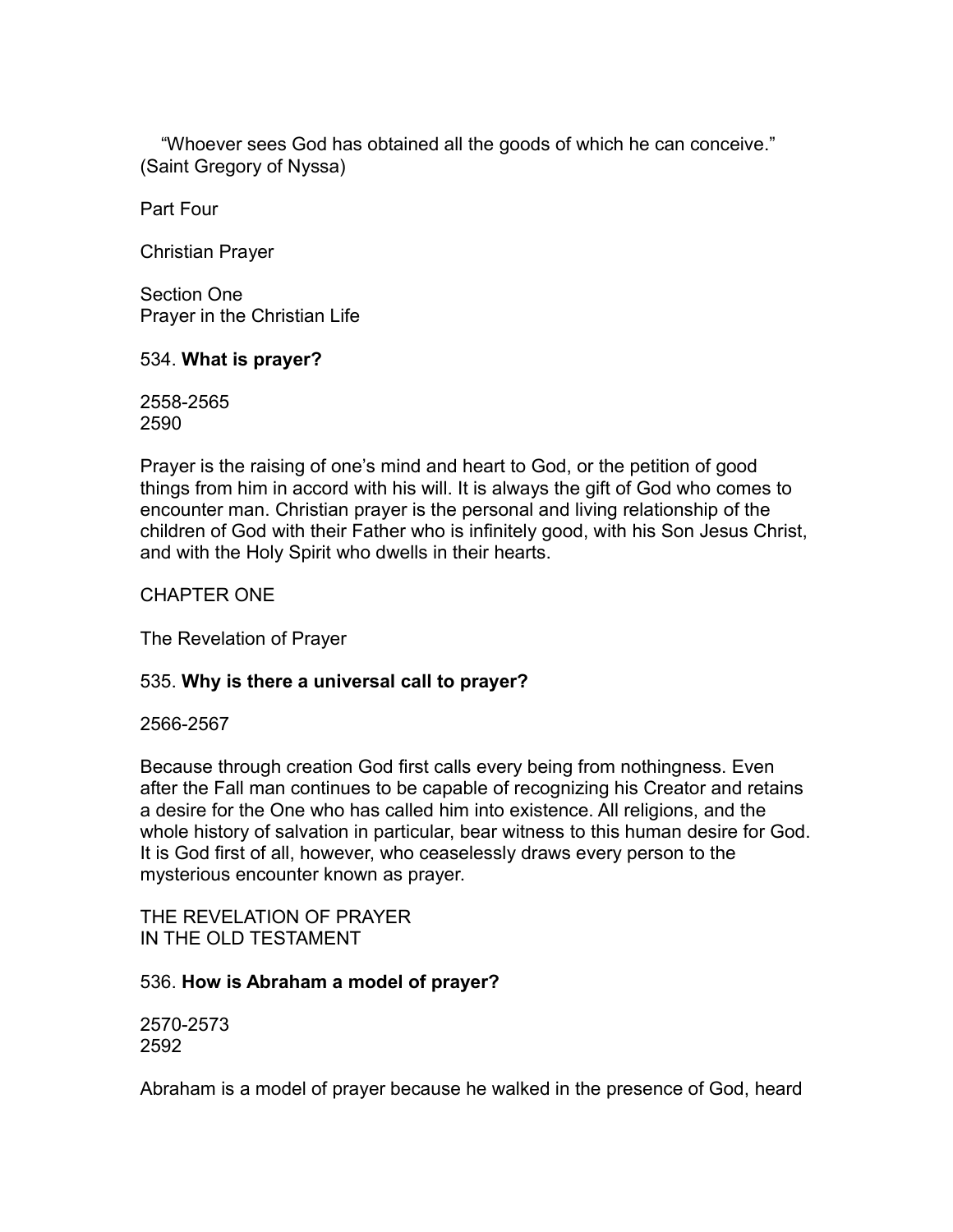"Whoever sees God has obtained all the goods of which he can conceive." (Saint Gregory of Nyssa)

# Part Four

# Christian Prayer

## Section One
## Prayer in the Christian Life

534. **What is prayer?**

2558-2565
2590

Prayer is the raising of one's mind and heart to God, or the petition of good things from him in accord with his will. It is always the gift of God who comes to encounter man. Christian prayer is the personal and living relationship of the children of God with their Father who is infinitely good, with his Son Jesus Christ, and with the Holy Spirit who dwells in their hearts.

### CHAPTER ONE

### The Revelation of Prayer

535. **Why is there a universal call to prayer?**

2566-2567

Because through creation God first calls every being from nothingness. Even after the Fall man continues to be capable of recognizing his Creator and retains a desire for the One who has called him into existence. All religions, and the whole history of salvation in particular, bear witness to this human desire for God. It is God first of all, however, who ceaselessly draws every person to the mysterious encounter known as prayer.

#### THE REVELATION OF PRAYER IN THE OLD TESTAMENT

536. **How is Abraham a model of prayer?**

2570-2573
2592

Abraham is a model of prayer because he walked in the presence of God, heard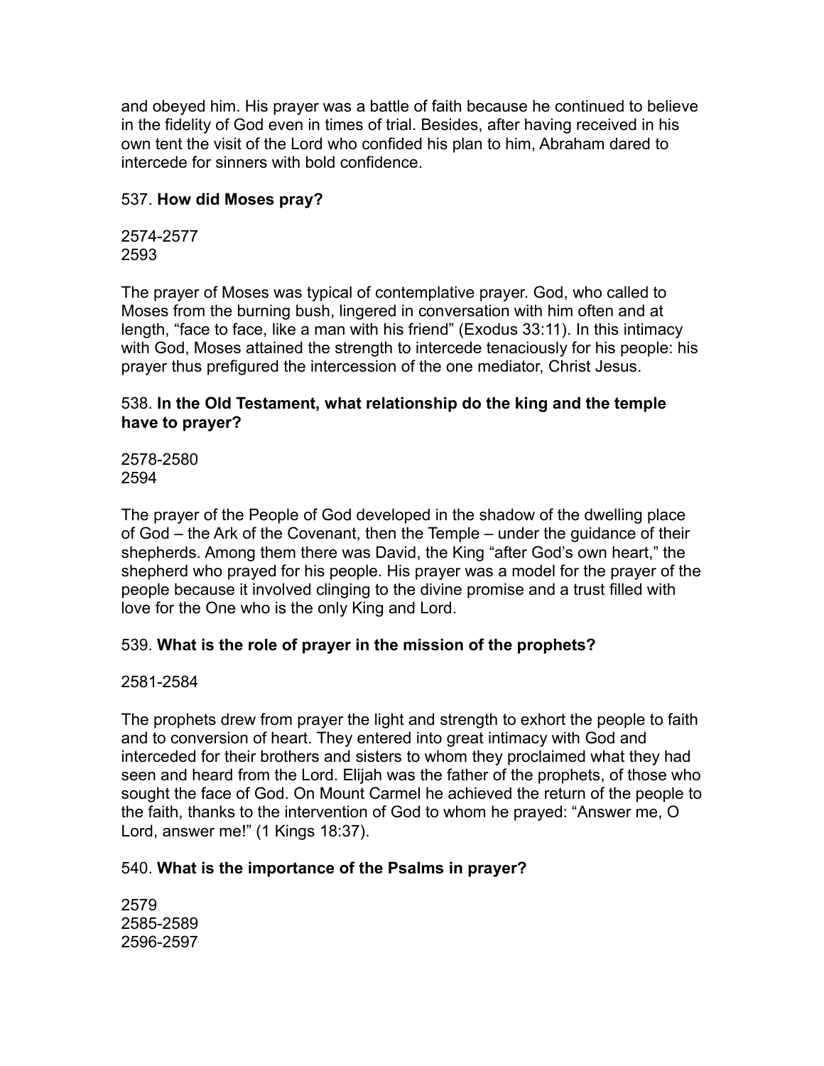and obeyed him. His prayer was a battle of faith because he continued to believe in the fidelity of God even in times of trial. Besides, after having received in his own tent the visit of the Lord who confided his plan to him, Abraham dared to intercede for sinners with bold confidence.

537. **How did Moses pray?**

2574-2577
2593

The prayer of Moses was typical of contemplative prayer. God, who called to Moses from the burning bush, lingered in conversation with him often and at length, “face to face, like a man with his friend” (Exodus 33:11). In this intimacy with God, Moses attained the strength to intercede tenaciously for his people: his prayer thus prefigured the intercession of the one mediator, Christ Jesus.

538. **In the Old Testament, what relationship do the king and the temple have to prayer?**

2578-2580
2594

The prayer of the People of God developed in the shadow of the dwelling place of God – the Ark of the Covenant, then the Temple – under the guidance of their shepherds. Among them there was David, the King “after God’s own heart,” the shepherd who prayed for his people. His prayer was a model for the prayer of the people because it involved clinging to the divine promise and a trust filled with love for the One who is the only King and Lord.

539. **What is the role of prayer in the mission of the prophets?**

2581-2584

The prophets drew from prayer the light and strength to exhort the people to faith and to conversion of heart. They entered into great intimacy with God and interceded for their brothers and sisters to whom they proclaimed what they had seen and heard from the Lord. Elijah was the father of the prophets, of those who sought the face of God. On Mount Carmel he achieved the return of the people to the faith, thanks to the intervention of God to whom he prayed: “Answer me, O Lord, answer me!” (1 Kings 18:37).

540. **What is the importance of the Psalms in prayer?**

2579
2585-2589
2596-2597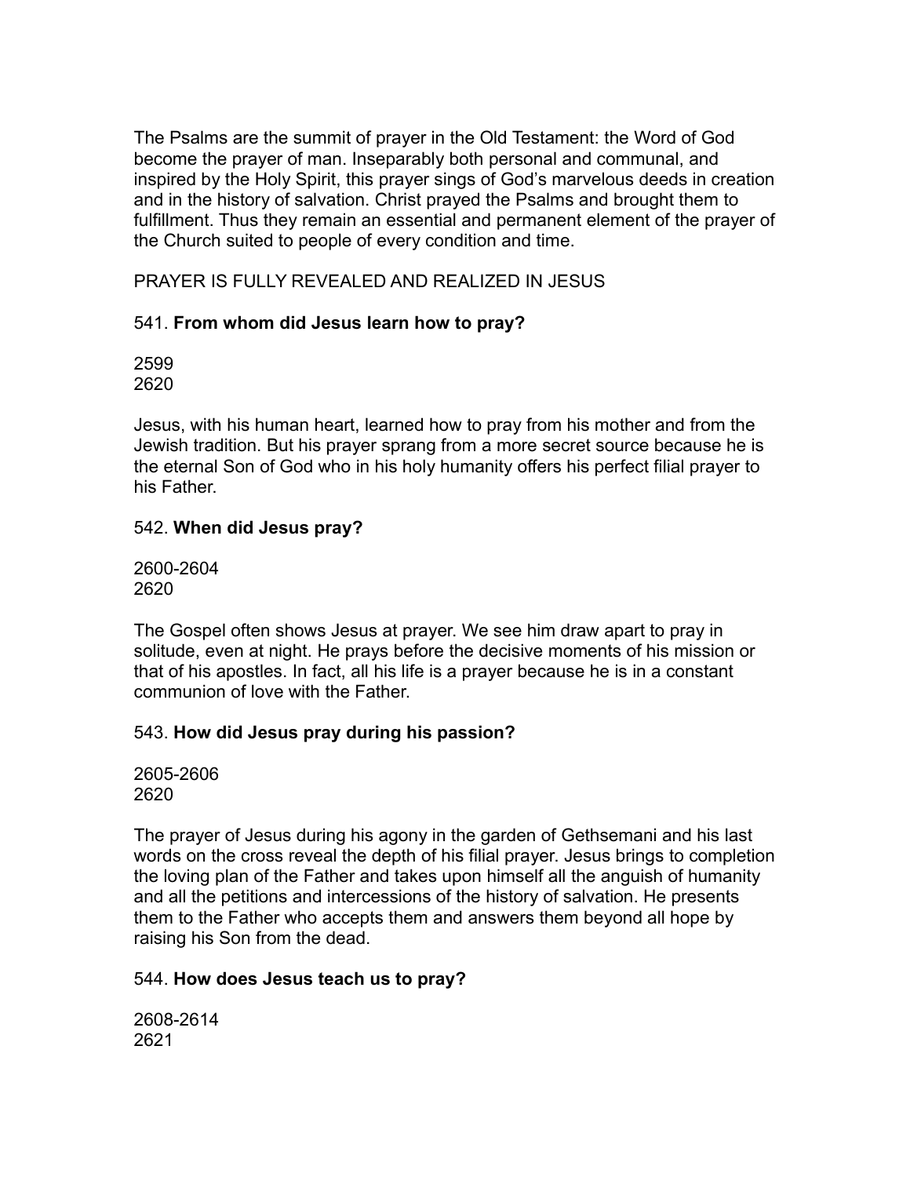The Psalms are the summit of prayer in the Old Testament: the Word of God become the prayer of man. Inseparably both personal and communal, and inspired by the Holy Spirit, this prayer sings of God's marvelous deeds in creation and in the history of salvation. Christ prayed the Psalms and brought them to fulfillment. Thus they remain an essential and permanent element of the prayer of the Church suited to people of every condition and time.

## PRAYER IS FULLY REVEALED AND REALIZED IN JESUS

### 541. **From whom did Jesus learn how to pray?**

2599
2620

Jesus, with his human heart, learned how to pray from his mother and from the Jewish tradition. But his prayer sprang from a more secret source because he is the eternal Son of God who in his holy humanity offers his perfect filial prayer to his Father.

### 542. **When did Jesus pray?**

2600-2604
2620

The Gospel often shows Jesus at prayer. We see him draw apart to pray in solitude, even at night. He prays before the decisive moments of his mission or that of his apostles. In fact, all his life is a prayer because he is in a constant communion of love with the Father.

### 543. **How did Jesus pray during his passion?**

2605-2606
2620

The prayer of Jesus during his agony in the garden of Gethsemani and his last words on the cross reveal the depth of his filial prayer. Jesus brings to completion the loving plan of the Father and takes upon himself all the anguish of humanity and all the petitions and intercessions of the history of salvation. He presents them to the Father who accepts them and answers them beyond all hope by raising his Son from the dead.

### 544. **How does Jesus teach us to pray?**

2608-2614
2621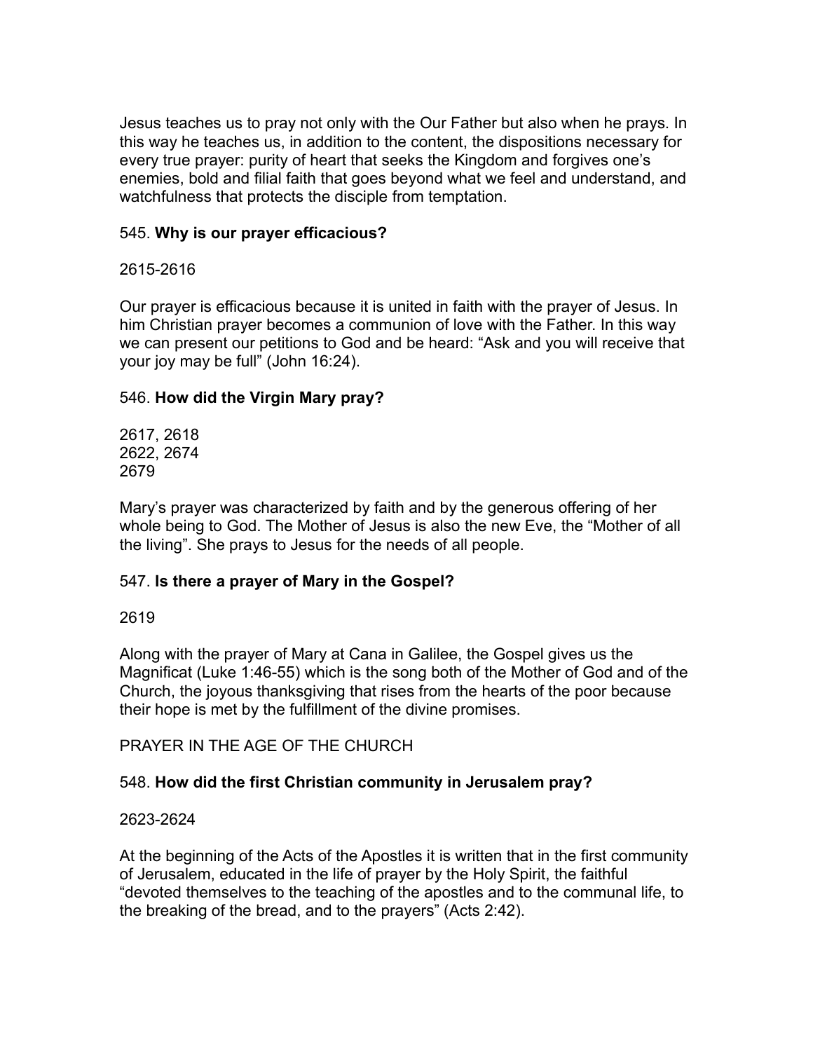Jesus teaches us to pray not only with the Our Father but also when he prays. In this way he teaches us, in addition to the content, the dispositions necessary for every true prayer: purity of heart that seeks the Kingdom and forgives one's enemies, bold and filial faith that goes beyond what we feel and understand, and watchfulness that protects the disciple from temptation.

545. **Why is our prayer efficacious?**

2615-2616

Our prayer is efficacious because it is united in faith with the prayer of Jesus. In him Christian prayer becomes a communion of love with the Father. In this way we can present our petitions to God and be heard: "Ask and you will receive that your joy may be full" (John 16:24).

546. **How did the Virgin Mary pray?**

2617, 2618
2622, 2674
2679

Mary's prayer was characterized by faith and by the generous offering of her whole being to God. The Mother of Jesus is also the new Eve, the "Mother of all the living". She prays to Jesus for the needs of all people.

547. **Is there a prayer of Mary in the Gospel?**

2619

Along with the prayer of Mary at Cana in Galilee, the Gospel gives us the Magnificat (Luke 1:46-55) which is the song both of the Mother of God and of the Church, the joyous thanksgiving that rises from the hearts of the poor because their hope is met by the fulfillment of the divine promises.

## PRAYER IN THE AGE OF THE CHURCH

548. **How did the first Christian community in Jerusalem pray?**

2623-2624

At the beginning of the Acts of the Apostles it is written that in the first community of Jerusalem, educated in the life of prayer by the Holy Spirit, the faithful "devoted themselves to the teaching of the apostles and to the communal life, to the breaking of the bread, and to the prayers" (Acts 2:42).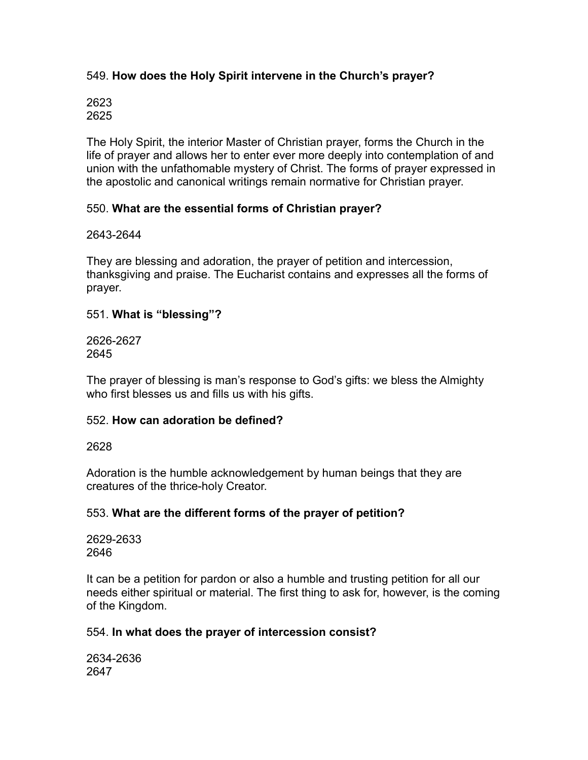549. **How does the Holy Spirit intervene in the Church's prayer?**

2623
2625

The Holy Spirit, the interior Master of Christian prayer, forms the Church in the life of prayer and allows her to enter ever more deeply into contemplation of and union with the unfathomable mystery of Christ. The forms of prayer expressed in the apostolic and canonical writings remain normative for Christian prayer.

550. **What are the essential forms of Christian prayer?**

2643-2644

They are blessing and adoration, the prayer of petition and intercession, thanksgiving and praise. The Eucharist contains and expresses all the forms of prayer.

551. **What is "blessing"?**

2626-2627
2645

The prayer of blessing is man's response to God's gifts: we bless the Almighty who first blesses us and fills us with his gifts.

552. **How can adoration be defined?**

2628

Adoration is the humble acknowledgement by human beings that they are creatures of the thrice-holy Creator.

553. **What are the different forms of the prayer of petition?**

2629-2633
2646

It can be a petition for pardon or also a humble and trusting petition for all our needs either spiritual or material. The first thing to ask for, however, is the coming of the Kingdom.

554. **In what does the prayer of intercession consist?**

2634-2636
2647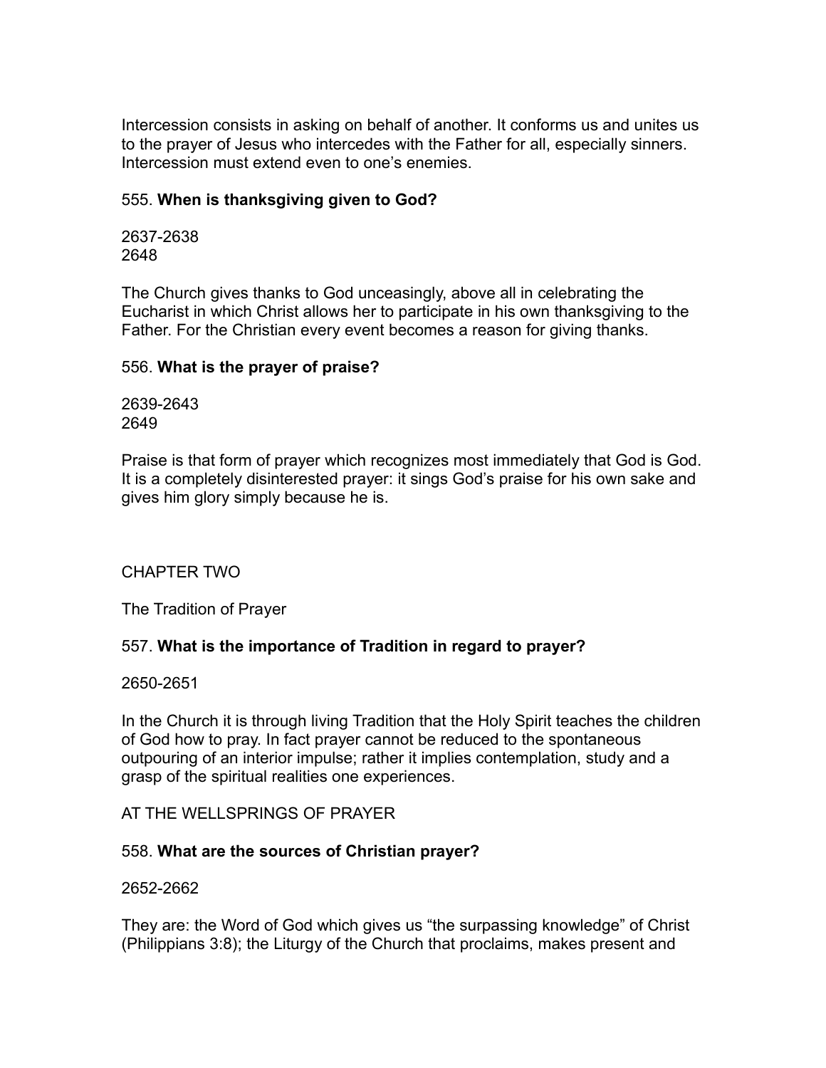Intercession consists in asking on behalf of another. It conforms us and unites us to the prayer of Jesus who intercedes with the Father for all, especially sinners. Intercession must extend even to one's enemies.

555. **When is thanksgiving given to God?**

2637-2638
2648

The Church gives thanks to God unceasingly, above all in celebrating the Eucharist in which Christ allows her to participate in his own thanksgiving to the Father. For the Christian every event becomes a reason for giving thanks.

556. **What is the prayer of praise?**

2639-2643
2649

Praise is that form of prayer which recognizes most immediately that God is God. It is a completely disinterested prayer: it sings God's praise for his own sake and gives him glory simply because he is.

## CHAPTER TWO

## The Tradition of Prayer

557. **What is the importance of Tradition in regard to prayer?**

2650-2651

In the Church it is through living Tradition that the Holy Spirit teaches the children of God how to pray. In fact prayer cannot be reduced to the spontaneous outpouring of an interior impulse; rather it implies contemplation, study and a grasp of the spiritual realities one experiences.

### AT THE WELLSPRINGS OF PRAYER

558. **What are the sources of Christian prayer?**

2652-2662

They are: the Word of God which gives us "the surpassing knowledge" of Christ (Philippians 3:8); the Liturgy of the Church that proclaims, makes present and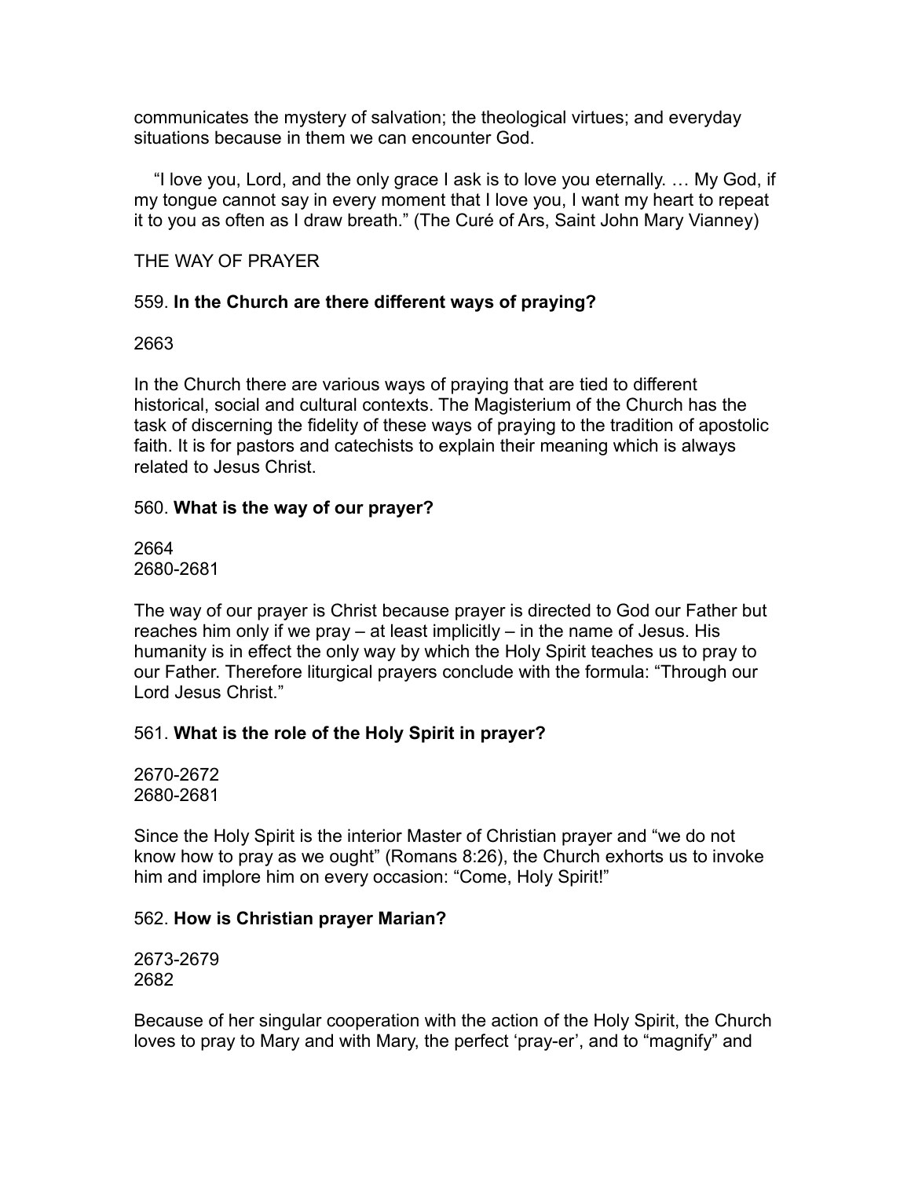communicates the mystery of salvation; the theological virtues; and everyday situations because in them we can encounter God.

"I love you, Lord, and the only grace I ask is to love you eternally. … My God, if my tongue cannot say in every moment that I love you, I want my heart to repeat it to you as often as I draw breath." (The Curé of Ars, Saint John Mary Vianney)

## THE WAY OF PRAYER

### 559. **In the Church are there different ways of praying?**

2663

In the Church there are various ways of praying that are tied to different historical, social and cultural contexts. The Magisterium of the Church has the task of discerning the fidelity of these ways of praying to the tradition of apostolic faith. It is for pastors and catechists to explain their meaning which is always related to Jesus Christ.

### 560. **What is the way of our prayer?**

2664
2680-2681

The way of our prayer is Christ because prayer is directed to God our Father but reaches him only if we pray – at least implicitly – in the name of Jesus. His humanity is in effect the only way by which the Holy Spirit teaches us to pray to our Father. Therefore liturgical prayers conclude with the formula: "Through our Lord Jesus Christ."

### 561. **What is the role of the Holy Spirit in prayer?**

2670-2672
2680-2681

Since the Holy Spirit is the interior Master of Christian prayer and "we do not know how to pray as we ought" (Romans 8:26), the Church exhorts us to invoke him and implore him on every occasion: "Come, Holy Spirit!"

### 562. **How is Christian prayer Marian?**

2673-2679
2682

Because of her singular cooperation with the action of the Holy Spirit, the Church loves to pray to Mary and with Mary, the perfect 'pray-er', and to "magnify" and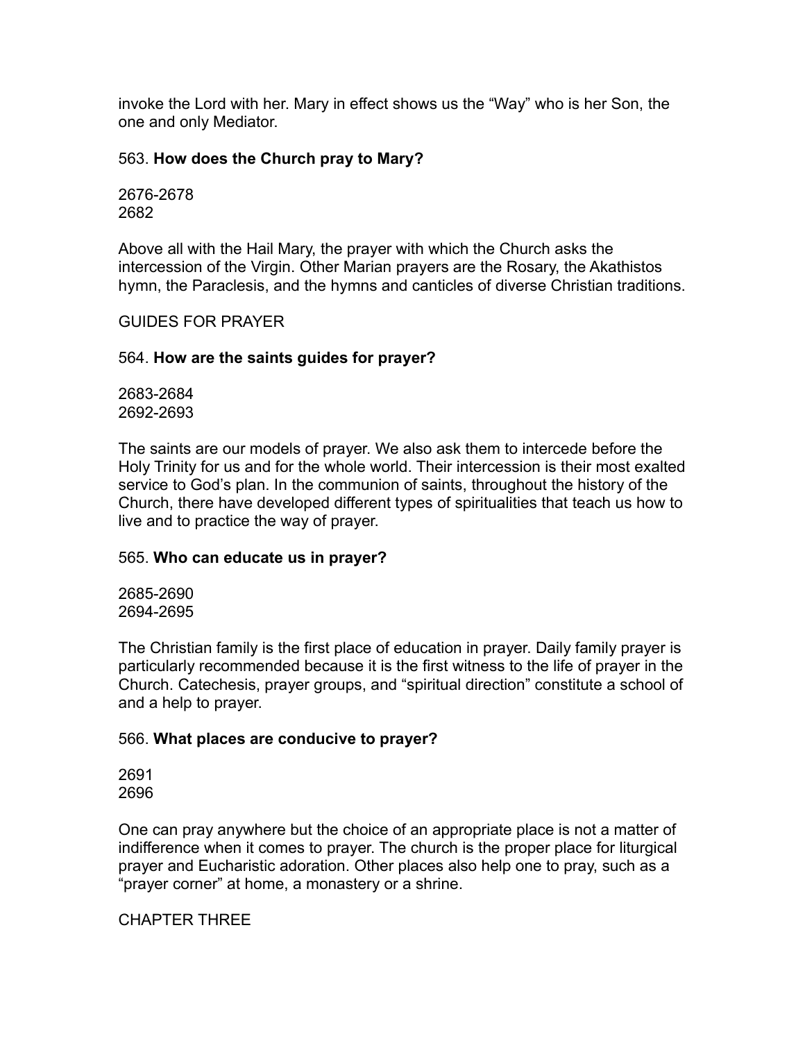invoke the Lord with her. Mary in effect shows us the “Way” who is her Son, the one and only Mediator.

563. **How does the Church pray to Mary?**

2676-2678
2682

Above all with the Hail Mary, the prayer with which the Church asks the intercession of the Virgin. Other Marian prayers are the Rosary, the Akathistos hymn, the Paraclesis, and the hymns and canticles of diverse Christian traditions.

## GUIDES FOR PRAYER

564. **How are the saints guides for prayer?**

2683-2684
2692-2693

The saints are our models of prayer. We also ask them to intercede before the Holy Trinity for us and for the whole world. Their intercession is their most exalted service to God’s plan. In the communion of saints, throughout the history of the Church, there have developed different types of spiritualities that teach us how to live and to practice the way of prayer.

565. **Who can educate us in prayer?**

2685-2690
2694-2695

The Christian family is the first place of education in prayer. Daily family prayer is particularly recommended because it is the first witness to the life of prayer in the Church. Catechesis, prayer groups, and “spiritual direction” constitute a school of and a help to prayer.

566. **What places are conducive to prayer?**

2691
2696

One can pray anywhere but the choice of an appropriate place is not a matter of indifference when it comes to prayer. The church is the proper place for liturgical prayer and Eucharistic adoration. Other places also help one to pray, such as a “prayer corner” at home, a monastery or a shrine.

## CHAPTER THREE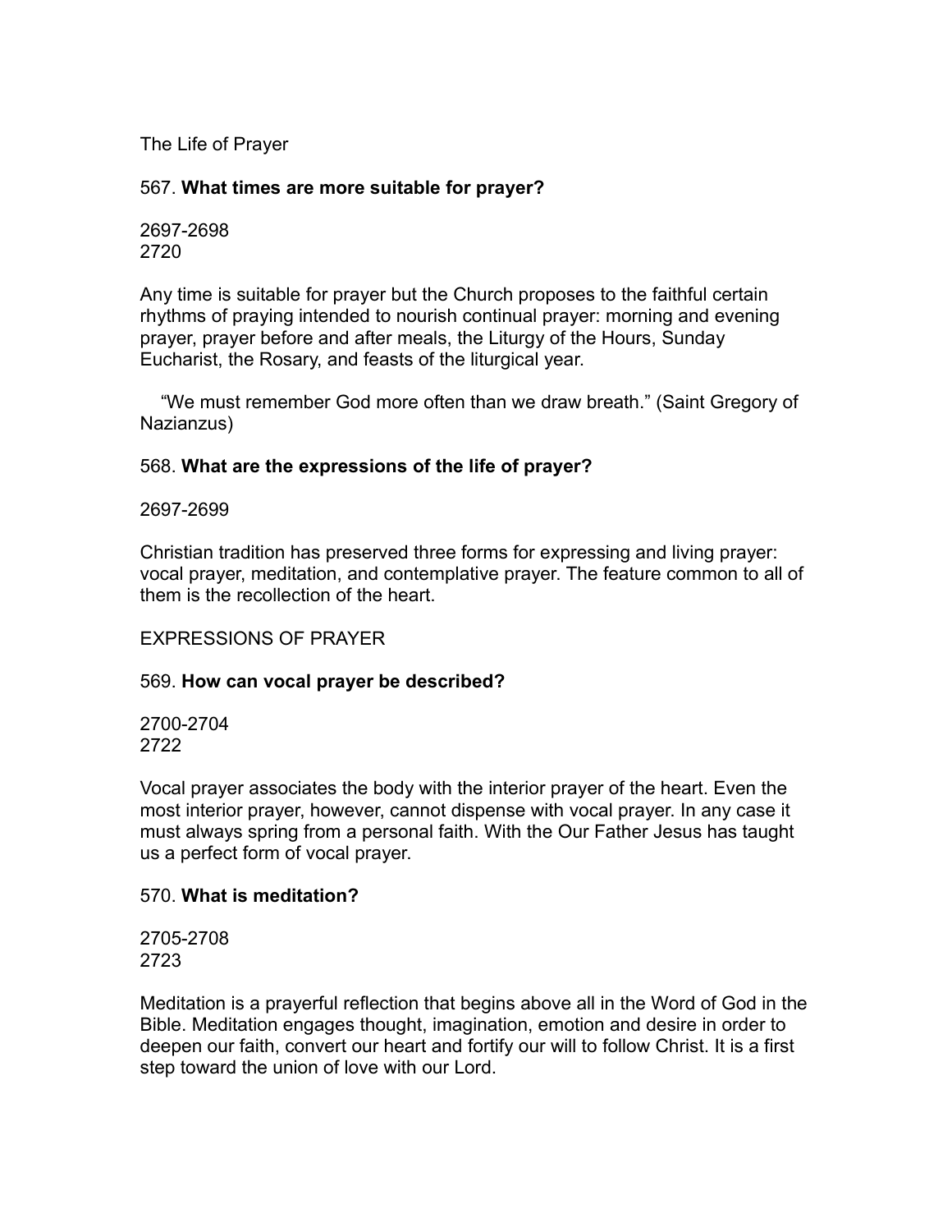## The Life of Prayer

567. **What times are more suitable for prayer?**

2697-2698
2720

Any time is suitable for prayer but the Church proposes to the faithful certain rhythms of praying intended to nourish continual prayer: morning and evening prayer, prayer before and after meals, the Liturgy of the Hours, Sunday Eucharist, the Rosary, and feasts of the liturgical year.

"We must remember God more often than we draw breath." (Saint Gregory of Nazianzus)

568. **What are the expressions of the life of prayer?**

2697-2699

Christian tradition has preserved three forms for expressing and living prayer: vocal prayer, meditation, and contemplative prayer. The feature common to all of them is the recollection of the heart.

## EXPRESSIONS OF PRAYER

569. **How can vocal prayer be described?**

2700-2704
2722

Vocal prayer associates the body with the interior prayer of the heart. Even the most interior prayer, however, cannot dispense with vocal prayer. In any case it must always spring from a personal faith. With the Our Father Jesus has taught us a perfect form of vocal prayer.

570. **What is meditation?**

2705-2708
2723

Meditation is a prayerful reflection that begins above all in the Word of God in the Bible. Meditation engages thought, imagination, emotion and desire in order to deepen our faith, convert our heart and fortify our will to follow Christ. It is a first step toward the union of love with our Lord.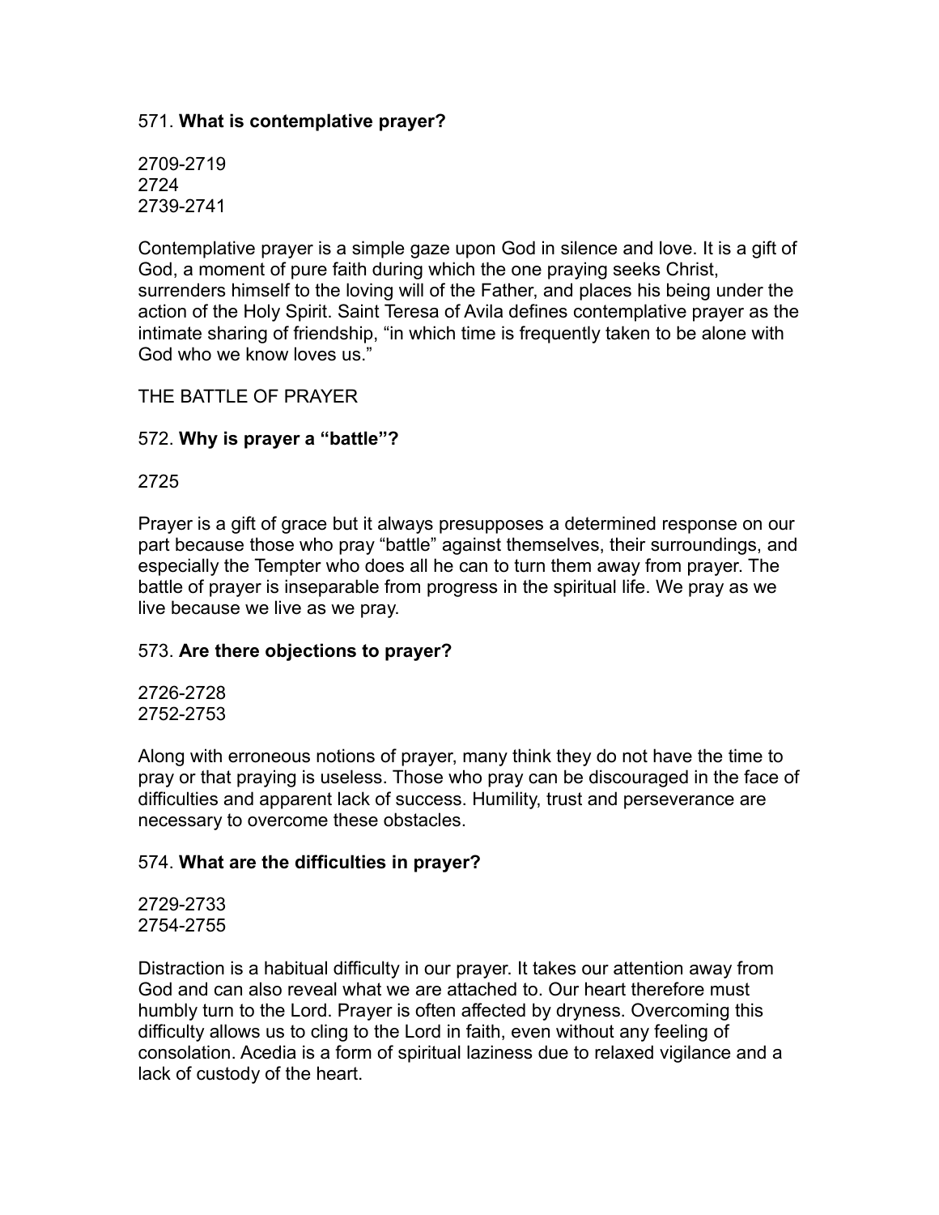571. **What is contemplative prayer?**

2709-2719
2724
2739-2741

Contemplative prayer is a simple gaze upon God in silence and love. It is a gift of God, a moment of pure faith during which the one praying seeks Christ, surrenders himself to the loving will of the Father, and places his being under the action of the Holy Spirit. Saint Teresa of Avila defines contemplative prayer as the intimate sharing of friendship, “in which time is frequently taken to be alone with God who we know loves us.”

THE BATTLE OF PRAYER

572. **Why is prayer a “battle”?**

2725

Prayer is a gift of grace but it always presupposes a determined response on our part because those who pray “battle” against themselves, their surroundings, and especially the Tempter who does all he can to turn them away from prayer. The battle of prayer is inseparable from progress in the spiritual life. We pray as we live because we live as we pray.

573. **Are there objections to prayer?**

2726-2728
2752-2753

Along with erroneous notions of prayer, many think they do not have the time to pray or that praying is useless. Those who pray can be discouraged in the face of difficulties and apparent lack of success. Humility, trust and perseverance are necessary to overcome these obstacles.

574. **What are the difficulties in prayer?**

2729-2733
2754-2755

Distraction is a habitual difficulty in our prayer. It takes our attention away from God and can also reveal what we are attached to. Our heart therefore must humbly turn to the Lord. Prayer is often affected by dryness. Overcoming this difficulty allows us to cling to the Lord in faith, even without any feeling of consolation. Acedia is a form of spiritual laziness due to relaxed vigilance and a lack of custody of the heart.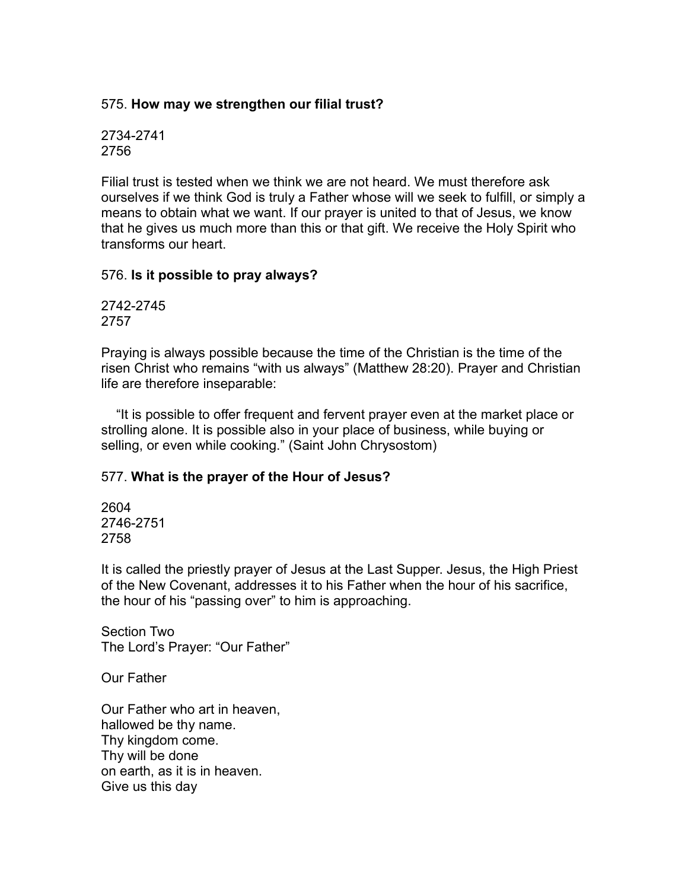575. **How may we strengthen our filial trust?**

2734-2741
2756

Filial trust is tested when we think we are not heard. We must therefore ask ourselves if we think God is truly a Father whose will we seek to fulfill, or simply a means to obtain what we want. If our prayer is united to that of Jesus, we know that he gives us much more than this or that gift. We receive the Holy Spirit who transforms our heart.

576. **Is it possible to pray always?**

2742-2745
2757

Praying is always possible because the time of the Christian is the time of the risen Christ who remains “with us always” (Matthew 28:20). Prayer and Christian life are therefore inseparable:

> “It is possible to offer frequent and fervent prayer even at the market place or strolling alone. It is possible also in your place of business, while buying or selling, or even while cooking.” (Saint John Chrysostom)

577. **What is the prayer of the Hour of Jesus?**

2604
2746-2751
2758

It is called the priestly prayer of Jesus at the Last Supper. Jesus, the High Priest of the New Covenant, addresses it to his Father when the hour of his sacrifice, the hour of his “passing over” to him is approaching.

## Section Two
## The Lord’s Prayer: “Our Father”

### Our Father

Our Father who art in heaven,
hallowed be thy name.
Thy kingdom come.
Thy will be done
on earth, as it is in heaven.
Give us this day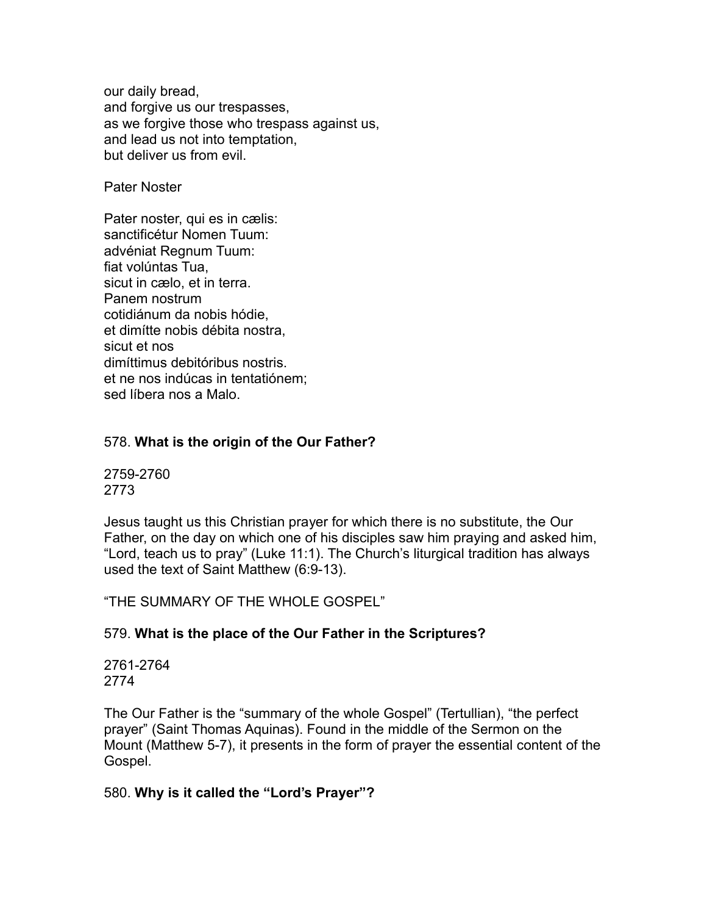our daily bread,  
and forgive us our trespasses,  
as we forgive those who trespass against us,  
and lead us not into temptation,  
but deliver us from evil.

Pater Noster

Pater noster, qui es in cælis:  
sanctificétur Nomen Tuum:  
advéniat Regnum Tuum:  
fiat volúntas Tua,  
sicut in cælo, et in terra.  
Panem nostrum  
cotidiánum da nobis hódie,  
et dimítte nobis débita nostra,  
sicut et nos  
dimíttimus debitóribus nostris.  
et ne nos indúcas in tentatiónem;  
sed líbera nos a Malo.

578. **What is the origin of the Our Father?**

2759-2760  
2773

Jesus taught us this Christian prayer for which there is no substitute, the Our Father, on the day on which one of his disciples saw him praying and asked him, “Lord, teach us to pray” (Luke 11:1). The Church’s liturgical tradition has always used the text of Saint Matthew (6:9-13).

“THE SUMMARY OF THE WHOLE GOSPEL”

579. **What is the place of the Our Father in the Scriptures?**

2761-2764  
2774

The Our Father is the “summary of the whole Gospel” (Tertullian), “the perfect prayer” (Saint Thomas Aquinas). Found in the middle of the Sermon on the Mount (Matthew 5-7), it presents in the form of prayer the essential content of the Gospel.

580. **Why is it called the “Lord’s Prayer”?**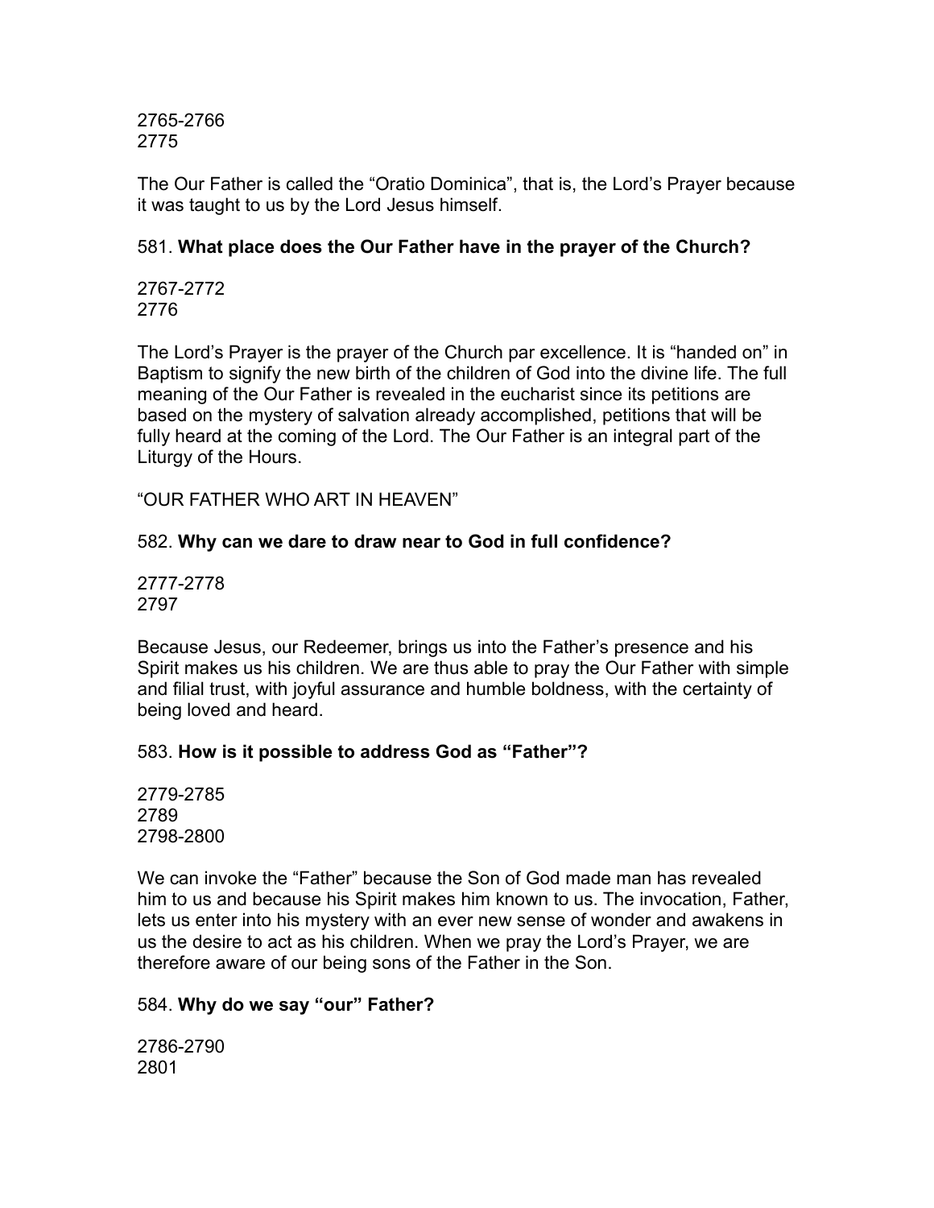2765-2766
2775

The Our Father is called the “Oratio Dominica”, that is, the Lord’s Prayer because it was taught to us by the Lord Jesus himself.

581. **What place does the Our Father have in the prayer of the Church?**

2767-2772
2776

The Lord’s Prayer is the prayer of the Church par excellence. It is “handed on” in Baptism to signify the new birth of the children of God into the divine life. The full meaning of the Our Father is revealed in the eucharist since its petitions are based on the mystery of salvation already accomplished, petitions that will be fully heard at the coming of the Lord. The Our Father is an integral part of the Liturgy of the Hours.

“OUR FATHER WHO ART IN HEAVEN”

582. **Why can we dare to draw near to God in full confidence?**

2777-2778
2797

Because Jesus, our Redeemer, brings us into the Father’s presence and his Spirit makes us his children. We are thus able to pray the Our Father with simple and filial trust, with joyful assurance and humble boldness, with the certainty of being loved and heard.

583. **How is it possible to address God as “Father”?**

2779-2785
2789
2798-2800

We can invoke the “Father” because the Son of God made man has revealed him to us and because his Spirit makes him known to us. The invocation, Father, lets us enter into his mystery with an ever new sense of wonder and awakens in us the desire to act as his children. When we pray the Lord’s Prayer, we are therefore aware of our being sons of the Father in the Son.

584. **Why do we say “our” Father?**

2786-2790
2801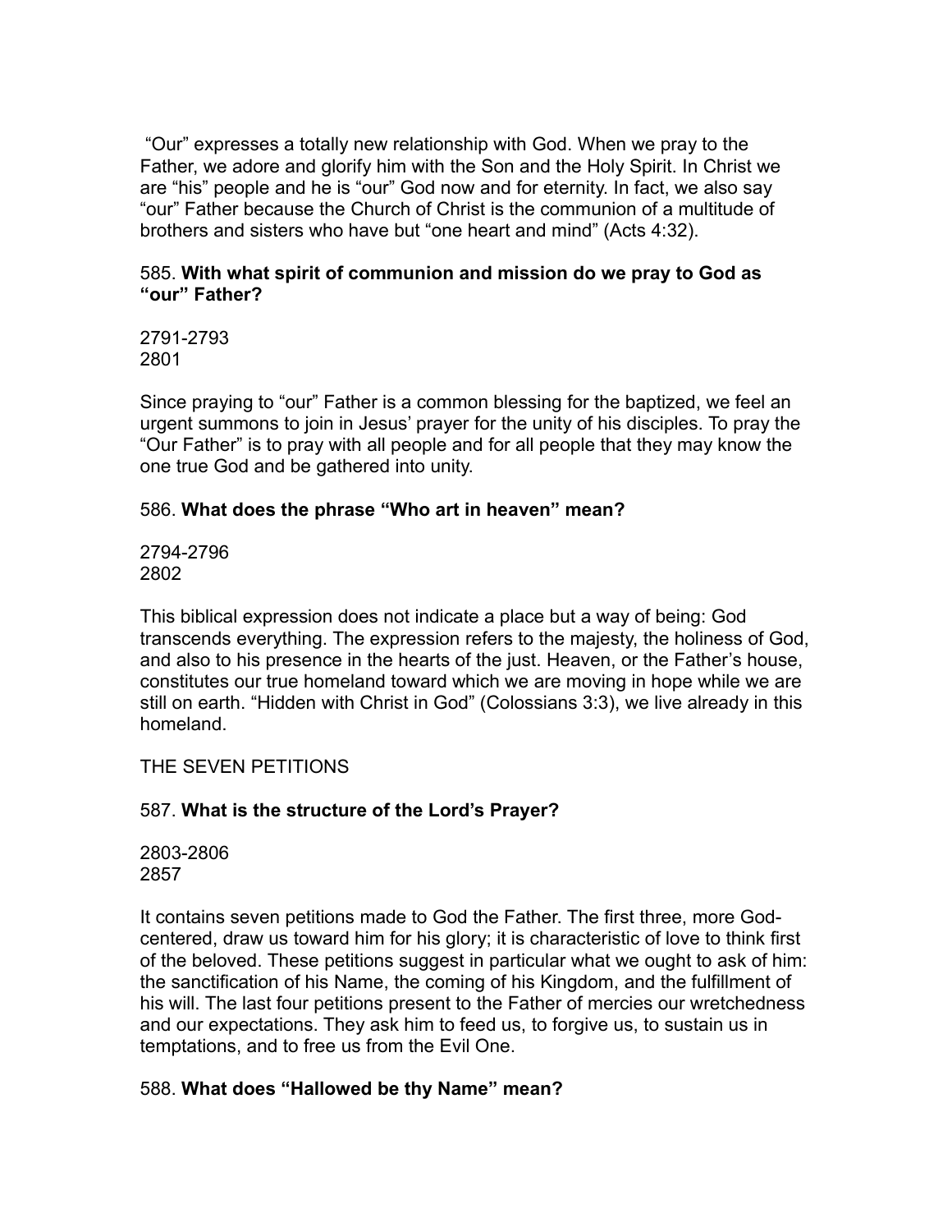"Our" expresses a totally new relationship with God. When we pray to the Father, we adore and glorify him with the Son and the Holy Spirit. In Christ we are "his" people and he is "our" God now and for eternity. In fact, we also say "our" Father because the Church of Christ is the communion of a multitude of brothers and sisters who have but "one heart and mind" (Acts 4:32).

585. **With what spirit of communion and mission do we pray to God as "our" Father?**

2791-2793
2801

Since praying to "our" Father is a common blessing for the baptized, we feel an urgent summons to join in Jesus' prayer for the unity of his disciples. To pray the "Our Father" is to pray with all people and for all people that they may know the one true God and be gathered into unity.

586. **What does the phrase "Who art in heaven" mean?**

2794-2796
2802

This biblical expression does not indicate a place but a way of being: God transcends everything. The expression refers to the majesty, the holiness of God, and also to his presence in the hearts of the just. Heaven, or the Father's house, constitutes our true homeland toward which we are moving in hope while we are still on earth. "Hidden with Christ in God" (Colossians 3:3), we live already in this homeland.

THE SEVEN PETITIONS

587. **What is the structure of the Lord's Prayer?**

2803-2806
2857

It contains seven petitions made to God the Father. The first three, more God-centered, draw us toward him for his glory; it is characteristic of love to think first of the beloved. These petitions suggest in particular what we ought to ask of him: the sanctification of his Name, the coming of his Kingdom, and the fulfillment of his will. The last four petitions present to the Father of mercies our wretchedness and our expectations. They ask him to feed us, to forgive us, to sustain us in temptations, and to free us from the Evil One.

588. **What does "Hallowed be thy Name" mean?**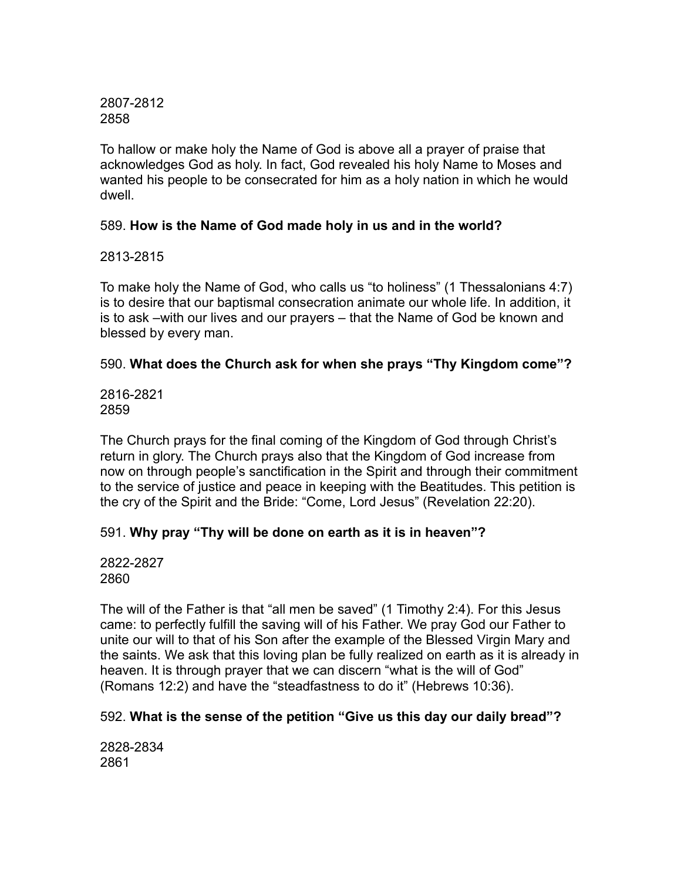2807-2812
2858

To hallow or make holy the Name of God is above all a prayer of praise that acknowledges God as holy. In fact, God revealed his holy Name to Moses and wanted his people to be consecrated for him as a holy nation in which he would dwell.

589. **How is the Name of God made holy in us and in the world?**

2813-2815

To make holy the Name of God, who calls us “to holiness” (1 Thessalonians 4:7) is to desire that our baptismal consecration animate our whole life. In addition, it is to ask –with our lives and our prayers – that the Name of God be known and blessed by every man.

590. **What does the Church ask for when she prays “Thy Kingdom come”?**

2816-2821
2859

The Church prays for the final coming of the Kingdom of God through Christ’s return in glory. The Church prays also that the Kingdom of God increase from now on through people’s sanctification in the Spirit and through their commitment to the service of justice and peace in keeping with the Beatitudes. This petition is the cry of the Spirit and the Bride: “Come, Lord Jesus” (Revelation 22:20).

591. **Why pray “Thy will be done on earth as it is in heaven”?**

2822-2827
2860

The will of the Father is that “all men be saved” (1 Timothy 2:4). For this Jesus came: to perfectly fulfill the saving will of his Father. We pray God our Father to unite our will to that of his Son after the example of the Blessed Virgin Mary and the saints. We ask that this loving plan be fully realized on earth as it is already in heaven. It is through prayer that we can discern “what is the will of God” (Romans 12:2) and have the “steadfastness to do it” (Hebrews 10:36).

592. **What is the sense of the petition “Give us this day our daily bread”?**

2828-2834
2861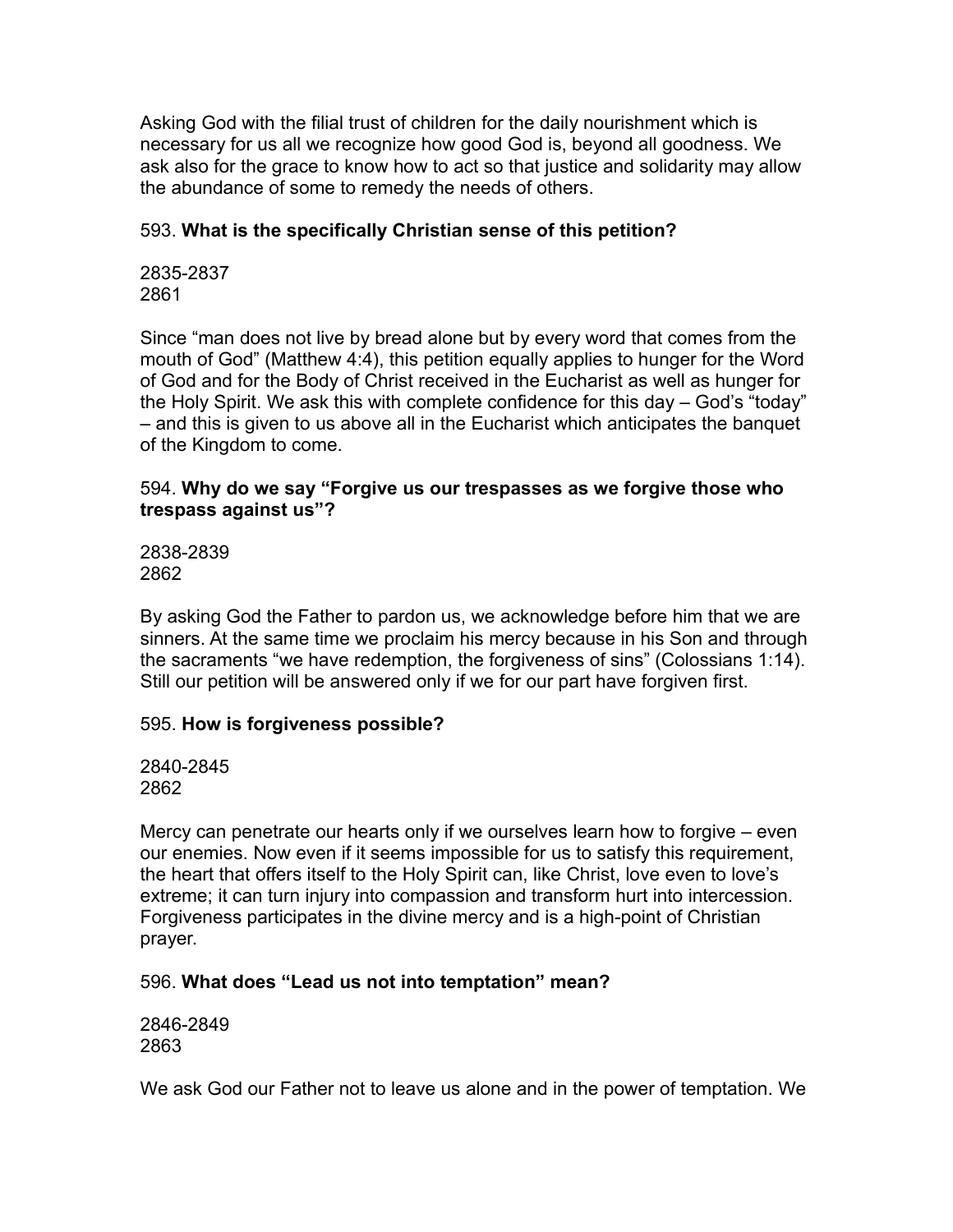Asking God with the filial trust of children for the daily nourishment which is necessary for us all we recognize how good God is, beyond all goodness. We ask also for the grace to know how to act so that justice and solidarity may allow the abundance of some to remedy the needs of others.

593. **What is the specifically Christian sense of this petition?**

2835-2837
2861

Since "man does not live by bread alone but by every word that comes from the mouth of God" (Matthew 4:4), this petition equally applies to hunger for the Word of God and for the Body of Christ received in the Eucharist as well as hunger for the Holy Spirit. We ask this with complete confidence for this day – God's "today" – and this is given to us above all in the Eucharist which anticipates the banquet of the Kingdom to come.

594. **Why do we say "Forgive us our trespasses as we forgive those who trespass against us"?**

2838-2839
2862

By asking God the Father to pardon us, we acknowledge before him that we are sinners. At the same time we proclaim his mercy because in his Son and through the sacraments "we have redemption, the forgiveness of sins" (Colossians 1:14). Still our petition will be answered only if we for our part have forgiven first.

595. **How is forgiveness possible?**

2840-2845
2862

Mercy can penetrate our hearts only if we ourselves learn how to forgive – even our enemies. Now even if it seems impossible for us to satisfy this requirement, the heart that offers itself to the Holy Spirit can, like Christ, love even to love's extreme; it can turn injury into compassion and transform hurt into intercession. Forgiveness participates in the divine mercy and is a high-point of Christian prayer.

596. **What does "Lead us not into temptation" mean?**

2846-2849
2863

We ask God our Father not to leave us alone and in the power of temptation. We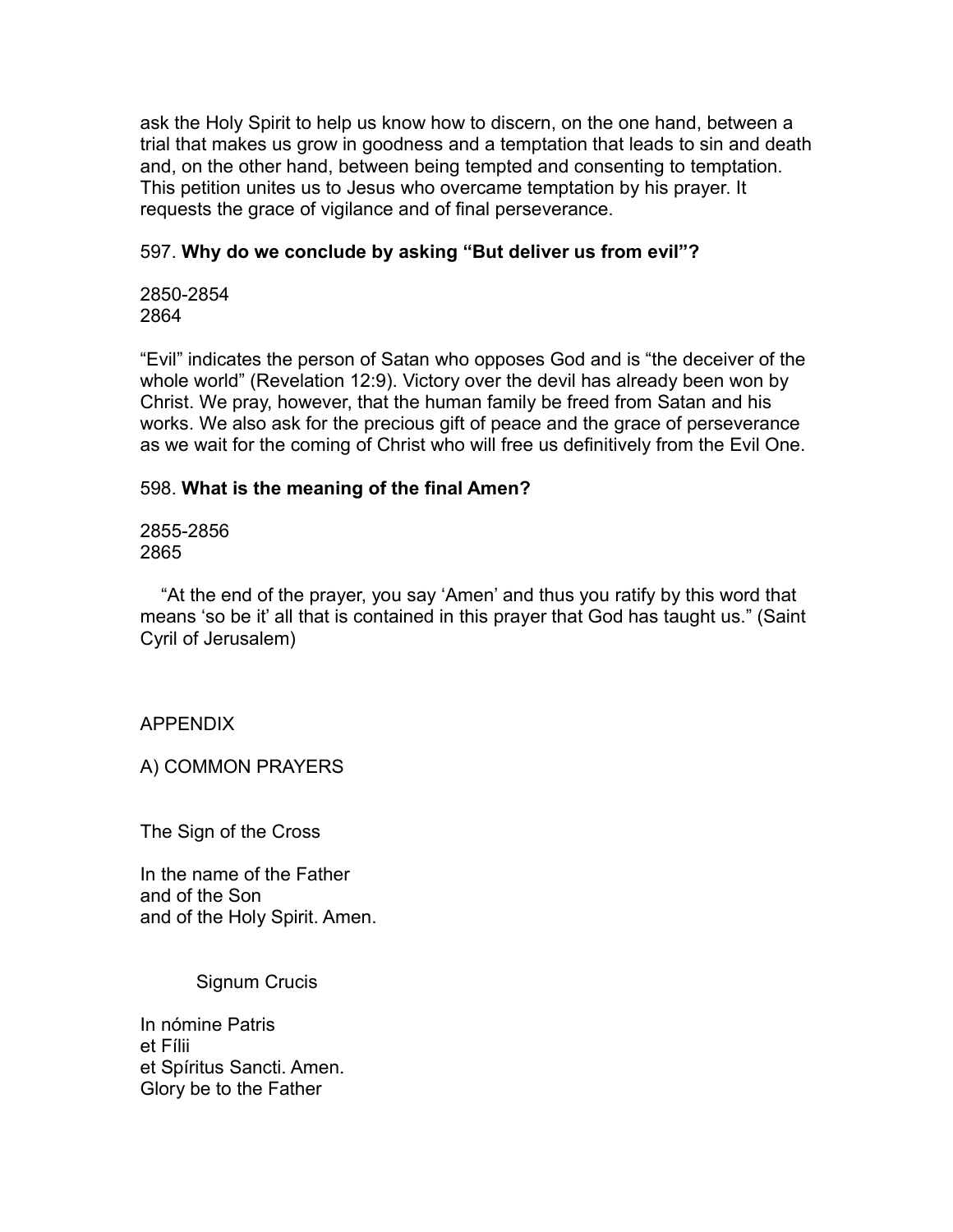ask the Holy Spirit to help us know how to discern, on the one hand, between a trial that makes us grow in goodness and a temptation that leads to sin and death and, on the other hand, between being tempted and consenting to temptation. This petition unites us to Jesus who overcame temptation by his prayer. It requests the grace of vigilance and of final perseverance.

597. **Why do we conclude by asking "But deliver us from evil"?**

2850-2854
2864

"Evil" indicates the person of Satan who opposes God and is "the deceiver of the whole world" (Revelation 12:9). Victory over the devil has already been won by Christ. We pray, however, that the human family be freed from Satan and his works. We also ask for the precious gift of peace and the grace of perseverance as we wait for the coming of Christ who will free us definitively from the Evil One.

598. **What is the meaning of the final Amen?**

2855-2856
2865

"At the end of the prayer, you say 'Amen' and thus you ratify by this word that means 'so be it' all that is contained in this prayer that God has taught us." (Saint Cyril of Jerusalem)

# APPENDIX

## A) COMMON PRAYERS

### The Sign of the Cross

In the name of the Father
and of the Son
and of the Holy Spirit. Amen.

### Signum Crucis

In nómine Patris
et Fílii
et Spíritus Sancti. Amen.

Glory be to the Father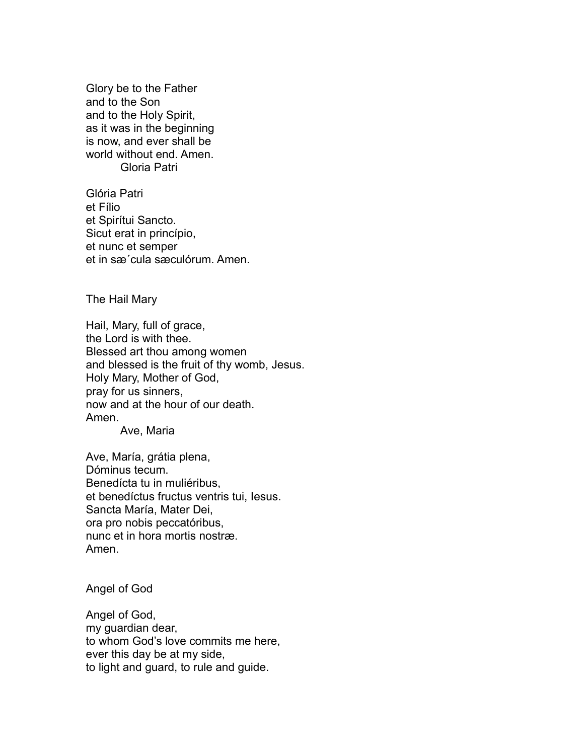Glory be to the Father
and to the Son
and to the Holy Spirit,
as it was in the beginning
is now, and ever shall be
world without end. Amen.

Gloria Patri

Glória Patri
et Fílio
et Spirítui Sancto.
Sicut erat in princípio,
et nunc et semper
et in sæ´cula sæculórum. Amen.

The Hail Mary

Hail, Mary, full of grace,
the Lord is with thee.
Blessed art thou among women
and blessed is the fruit of thy womb, Jesus.
Holy Mary, Mother of God,
pray for us sinners,
now and at the hour of our death.
Amen.

Ave, Maria

Ave, María, grátia plena,
Dóminus tecum.
Benedícta tu in muliéribus,
et benedíctus fructus ventris tui, Iesus.
Sancta María, Mater Dei,
ora pro nobis peccatóribus,
nunc et in hora mortis nostræ.
Amen.

Angel of God

Angel of God,
my guardian dear,
to whom God's love commits me here,
ever this day be at my side,
to light and guard, to rule and guide.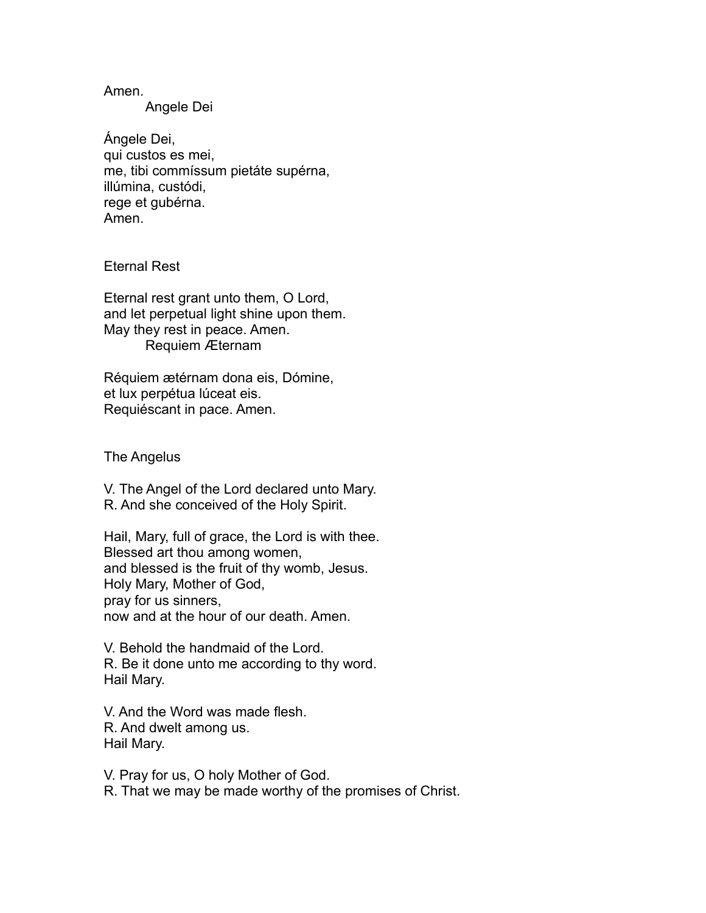Amen.

### Angele Dei

Ángele Dei,  
qui custos es mei,  
me, tibi commíssum pietáte supérna,  
illúmina, custódi,  
rege et gubérna.  
Amen.

### Eternal Rest

Eternal rest grant unto them, O Lord,  
and let perpetual light shine upon them.  
May they rest in peace. Amen.

### Requiem Æternam

Réquiem ætérnam dona eis, Dómine,  
et lux perpétua lúceat eis.  
Requiéscant in pace. Amen.

### The Angelus

V. The Angel of the Lord declared unto Mary.  
R. And she conceived of the Holy Spirit.

Hail, Mary, full of grace, the Lord is with thee.  
Blessed art thou among women,  
and blessed is the fruit of thy womb, Jesus.  
Holy Mary, Mother of God,  
pray for us sinners,  
now and at the hour of our death. Amen.

V. Behold the handmaid of the Lord.  
R. Be it done unto me according to thy word.  
Hail Mary.

V. And the Word was made flesh.  
R. And dwelt among us.  
Hail Mary.

V. Pray for us, O holy Mother of God.  
R. That we may be made worthy of the promises of Christ.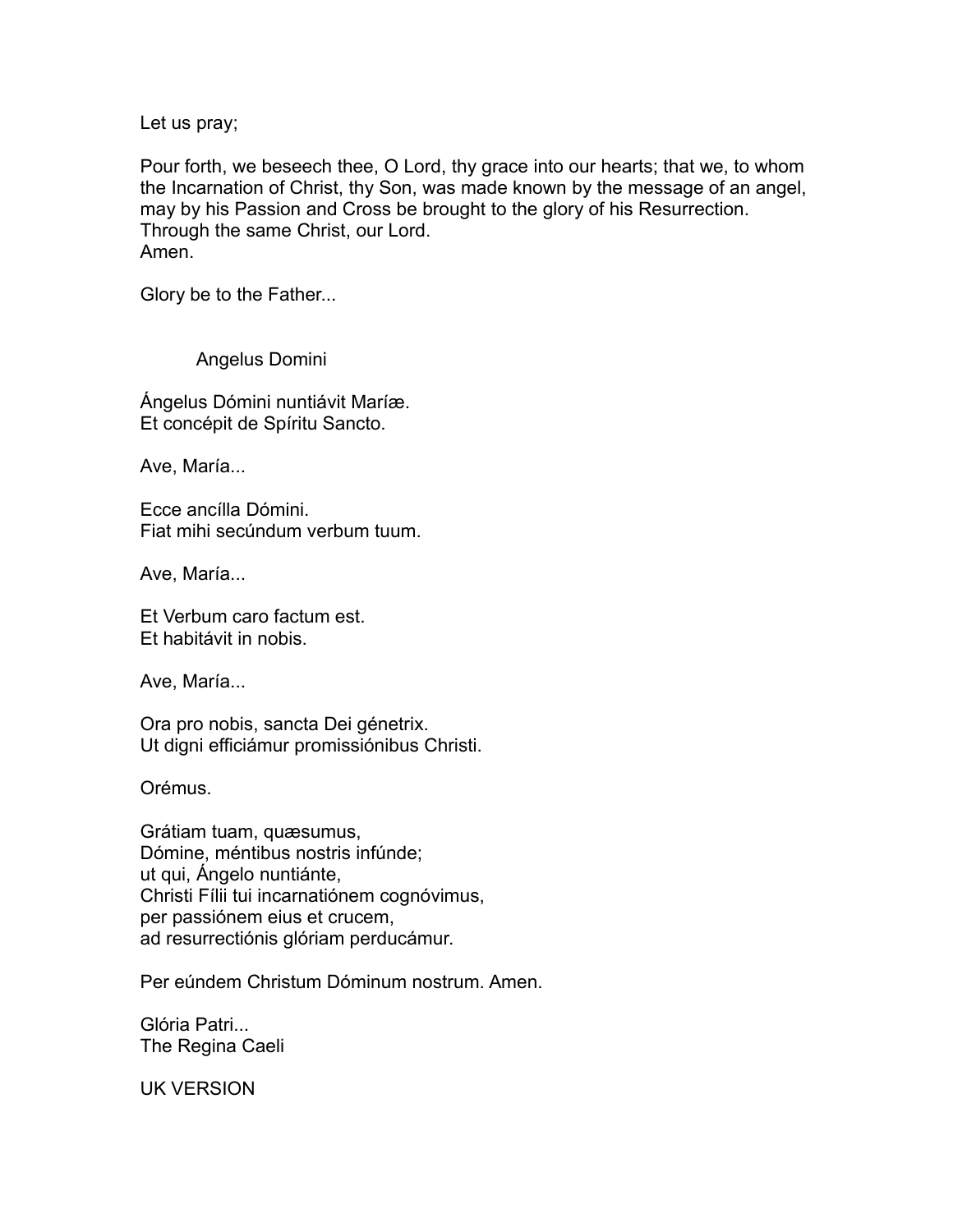Let us pray;

Pour forth, we beseech thee, O Lord, thy grace into our hearts; that we, to whom the Incarnation of Christ, thy Son, was made known by the message of an angel, may by his Passion and Cross be brought to the glory of his Resurrection.
Through the same Christ, our Lord.
Amen.

Glory be to the Father...

## Angelus Domini

Ángelus Dómini nuntiávit Maríæ.
Et concépit de Spíritu Sancto.

Ave, María...

Ecce ancílla Dómini.
Fiat mihi secúndum verbum tuum.

Ave, María...

Et Verbum caro factum est.
Et habitávit in nobis.

Ave, María...

Ora pro nobis, sancta Dei génetrix.
Ut digni efficiámur promissiónibus Christi.

Orémus.

Grátiam tuam, quæsumus,
Dómine, méntibus nostris infúnde;
ut qui, Ángelo nuntiánte,
Christi Fílii tui incarnatiónem cognóvimus,
per passiónem eius et crucem,
ad resurrectiónis glóriam perducámur.

Per eúndem Christum Dóminum nostrum. Amen.

Glória Patri...
The Regina Caeli

UK VERSION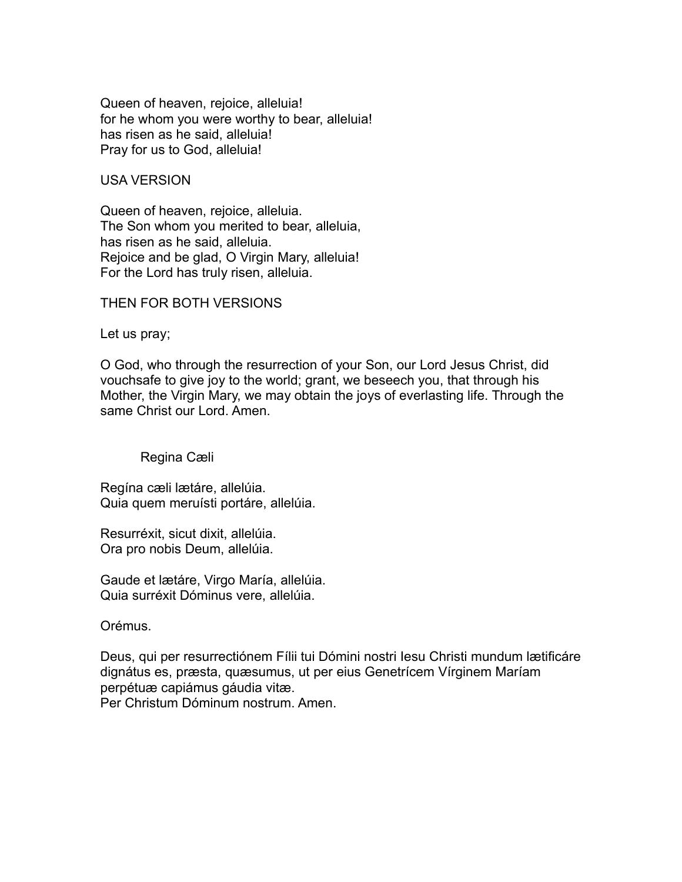Queen of heaven, rejoice, alleluia!
for he whom you were worthy to bear, alleluia!
has risen as he said, alleluia!
Pray for us to God, alleluia!

USA VERSION

Queen of heaven, rejoice, alleluia.
The Son whom you merited to bear, alleluia,
has risen as he said, alleluia.
Rejoice and be glad, O Virgin Mary, alleluia!
For the Lord has truly risen, alleluia.

THEN FOR BOTH VERSIONS

Let us pray;

O God, who through the resurrection of your Son, our Lord Jesus Christ, did vouchsafe to give joy to the world; grant, we beseech you, that through his Mother, the Virgin Mary, we may obtain the joys of everlasting life. Through the same Christ our Lord. Amen.

## Regina Cæli

Regína cæli lætáre, allelúia.
Quia quem meruísti portáre, allelúia.

Resurréxit, sicut dixit, allelúia.
Ora pro nobis Deum, allelúia.

Gaude et lætáre, Virgo María, allelúia.
Quia surréxit Dóminus vere, allelúia.

Orémus.

Deus, qui per resurrectiónem Fílii tui Dómini nostri Iesu Christi mundum lætificáre dignátus es, præsta, quæsumus, ut per eius Genetrícem Vírginem Maríam perpétuæ capiámus gáudia vitæ.
Per Christum Dóminum nostrum. Amen.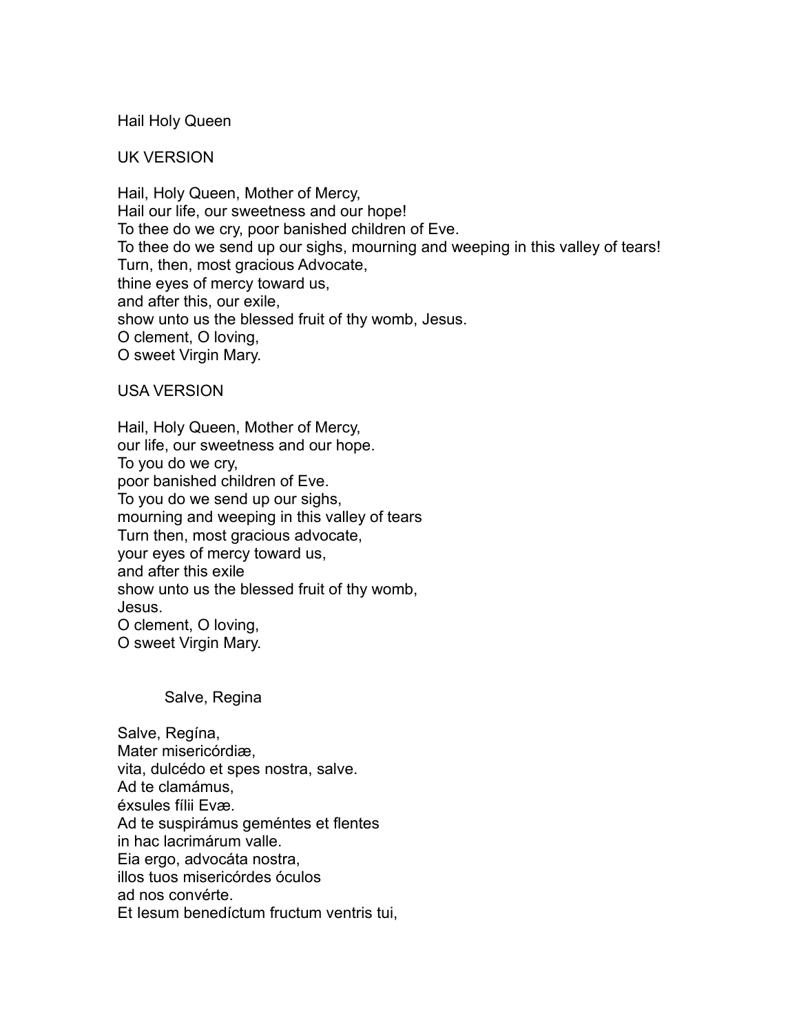Hail Holy Queen

UK VERSION

Hail, Holy Queen, Mother of Mercy,
Hail our life, our sweetness and our hope!
To thee do we cry, poor banished children of Eve.
To thee do we send up our sighs, mourning and weeping in this valley of tears!
Turn, then, most gracious Advocate,
thine eyes of mercy toward us,
and after this, our exile,
show unto us the blessed fruit of thy womb, Jesus.
O clement, O loving,
O sweet Virgin Mary.

USA VERSION

Hail, Holy Queen, Mother of Mercy,
our life, our sweetness and our hope.
To you do we cry,
poor banished children of Eve.
To you do we send up our sighs,
mourning and weeping in this valley of tears
Turn then, most gracious advocate,
your eyes of mercy toward us,
and after this exile
show unto us the blessed fruit of thy womb,
Jesus.
O clement, O loving,
O sweet Virgin Mary.

Salve, Regina

Salve, Regína,
Mater misericórdiæ,
vita, dulcédo et spes nostra, salve.
Ad te clamámus,
éxsules fílii Evæ.
Ad te suspirámus geméntes et flentes
in hac lacrimárum valle.
Eia ergo, advocáta nostra,
illos tuos misericórdes óculos
ad nos convérte.
Et Iesum benedíctum fructum ventris tui,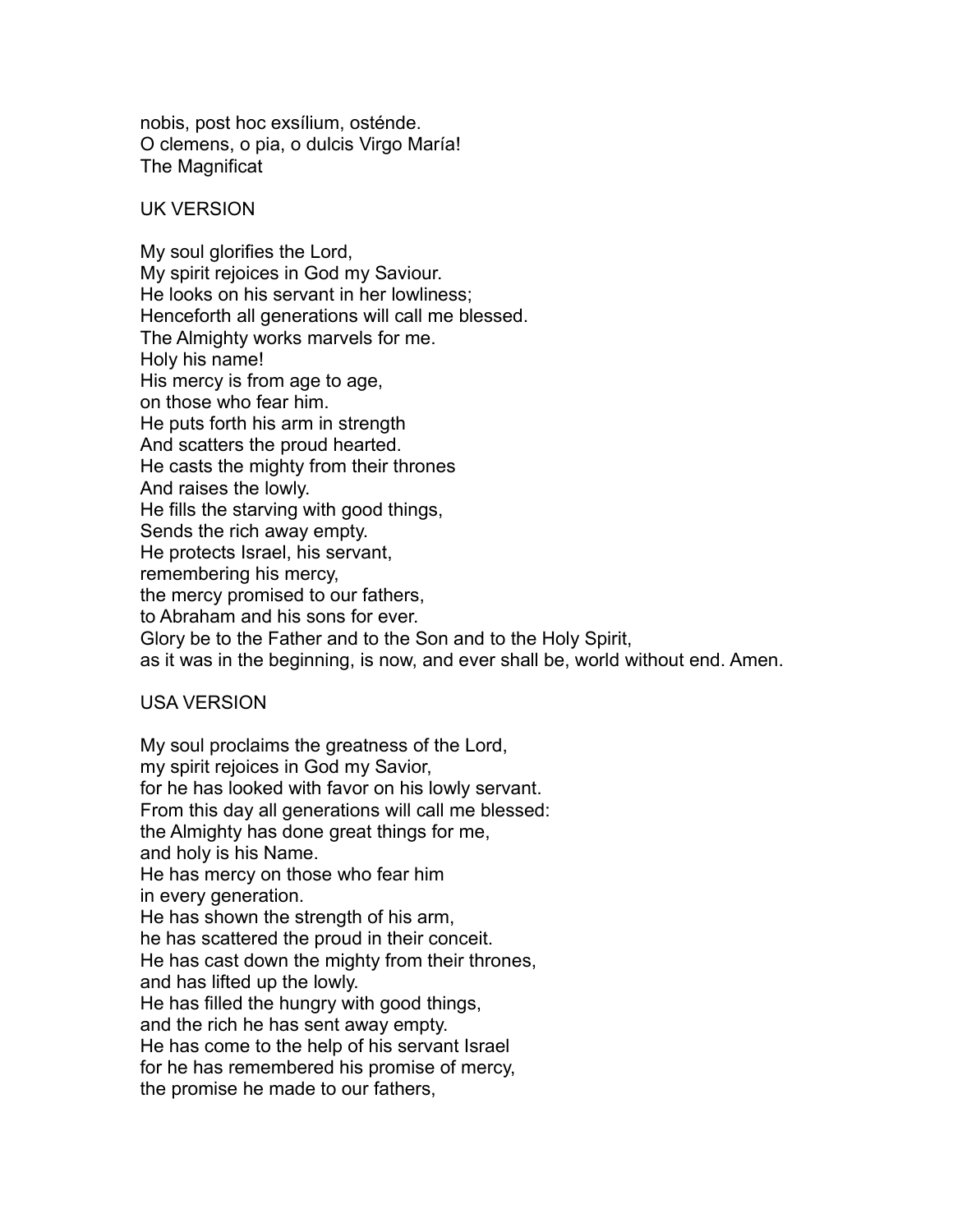nobis, post hoc exsílium, osténde.
O clemens, o pia, o dulcis Virgo María!

## The Magnificat

### UK VERSION

My soul glorifies the Lord,
My spirit rejoices in God my Saviour.
He looks on his servant in her lowliness;
Henceforth all generations will call me blessed.
The Almighty works marvels for me.
Holy his name!
His mercy is from age to age,
on those who fear him.
He puts forth his arm in strength
And scatters the proud hearted.
He casts the mighty from their thrones
And raises the lowly.
He fills the starving with good things,
Sends the rich away empty.
He protects Israel, his servant,
remembering his mercy,
the mercy promised to our fathers,
to Abraham and his sons for ever.
Glory be to the Father and to the Son and to the Holy Spirit,
as it was in the beginning, is now, and ever shall be, world without end. Amen.

### USA VERSION

My soul proclaims the greatness of the Lord,
my spirit rejoices in God my Savior,
for he has looked with favor on his lowly servant.
From this day all generations will call me blessed:
the Almighty has done great things for me,
and holy is his Name.
He has mercy on those who fear him
in every generation.
He has shown the strength of his arm,
he has scattered the proud in their conceit.
He has cast down the mighty from their thrones,
and has lifted up the lowly.
He has filled the hungry with good things,
and the rich he has sent away empty.
He has come to the help of his servant Israel
for he has remembered his promise of mercy,
the promise he made to our fathers,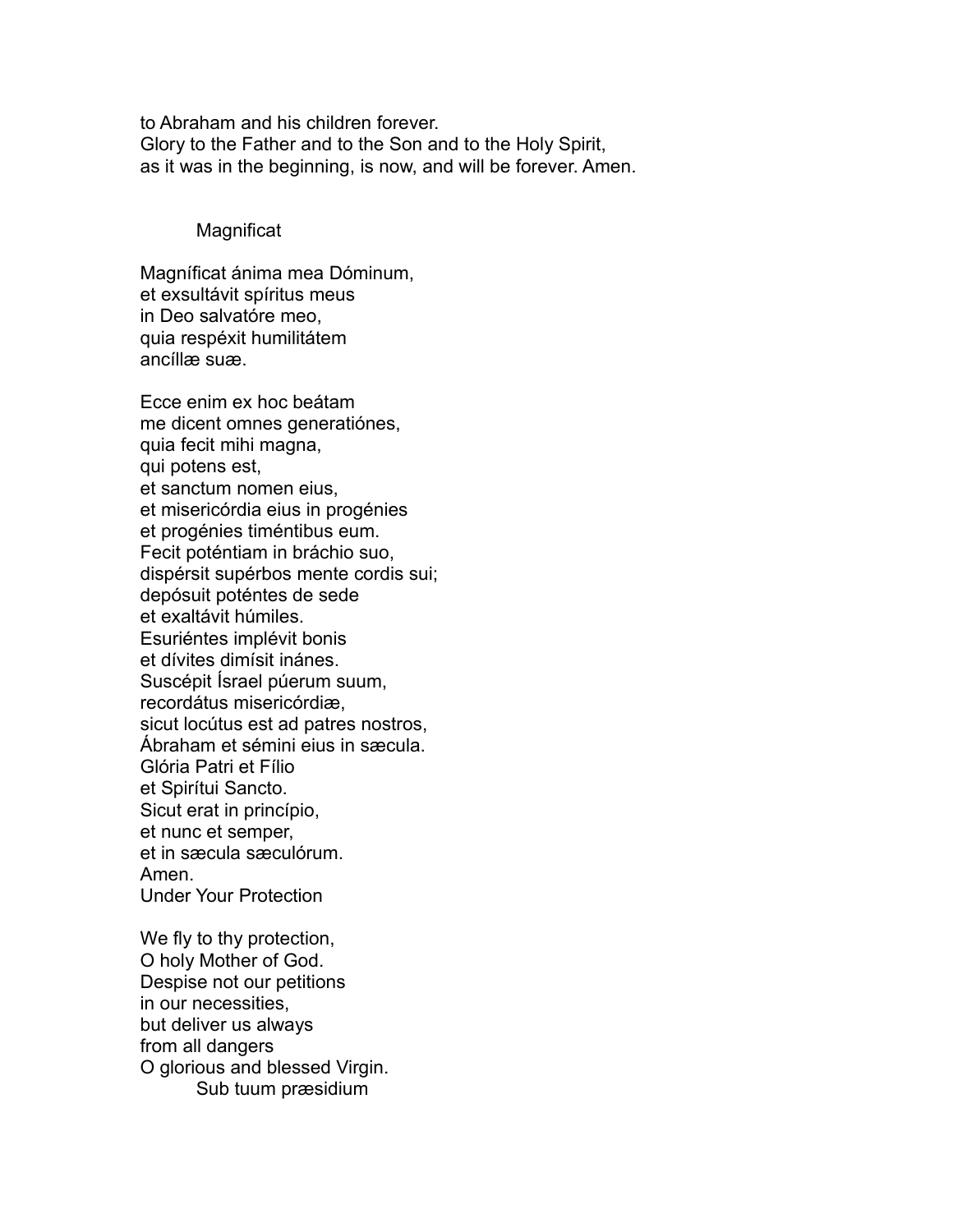to Abraham and his children forever.
Glory to the Father and to the Son and to the Holy Spirit,
as it was in the beginning, is now, and will be forever. Amen.

### Magnificat

Magníficat ánima mea Dóminum,
et exsultávit spíritus meus
in Deo salvatóre meo,
quia respéxit humilitátem
ancíllæ suæ.

Ecce enim ex hoc beátam
me dicent omnes generatiónes,
quia fecit mihi magna,
qui potens est,
et sanctum nomen eius,
et misericórdia eius in progénies
et progénies timéntibus eum.
Fecit poténtiam in bráchio suo,
dispérsit supérbos mente cordis sui;
depósuit poténtes de sede
et exaltávit húmiles.
Esuriéntes implévit bonis
et dívites dimísit inánes.
Suscépit Ísrael púerum suum,
recordátus misericórdiæ,
sicut locútus est ad patres nostros,
Ábraham et sémini eius in sæcula.
Glória Patri et Fílio
et Spirítui Sancto.
Sicut erat in princípio,
et nunc et semper,
et in sæcula sæculórum.
Amen.

### Under Your Protection

We fly to thy protection,
O holy Mother of God.
Despise not our petitions
in our necessities,
but deliver us always
from all dangers
O glorious and blessed Virgin.

### Sub tuum præsidium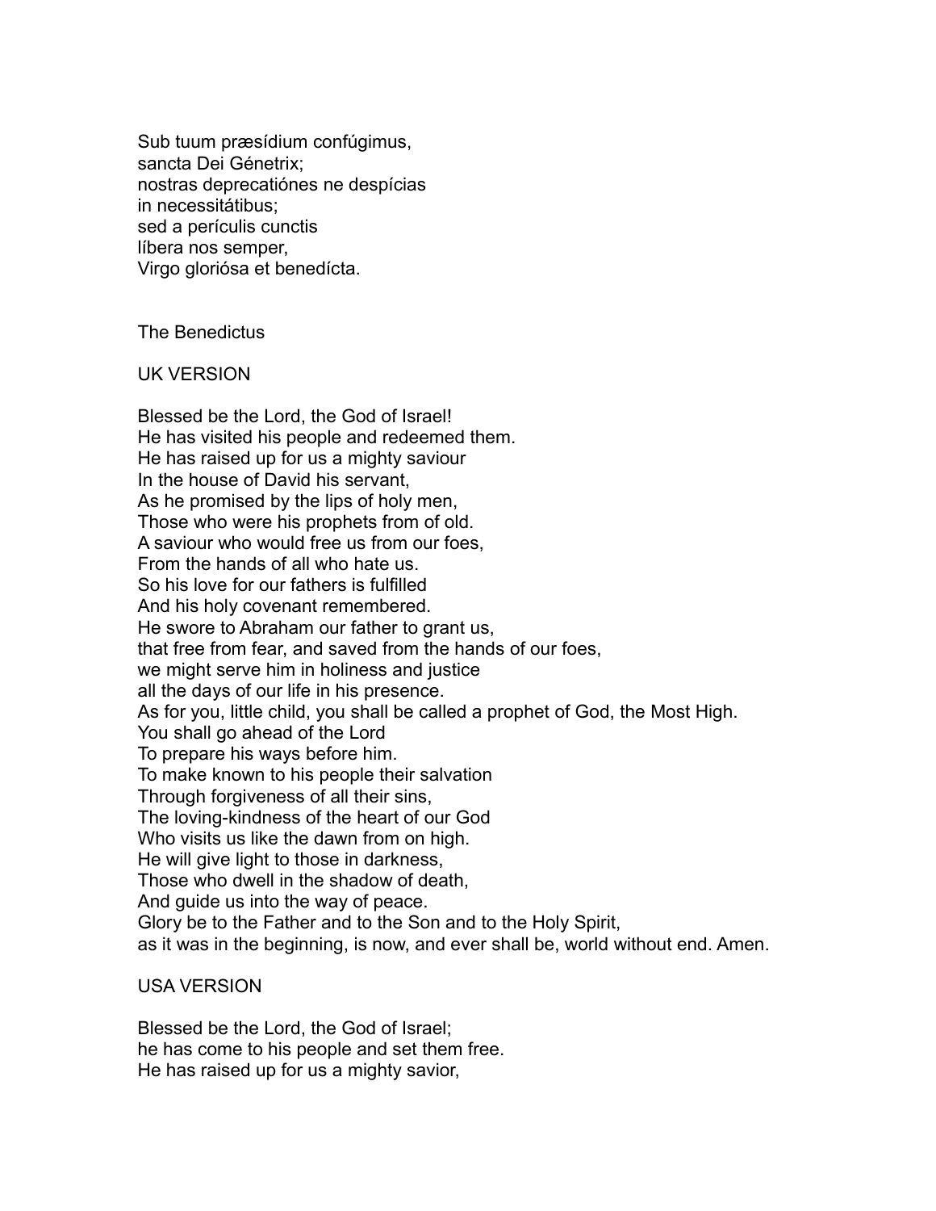Sub tuum præsídium confúgimus,
sancta Dei Génetrix;
nostras deprecatiónes ne despícias
in necessitátibus;
sed a perículis cunctis
líbera nos semper,
Virgo gloriósa et benedícta.

## The Benedictus

### UK VERSION

Blessed be the Lord, the God of Israel!
He has visited his people and redeemed them.
He has raised up for us a mighty saviour
In the house of David his servant,
As he promised by the lips of holy men,
Those who were his prophets from of old.
A saviour who would free us from our foes,
From the hands of all who hate us.
So his love for our fathers is fulfilled
And his holy covenant remembered.
He swore to Abraham our father to grant us,
that free from fear, and saved from the hands of our foes,
we might serve him in holiness and justice
all the days of our life in his presence.
As for you, little child, you shall be called a prophet of God, the Most High.
You shall go ahead of the Lord
To prepare his ways before him.
To make known to his people their salvation
Through forgiveness of all their sins,
The loving-kindness of the heart of our God
Who visits us like the dawn from on high.
He will give light to those in darkness,
Those who dwell in the shadow of death,
And guide us into the way of peace.
Glory be to the Father and to the Son and to the Holy Spirit,
as it was in the beginning, is now, and ever shall be, world without end. Amen.

### USA VERSION

Blessed be the Lord, the God of Israel;
he has come to his people and set them free.
He has raised up for us a mighty savior,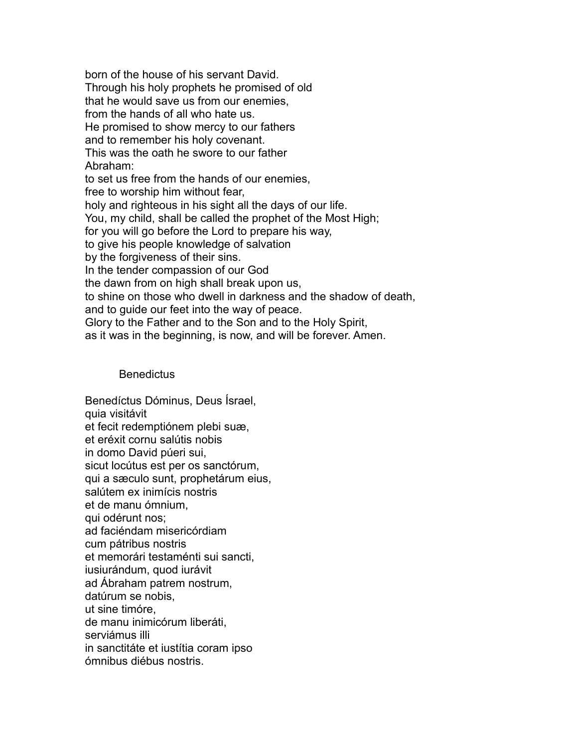born of the house of his servant David.
Through his holy prophets he promised of old
that he would save us from our enemies,
from the hands of all who hate us.
He promised to show mercy to our fathers
and to remember his holy covenant.
This was the oath he swore to our father
Abraham:
to set us free from the hands of our enemies,
free to worship him without fear,
holy and righteous in his sight all the days of our life.
You, my child, shall be called the prophet of the Most High;
for you will go before the Lord to prepare his way,
to give his people knowledge of salvation
by the forgiveness of their sins.
In the tender compassion of our God
the dawn from on high shall break upon us,
to shine on those who dwell in darkness and the shadow of death,
and to guide our feet into the way of peace.
Glory to the Father and to the Son and to the Holy Spirit,
as it was in the beginning, is now, and will be forever. Amen.

## Benedictus

Benedíctus Dóminus, Deus Ísrael,
quia visitávit
et fecit redemptiónem plebi suæ,
et eréxit cornu salútis nobis
in domo David púeri sui,
sicut locútus est per os sanctórum,
qui a sæculo sunt, prophetárum eius,
salútem ex inimícis nostris
et de manu ómnium,
qui odérunt nos;
ad faciéndam misericórdiam
cum pátribus nostris
et memorári testaménti sui sancti,
iusiurándum, quod iurávit
ad Ábraham patrem nostrum,
datúrum se nobis,
ut sine timóre,
de manu inimicórum liberáti,
serviámus illi
in sanctitáte et iustítia coram ipso
ómnibus diébus nostris.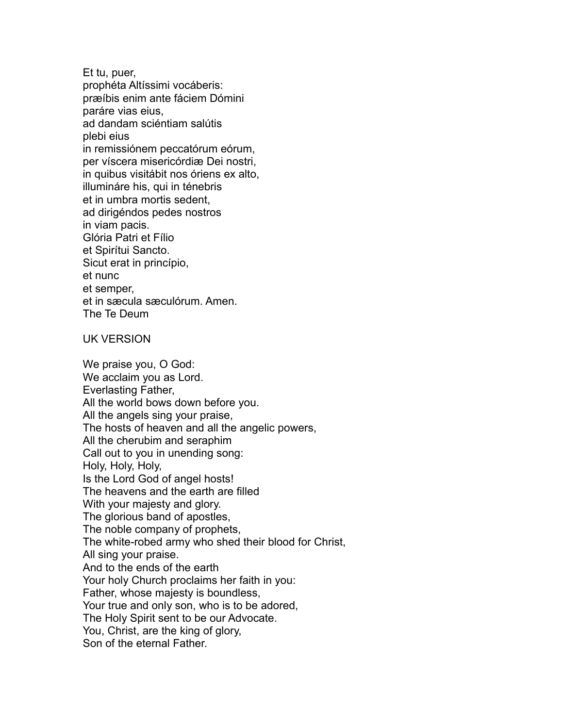Et tu, puer,
prophéta Altíssimi vocáberis:
præíbis enim ante fáciem Dómini
paráre vias eius,
ad dandam sciéntiam salútis
plebi eius
in remissiónem peccatórum eórum,
per víscera misericórdiæ Dei nostri,
in quibus visitábit nos óriens ex alto,
illumináre his, qui in ténebris
et in umbra mortis sedent,
ad dirigéndos pedes nostros
in viam pacis.
Glória Patri et Fílio
et Spirítui Sancto.
Sicut erat in princípio,
et nunc
et semper,
et in sæcula sæculórum. Amen.

The Te Deum

UK VERSION

We praise you, O God:
We acclaim you as Lord.
Everlasting Father,
All the world bows down before you.
All the angels sing your praise,
The hosts of heaven and all the angelic powers,
All the cherubim and seraphim
Call out to you in unending song:
Holy, Holy, Holy,
Is the Lord God of angel hosts!
The heavens and the earth are filled
With your majesty and glory.
The glorious band of apostles,
The noble company of prophets,
The white-robed army who shed their blood for Christ,
All sing your praise.
And to the ends of the earth
Your holy Church proclaims her faith in you:
Father, whose majesty is boundless,
Your true and only son, who is to be adored,
The Holy Spirit sent to be our Advocate.
You, Christ, are the king of glory,
Son of the eternal Father.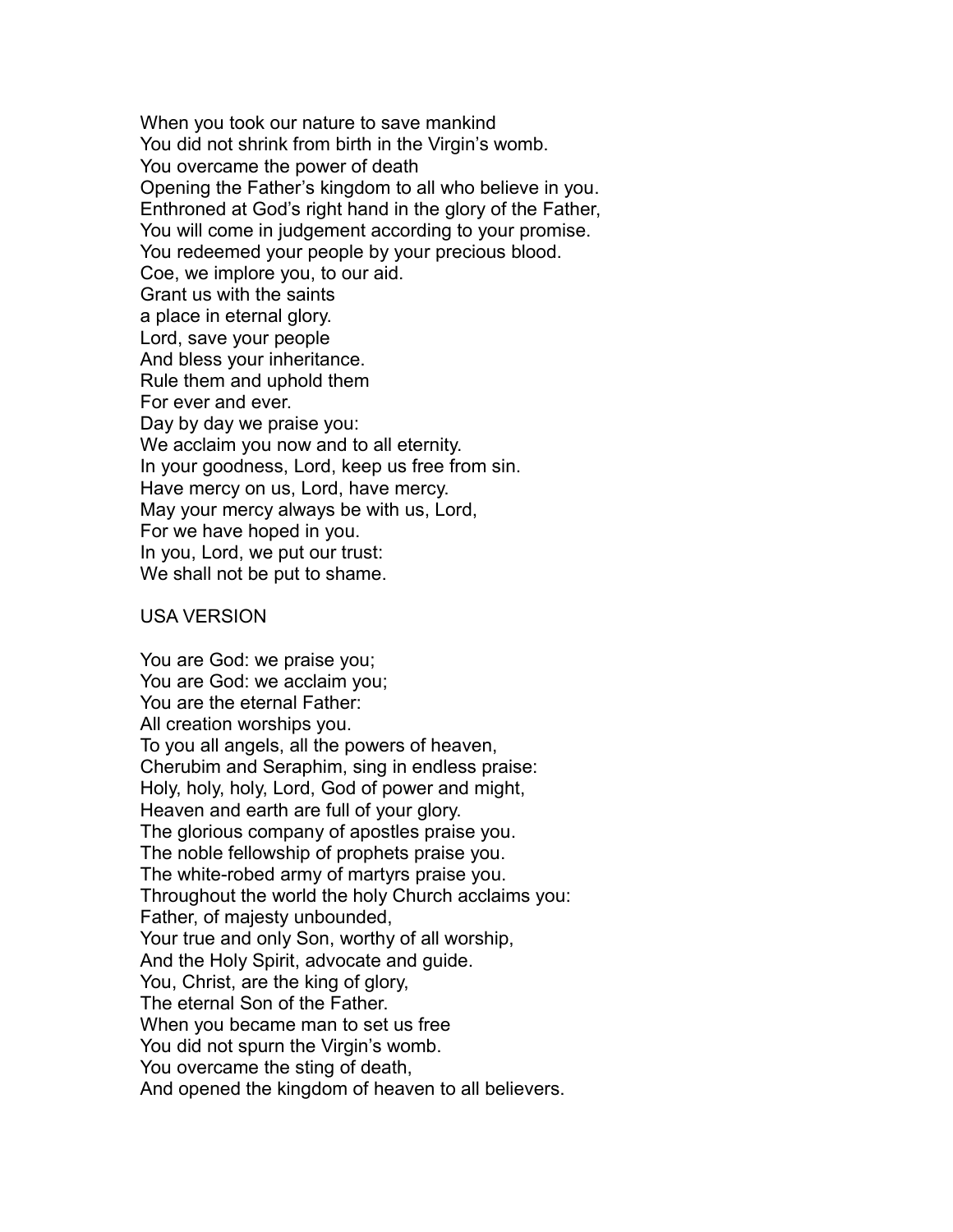When you took our nature to save mankind
You did not shrink from birth in the Virgin's womb.
You overcame the power of death
Opening the Father's kingdom to all who believe in you.
Enthroned at God's right hand in the glory of the Father,
You will come in judgement according to your promise.
You redeemed your people by your precious blood.
Coe, we implore you, to our aid.
Grant us with the saints
a place in eternal glory.
Lord, save your people
And bless your inheritance.
Rule them and uphold them
For ever and ever.
Day by day we praise you:
We acclaim you now and to all eternity.
In your goodness, Lord, keep us free from sin.
Have mercy on us, Lord, have mercy.
May your mercy always be with us, Lord,
For we have hoped in you.
In you, Lord, we put our trust:
We shall not be put to shame.

USA VERSION

You are God: we praise you;
You are God: we acclaim you;
You are the eternal Father:
All creation worships you.
To you all angels, all the powers of heaven,
Cherubim and Seraphim, sing in endless praise:
Holy, holy, holy, Lord, God of power and might,
Heaven and earth are full of your glory.
The glorious company of apostles praise you.
The noble fellowship of prophets praise you.
The white-robed army of martyrs praise you.
Throughout the world the holy Church acclaims you:
Father, of majesty unbounded,
Your true and only Son, worthy of all worship,
And the Holy Spirit, advocate and guide.
You, Christ, are the king of glory,
The eternal Son of the Father.
When you became man to set us free
You did not spurn the Virgin's womb.
You overcame the sting of death,
And opened the kingdom of heaven to all believers.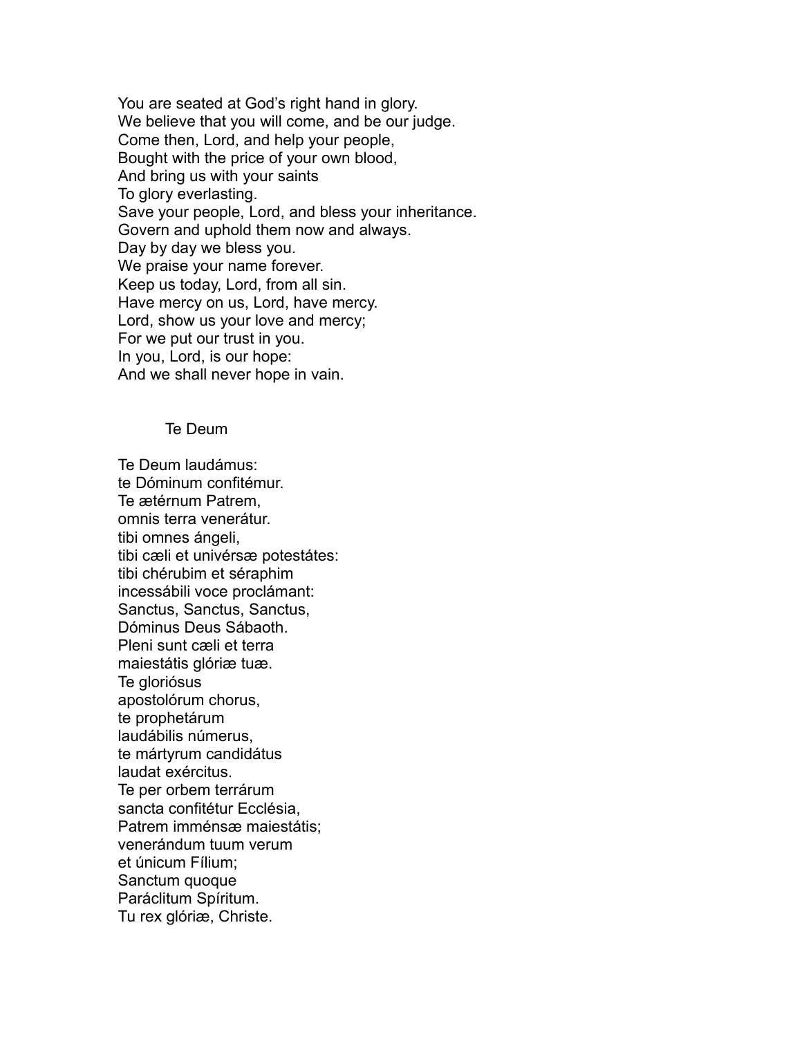You are seated at God's right hand in glory.
We believe that you will come, and be our judge.
Come then, Lord, and help your people,
Bought with the price of your own blood,
And bring us with your saints
To glory everlasting.
Save your people, Lord, and bless your inheritance.
Govern and uphold them now and always.
Day by day we bless you.
We praise your name forever.
Keep us today, Lord, from all sin.
Have mercy on us, Lord, have mercy.
Lord, show us your love and mercy;
For we put our trust in you.
In you, Lord, is our hope:
And we shall never hope in vain.

## Te Deum

Te Deum laudámus:
te Dóminum confitémur.
Te ætérnum Patrem,
omnis terra venerátur.
tibi omnes ángeli,
tibi cæli et univérsæ potestátes:
tibi chérubim et séraphim
incessábili voce proclámant:
Sanctus, Sanctus, Sanctus,
Dóminus Deus Sábaoth.
Pleni sunt cæli et terra
maiestátis glóriæ tuæ.
Te gloriósus
apostolórum chorus,
te prophetárum
laudábilis númerus,
te mártyrum candidátus
laudat exércitus.
Te per orbem terrárum
sancta confitétur Ecclésia,
Patrem imménsæ maiestátis;
venerándum tuum verum
et únicum Fílium;
Sanctum quoque
Paráclitum Spíritum.
Tu rex glóriæ, Christe.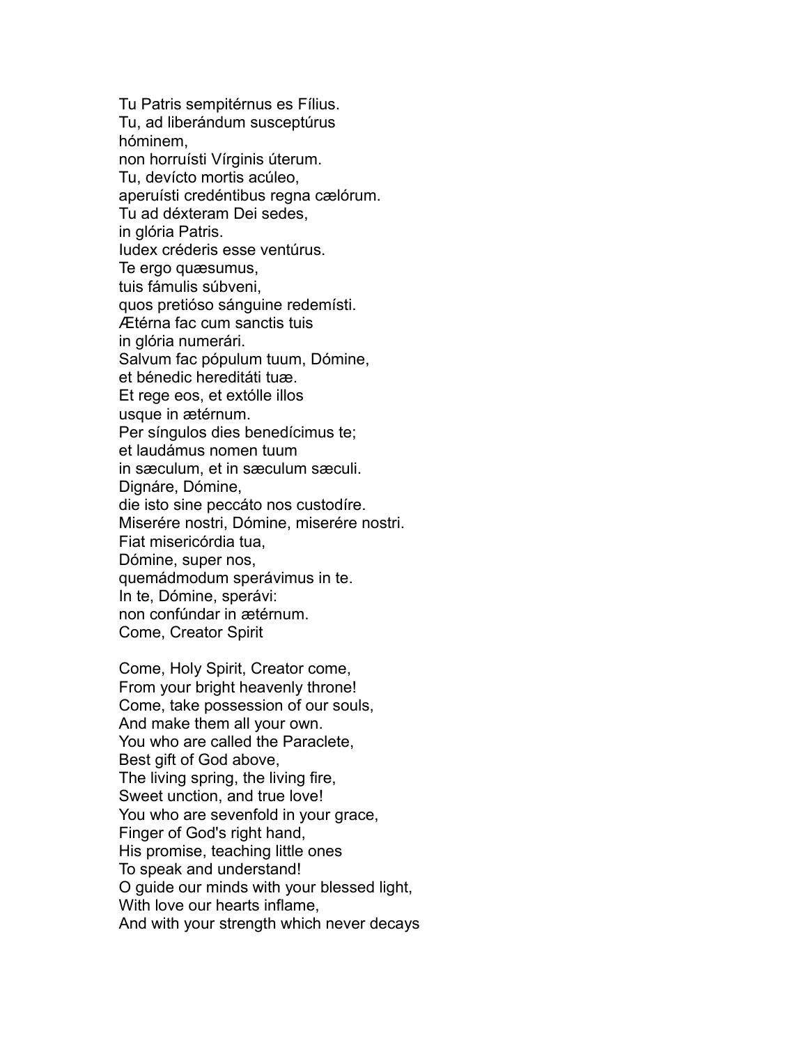Tu Patris sempitérnus es Fílius.
Tu, ad liberándum susceptúrus
hóminem,
non horruísti Vírginis úterum.
Tu, devícto mortis acúleo,
aperuísti credéntibus regna cælórum.
Tu ad déxteram Dei sedes,
in glória Patris.
Iudex créderis esse ventúrus.
Te ergo quæsumus,
tuis fámulis súbveni,
quos pretióso sánguine redemísti.
Ætérna fac cum sanctis tuis
in glória numerári.
Salvum fac pópulum tuum, Dómine,
et bénedic hereditáti tuæ.
Et rege eos, et extólle illos
usque in ætérnum.
Per síngulos dies benedícimus te;
et laudámus nomen tuum
in sæculum, et in sæculum sæculi.
Dignáre, Dómine,
die isto sine peccáto nos custodíre.
Miserére nostri, Dómine, miserére nostri.
Fiat misericórdia tua,
Dómine, super nos,
quemádmodum sperávimus in te.
In te, Dómine, sperávi:
non confúndar in ætérnum.
Come, Creator Spirit

Come, Holy Spirit, Creator come,
From your bright heavenly throne!
Come, take possession of our souls,
And make them all your own.
You who are called the Paraclete,
Best gift of God above,
The living spring, the living fire,
Sweet unction, and true love!
You who are sevenfold in your grace,
Finger of God's right hand,
His promise, teaching little ones
To speak and understand!
O guide our minds with your blessed light,
With love our hearts inflame,
And with your strength which never decays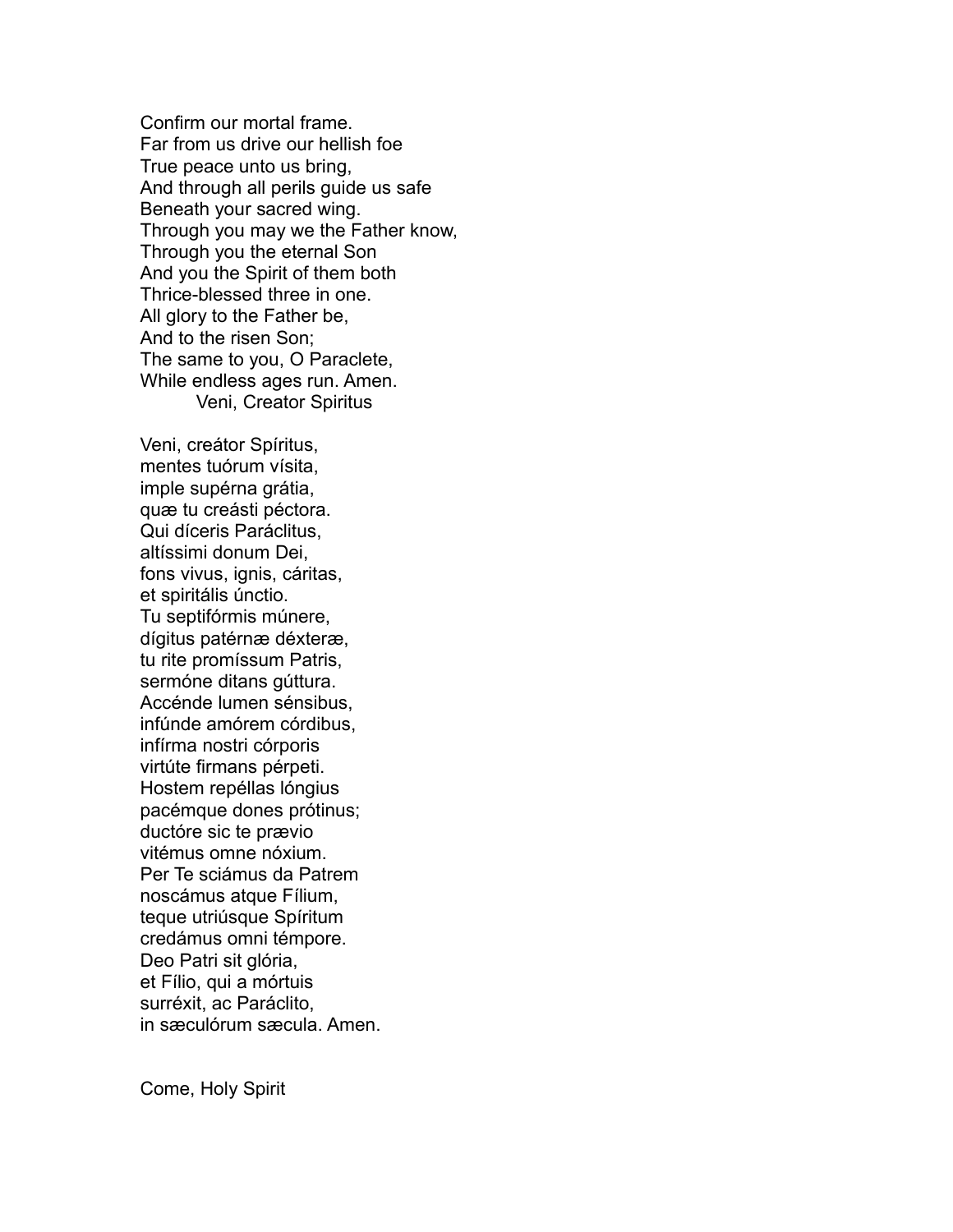Confirm our mortal frame.
Far from us drive our hellish foe
True peace unto us bring,
And through all perils guide us safe
Beneath your sacred wing.
Through you may we the Father know,
Through you the eternal Son
And you the Spirit of them both
Thrice-blessed three in one.
All glory to the Father be,
And to the risen Son;
The same to you, O Paraclete,
While endless ages run. Amen.

## Veni, Creator Spiritus

Veni, creátor Spíritus,
mentes tuórum vísita,
imple supérna grátia,
quæ tu creásti péctora.
Qui díceris Paráclitus,
altíssimi donum Dei,
fons vivus, ignis, cáritas,
et spiritális únctio.
Tu septifórmis múnere,
dígitus patérnæ déxteræ,
tu rite promíssum Patris,
sermóne ditans gúttura.
Accénde lumen sénsibus,
infúnde amórem córdibus,
infírma nostri córporis
virtúte firmans pérpeti.
Hostem repéllas lóngius
pacémque dones prótinus;
ductóre sic te prævio
vitémus omne nóxium.
Per Te sciámus da Patrem
noscámus atque Fílium,
teque utriúsque Spíritum
credámus omni témpore.
Deo Patri sit glória,
et Fílio, qui a mórtuis
surréxit, ac Paráclito,
in sæculórum sæcula. Amen.

Come, Holy Spirit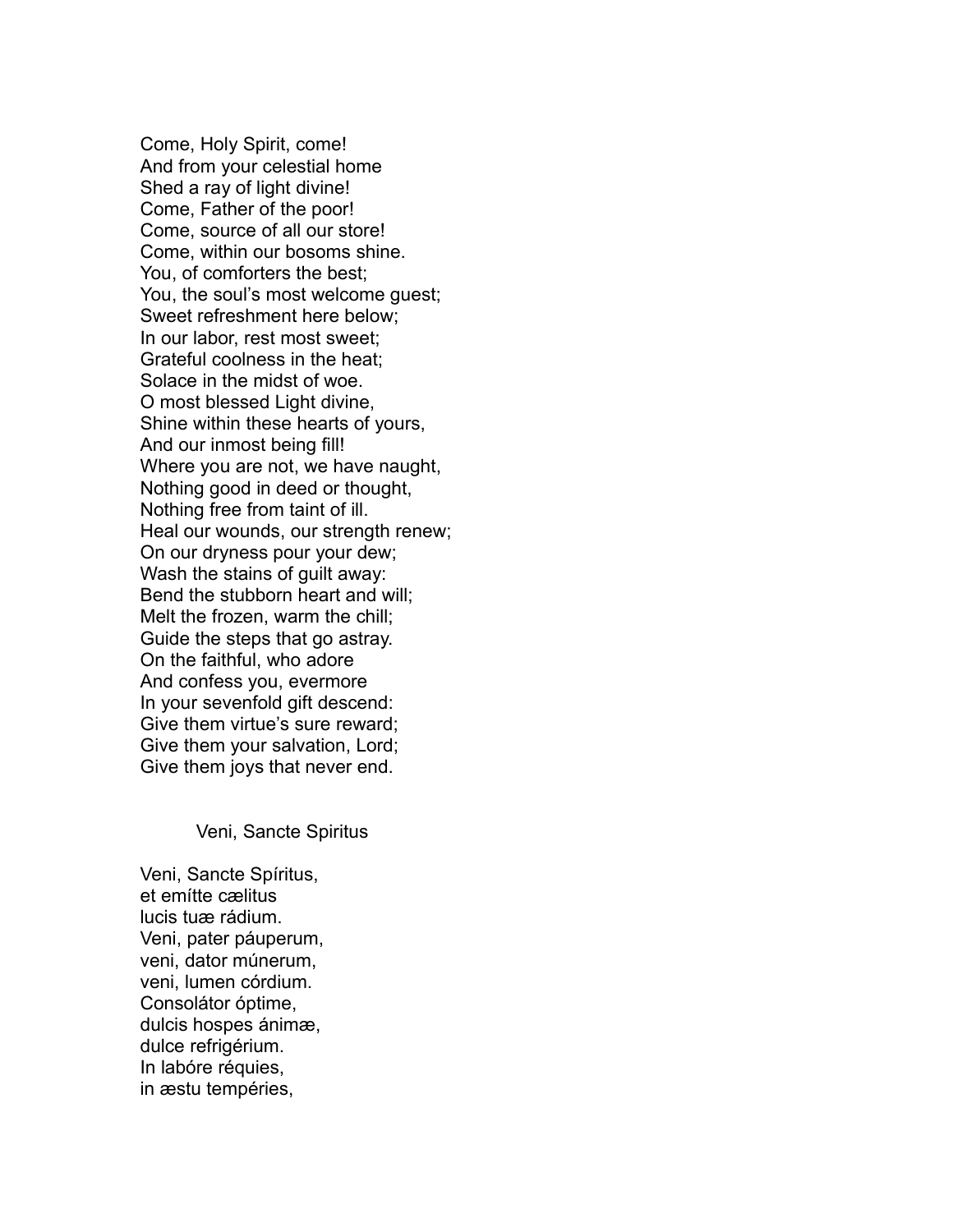Come, Holy Spirit, come!
And from your celestial home
Shed a ray of light divine!
Come, Father of the poor!
Come, source of all our store!
Come, within our bosoms shine.
You, of comforters the best;
You, the soul's most welcome guest;
Sweet refreshment here below;
In our labor, rest most sweet;
Grateful coolness in the heat;
Solace in the midst of woe.
O most blessed Light divine,
Shine within these hearts of yours,
And our inmost being fill!
Where you are not, we have naught,
Nothing good in deed or thought,
Nothing free from taint of ill.
Heal our wounds, our strength renew;
On our dryness pour your dew;
Wash the stains of guilt away:
Bend the stubborn heart and will;
Melt the frozen, warm the chill;
Guide the steps that go astray.
On the faithful, who adore
And confess you, evermore
In your sevenfold gift descend:
Give them virtue's sure reward;
Give them your salvation, Lord;
Give them joys that never end.

## Veni, Sancte Spiritus

Veni, Sancte Spíritus,
et emítte cælitus
lucis tuæ rádium.
Veni, pater páuperum,
veni, dator múnerum,
veni, lumen córdium.
Consolátor óptime,
dulcis hospes ánimæ,
dulce refrigérium.
In labóre réquies,
in æstu tempéries,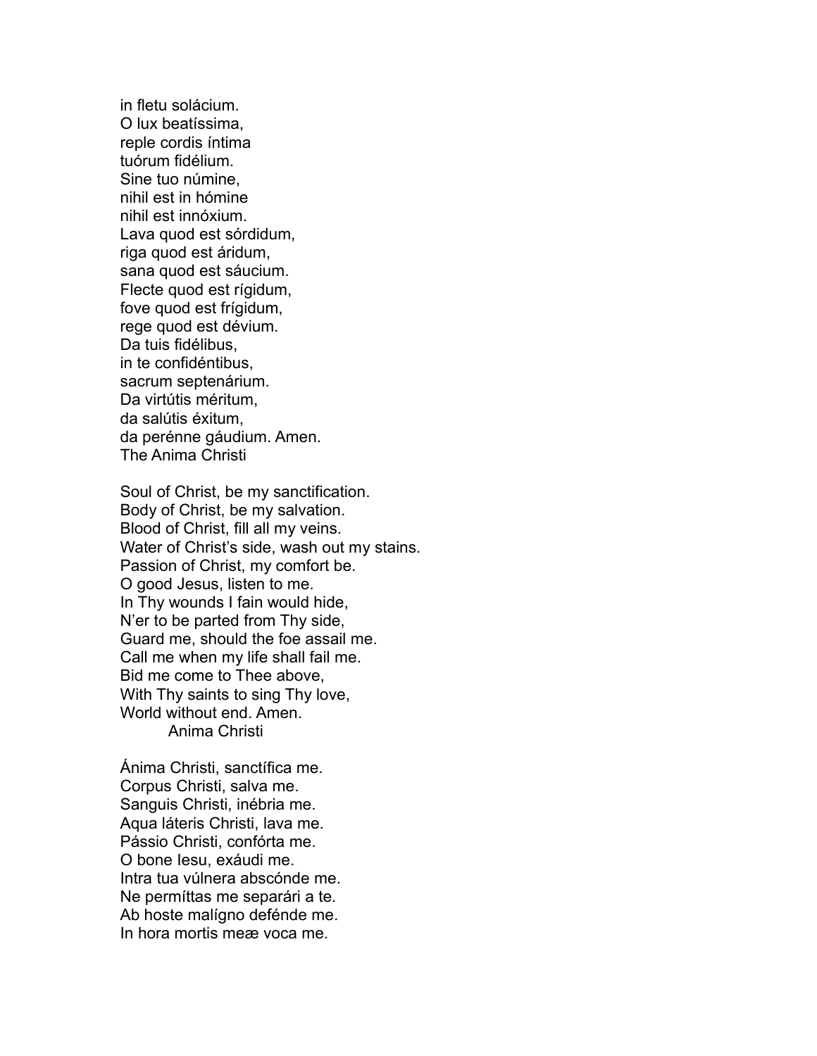in fletu solácium.  
O lux beatíssima,  
reple cordis íntima  
tuórum fidélium.  
Sine tuo númine,  
nihil est in hómine  
nihil est innóxium.  
Lava quod est sórdidum,  
riga quod est áridum,  
sana quod est sáucium.  
Flecte quod est rígidum,  
fove quod est frígidum,  
rege quod est dévium.  
Da tuis fidélibus,  
in te confidéntibus,  
sacrum septenárium.  
Da virtútis méritum,  
da salútis éxitum,  
da perénne gáudium. Amen.

## The Anima Christi

Soul of Christ, be my sanctification.  
Body of Christ, be my salvation.  
Blood of Christ, fill all my veins.  
Water of Christ's side, wash out my stains.  
Passion of Christ, my comfort be.  
O good Jesus, listen to me.  
In Thy wounds I fain would hide,  
N'er to be parted from Thy side,  
Guard me, should the foe assail me.  
Call me when my life shall fail me.  
Bid me come to Thee above,  
With Thy saints to sing Thy love,  
World without end. Amen.

## Anima Christi

Ánima Christi, sanctífica me.  
Corpus Christi, salva me.  
Sanguis Christi, inébria me.  
Aqua láteris Christi, lava me.  
Pássio Christi, confórta me.  
O bone Iesu, exáudi me.  
Intra tua vúlnera abscónde me.  
Ne permíttas me separári a te.  
Ab hoste malígno defénde me.  
In hora mortis meæ voca me.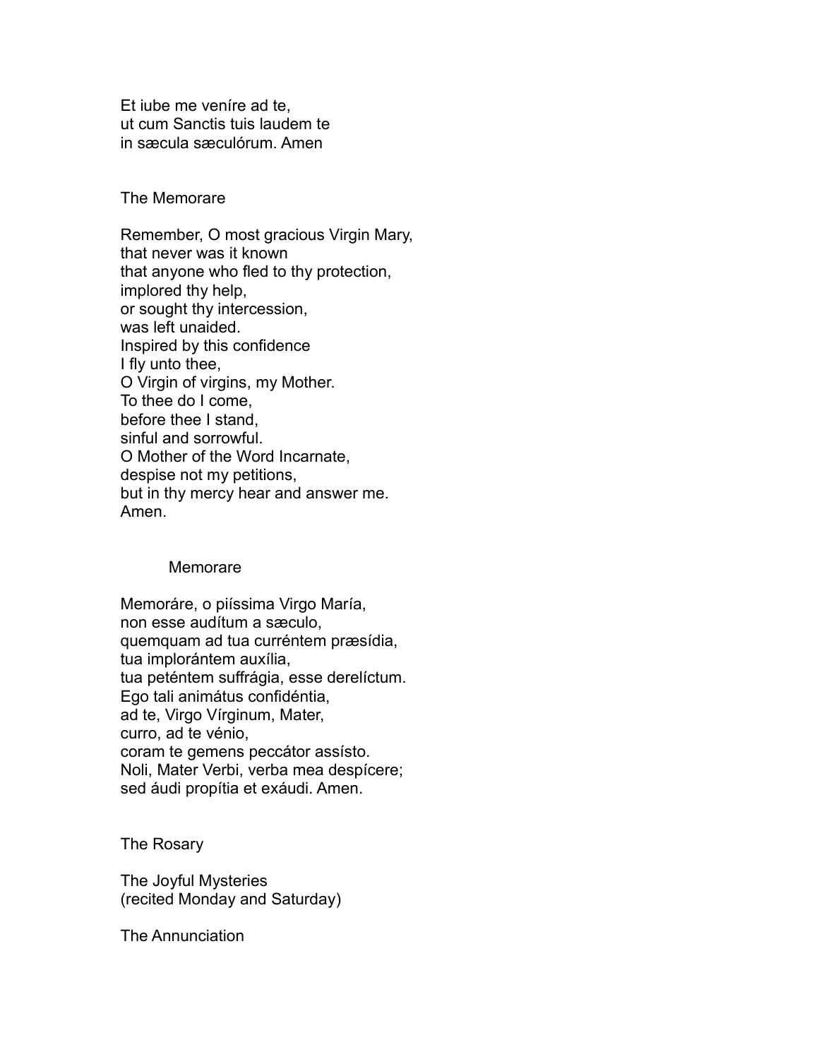Et iube me veníre ad te,
ut cum Sanctis tuis laudem te
in sæcula sæculórum. Amen

## The Memorare

Remember, O most gracious Virgin Mary,
that never was it known
that anyone who fled to thy protection,
implored thy help,
or sought thy intercession,
was left unaided.
Inspired by this confidence
I fly unto thee,
O Virgin of virgins, my Mother.
To thee do I come,
before thee I stand,
sinful and sorrowful.
O Mother of the Word Incarnate,
despise not my petitions,
but in thy mercy hear and answer me.
Amen.

## Memorare

Memoráre, o piíssima Virgo María,
non esse audítum a sæculo,
quemquam ad tua curréntem præsídia,
tua implorántem auxília,
tua peténtem suffrágia, esse derelíctum.
Ego tali animátus confidéntia,
ad te, Virgo Vírginum, Mater,
curro, ad te vénio,
coram te gemens peccátor assísto.
Noli, Mater Verbi, verba mea despícere;
sed áudi propítia et exáudi. Amen.

## The Rosary

### The Joyful Mysteries
(recited Monday and Saturday)

#### The Annunciation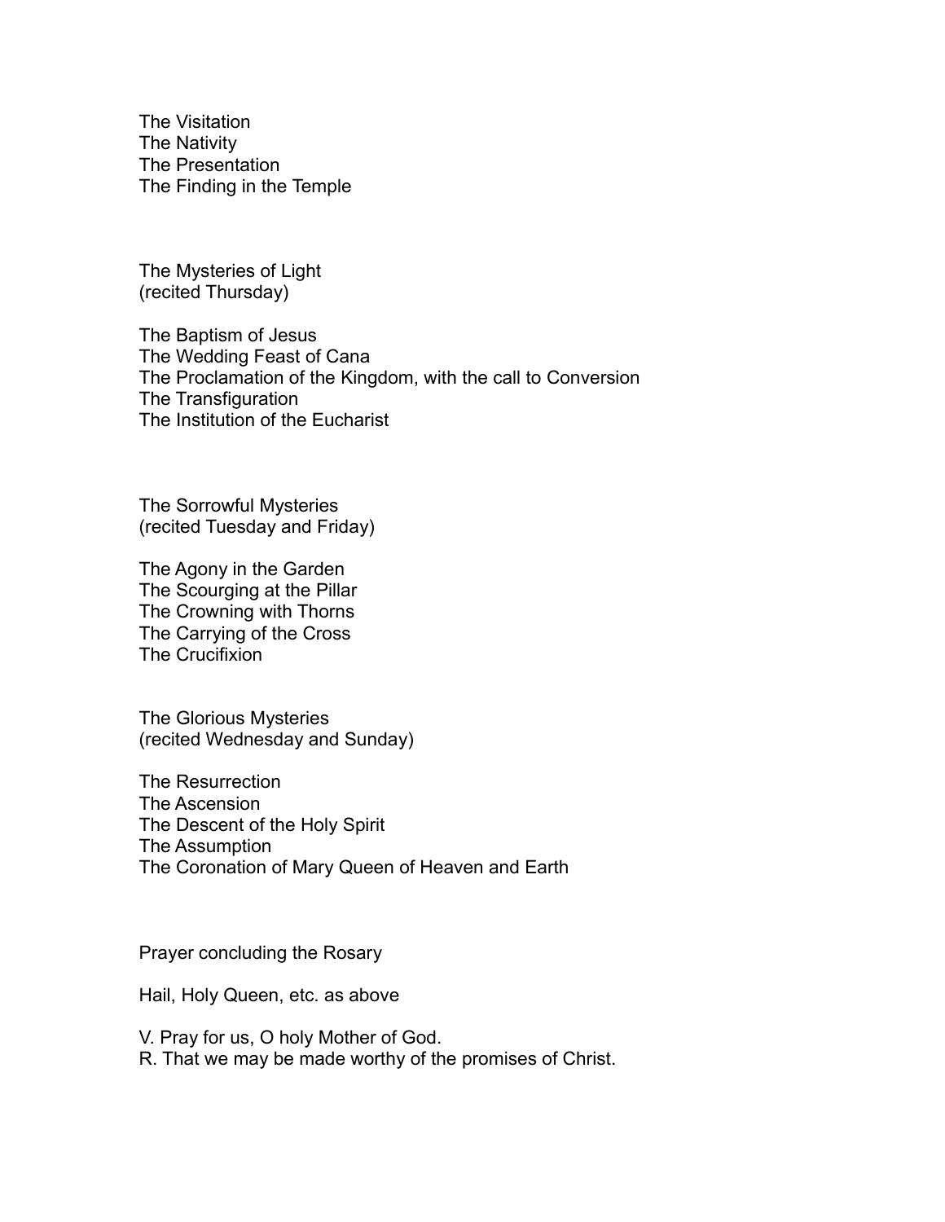The Visitation
The Nativity
The Presentation
The Finding in the Temple

## The Mysteries of Light
(recited Thursday)

The Baptism of Jesus
The Wedding Feast of Cana
The Proclamation of the Kingdom, with the call to Conversion
The Transfiguration
The Institution of the Eucharist

## The Sorrowful Mysteries
(recited Tuesday and Friday)

The Agony in the Garden
The Scourging at the Pillar
The Crowning with Thorns
The Carrying of the Cross
The Crucifixion

## The Glorious Mysteries
(recited Wednesday and Sunday)

The Resurrection
The Ascension
The Descent of the Holy Spirit
The Assumption
The Coronation of Mary Queen of Heaven and Earth

## Prayer concluding the Rosary

Hail, Holy Queen, etc. as above

V. Pray for us, O holy Mother of God.
R. That we may be made worthy of the promises of Christ.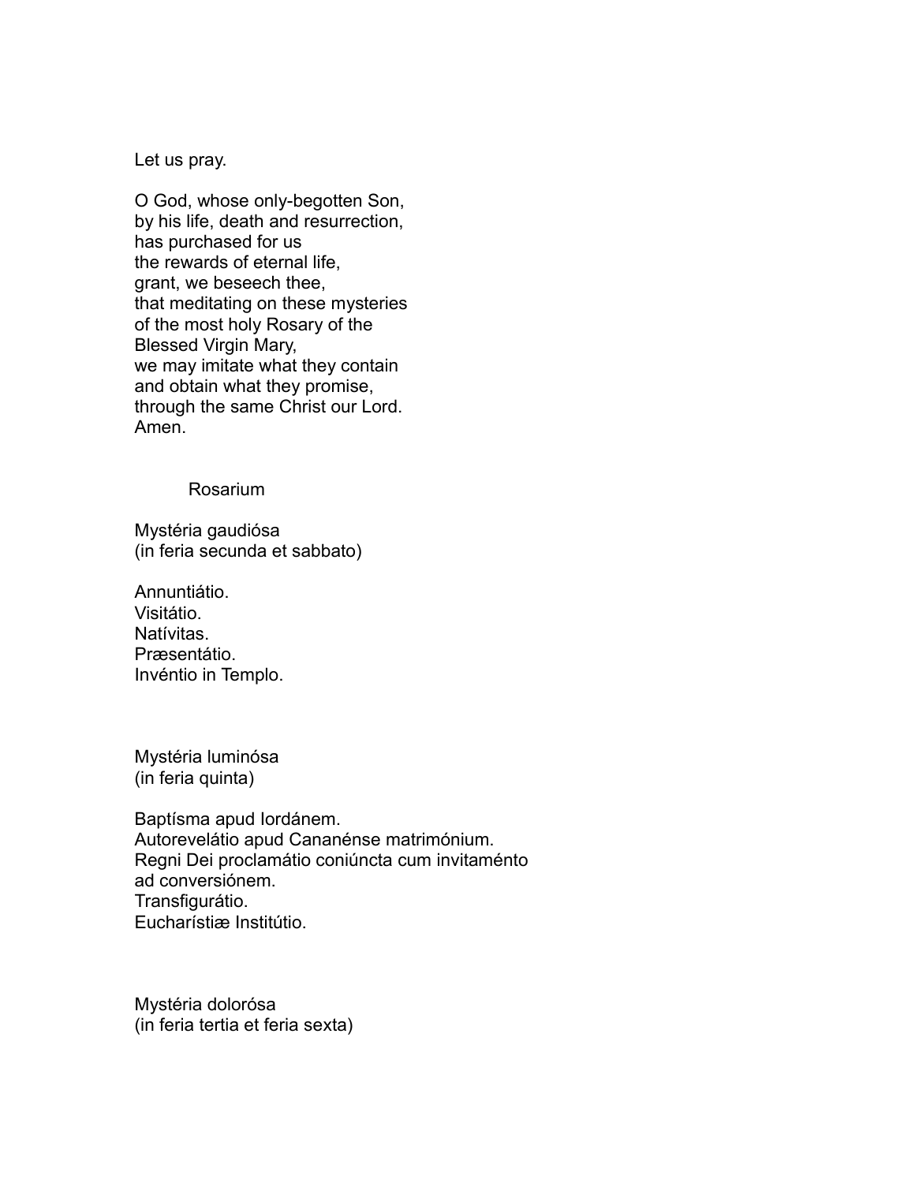Let us pray.

O God, whose only-begotten Son,
by his life, death and resurrection,
has purchased for us
the rewards of eternal life,
grant, we beseech thee,
that meditating on these mysteries
of the most holy Rosary of the
Blessed Virgin Mary,
we may imitate what they contain
and obtain what they promise,
through the same Christ our Lord.
Amen.

## Rosarium

Mystéria gaudiósa
(in feria secunda et sabbato)

Annuntiátio.
Visitátio.
Natívitas.
Præsentátio.
Invéntio in Templo.

Mystéria luminósa
(in feria quinta)

Baptísma apud Iordánem.
Autorevelátio apud Cananénse matrimónium.
Regni Dei proclamátio coniúncta cum invitaménto
ad conversiónem.
Transfigurátio.
Eucharístiæ Institútio.

Mystéria dolorósa
(in feria tertia et feria sexta)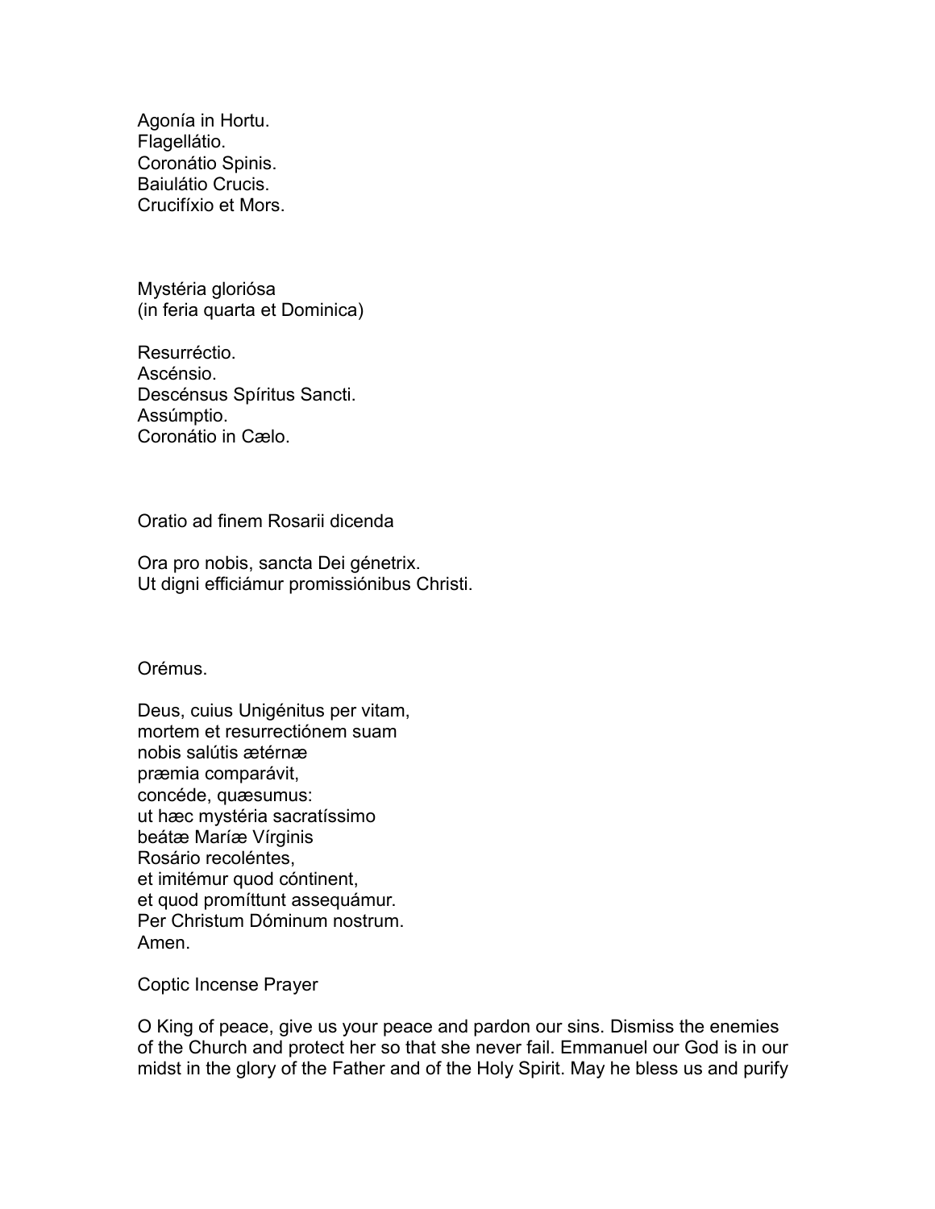Agonía in Hortu.
Flagellátio.
Coronátio Spinis.
Baiulátio Crucis.
Crucifíxio et Mors.

Mystéria gloriósa
(in feria quarta et Dominica)

Resurréctio.
Ascénsio.
Descénsus Spíritus Sancti.
Assúmptio.
Coronátio in Cælo.

Oratio ad finem Rosarii dicenda

Ora pro nobis, sancta Dei génetrix.
Ut digni efficiámur promissiónibus Christi.

Orémus.

Deus, cuius Unigénitus per vitam,
mortem et resurrectiónem suam
nobis salútis ætérnæ
præmia comparávit,
concéde, quæsumus:
ut hæc mystéria sacratíssimo
beátæ Maríæ Vírginis
Rosário recoléntes,
et imitémur quod cóntinent,
et quod promíttunt assequámur.
Per Christum Dóminum nostrum.
Amen.

Coptic Incense Prayer

O King of peace, give us your peace and pardon our sins. Dismiss the enemies of the Church and protect her so that she never fail. Emmanuel our God is in our midst in the glory of the Father and of the Holy Spirit. May he bless us and purify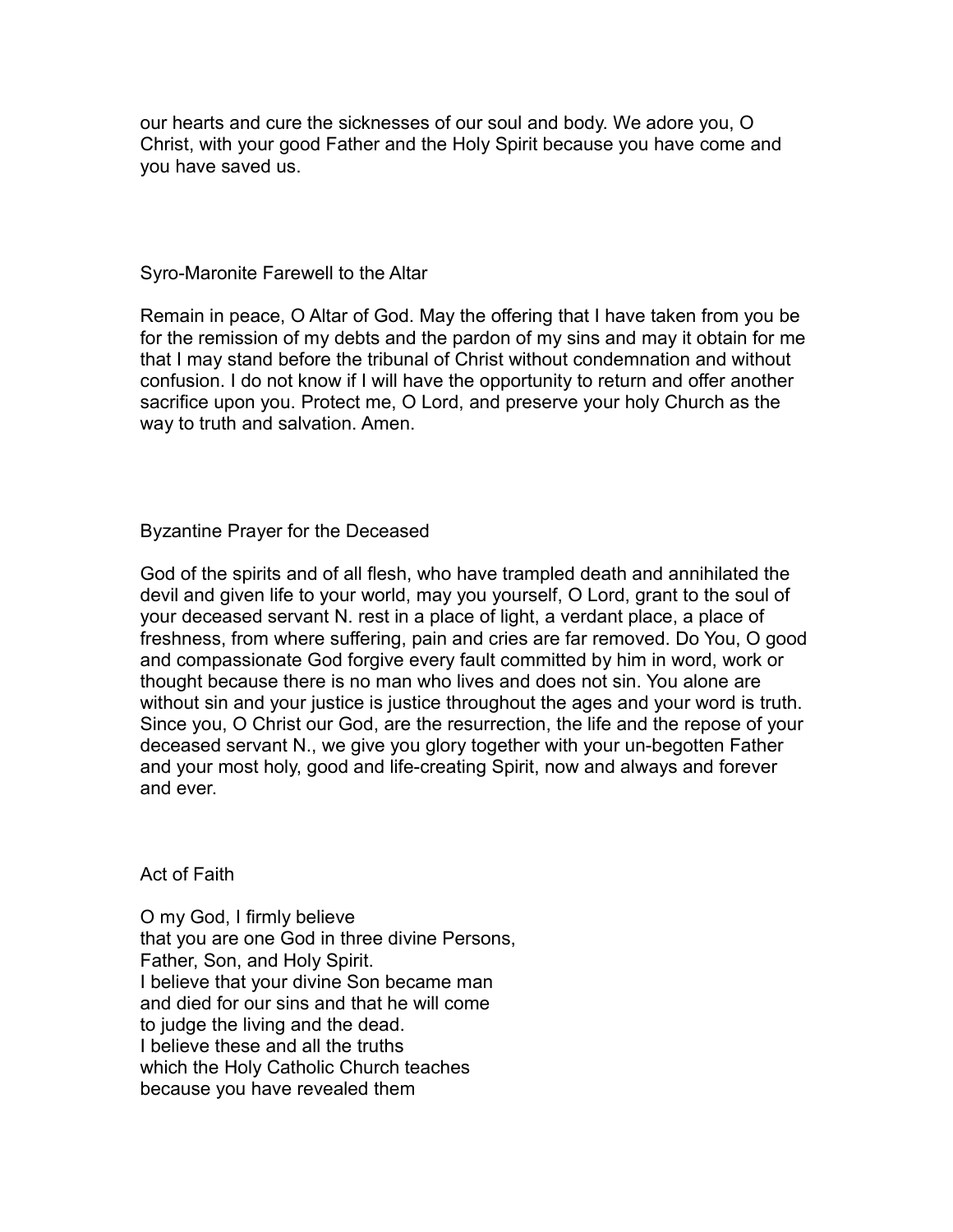our hearts and cure the sicknesses of our soul and body. We adore you, O Christ, with your good Father and the Holy Spirit because you have come and you have saved us.

## Syro-Maronite Farewell to the Altar

Remain in peace, O Altar of God. May the offering that I have taken from you be for the remission of my debts and the pardon of my sins and may it obtain for me that I may stand before the tribunal of Christ without condemnation and without confusion. I do not know if I will have the opportunity to return and offer another sacrifice upon you. Protect me, O Lord, and preserve your holy Church as the way to truth and salvation. Amen.

## Byzantine Prayer for the Deceased

God of the spirits and of all flesh, who have trampled death and annihilated the devil and given life to your world, may you yourself, O Lord, grant to the soul of your deceased servant N. rest in a place of light, a verdant place, a place of freshness, from where suffering, pain and cries are far removed. Do You, O good and compassionate God forgive every fault committed by him in word, work or thought because there is no man who lives and does not sin. You alone are without sin and your justice is justice throughout the ages and your word is truth. Since you, O Christ our God, are the resurrection, the life and the repose of your deceased servant N., we give you glory together with your un-begotten Father and your most holy, good and life-creating Spirit, now and always and forever and ever.

## Act of Faith

O my God, I firmly believe  
that you are one God in three divine Persons,  
Father, Son, and Holy Spirit.  
I believe that your divine Son became man  
and died for our sins and that he will come  
to judge the living and the dead.  
I believe these and all the truths  
which the Holy Catholic Church teaches  
because you have revealed them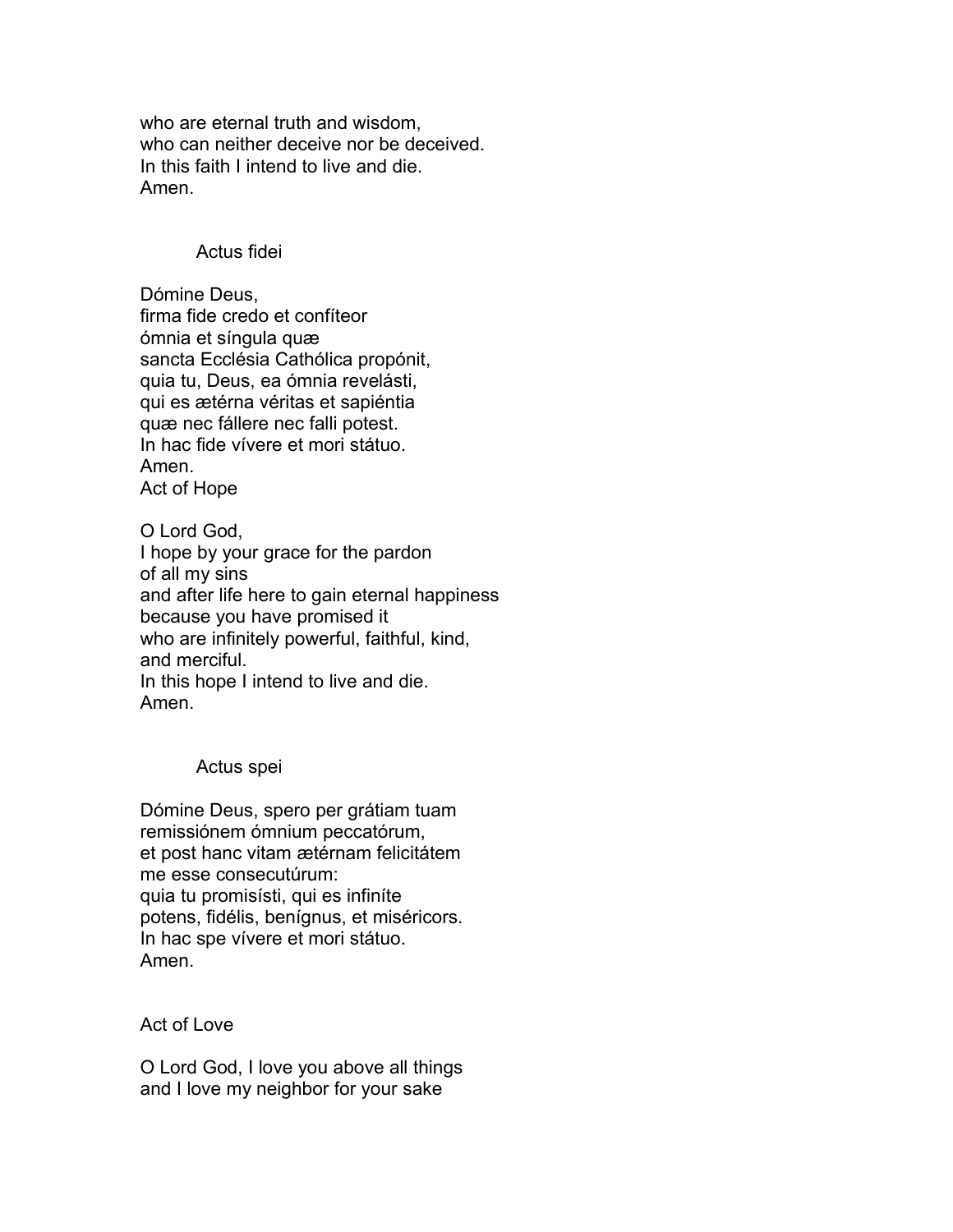who are eternal truth and wisdom,
who can neither deceive nor be deceived.
In this faith I intend to live and die.
Amen.

### Actus fidei

Dómine Deus,
firma fide credo et confíteor
ómnia et síngula quæ
sancta Ecclésia Cathólica propónit,
quia tu, Deus, ea ómnia revelásti,
qui es ætérna véritas et sapiéntia
quæ nec fállere nec falli potest.
In hac fide vívere et mori státuo.
Amen.

### Act of Hope

O Lord God,
I hope by your grace for the pardon
of all my sins
and after life here to gain eternal happiness
because you have promised it
who are infinitely powerful, faithful, kind,
and merciful.
In this hope I intend to live and die.
Amen.

### Actus spei

Dómine Deus, spero per grátiam tuam
remissiónem ómnium peccatórum,
et post hanc vitam ætérnam felicitátem
me esse consecutúrum:
quia tu promisísti, qui es infiníte
potens, fidélis, benígnus, et miséricors.
In hac spe vívere et mori státuo.
Amen.

### Act of Love

O Lord God, I love you above all things
and I love my neighbor for your sake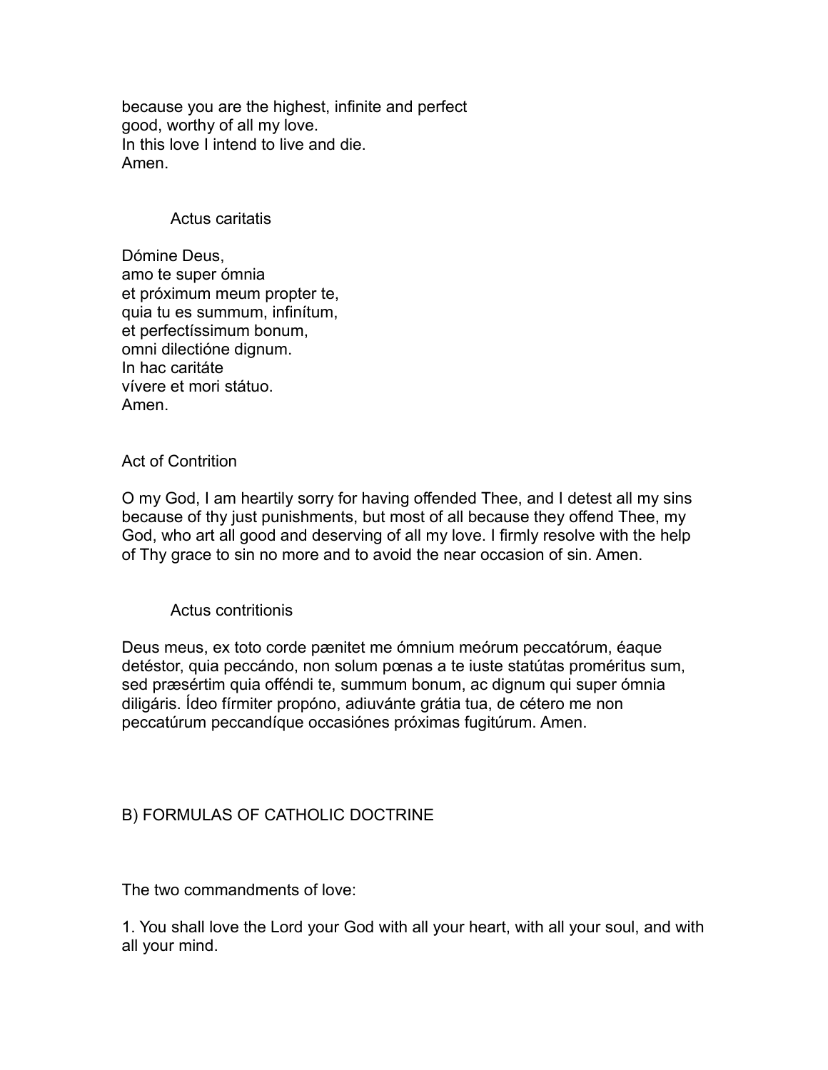because you are the highest, infinite and perfect
good, worthy of all my love.
In this love I intend to live and die.
Amen.

### Actus caritatis

Dómine Deus,
amo te super ómnia
et próximum meum propter te,
quia tu es summum, infinítum,
et perfectíssimum bonum,
omni dilectióne dignum.
In hac caritáte
vívere et mori státuo.
Amen.

### Act of Contrition

O my God, I am heartily sorry for having offended Thee, and I detest all my sins because of thy just punishments, but most of all because they offend Thee, my God, who art all good and deserving of all my love. I firmly resolve with the help of Thy grace to sin no more and to avoid the near occasion of sin. Amen.

### Actus contritionis

Deus meus, ex toto corde pænitet me ómnium meórum peccatórum, éaque detéstor, quia peccándo, non solum pœnas a te iuste statútas proméritus sum, sed præsértim quia offéndi te, summum bonum, ac dignum qui super ómnia diligáris. Ídeo fírmiter propóno, adiuvánte grátia tua, de cétero me non peccatúrum peccandíque occasiónes próximas fugitúrum. Amen.

## B) FORMULAS OF CATHOLIC DOCTRINE

The two commandments of love:

1. You shall love the Lord your God with all your heart, with all your soul, and with all your mind.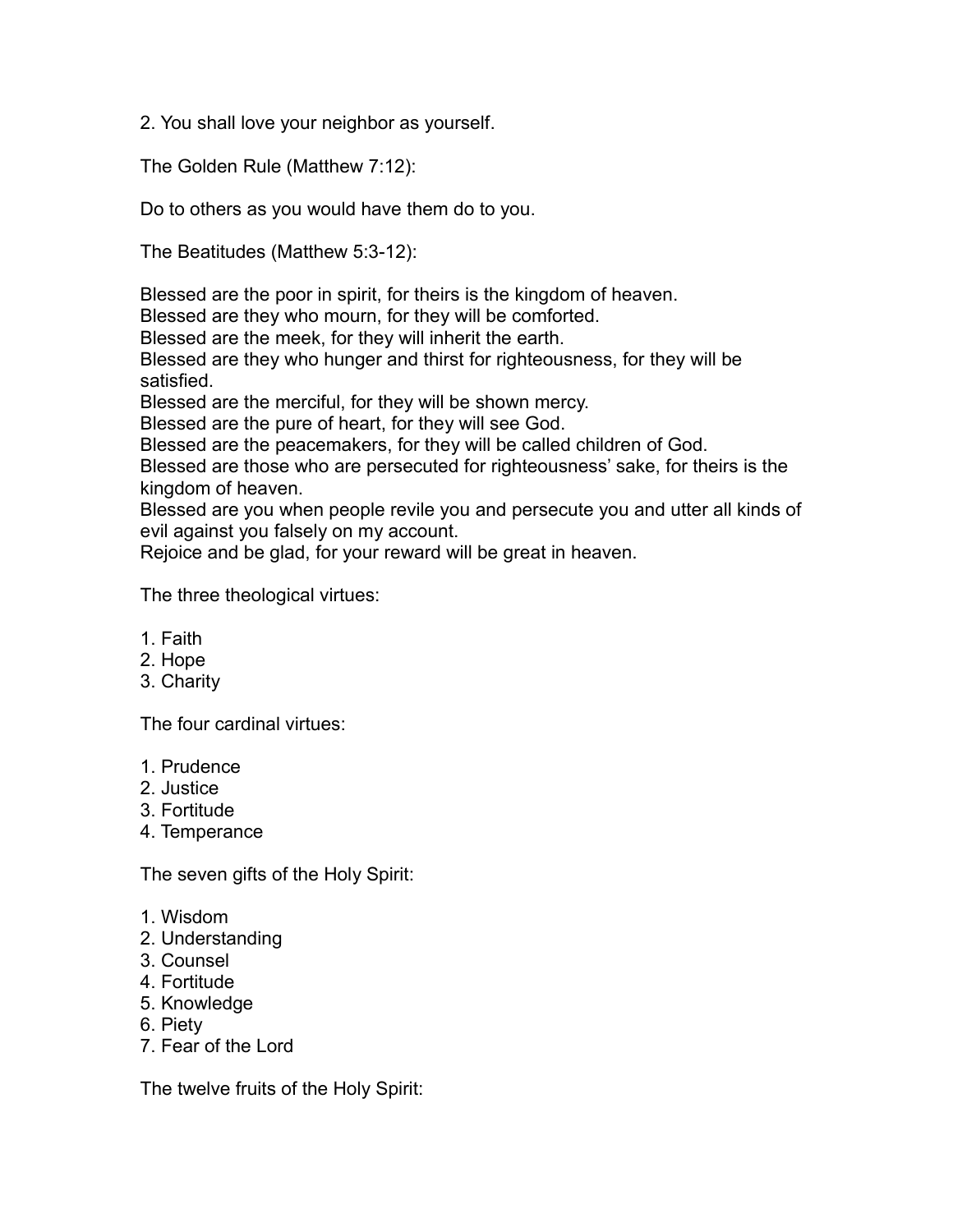2. You shall love your neighbor as yourself.

The Golden Rule (Matthew 7:12):

Do to others as you would have them do to you.

The Beatitudes (Matthew 5:3-12):

Blessed are the poor in spirit, for theirs is the kingdom of heaven.
Blessed are they who mourn, for they will be comforted.
Blessed are the meek, for they will inherit the earth.
Blessed are they who hunger and thirst for righteousness, for they will be satisfied.
Blessed are the merciful, for they will be shown mercy.
Blessed are the pure of heart, for they will see God.
Blessed are the peacemakers, for they will be called children of God.
Blessed are those who are persecuted for righteousness' sake, for theirs is the kingdom of heaven.
Blessed are you when people revile you and persecute you and utter all kinds of evil against you falsely on my account.
Rejoice and be glad, for your reward will be great in heaven.

The three theological virtues:

1. Faith
2. Hope
3. Charity

The four cardinal virtues:

1. Prudence
2. Justice
3. Fortitude
4. Temperance

The seven gifts of the Holy Spirit:

1. Wisdom
2. Understanding
3. Counsel
4. Fortitude
5. Knowledge
6. Piety
7. Fear of the Lord

The twelve fruits of the Holy Spirit: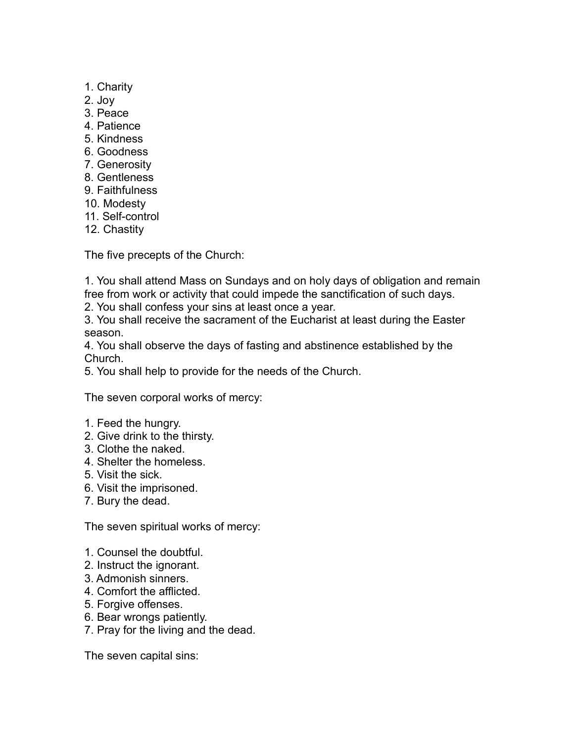1. Charity
2. Joy
3. Peace
4. Patience
5. Kindness
6. Goodness
7. Generosity
8. Gentleness
9. Faithfulness
10. Modesty
11. Self-control
12. Chastity

The five precepts of the Church:

1. You shall attend Mass on Sundays and on holy days of obligation and remain free from work or activity that could impede the sanctification of such days.
2. You shall confess your sins at least once a year.
3. You shall receive the sacrament of the Eucharist at least during the Easter season.
4. You shall observe the days of fasting and abstinence established by the Church.
5. You shall help to provide for the needs of the Church.

The seven corporal works of mercy:

1. Feed the hungry.
2. Give drink to the thirsty.
3. Clothe the naked.
4. Shelter the homeless.
5. Visit the sick.
6. Visit the imprisoned.
7. Bury the dead.

The seven spiritual works of mercy:

1. Counsel the doubtful.
2. Instruct the ignorant.
3. Admonish sinners.
4. Comfort the afflicted.
5. Forgive offenses.
6. Bear wrongs patiently.
7. Pray for the living and the dead.

The seven capital sins: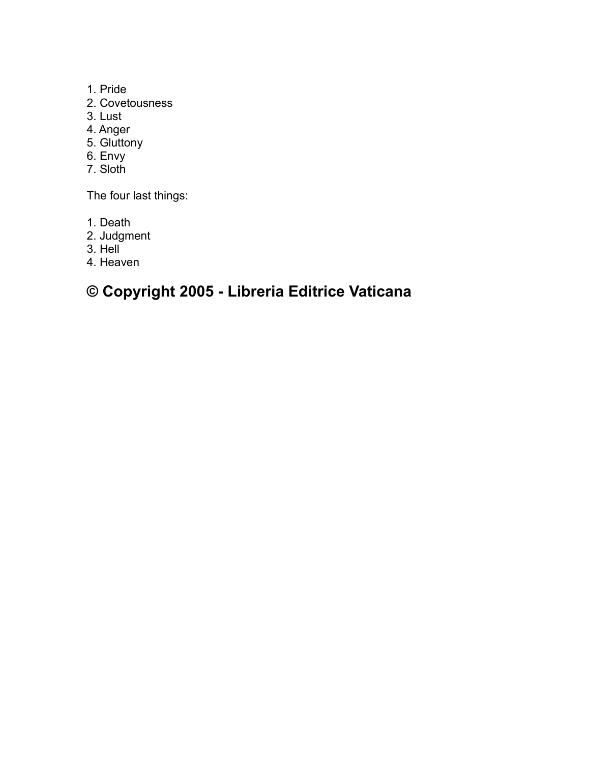1. Pride
2. Covetousness
3. Lust
4. Anger
5. Gluttony
6. Envy
7. Sloth

The four last things:

1. Death
2. Judgment
3. Hell
4. Heaven

## © Copyright 2005 - Libreria Editrice Vaticana